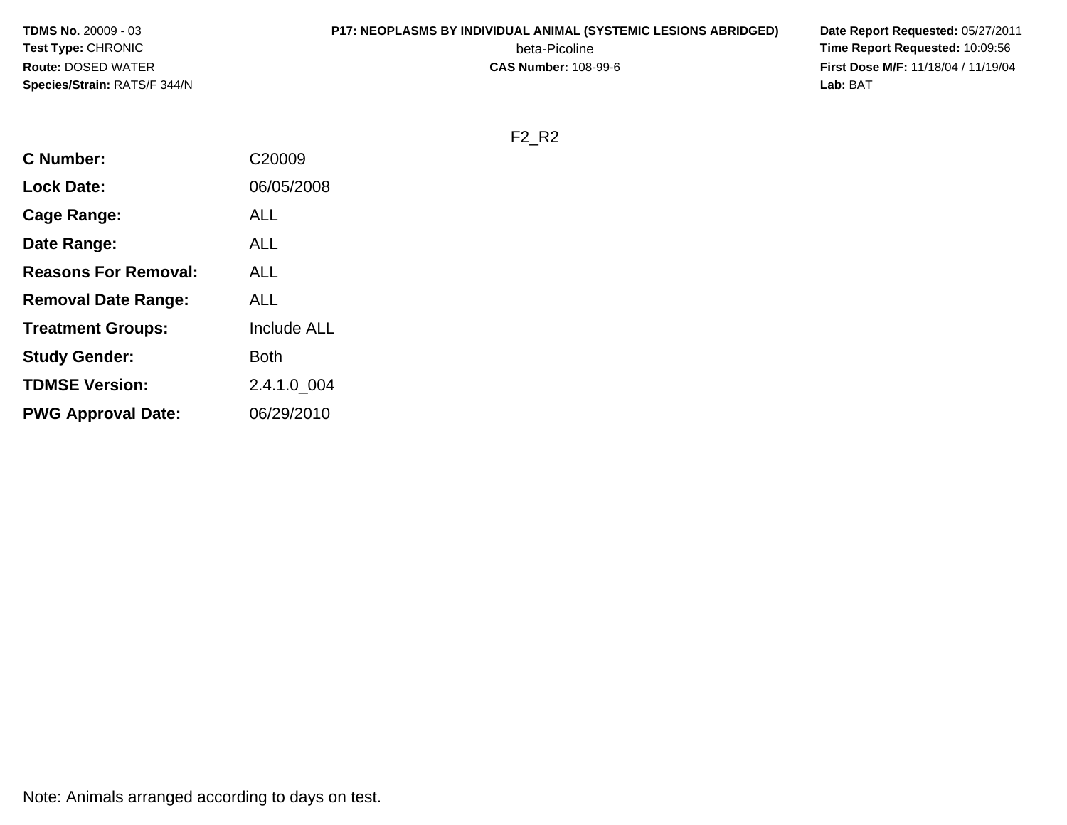**TDMS No.** 20009 - 03
**Test Type:** CHRONIC
**Route:** DOSED WATER
**Species/Strain:** RATS/F 344/N

**P17: NEOPLASMS BY INDIVIDUAL ANIMAL (SYSTEMIC LESIONS ABRIDGED)**
beta-Picoline
**CAS Number:** 108-99-6

**Date Report Requested:** 05/27/2011
**Time Report Requested:** 10:09:56
**First Dose M/F:** 11/18/04 / 11/19/04
**Lab:** BAT

F2_R2

| | |
|---|---|
| **C Number:** | C20009 |
| **Lock Date:** | 06/05/2008 |
| **Cage Range:** | ALL |
| **Date Range:** | ALL |
| **Reasons For Removal:** | ALL |
| **Removal Date Range:** | ALL |
| **Treatment Groups:** | Include ALL |
| **Study Gender:** | Both |
| **TDMSE Version:** | 2.4.1.0_004 |
| **PWG Approval Date:** | 06/29/2010 |

Note: Animals arranged according to days on test.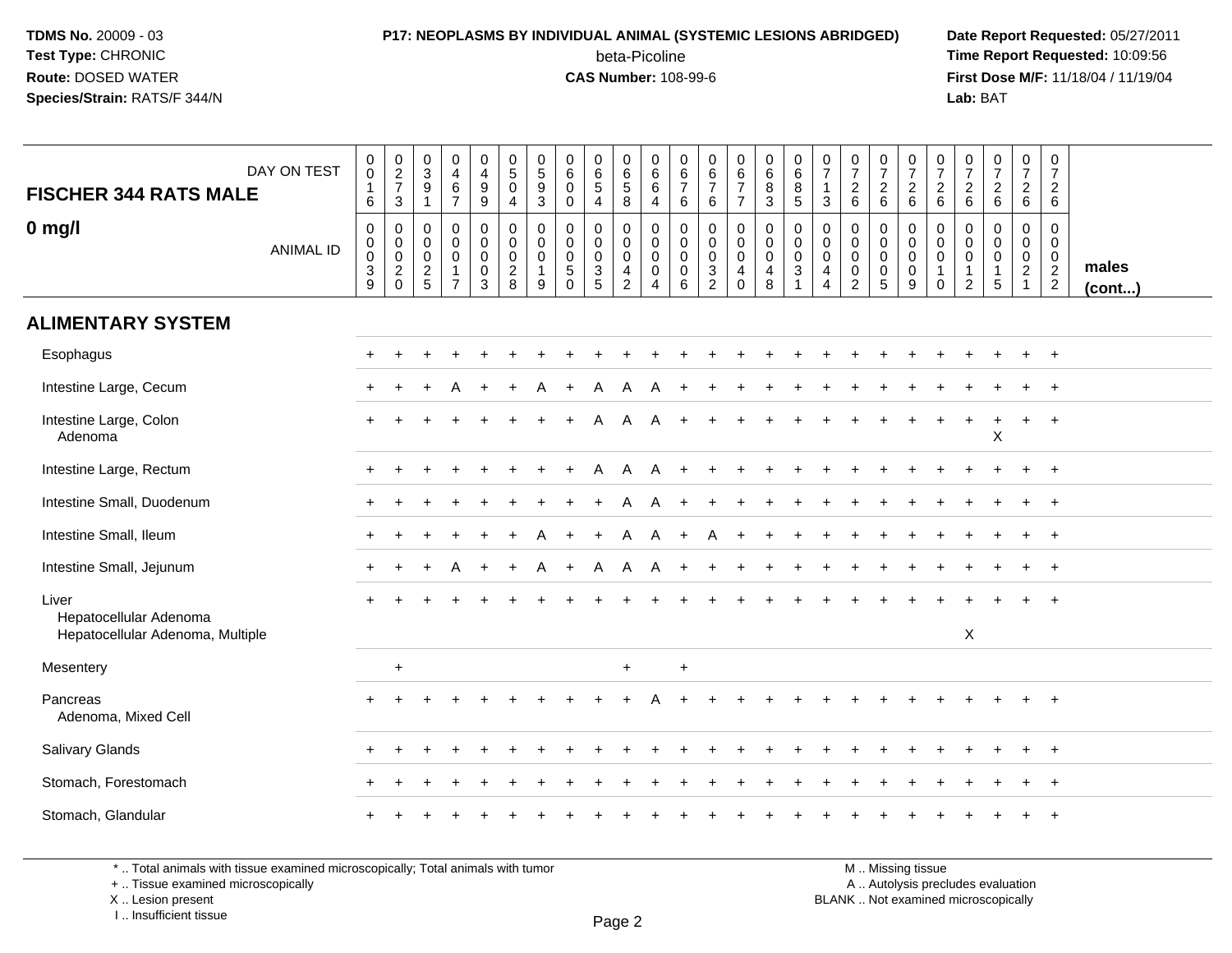**TDMS No.** 20009 - 03
**Test Type:** CHRONIC
**Route:** DOSED WATER
**Species/Strain:** RATS/F 344/N

**P17: NEOPLASMS BY INDIVIDUAL ANIMAL (SYSTEMIC LESIONS ABRIDGED)**
beta-Picoline
**CAS Number:** 108-99-6

**Date Report Requested:** 05/27/2011
**Time Report Requested:** 10:09:56
**First Dose M/F:** 11/18/04 / 11/19/04
**Lab:** BAT

| FISCHER 344 RATS MALE — DAY ON TEST | 0016 | 0273 | 0391 | 0467 | 0499 | 0504 | 0593 | 0600 | 0654 | 0658 | 0664 | 0676 | 0676 | 0677 | 0683 | 0685 | 0713 | 0726 | 0726 | 0726 | 0726 | 0726 | 0726 | 0726 | 0726 | |
|---|---|---|---|---|---|---|---|---|---|---|---|---|---|---|---|---|---|---|---|---|---|---|---|---|---|---|
| **0 mg/l** — ANIMAL ID | 00039 | 00020 | 00025 | 00017 | 00003 | 00028 | 00019 | 00050 | 00035 | 00042 | 00004 | 00006 | 00032 | 00040 | 00048 | 00031 | 00044 | 00002 | 00005 | 00009 | 00010 | 00012 | 00015 | 00021 | 00022 | **males (cont...)** |
| **ALIMENTARY SYSTEM** | | | | | | | | | | | | | | | | | | | | | | | | | | |
| Esophagus | + | + | + | + | + | + | + | + | + | + | + | + | + | + | + | + | + | + | + | + | + | + | + | + | + | |
| Intestine Large, Cecum | + | + | + | A | + | + | A | + | A | A | A | + | + | + | + | + | + | + | + | + | + | + | + | + | + | |
| Intestine Large, Colon | + | + | + | + | + | + | + | + | A | A | A | + | + | + | + | + | + | + | + | + | + | + | + | + | + | |
| Adenoma | | | | | | | | | | | | | | | | | | | | | | | X | | | |
| Intestine Large, Rectum | + | + | + | + | + | + | + | + | A | A | A | + | + | + | + | + | + | + | + | + | + | + | + | + | + | |
| Intestine Small, Duodenum | + | + | + | + | + | + | + | + | + | A | A | + | + | + | + | + | + | + | + | + | + | + | + | + | + | |
| Intestine Small, Ileum | + | + | + | + | + | + | A | + | + | A | A | + | A | + | + | + | + | + | + | + | + | + | + | + | + | |
| Intestine Small, Jejunum | + | + | + | A | + | + | A | + | A | A | A | + | + | + | + | + | + | + | + | + | + | + | + | + | + | |
| Liver | + | + | + | + | + | + | + | + | + | + | + | + | + | + | + | + | + | + | + | + | + | + | + | + | + | |
| Hepatocellular Adenoma | | | | | | | | | | | | | | | | | | | | | | | | | | |
| Hepatocellular Adenoma, Multiple | | | | | | | | | | | | | | | | | | | | | | X | | | | |
| Mesentery | | + | | | | | | | | + | | + | | | | | | | | | | | | | | |
| Pancreas | + | + | + | + | + | + | + | + | + | + | A | + | + | + | + | + | + | + | + | + | + | + | + | + | + | |
| Adenoma, Mixed Cell | | | | | | | | | | | | | | | | | | | | | | | | | | |
| Salivary Glands | + | + | + | + | + | + | + | + | + | + | + | + | + | + | + | + | + | + | + | + | + | + | + | + | + | |
| Stomach, Forestomach | + | + | + | + | + | + | + | + | + | + | + | + | + | + | + | + | + | + | + | + | + | + | + | + | + | |
| Stomach, Glandular | + | + | + | + | + | + | + | + | + | + | + | + | + | + | + | + | + | + | + | + | + | + | + | + | + | |

\* .. Total animals with tissue examined microscopically; Total animals with tumor
\+ .. Tissue examined microscopically
X .. Lesion present
I .. Insufficient tissue

M .. Missing tissue
A .. Autolysis precludes evaluation
BLANK .. Not examined microscopically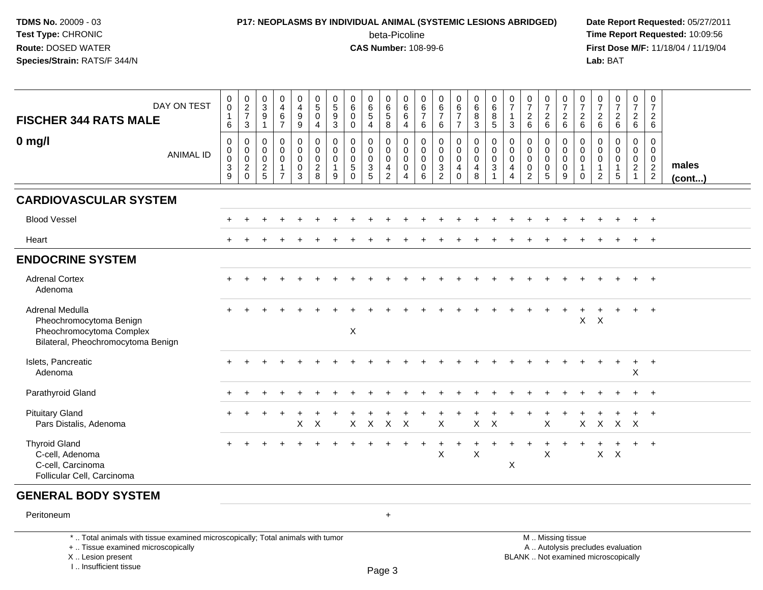**TDMS No.** 20009 - 03
**Test Type:** CHRONIC
**Route:** DOSED WATER
**Species/Strain:** RATS/F 344/N

**P17: NEOPLASMS BY INDIVIDUAL ANIMAL (SYSTEMIC LESIONS ABRIDGED)**
beta-Picoline
**CAS Number:** 108-99-6

**Date Report Requested:** 05/27/2011
**Time Report Requested:** 10:09:56
**First Dose M/F:** 11/18/04 / 11/19/04
**Lab:** BAT

## FISCHER 344 RATS MALE

### 0 mg/l

| DAY ON TEST | 0016 | 0273 | 0391 | 0467 | 0499 | 0504 | 0593 | 0600 | 0654 | 0658 | 0664 | 0676 | 0676 | 0677 | 0683 | 0685 | 0713 | 0726 | 0726 | 0726 | 0726 | 0726 | 0726 | 0726 | 0726 | |
|---|---|---|---|---|---|---|---|---|---|---|---|---|---|---|---|---|---|---|---|---|---|---|---|---|---|---|
| ANIMAL ID | 00039 | 00020 | 00025 | 00017 | 00003 | 00028 | 00019 | 00050 | 00035 | 00042 | 00004 | 00006 | 00032 | 00040 | 00048 | 00031 | 00044 | 00002 | 00005 | 00009 | 00010 | 00012 | 00015 | 00021 | 00022 | males (cont...) |
| **CARDIOVASCULAR SYSTEM** | | | | | | | | | | | | | | | | | | | | | | | | | | |
| Blood Vessel | + | + | + | + | + | + | + | + | + | + | + | + | + | + | + | + | + | + | + | + | + | + | + | + | + | |
| Heart | + | + | + | + | + | + | + | + | + | + | + | + | + | + | + | + | + | + | + | + | + | + | + | + | + | |
| **ENDOCRINE SYSTEM** | | | | | | | | | | | | | | | | | | | | | | | | | | |
| Adrenal Cortex | + | + | + | + | + | + | + | + | + | + | + | + | + | + | + | + | + | + | + | + | + | + | + | + | + | |
| Adenoma | | | | | | | | | | | | | | | | | | | | | | | | | | |
| Adrenal Medulla | + | + | + | + | + | + | + | + | + | + | + | + | + | + | + | + | + | + | + | + | + | + | + | + | + | |
| Pheochromocytoma Benign | | | | | | | | | | | | | | | | | | | | | X | X | | | | |
| Pheochromocytoma Complex | | | | | | | | X | | | | | | | | | | | | | | | | | | |
| Bilateral, Pheochromocytoma Benign | | | | | | | | | | | | | | | | | | | | | | | | | | |
| Islets, Pancreatic | + | + | + | + | + | + | + | + | + | + | + | + | + | + | + | + | + | + | + | + | + | + | + | + | + | |
| Adenoma | | | | | | | | | | | | | | | | | | | | | | | | X | | |
| Parathyroid Gland | + | + | + | + | + | + | + | + | + | + | + | + | + | + | + | + | + | + | + | + | + | + | + | + | + | |
| Pituitary Gland | + | + | + | + | + | + | + | + | + | + | + | + | + | + | + | + | + | + | + | + | + | + | + | + | + | |
| Pars Distalis, Adenoma | | | | | X | X | | X | X | X | X | | X | | X | X | | | X | | X | X | X | X | | |
| Thyroid Gland | + | + | + | + | + | + | + | + | + | + | + | + | + | + | + | + | + | + | + | + | + | + | + | + | + | |
| C-cell, Adenoma | | | | | | | | | | | | | X | | X | | | | X | | | X | X | | | |
| C-cell, Carcinoma | | | | | | | | | | | | | | | | | X | | | | | | | | | |
| Follicular Cell, Carcinoma | | | | | | | | | | | | | | | | | | | | | | | | | | |
| **GENERAL BODY SYSTEM** | | | | | | | | | | | | | | | | | | | | | | | | | | |
| Peritoneum | | | | | | | | | | + | | | | | | | | | | | | | | | | |

\* .. Total animals with tissue examined microscopically; Total animals with tumor
\+ .. Tissue examined microscopically
X .. Lesion present
I .. Insufficient tissue

M .. Missing tissue
A .. Autolysis precludes evaluation
BLANK .. Not examined microscopically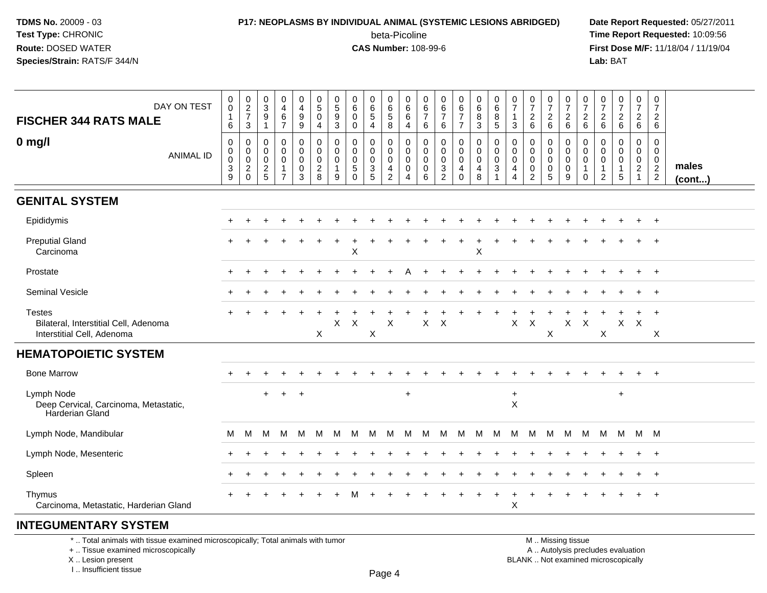**TDMS No.** 20009 - 03
**Test Type:** CHRONIC
**Route:** DOSED WATER
**Species/Strain:** RATS/F 344/N

**P17: NEOPLASMS BY INDIVIDUAL ANIMAL (SYSTEMIC LESIONS ABRIDGED)**
beta-Picoline
**CAS Number:** 108-99-6

**Date Report Requested:** 05/27/2011
**Time Report Requested:** 10:09:56
**First Dose M/F:** 11/18/04 / 11/19/04
**Lab:** BAT

| FISCHER 344 RATS MALE — DAY ON TEST | 0016 | 0273 | 0391 | 0467 | 0499 | 0504 | 0593 | 0600 | 0654 | 0658 | 0664 | 0676 | 0676 | 0677 | 0683 | 0685 | 0713 | 0726 | 0726 | 0726 | 0726 | 0726 | 0726 | 0726 | 0726 | |
|---|---|---|---|---|---|---|---|---|---|---|---|---|---|---|---|---|---|---|---|---|---|---|---|---|---|---|
| **0 mg/l** — ANIMAL ID | 00039 | 00020 | 00025 | 00017 | 00003 | 00028 | 00019 | 00050 | 00035 | 00042 | 00004 | 00006 | 00032 | 00040 | 00048 | 00031 | 00044 | 00002 | 00005 | 00009 | 00010 | 00012 | 00015 | 00021 | 00022 | **males (cont...)** |
| **GENITAL SYSTEM** | | | | | | | | | | | | | | | | | | | | | | | | | | |
| Epididymis | + | + | + | + | + | + | + | + | + | + | + | + | + | + | + | + | + | + | + | + | + | + | + | + | + | |
| Preputial Gland | + | + | + | + | + | + | + | + | + | + | + | + | + | + | + | + | + | + | + | + | + | + | + | + | + | |
| Carcinoma | | | | | | | | X | | | | | | | X | | | | | | | | | | | |
| Prostate | + | + | + | + | + | + | + | + | + | + | A | + | + | + | + | + | + | + | + | + | + | + | + | + | + | |
| Seminal Vesicle | + | + | + | + | + | + | + | + | + | + | + | + | + | + | + | + | + | + | + | + | + | + | + | + | + | |
| Testes | + | + | + | + | + | + | + | + | + | + | + | + | + | + | + | + | + | + | + | + | + | + | + | + | + | |
| Bilateral, Interstitial Cell, Adenoma | | | | | | | X | X | | X | | X | X | | | | X | X | | X | X | | X | X | | |
| Interstitial Cell, Adenoma | | | | | | X | | | X | | | | | | | | | | X | | | X | | | X | |
| **HEMATOPOIETIC SYSTEM** | | | | | | | | | | | | | | | | | | | | | | | | | | |
| Bone Marrow | + | + | + | + | + | + | + | + | + | + | + | + | + | + | + | + | + | + | + | + | + | + | + | + | + | |
| Lymph Node | | | + | + | + | | | | | | + | | | | | | + | | | | | | + | | | |
| Deep Cervical, Carcinoma, Metastatic, Harderian Gland | | | | | | | | | | | | | | | | | X | | | | | | | | | |
| Lymph Node, Mandibular | M | M | M | M | M | M | M | M | M | M | M | M | M | M | M | M | M | M | M | M | M | M | M | M | M | |
| Lymph Node, Mesenteric | + | + | + | + | + | + | + | + | + | + | + | + | + | + | + | + | + | + | + | + | + | + | + | + | + | |
| Spleen | + | + | + | + | + | + | + | + | + | + | + | + | + | + | + | + | + | + | + | + | + | + | + | + | + | |
| Thymus | + | + | + | + | + | + | + | M | + | + | + | + | + | + | + | + | + | + | + | + | + | + | + | + | + | |
| Carcinoma, Metastatic, Harderian Gland | | | | | | | | | | | | | | | | | X | | | | | | | | | |
| **INTEGUMENTARY SYSTEM** | | | | | | | | | | | | | | | | | | | | | | | | | | |

\* .. Total animals with tissue examined microscopically; Total animals with tumor
+ .. Tissue examined microscopically
X .. Lesion present
I .. Insufficient tissue

M .. Missing tissue
A .. Autolysis precludes evaluation
BLANK .. Not examined microscopically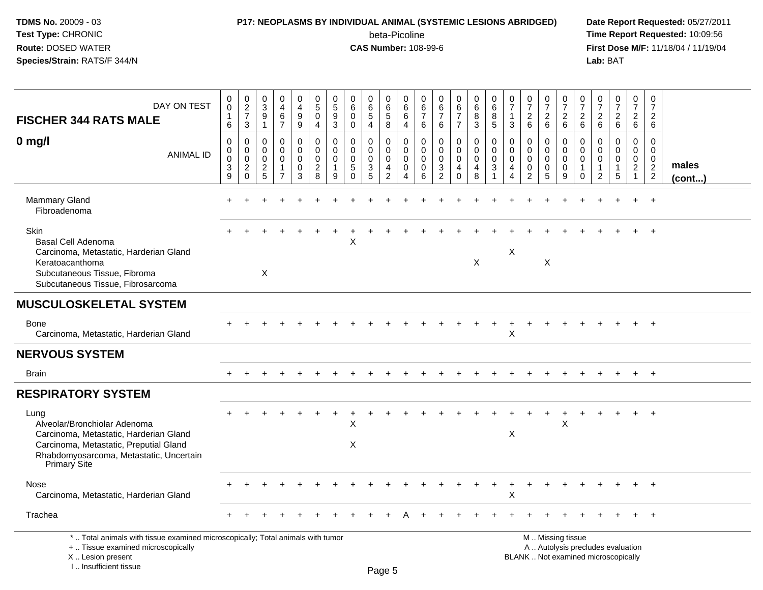## FISCHER 344 RATS MALE — 0 mg/l

| DAY ON TEST | 0016 | 0273 | 0391 | 0467 | 0499 | 0504 | 0593 | 0600 | 0654 | 0658 | 0664 | 0676 | 0676 | 0677 | 0683 | 0685 | 0713 | 0726 | 0726 | 0726 | 0726 | 0726 | 0726 | 0726 | 0726 |
|---|---|---|---|---|---|---|---|---|---|---|---|---|---|---|---|---|---|---|---|---|---|---|---|---|---|
| **ANIMAL ID** | 0039 | 0020 | 0025 | 0017 | 0003 | 0028 | 0019 | 0050 | 0035 | 0042 | 0004 | 0006 | 0032 | 0040 | 0048 | 0031 | 0044 | 0002 | 0005 | 0009 | 0010 | 0012 | 0015 | 0021 | 0022 |
| Mammary Gland | + | + | + | + | + | + | + | + | + | + | + | + | + | + | + | + | + | + | + | + | + | + | + | + | + |
| Fibroadenoma | | | | | | | | | | | | | | | | | | | | | | | | | |
| Skin | + | + | + | + | + | + | + | + | + | + | + | + | + | + | + | + | + | + | + | + | + | + | + | + | + |
| Basal Cell Adenoma | | | | | | | | X | | | | | | | | | | | | | | | | | |
| Carcinoma, Metastatic, Harderian Gland | | | | | | | | | | | | | | | | | X | | | | | | | | |
| Keratoacanthoma | | | | | | | | | | | | | | | X | | | | X | | | | | | |
| Subcutaneous Tissue, Fibroma | | | X | | | | | | | | | | | | | | | | | | | | | | |
| Subcutaneous Tissue, Fibrosarcoma | | | | | | | | | | | | | | | | | | | | | | | | | |
| **MUSCULOSKELETAL SYSTEM** | | | | | | | | | | | | | | | | | | | | | | | | | |
| Bone | + | + | + | + | + | + | + | + | + | + | + | + | + | + | + | + | + | + | + | + | + | + | + | + | + |
| Carcinoma, Metastatic, Harderian Gland | | | | | | | | | | | | | | | | | X | | | | | | | | |
| **NERVOUS SYSTEM** | | | | | | | | | | | | | | | | | | | | | | | | | |
| Brain | + | + | + | + | + | + | + | + | + | + | + | + | + | + | + | + | + | + | + | + | + | + | + | + | + |
| **RESPIRATORY SYSTEM** | | | | | | | | | | | | | | | | | | | | | | | | | |
| Lung | + | + | + | + | + | + | + | + | + | + | + | + | + | + | + | + | + | + | + | + | + | + | + | + | + |
| Alveolar/Bronchiolar Adenoma | | | | | | | | X | | | | | | | | | | | | X | | | | | |
| Carcinoma, Metastatic, Harderian Gland | | | | | | | | | | | | | | | | | X | | | | | | | | |
| Carcinoma, Metastatic, Preputial Gland | | | | | | | | X | | | | | | | | | | | | | | | | | |
| Rhabdomyosarcoma, Metastatic, Uncertain Primary Site | | | | | | | | | | | | | | | | | | | | | | | | | |
| Nose | + | + | + | + | + | + | + | + | + | + | + | + | + | + | + | + | + | + | + | + | + | + | + | + | + |
| Carcinoma, Metastatic, Harderian Gland | | | | | | | | | | | | | | | | | X | | | | | | | | |
| Trachea | + | + | + | + | + | + | + | + | + | + | A | + | + | + | + | + | + | + | + | + | + | + | + | + | + |

males (cont...)

* .. Total animals with tissue examined microscopically; Total animals with tumor
+ .. Tissue examined microscopically
X .. Lesion present
I .. Insufficient tissue

M .. Missing tissue
A .. Autolysis precludes evaluation
BLANK .. Not examined microscopically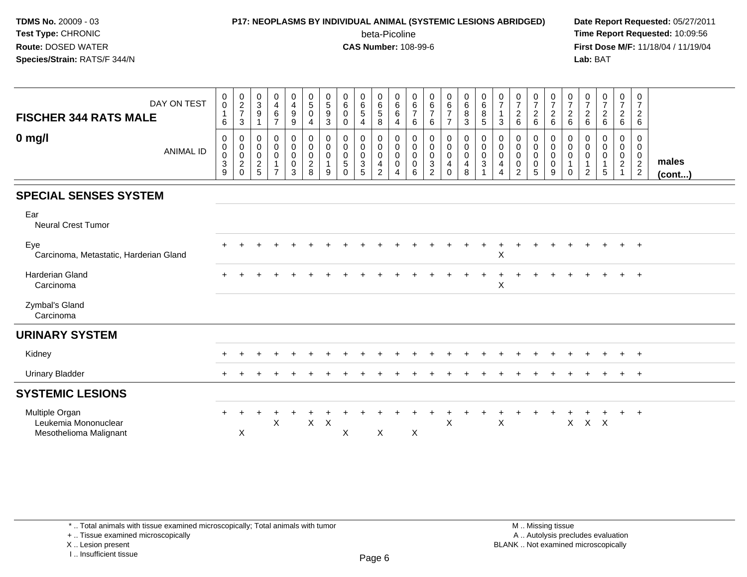**TDMS No.** 20009 - 03
**Test Type:** CHRONIC
**Route:** DOSED WATER
**Species/Strain:** RATS/F 344/N

**P17: NEOPLASMS BY INDIVIDUAL ANIMAL (SYSTEMIC LESIONS ABRIDGED)**
beta-Picoline
**CAS Number:** 108-99-6

**Date Report Requested:** 05/27/2011
**Time Report Requested:** 10:09:56
**First Dose M/F:** 11/18/04 / 11/19/04
**Lab:** BAT

| FISCHER 344 RATS MALE — DAY ON TEST | 016 | 273 | 391 | 467 | 499 | 504 | 593 | 600 | 654 | 658 | 664 | 676 | 676 | 677 | 683 | 685 | 713 | 726 | 726 | 726 | 726 | 726 | 726 | 726 | 726 | |
|---|---|---|---|---|---|---|---|---|---|---|---|---|---|---|---|---|---|---|---|---|---|---|---|---|---|---|
| **0 mg/l** — ANIMAL ID | 0039 | 0020 | 0025 | 0017 | 0003 | 0028 | 0019 | 0050 | 0035 | 0042 | 0004 | 0006 | 0032 | 0040 | 0048 | 0031 | 0044 | 0002 | 0005 | 0009 | 0010 | 0012 | 0015 | 0021 | 0022 | **males (cont...)** |
| **SPECIAL SENSES SYSTEM** | | | | | | | | | | | | | | | | | | | | | | | | | | |
| Ear | | | | | | | | | | | | | | | | | | | | | | | | | | |
| Neural Crest Tumor | | | | | | | | | | | | | | | | | | | | | | | | | | |
| Eye | + | + | + | + | + | + | + | + | + | + | + | + | + | + | + | + | + | + | + | + | + | + | + | + | + | |
| Carcinoma, Metastatic, Harderian Gland | | | | | | | | | | | | | | | | | X | | | | | | | | | |
| Harderian Gland | + | + | + | + | + | + | + | + | + | + | + | + | + | + | + | + | + | + | + | + | + | + | + | + | + | |
| Carcinoma | | | | | | | | | | | | | | | | | X | | | | | | | | | |
| Zymbal's Gland | | | | | | | | | | | | | | | | | | | | | | | | | | |
| Carcinoma | | | | | | | | | | | | | | | | | | | | | | | | | | |
| **URINARY SYSTEM** | | | | | | | | | | | | | | | | | | | | | | | | | | |
| Kidney | + | + | + | + | + | + | + | + | + | + | + | + | + | + | + | + | + | + | + | + | + | + | + | + | + | |
| Urinary Bladder | + | + | + | + | + | + | + | + | + | + | + | + | + | + | + | + | + | + | + | + | + | + | + | + | + | |
| **SYSTEMIC LESIONS** | | | | | | | | | | | | | | | | | | | | | | | | | | |
| Multiple Organ | + | + | + | + | + | + | + | + | + | + | + | + | + | + | + | + | + | + | + | + | + | + | + | + | + | |
| Leukemia Mononuclear | | | | X | | X | X | | | | | | | X | | | X | | | | X | X | X | | | |
| Mesothelioma Malignant | | X | | | | | | X | | X | | X | | | | | | | | | | | | | | |

\* .. Total animals with tissue examined microscopically; Total animals with tumor
\+ .. Tissue examined microscopically
X .. Lesion present
I .. Insufficient tissue

M .. Missing tissue
A .. Autolysis precludes evaluation
BLANK .. Not examined microscopically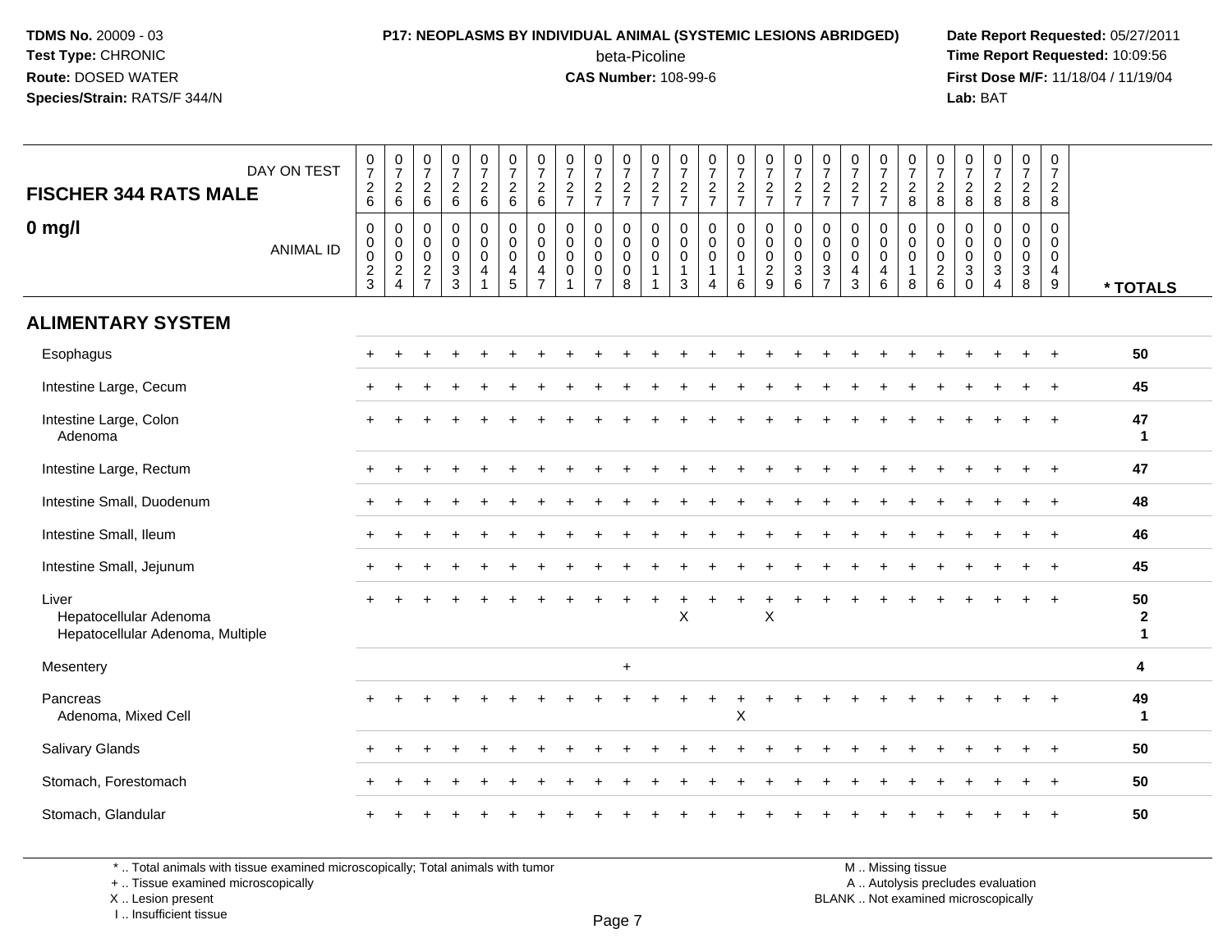**TDMS No.** 20009 - 03
**Test Type:** CHRONIC
**Route:** DOSED WATER
**Species/Strain:** RATS/F 344/N

**P17: NEOPLASMS BY INDIVIDUAL ANIMAL (SYSTEMIC LESIONS ABRIDGED)**
beta-Picoline
**CAS Number:** 108-99-6

**Date Report Requested:** 05/27/2011
**Time Report Requested:** 10:09:56
**First Dose M/F:** 11/18/04 / 11/19/04
**Lab:** BAT

| FISCHER 344 RATS MALE — DAY ON TEST | 0726 | 0726 | 0726 | 0726 | 0726 | 0726 | 0726 | 0727 | 0727 | 0727 | 0727 | 0727 | 0727 | 0727 | 0727 | 0727 | 0727 | 0727 | 0727 | 0728 | 0728 | 0728 | 0728 | 0728 | 0728 | |
|---|---|---|---|---|---|---|---|---|---|---|---|---|---|---|---|---|---|---|---|---|---|---|---|---|---|---|
| **0 mg/l** — ANIMAL ID | 0023 | 0024 | 0027 | 0033 | 0041 | 0045 | 0047 | 0001 | 0007 | 0008 | 0011 | 0013 | 0014 | 0016 | 0029 | 0036 | 0037 | 0043 | 0046 | 0018 | 0026 | 0030 | 0034 | 0038 | 0049 | *** TOTALS** |
| **ALIMENTARY SYSTEM** | | | | | | | | | | | | | | | | | | | | | | | | | | |
| Esophagus | + | + | + | + | + | + | + | + | + | + | + | + | + | + | + | + | + | + | + | + | + | + | + | + | + | 50 |
| Intestine Large, Cecum | + | + | + | + | + | + | + | + | + | + | + | + | + | + | + | + | + | + | + | + | + | + | + | + | + | 45 |
| Intestine Large, Colon | + | + | + | + | + | + | + | + | + | + | + | + | + | + | + | + | + | + | + | + | + | + | + | + | + | 47 |
| Adenoma | | | | | | | | | | | | | | | | | | | | | | | | | | 1 |
| Intestine Large, Rectum | + | + | + | + | + | + | + | + | + | + | + | + | + | + | + | + | + | + | + | + | + | + | + | + | + | 47 |
| Intestine Small, Duodenum | + | + | + | + | + | + | + | + | + | + | + | + | + | + | + | + | + | + | + | + | + | + | + | + | + | 48 |
| Intestine Small, Ileum | + | + | + | + | + | + | + | + | + | + | + | + | + | + | + | + | + | + | + | + | + | + | + | + | + | 46 |
| Intestine Small, Jejunum | + | + | + | + | + | + | + | + | + | + | + | + | + | + | + | + | + | + | + | + | + | + | + | + | + | 45 |
| Liver | + | + | + | + | + | + | + | + | + | + | + | + | + | + | + | + | + | + | + | + | + | + | + | + | + | 50 |
| Hepatocellular Adenoma | | | | | | | | | | | | X | | | X | | | | | | | | | | | 2 |
| Hepatocellular Adenoma, Multiple | | | | | | | | | | | | | | | | | | | | | | | | | | 1 |
| Mesentery | | | | | | | | | | + | | | | | | | | | | | | | | | | 4 |
| Pancreas | + | + | + | + | + | + | + | + | + | + | + | + | + | + | + | + | + | + | + | + | + | + | + | + | + | 49 |
| Adenoma, Mixed Cell | | | | | | | | | | | | | | X | | | | | | | | | | | | 1 |
| Salivary Glands | + | + | + | + | + | + | + | + | + | + | + | + | + | + | + | + | + | + | + | + | + | + | + | + | + | 50 |
| Stomach, Forestomach | + | + | + | + | + | + | + | + | + | + | + | + | + | + | + | + | + | + | + | + | + | + | + | + | + | 50 |
| Stomach, Glandular | + | + | + | + | + | + | + | + | + | + | + | + | + | + | + | + | + | + | + | + | + | + | + | + | + | 50 |

\* .. Total animals with tissue examined microscopically; Total animals with tumor
\+ .. Tissue examined microscopically
X .. Lesion present
I .. Insufficient tissue

M .. Missing tissue
A .. Autolysis precludes evaluation
BLANK .. Not examined microscopically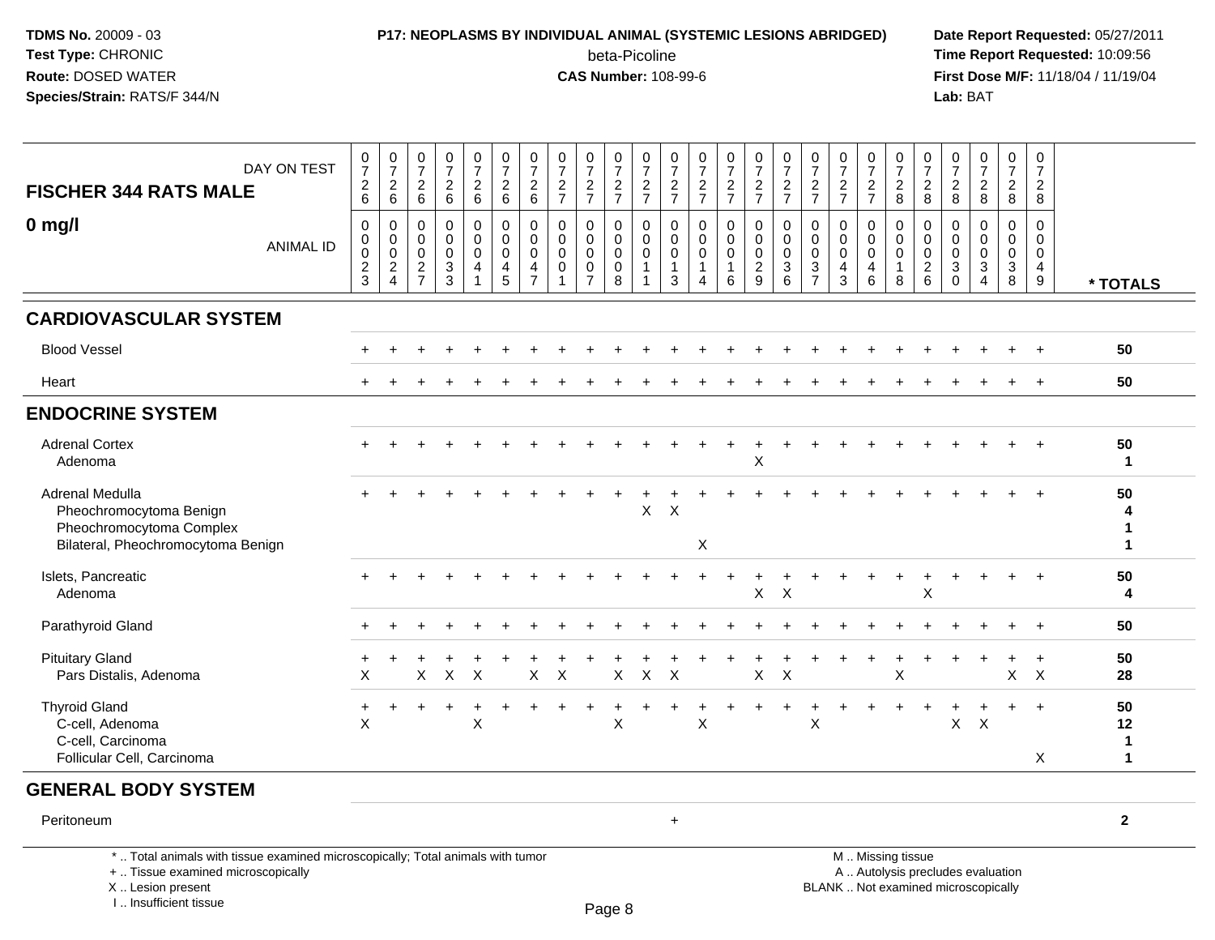**TDMS No.** 20009 - 03
**Test Type:** CHRONIC
**Route:** DOSED WATER
**Species/Strain:** RATS/F 344/N

**P17: NEOPLASMS BY INDIVIDUAL ANIMAL (SYSTEMIC LESIONS ABRIDGED)**
beta-Picoline
**CAS Number:** 108-99-6

**Date Report Requested:** 05/27/2011
**Time Report Requested:** 10:09:56
**First Dose M/F:** 11/18/04 / 11/19/04
**Lab:** BAT

**FISCHER 344 RATS MALE**

**0 mg/l**

| DAY ON TEST | 0726 | 0726 | 0726 | 0726 | 0726 | 0726 | 0726 | 0727 | 0727 | 0727 | 0727 | 0727 | 0727 | 0727 | 0727 | 0727 | 0727 | 0727 | 0727 | 0728 | 0728 | 0728 | 0728 | 0728 | 0728 | |
|---|---|---|---|---|---|---|---|---|---|---|---|---|---|---|---|---|---|---|---|---|---|---|---|---|---|---|
| **ANIMAL ID** | 0023 | 0024 | 0027 | 0033 | 0041 | 0045 | 0047 | 0001 | 0007 | 0008 | 0011 | 0013 | 0014 | 0016 | 0029 | 0036 | 0037 | 0043 | 0046 | 0018 | 0026 | 0030 | 0034 | 0038 | 0049 | **\* TOTALS** |
| **CARDIOVASCULAR SYSTEM** | | | | | | | | | | | | | | | | | | | | | | | | | | |
| Blood Vessel | + | + | + | + | + | + | + | + | + | + | + | + | + | + | + | + | + | + | + | + | + | + | + | + | + | 50 |
| Heart | + | + | + | + | + | + | + | + | + | + | + | + | + | + | + | + | + | + | + | + | + | + | + | + | + | 50 |
| **ENDOCRINE SYSTEM** | | | | | | | | | | | | | | | | | | | | | | | | | | |
| Adrenal Cortex | + | + | + | + | + | + | + | + | + | + | + | + | + | + | + | + | + | + | + | + | + | + | + | + | + | 50 |
| Adenoma | | | | | | | | | | | | | | | X | | | | | | | | | | | 1 |
| Adrenal Medulla | + | + | + | + | + | + | + | + | + | + | + | + | + | + | + | + | + | + | + | + | + | + | + | + | + | 50 |
| Pheochromocytoma Benign | | | | | | | | | | | X | X | | | | | | | | | | | | | | 4 |
| Pheochromocytoma Complex | | | | | | | | | | | | | | | | | | | | | | | | | | 1 |
| Bilateral, Pheochromocytoma Benign | | | | | | | | | | | | | X | | | | | | | | | | | | | 1 |
| Islets, Pancreatic | + | + | + | + | + | + | + | + | + | + | + | + | + | + | + | + | + | + | + | + | + | + | + | + | + | 50 |
| Adenoma | | | | | | | | | | | | | | | X | X | | | | | X | | | | | 4 |
| Parathyroid Gland | + | + | + | + | + | + | + | + | + | + | + | + | + | + | + | + | + | + | + | + | + | + | + | + | + | 50 |
| Pituitary Gland | + | + | + | + | + | + | + | + | + | + | + | + | + | + | + | + | + | + | + | + | + | + | + | + | + | 50 |
| Pars Distalis, Adenoma | X | | X | X | X | | X | X | | X | X | X | | | X | X | | | | X | | | | X | X | 28 |
| Thyroid Gland | + | + | + | + | + | + | + | + | + | + | + | + | + | + | + | + | + | + | + | + | + | + | + | + | + | 50 |
| C-cell, Adenoma | X | | | | X | | | | | X | | | X | | | | X | | | | | X | X | | | 12 |
| C-cell, Carcinoma | | | | | | | | | | | | | | | | | | | | | | | | | | 1 |
| Follicular Cell, Carcinoma | | | | | | | | | | | | | | | | | | | | | | | | | X | 1 |
| **GENERAL BODY SYSTEM** | | | | | | | | | | | | | | | | | | | | | | | | | | |
| Peritoneum | | | | | | | | | | | | + | | | | | | | | | | | | | | 2 |

\* .. Total animals with tissue examined microscopically; Total animals with tumor
\+ .. Tissue examined microscopically
X .. Lesion present
I .. Insufficient tissue

M .. Missing tissue
A .. Autolysis precludes evaluation
BLANK .. Not examined microscopically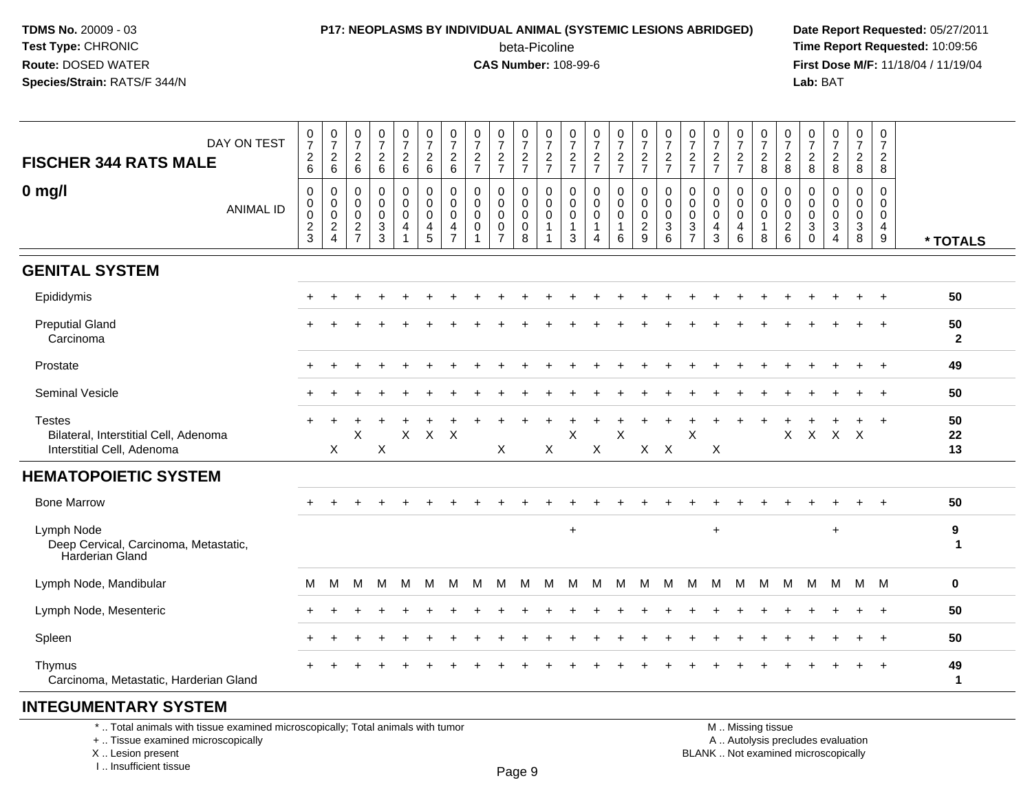| FISCHER 344 RATS MALE<br>0 mg/l | | | | | | | | | | | | | | | | | | | | | | | | | | |
|---|---|---|---|---|---|---|---|---|---|---|---|---|---|---|---|---|---|---|---|---|---|---|---|---|---|---|
| DAY ON TEST | 0726 | 0726 | 0726 | 0726 | 0726 | 0726 | 0726 | 0727 | 0727 | 0727 | 0727 | 0727 | 0727 | 0727 | 0727 | 0727 | 0727 | 0727 | 0727 | 0728 | 0728 | 0728 | 0728 | 0728 | 0728 | |
| ANIMAL ID | 0023 | 0024 | 0027 | 0033 | 0041 | 0045 | 0047 | 0001 | 0007 | 0008 | 0011 | 0013 | 0014 | 0016 | 0029 | 0036 | 0037 | 0043 | 0046 | 0018 | 0026 | 0030 | 0034 | 0038 | 0049 | * TOTALS |
| **GENITAL SYSTEM** | | | | | | | | | | | | | | | | | | | | | | | | | | |
| Epididymis | + | + | + | + | + | + | + | + | + | + | + | + | + | + | + | + | + | + | + | + | + | + | + | + | + | 50 |
| Preputial Gland | + | + | + | + | + | + | + | + | + | + | + | + | + | + | + | + | + | + | + | + | + | + | + | + | + | 50 |
| Carcinoma | | | | | | | | | | | | | | | | | | | | | | | | | | 2 |
| Prostate | + | + | + | + | + | + | + | + | + | + | + | + | + | + | + | + | + | + | + | + | + | + | + | + | + | 49 |
| Seminal Vesicle | + | + | + | + | + | + | + | + | + | + | + | + | + | + | + | + | + | + | + | + | + | + | + | + | + | 50 |
| Testes | + | + | + | + | + | + | + | + | + | + | + | + | + | + | + | + | + | + | + | + | + | + | + | + | + | 50 |
| Bilateral, Interstitial Cell, Adenoma | | | X | | X | X | X | | | | | X | | X | | | X | | | | X | X | X | X | | 22 |
| Interstitial Cell, Adenoma | | X | | X | | | | | X | | X | | X | | X | X | | X | | | | | | | | 13 |
| **HEMATOPOIETIC SYSTEM** | | | | | | | | | | | | | | | | | | | | | | | | | | |
| Bone Marrow | + | + | + | + | + | + | + | + | + | + | + | + | + | + | + | + | + | + | + | + | + | + | + | + | + | 50 |
| Lymph Node | | | | | | | | | | | | + | | | | | | + | | | | | + | | | 9 |
| Deep Cervical, Carcinoma, Metastatic, Harderian Gland | | | | | | | | | | | | | | | | | | | | | | | | | | 1 |
| Lymph Node, Mandibular | M | M | M | M | M | M | M | M | M | M | M | M | M | M | M | M | M | M | M | M | M | M | M | M | M | 0 |
| Lymph Node, Mesenteric | + | + | + | + | + | + | + | + | + | + | + | + | + | + | + | + | + | + | + | + | + | + | + | + | + | 50 |
| Spleen | + | + | + | + | + | + | + | + | + | + | + | + | + | + | + | + | + | + | + | + | + | + | + | + | + | 50 |
| Thymus | + | + | + | + | + | + | + | + | + | + | + | + | + | + | + | + | + | + | + | + | + | + | + | + | + | 49 |
| Carcinoma, Metastatic, Harderian Gland | | | | | | | | | | | | | | | | | | | | | | | | | | 1 |

## INTEGUMENTARY SYSTEM

* .. Total animals with tissue examined microscopically; Total animals with tumor
+ .. Tissue examined microscopically
X .. Lesion present
I .. Insufficient tissue

M .. Missing tissue
A .. Autolysis precludes evaluation
BLANK .. Not examined microscopically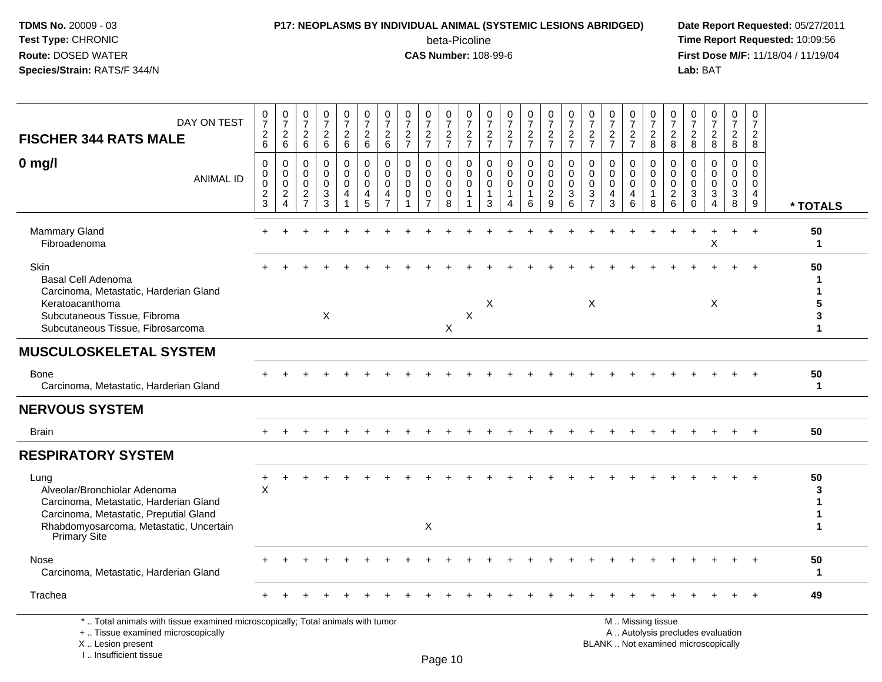**TDMS No.** 20009 - 03
**Test Type:** CHRONIC
**Route:** DOSED WATER
**Species/Strain:** RATS/F 344/N

**P17: NEOPLASMS BY INDIVIDUAL ANIMAL (SYSTEMIC LESIONS ABRIDGED)**
beta-Picoline
**CAS Number:** 108-99-6

**Date Report Requested:** 05/27/2011
**Time Report Requested:** 10:09:56
**First Dose M/F:** 11/18/04 / 11/19/04
**Lab:** BAT

| FISCHER 344 RATS MALE — DAY ON TEST | 0726 | 0726 | 0726 | 0726 | 0726 | 0726 | 0726 | 0727 | 0727 | 0727 | 0727 | 0727 | 0727 | 0727 | 0727 | 0727 | 0727 | 0727 | 0727 | 0728 | 0728 | 0728 | 0728 | 0728 | 0728 | |
|---|---|---|---|---|---|---|---|---|---|---|---|---|---|---|---|---|---|---|---|---|---|---|---|---|---|---|
| **0 mg/l** — ANIMAL ID | 0023 | 0024 | 0027 | 0033 | 0041 | 0045 | 0047 | 0001 | 0007 | 0008 | 0011 | 0013 | 0014 | 0016 | 0029 | 0036 | 0037 | 0043 | 0046 | 0018 | 0026 | 0030 | 0034 | 0038 | 0049 | * TOTALS |
| Mammary Gland | + | + | + | + | + | + | + | + | + | + | + | + | + | + | + | + | + | + | + | + | + | + | + | + | + | 50 |
| Fibroadenoma | | | | | | | | | | | | | | | | | | | | | | | X | | | 1 |
| Skin | + | + | + | + | + | + | + | + | + | + | + | + | + | + | + | + | + | + | + | + | + | + | + | + | + | 50 |
| Basal Cell Adenoma | | | | | | | | | | | | | | | | | | | | | | | | | | 1 |
| Carcinoma, Metastatic, Harderian Gland | | | | | | | | | | | | | | | | | | | | | | | | | | 1 |
| Keratoacanthoma | | | | | | | | | | | | X | | | | | X | | | | | | X | | | 5 |
| Subcutaneous Tissue, Fibroma | | | | X | | | | | | | X | | | | | | | | | | | | | | | 3 |
| Subcutaneous Tissue, Fibrosarcoma | | | | | | | | | | X | | | | | | | | | | | | | | | | 1 |
| **MUSCULOSKELETAL SYSTEM** | | | | | | | | | | | | | | | | | | | | | | | | | | |
| Bone | + | + | + | + | + | + | + | + | + | + | + | + | + | + | + | + | + | + | + | + | + | + | + | + | + | 50 |
| Carcinoma, Metastatic, Harderian Gland | | | | | | | | | | | | | | | | | | | | | | | | | | 1 |
| **NERVOUS SYSTEM** | | | | | | | | | | | | | | | | | | | | | | | | | | |
| Brain | + | + | + | + | + | + | + | + | + | + | + | + | + | + | + | + | + | + | + | + | + | + | + | + | + | 50 |
| **RESPIRATORY SYSTEM** | | | | | | | | | | | | | | | | | | | | | | | | | | |
| Lung | + | + | + | + | + | + | + | + | + | + | + | + | + | + | + | + | + | + | + | + | + | + | + | + | + | 50 |
| Alveolar/Bronchiolar Adenoma | X | | | | | | | | | | | | | | | | | | | | | | | | | 3 |
| Carcinoma, Metastatic, Harderian Gland | | | | | | | | | | | | | | | | | | | | | | | | | | 1 |
| Carcinoma, Metastatic, Preputial Gland | | | | | | | | | | | | | | | | | | | | | | | | | | 1 |
| Rhabdomyosarcoma, Metastatic, Uncertain Primary Site | | | | | | | | | X | | | | | | | | | | | | | | | | | 1 |
| Nose | + | + | + | + | + | + | + | + | + | + | + | + | + | + | + | + | + | + | + | + | + | + | + | + | + | 50 |
| Carcinoma, Metastatic, Harderian Gland | | | | | | | | | | | | | | | | | | | | | | | | | | 1 |
| Trachea | + | + | + | + | + | + | + | + | + | + | + | + | + | + | + | + | + | + | + | + | + | + | + | + | + | 49 |

* .. Total animals with tissue examined microscopically; Total animals with tumor
+ .. Tissue examined microscopically
X .. Lesion present
I .. Insufficient tissue

M .. Missing tissue
A .. Autolysis precludes evaluation
BLANK .. Not examined microscopically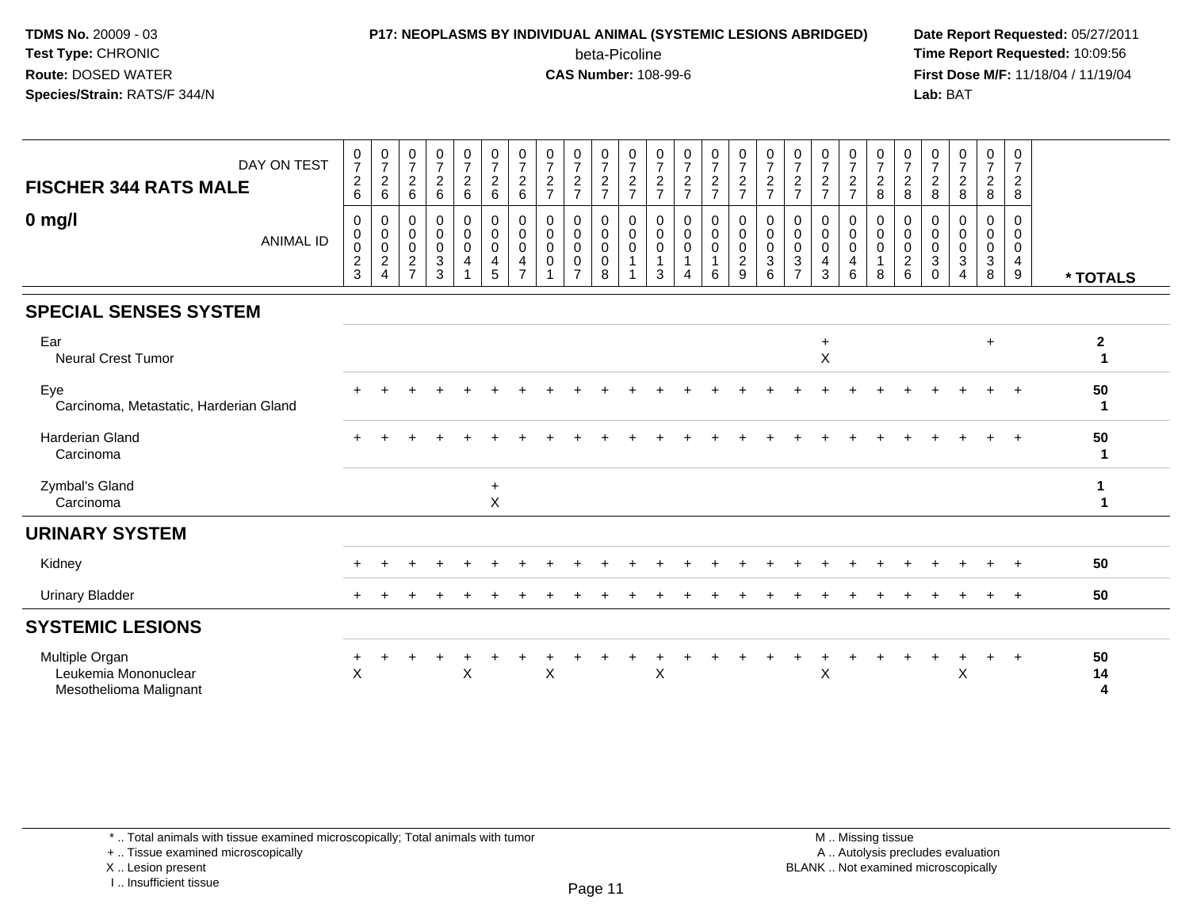**TDMS No.** 20009 - 03
**Test Type:** CHRONIC
**Route:** DOSED WATER
**Species/Strain:** RATS/F 344/N

**P17: NEOPLASMS BY INDIVIDUAL ANIMAL (SYSTEMIC LESIONS ABRIDGED)**
beta-Picoline
**CAS Number:** 108-99-6

**Date Report Requested:** 05/27/2011
**Time Report Requested:** 10:09:56
**First Dose M/F:** 11/18/04 / 11/19/04
**Lab:** BAT

| FISCHER 344 RATS MALE — 0 mg/l | DAY ON TEST | 0726 | 0726 | 0726 | 0726 | 0726 | 0726 | 0726 | 0727 | 0727 | 0727 | 0727 | 0727 | 0727 | 0727 | 0727 | 0727 | 0727 | 0727 | 0727 | 0728 | 0728 | 0728 | 0728 | 0728 | 0728 | |
|---|---|---|---|---|---|---|---|---|---|---|---|---|---|---|---|---|---|---|---|---|---|---|---|---|---|---|---|
| | ANIMAL ID | 00023 | 00024 | 00027 | 00033 | 00041 | 00045 | 00047 | 00001 | 00007 | 00008 | 00011 | 00013 | 00014 | 00016 | 00029 | 00036 | 00037 | 00043 | 00046 | 00018 | 00026 | 00030 | 00034 | 00038 | 00049 | * TOTALS |
| **SPECIAL SENSES SYSTEM** | | | | | | | | | | | | | | | | | | | | | | | | | | | |
| Ear | | | | | | | | | | | | | | | | | | | + | | | | | | + | | 2 |
| Neural Crest Tumor | | | | | | | | | | | | | | | | | | | X | | | | | | | | 1 |
| Eye | | + | + | + | + | + | + | + | + | + | + | + | + | + | + | + | + | + | + | + | + | + | + | + | + | + | 50 |
| Carcinoma, Metastatic, Harderian Gland | | | | | | | | | | | | | | | | | | | | | | | | | | | 1 |
| Harderian Gland | | + | + | + | + | + | + | + | + | + | + | + | + | + | + | + | + | + | + | + | + | + | + | + | + | + | 50 |
| Carcinoma | | | | | | | | | | | | | | | | | | | | | | | | | | | 1 |
| Zymbal's Gland | | | | | | | + | | | | | | | | | | | | | | | | | | | | 1 |
| Carcinoma | | | | | | | X | | | | | | | | | | | | | | | | | | | | 1 |
| **URINARY SYSTEM** | | | | | | | | | | | | | | | | | | | | | | | | | | | |
| Kidney | | + | + | + | + | + | + | + | + | + | + | + | + | + | + | + | + | + | + | + | + | + | + | + | + | + | 50 |
| Urinary Bladder | | + | + | + | + | + | + | + | + | + | + | + | + | + | + | + | + | + | + | + | + | + | + | + | + | + | 50 |
| **SYSTEMIC LESIONS** | | | | | | | | | | | | | | | | | | | | | | | | | | | |
| Multiple Organ | | + | + | + | + | + | + | + | + | + | + | + | + | + | + | + | + | + | + | + | + | + | + | + | + | + | 50 |
| Leukemia Mononuclear | | X | | | | X | | | X | | | | X | | | | | | X | | | | | X | | | 14 |
| Mesothelioma Malignant | | | | | | | | | | | | | | | | | | | | | | | | | | | 4 |

\* .. Total animals with tissue examined microscopically; Total animals with tumor
\+ .. Tissue examined microscopically
X .. Lesion present
I .. Insufficient tissue

M .. Missing tissue
A .. Autolysis precludes evaluation
BLANK .. Not examined microscopically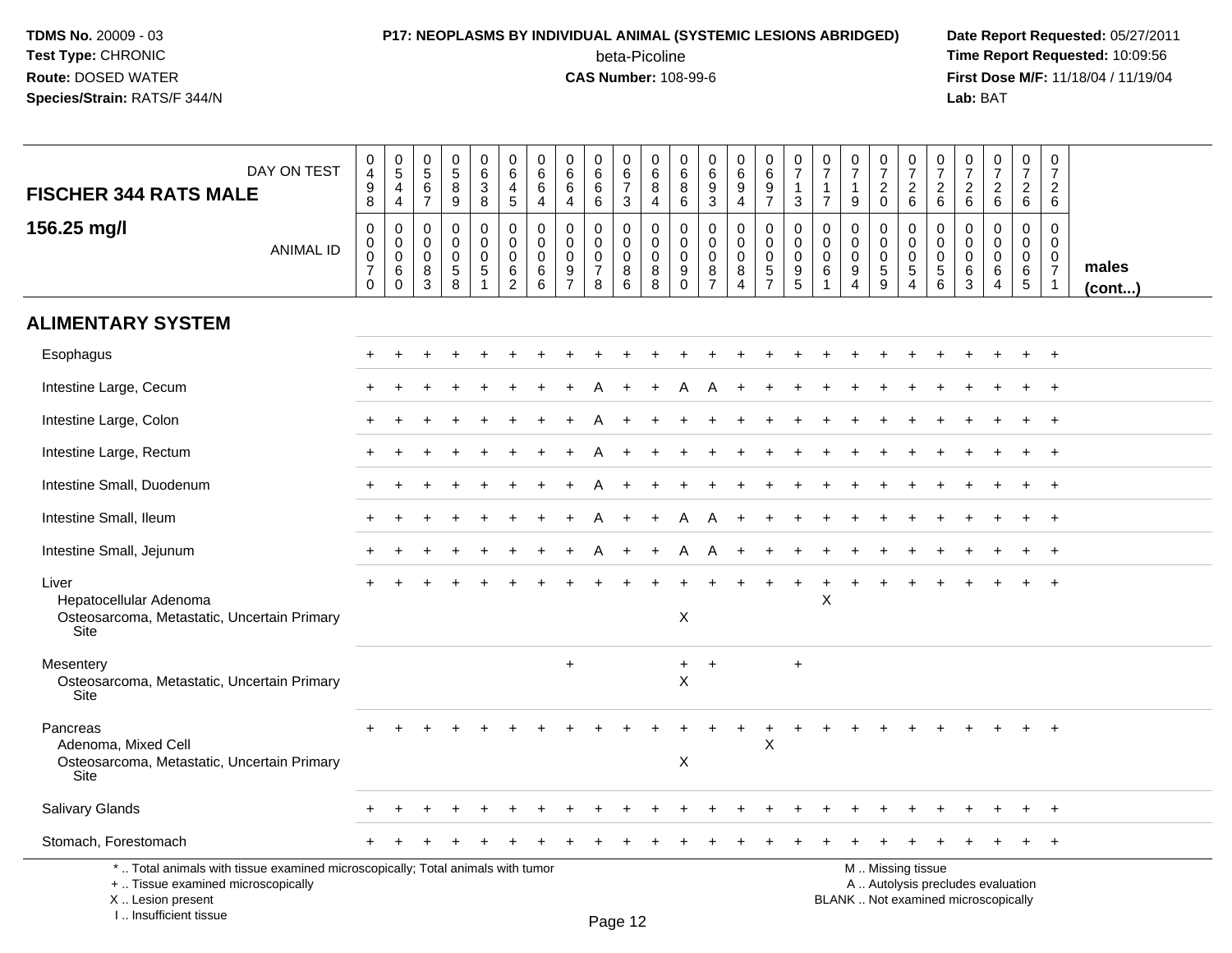**TDMS No.** 20009 - 03
**Test Type:** CHRONIC
**Route:** DOSED WATER
**Species/Strain:** RATS/F 344/N

**P17: NEOPLASMS BY INDIVIDUAL ANIMAL (SYSTEMIC LESIONS ABRIDGED)**
beta-Picoline
**CAS Number:** 108-99-6

**Date Report Requested:** 05/27/2011
**Time Report Requested:** 10:09:56
**First Dose M/F:** 11/18/04 / 11/19/04
**Lab:** BAT

| FISCHER 344 RATS MALE — DAY ON TEST | 0498 | 0544 | 0567 | 0589 | 0638 | 0645 | 0664 | 0664 | 0666 | 0673 | 0684 | 0686 | 0693 | 0694 | 0697 | 0713 | 0717 | 0719 | 0720 | 0726 | 0726 | 0726 | 0726 | 0726 | 0726 | |
|---|---|---|---|---|---|---|---|---|---|---|---|---|---|---|---|---|---|---|---|---|---|---|---|---|---|---|
| **156.25 mg/l** — ANIMAL ID | 00070 | 00060 | 00083 | 00058 | 00051 | 00062 | 00066 | 00097 | 00078 | 00086 | 00088 | 00090 | 00087 | 00084 | 00057 | 00095 | 00061 | 00094 | 00059 | 00054 | 00056 | 00063 | 00064 | 00065 | 00071 | **males (cont...)** |
| **ALIMENTARY SYSTEM** | | | | | | | | | | | | | | | | | | | | | | | | | | |
| Esophagus | + | + | + | + | + | + | + | + | + | + | + | + | + | + | + | + | + | + | + | + | + | + | + | + | + | |
| Intestine Large, Cecum | + | + | + | + | + | + | + | + | A | + | + | A | A | + | + | + | + | + | + | + | + | + | + | + | + | |
| Intestine Large, Colon | + | + | + | + | + | + | + | + | A | + | + | + | + | + | + | + | + | + | + | + | + | + | + | + | + | |
| Intestine Large, Rectum | + | + | + | + | + | + | + | + | A | + | + | + | + | + | + | + | + | + | + | + | + | + | + | + | + | |
| Intestine Small, Duodenum | + | + | + | + | + | + | + | + | A | + | + | + | + | + | + | + | + | + | + | + | + | + | + | + | + | |
| Intestine Small, Ileum | + | + | + | + | + | + | + | + | A | + | + | A | A | + | + | + | + | + | + | + | + | + | + | + | + | |
| Intestine Small, Jejunum | + | + | + | + | + | + | + | + | A | + | + | A | A | + | + | + | + | + | + | + | + | + | + | + | + | |
| Liver | + | + | + | + | + | + | + | + | + | + | + | + | + | + | + | + | + | + | + | + | + | + | + | + | + | |
| Hepatocellular Adenoma | | | | | | | | | | | | | | | | | X | | | | | | | | | |
| Osteosarcoma, Metastatic, Uncertain Primary Site | | | | | | | | | | | | X | | | | | | | | | | | | | | |
| Mesentery | | | | | | | | + | | | | + | + | | | + | | | | | | | | | | |
| Osteosarcoma, Metastatic, Uncertain Primary Site | | | | | | | | | | | | X | | | | | | | | | | | | | | |
| Pancreas | + | + | + | + | + | + | + | + | + | + | + | + | + | + | + | + | + | + | + | + | + | + | + | + | + | |
| Adenoma, Mixed Cell | | | | | | | | | | | | | | | X | | | | | | | | | | | |
| Osteosarcoma, Metastatic, Uncertain Primary Site | | | | | | | | | | | | X | | | | | | | | | | | | | | |
| Salivary Glands | + | + | + | + | + | + | + | + | + | + | + | + | + | + | + | + | + | + | + | + | + | + | + | + | + | |
| Stomach, Forestomach | + | + | + | + | + | + | + | + | + | + | + | + | + | + | + | + | + | + | + | + | + | + | + | + | + | |

\* .. Total animals with tissue examined microscopically; Total animals with tumor
\+ .. Tissue examined microscopically
X .. Lesion present
I .. Insufficient tissue

M .. Missing tissue
A .. Autolysis precludes evaluation
BLANK .. Not examined microscopically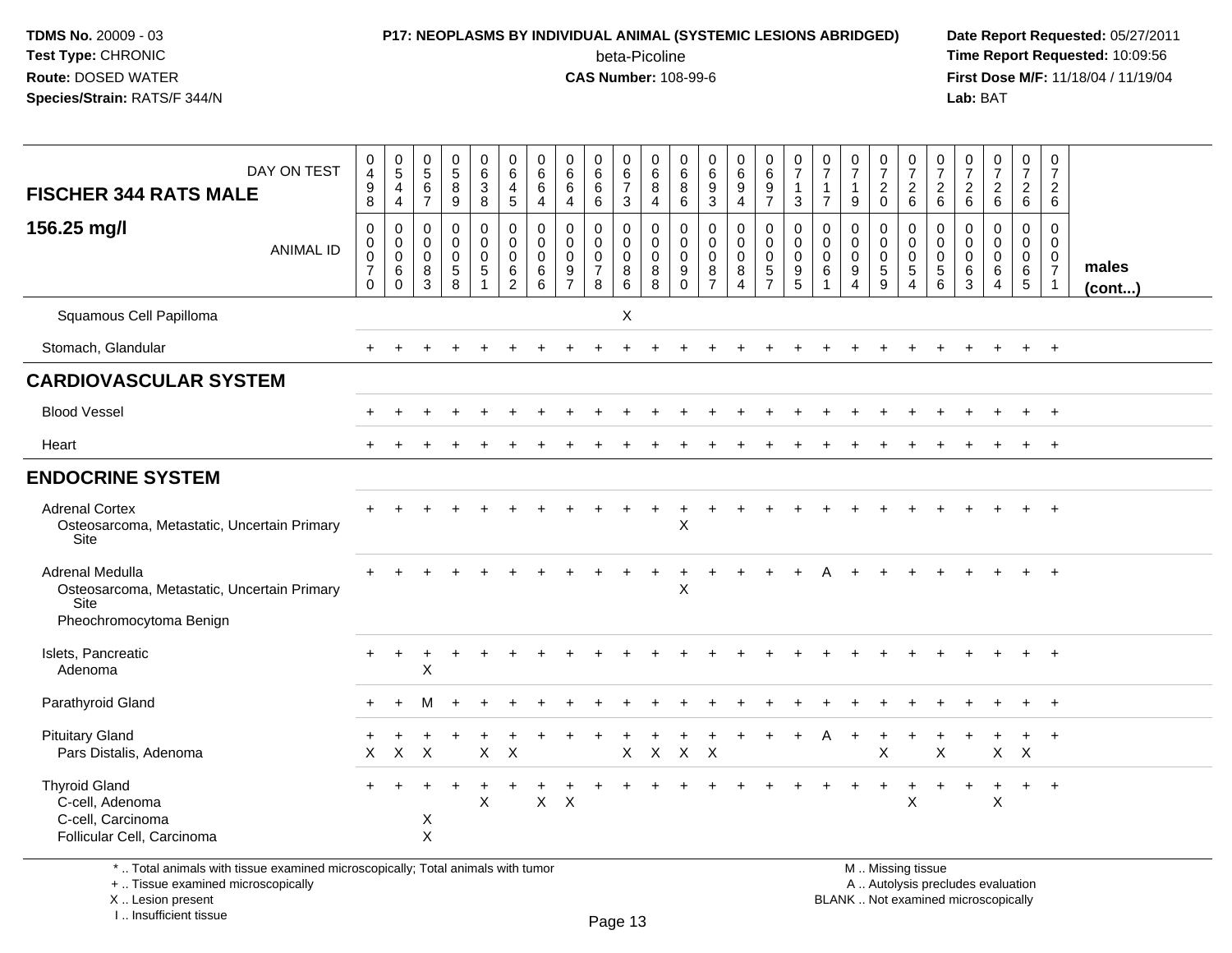**TDMS No.** 20009 - 03
**Test Type:** CHRONIC
**Route:** DOSED WATER
**Species/Strain:** RATS/F 344/N

**P17: NEOPLASMS BY INDIVIDUAL ANIMAL (SYSTEMIC LESIONS ABRIDGED)**
beta-Picoline
**CAS Number:** 108-99-6

**Date Report Requested:** 05/27/2011
**Time Report Requested:** 10:09:56
**First Dose M/F:** 11/18/04 / 11/19/04
**Lab:** BAT

| FISCHER 344 RATS MALE — DAY ON TEST | 0498 | 0544 | 0567 | 0589 | 0638 | 0645 | 0664 | 0664 | 0666 | 0673 | 0684 | 0686 | 0693 | 0694 | 0697 | 0713 | 0717 | 0719 | 0720 | 0726 | 0726 | 0726 | 0726 | 0726 | 0726 | |
|---|---|---|---|---|---|---|---|---|---|---|---|---|---|---|---|---|---|---|---|---|---|---|---|---|---|---|
| **156.25 mg/l** — ANIMAL ID | 00070 | 00060 | 00083 | 00058 | 00051 | 00062 | 00066 | 00097 | 00078 | 00086 | 00088 | 00090 | 00087 | 00084 | 00057 | 00095 | 00061 | 00094 | 00059 | 00054 | 00056 | 00063 | 00064 | 00065 | 00071 | **males (cont...)** |
| Squamous Cell Papilloma | | | | | | | | | | X | | | | | | | | | | | | | | | | |
| Stomach, Glandular | + | + | + | + | + | + | + | + | + | + | + | + | + | + | + | + | + | + | + | + | + | + | + | + | + | |
| **CARDIOVASCULAR SYSTEM** | | | | | | | | | | | | | | | | | | | | | | | | | | |
| Blood Vessel | + | + | + | + | + | + | + | + | + | + | + | + | + | + | + | + | + | + | + | + | + | + | + | + | + | |
| Heart | + | + | + | + | + | + | + | + | + | + | + | + | + | + | + | + | + | + | + | + | + | + | + | + | + | |
| **ENDOCRINE SYSTEM** | | | | | | | | | | | | | | | | | | | | | | | | | | |
| Adrenal Cortex | + | + | + | + | + | + | + | + | + | + | + | + | + | + | + | + | + | + | + | + | + | + | + | + | + | |
| Osteosarcoma, Metastatic, Uncertain Primary Site | | | | | | | | | | | | X | | | | | | | | | | | | | | |
| Adrenal Medulla | + | + | + | + | + | + | + | + | + | + | + | + | + | + | + | + | A | + | + | + | + | + | + | + | + | |
| Osteosarcoma, Metastatic, Uncertain Primary Site | | | | | | | | | | | | X | | | | | | | | | | | | | | |
| Pheochromocytoma Benign | | | | | | | | | | | | | | | | | | | | | | | | | | |
| Islets, Pancreatic | + | + | + | + | + | + | + | + | + | + | + | + | + | + | + | + | + | + | + | + | + | + | + | + | + | |
| Adenoma | | | X | | | | | | | | | | | | | | | | | | | | | | | |
| Parathyroid Gland | + | + | M | + | + | + | + | + | + | + | + | + | + | + | + | + | + | + | + | + | + | + | + | + | + | |
| Pituitary Gland | + | + | + | + | + | + | + | + | + | + | + | + | + | + | + | + | A | + | + | + | + | + | + | + | + | |
| Pars Distalis, Adenoma | X | X | X | | X | X | | | | X | X | X | X | | | | | | X | | X | | X | X | | |
| Thyroid Gland | + | + | + | + | + | + | + | + | + | + | + | + | + | + | + | + | + | + | + | + | + | + | + | + | + | |
| C-cell, Adenoma | | | | | X | | X | X | | | | | | | | | | | | X | | | X | | | |
| C-cell, Carcinoma | | | X | | | | | | | | | | | | | | | | | | | | | | | |
| Follicular Cell, Carcinoma | | | X | | | | | | | | | | | | | | | | | | | | | | | |

\* .. Total animals with tissue examined microscopically; Total animals with tumor
\+ .. Tissue examined microscopically
X .. Lesion present
I .. Insufficient tissue

M .. Missing tissue
A .. Autolysis precludes evaluation
BLANK .. Not examined microscopically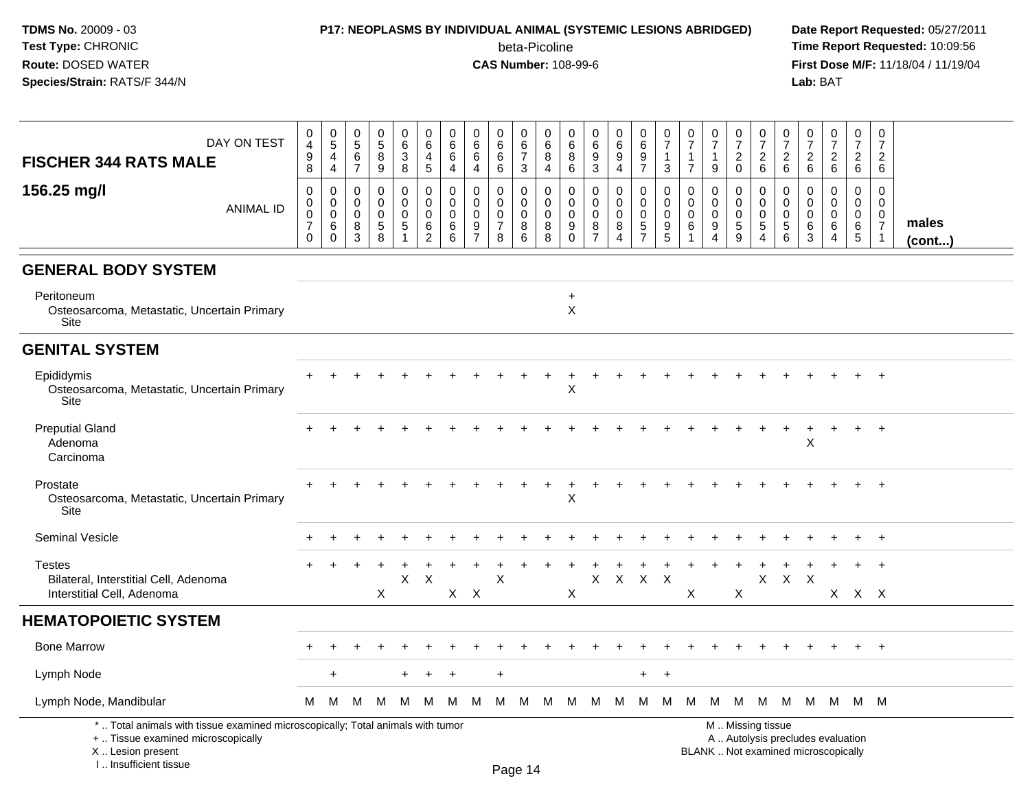**TDMS No.** 20009 - 03
**Test Type:** CHRONIC
**Route:** DOSED WATER
**Species/Strain:** RATS/F 344/N

**P17: NEOPLASMS BY INDIVIDUAL ANIMAL (SYSTEMIC LESIONS ABRIDGED)**
beta-Picoline
**CAS Number:** 108-99-6

**Date Report Requested:** 05/27/2011
**Time Report Requested:** 10:09:56
**First Dose M/F:** 11/18/04 / 11/19/04
**Lab:** BAT

**FISCHER 344 RATS MALE**
**156.25 mg/l**

| DAY ON TEST | 0498 | 0544 | 0567 | 0589 | 0638 | 0645 | 0664 | 0664 | 0666 | 0673 | 0684 | 0686 | 0693 | 0694 | 0697 | 0713 | 0717 | 0719 | 0720 | 0726 | 0726 | 0726 | 0726 | 0726 | 0726 | |
|---|---|---|---|---|---|---|---|---|---|---|---|---|---|---|---|---|---|---|---|---|---|---|---|---|---|---|
| **ANIMAL ID** | 0070 | 0060 | 0083 | 0058 | 0051 | 0062 | 0066 | 0097 | 0078 | 0086 | 0088 | 0090 | 0087 | 0084 | 0057 | 0095 | 0061 | 0094 | 0059 | 0054 | 0056 | 0063 | 0064 | 0065 | 0071 | **males (cont...)** |
| **GENERAL BODY SYSTEM** | | | | | | | | | | | | | | | | | | | | | | | | | | |
| Peritoneum | | | | | | | | | | | | + | | | | | | | | | | | | | | |
| Osteosarcoma, Metastatic, Uncertain Primary Site | | | | | | | | | | | | X | | | | | | | | | | | | | | |
| **GENITAL SYSTEM** | | | | | | | | | | | | | | | | | | | | | | | | | | |
| Epididymis | + | + | + | + | + | + | + | + | + | + | + | + | + | + | + | + | + | + | + | + | + | + | + | + | + | |
| Osteosarcoma, Metastatic, Uncertain Primary Site | | | | | | | | | | | | X | | | | | | | | | | | | | | |
| Preputial Gland | + | + | + | + | + | + | + | + | + | + | + | + | + | + | + | + | + | + | + | + | + | + | + | + | + | |
| Adenoma | | | | | | | | | | | | | | | | | | | | | | X | | | | |
| Carcinoma | | | | | | | | | | | | | | | | | | | | | | | | | | |
| Prostate | + | + | + | + | + | + | + | + | + | + | + | + | + | + | + | + | + | + | + | + | + | + | + | + | + | |
| Osteosarcoma, Metastatic, Uncertain Primary Site | | | | | | | | | | | | X | | | | | | | | | | | | | | |
| Seminal Vesicle | + | + | + | + | + | + | + | + | + | + | + | + | + | + | + | + | + | + | + | + | + | + | + | + | + | |
| Testes | + | + | + | + | + | + | + | + | + | + | + | + | + | + | + | + | + | + | + | + | + | + | + | + | + | |
| Bilateral, Interstitial Cell, Adenoma | | | | | X | X | | | X | | | | X | X | X | X | | | | X | X | X | | | | |
| Interstitial Cell, Adenoma | | | | X | | | X | X | | | | X | | | | | X | | X | | | | X | X | X | |
| **HEMATOPOIETIC SYSTEM** | | | | | | | | | | | | | | | | | | | | | | | | | | |
| Bone Marrow | + | + | + | + | + | + | + | + | + | + | + | + | + | + | + | + | + | + | + | + | + | + | + | + | + | |
| Lymph Node | | + | | | + | + | + | | + | | | | | | + | + | | | | | | | | | | |
| Lymph Node, Mandibular | M | M | M | M | M | M | M | M | M | M | M | M | M | M | M | M | M | M | M | M | M | M | M | M | M | |

\* .. Total animals with tissue examined microscopically; Total animals with tumor
\+ .. Tissue examined microscopically
X .. Lesion present
I .. Insufficient tissue

M .. Missing tissue
A .. Autolysis precludes evaluation
BLANK .. Not examined microscopically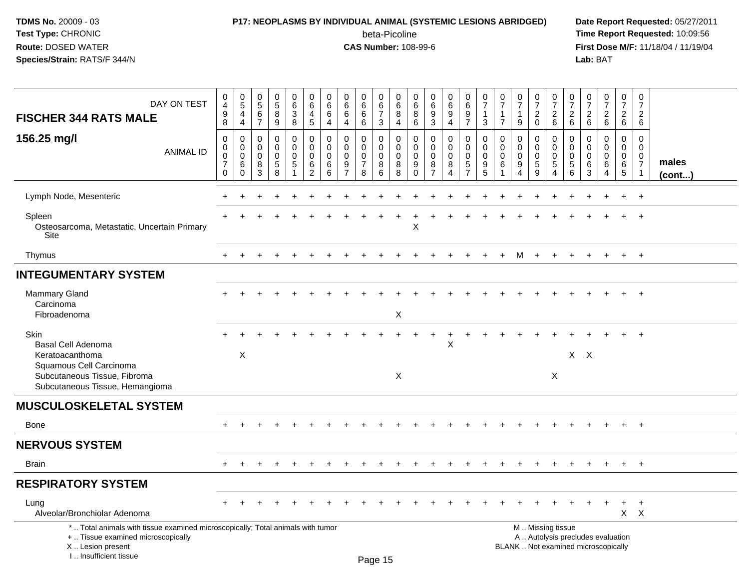**TDMS No.** 20009 - 03
**Test Type:** CHRONIC
**Route:** DOSED WATER
**Species/Strain:** RATS/F 344/N

**P17: NEOPLASMS BY INDIVIDUAL ANIMAL (SYSTEMIC LESIONS ABRIDGED)**
beta-Picoline
**CAS Number:** 108-99-6

**Date Report Requested:** 05/27/2011
**Time Report Requested:** 10:09:56
**First Dose M/F:** 11/18/04 / 11/19/04
**Lab:** BAT

| FISCHER 344 RATS MALE — DAY ON TEST | 0498 | 0544 | 0567 | 0589 | 0638 | 0645 | 0664 | 0664 | 0666 | 0673 | 0684 | 0686 | 0693 | 0694 | 0697 | 0713 | 0717 | 0719 | 0720 | 0726 | 0726 | 0726 | 0726 | 0726 | 0726 | |
|---|---|---|---|---|---|---|---|---|---|---|---|---|---|---|---|---|---|---|---|---|---|---|---|---|---|---|
| **156.25 mg/l** — ANIMAL ID | 0070 | 0060 | 0083 | 0058 | 0051 | 0062 | 0066 | 0097 | 0078 | 0086 | 0088 | 0090 | 0087 | 0084 | 0057 | 0095 | 0061 | 0094 | 0059 | 0054 | 0056 | 0063 | 0064 | 0065 | 0071 | **males (cont...)** |
| Lymph Node, Mesenteric | + | + | + | + | + | + | + | + | + | + | + | + | + | + | + | + | + | + | + | + | + | + | + | + | + | |
| Spleen | + | + | + | + | + | + | + | + | + | + | + | + | + | + | + | + | + | + | + | + | + | + | + | + | + | |
| Osteosarcoma, Metastatic, Uncertain Primary Site | | | | | | | | | | | | X | | | | | | | | | | | | | | |
| Thymus | + | + | + | + | + | + | + | + | + | + | + | + | + | + | + | + | + | M | + | + | + | + | + | + | + | |
| **INTEGUMENTARY SYSTEM** | | | | | | | | | | | | | | | | | | | | | | | | | | |
| Mammary Gland | + | + | + | + | + | + | + | + | + | + | + | + | + | + | + | + | + | + | + | + | + | + | + | + | + | |
| Carcinoma | | | | | | | | | | | | | | | | | | | | | | | | | | |
| Fibroadenoma | | | | | | | | | | | X | | | | | | | | | | | | | | | |
| Skin | + | + | + | + | + | + | + | + | + | + | + | + | + | + | + | + | + | + | + | + | + | + | + | + | + | |
| Basal Cell Adenoma | | | | | | | | | | | | | | X | | | | | | | | | | | | |
| Keratoacanthoma | | X | | | | | | | | | | | | | | | | | | | X | X | | | | |
| Squamous Cell Carcinoma | | | | | | | | | | | | | | | | | | | | | | | | | | |
| Subcutaneous Tissue, Fibroma | | | | | | | | | | | X | | | | | | | | | X | | | | | | |
| Subcutaneous Tissue, Hemangioma | | | | | | | | | | | | | | | | | | | | | | | | | | |
| **MUSCULOSKELETAL SYSTEM** | | | | | | | | | | | | | | | | | | | | | | | | | | |
| Bone | + | + | + | + | + | + | + | + | + | + | + | + | + | + | + | + | + | + | + | + | + | + | + | + | + | |
| **NERVOUS SYSTEM** | | | | | | | | | | | | | | | | | | | | | | | | | | |
| Brain | + | + | + | + | + | + | + | + | + | + | + | + | + | + | + | + | + | + | + | + | + | + | + | + | + | |
| **RESPIRATORY SYSTEM** | | | | | | | | | | | | | | | | | | | | | | | | | | |
| Lung | + | + | + | + | + | + | + | + | + | + | + | + | + | + | + | + | + | + | + | + | + | + | + | + | + | |
| Alveolar/Bronchiolar Adenoma | | | | | | | | | | | | | | | | | | | | | | | | X | X | |

\* .. Total animals with tissue examined microscopically; Total animals with tumor
\+ .. Tissue examined microscopically
X .. Lesion present
I .. Insufficient tissue

M .. Missing tissue
A .. Autolysis precludes evaluation
BLANK .. Not examined microscopically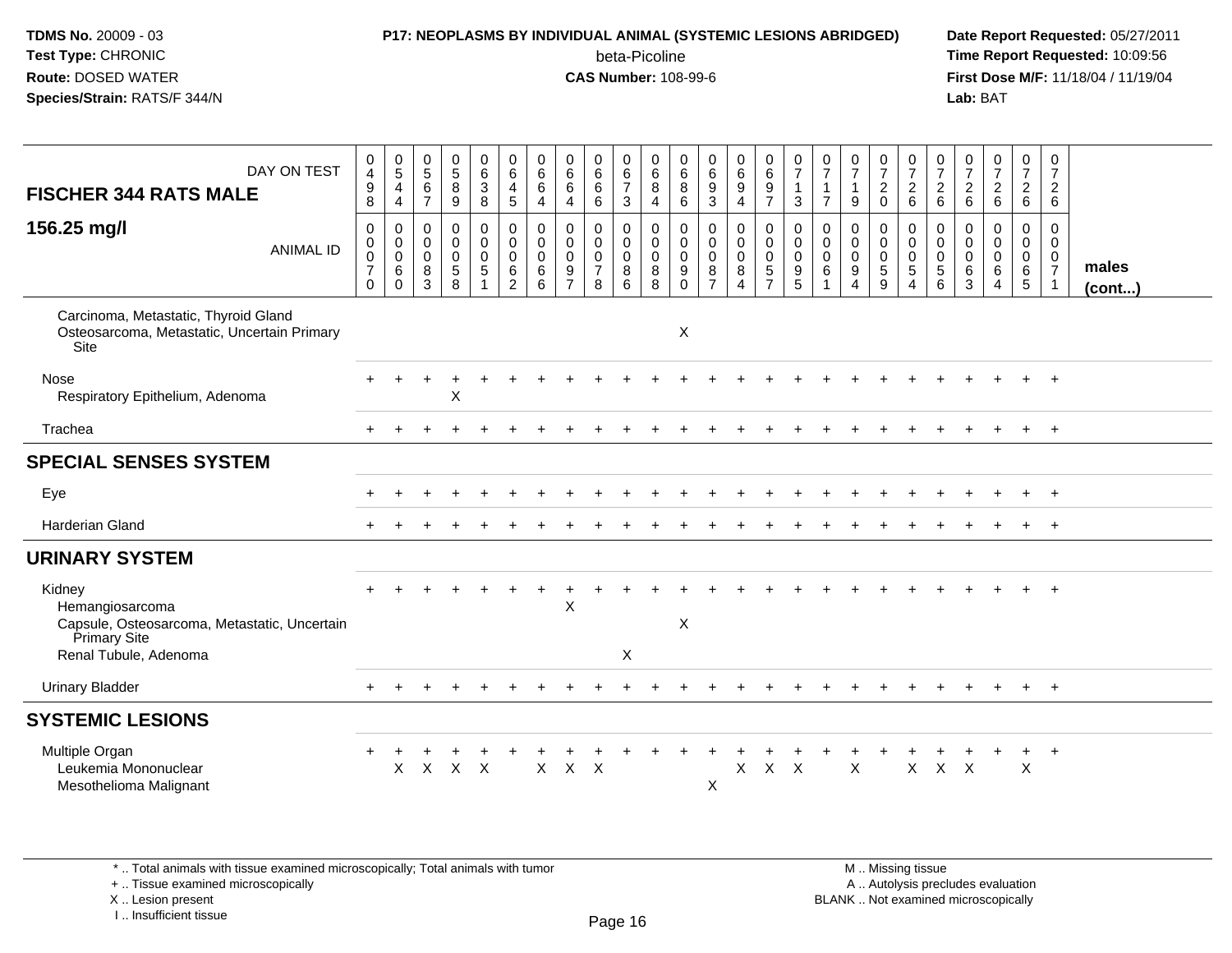**TDMS No.** 20009 - 03
**Test Type:** CHRONIC
**Route:** DOSED WATER
**Species/Strain:** RATS/F 344/N

**P17: NEOPLASMS BY INDIVIDUAL ANIMAL (SYSTEMIC LESIONS ABRIDGED)**
beta-Picoline
**CAS Number:** 108-99-6

**Date Report Requested:** 05/27/2011
**Time Report Requested:** 10:09:56
**First Dose M/F:** 11/18/04 / 11/19/04
**Lab:** BAT

| FISCHER 344 RATS MALE 156.25 mg/l | | | | | | | | | | | | | | | | | | | | | | | | | | |
|---|---|---|---|---|---|---|---|---|---|---|---|---|---|---|---|---|---|---|---|---|---|---|---|---|---|---|
| DAY ON TEST | 0498 | 0544 | 0567 | 0589 | 0638 | 0645 | 0664 | 0664 | 0666 | 0673 | 0684 | 0686 | 0693 | 0694 | 0697 | 0713 | 0717 | 0719 | 0720 | 0726 | 0726 | 0726 | 0726 | 0726 | 0726 | |
| ANIMAL ID | 00070 | 00060 | 00083 | 00058 | 00051 | 00062 | 00066 | 00097 | 00078 | 00086 | 00088 | 00090 | 00087 | 00084 | 00057 | 00095 | 00061 | 00094 | 00059 | 00054 | 00056 | 00063 | 00064 | 00065 | 00071 | **males (cont...)** |
| Carcinoma, Metastatic, Thyroid Gland | | | | | | | | | | | | | | | | | | | | | | | | | | |
| Osteosarcoma, Metastatic, Uncertain Primary Site | | | | | | | | | | | | X | | | | | | | | | | | | | | |
| Nose | + | + | + | + | + | + | + | + | + | + | + | + | + | + | + | + | + | + | + | + | + | + | + | + | + | |
| Respiratory Epithelium, Adenoma | | | | X | | | | | | | | | | | | | | | | | | | | | | |
| Trachea | + | + | + | + | + | + | + | + | + | + | + | + | + | + | + | + | + | + | + | + | + | + | + | + | + | |
| **SPECIAL SENSES SYSTEM** | | | | | | | | | | | | | | | | | | | | | | | | | | |
| Eye | + | + | + | + | + | + | + | + | + | + | + | + | + | + | + | + | + | + | + | + | + | + | + | + | + | |
| Harderian Gland | + | + | + | + | + | + | + | + | + | + | + | + | + | + | + | + | + | + | + | + | + | + | + | + | + | |
| **URINARY SYSTEM** | | | | | | | | | | | | | | | | | | | | | | | | | | |
| Kidney | + | + | + | + | + | + | + | + | + | + | + | + | + | + | + | + | + | + | + | + | + | + | + | + | + | |
| Hemangiosarcoma | | | | | | | | X | | | | | | | | | | | | | | | | | | |
| Capsule, Osteosarcoma, Metastatic, Uncertain Primary Site | | | | | | | | | | | | X | | | | | | | | | | | | | | |
| Renal Tubule, Adenoma | | | | | | | | | | X | | | | | | | | | | | | | | | | |
| Urinary Bladder | + | + | + | + | + | + | + | + | + | + | + | + | + | + | + | + | + | + | + | + | + | + | + | + | + | |
| **SYSTEMIC LESIONS** | | | | | | | | | | | | | | | | | | | | | | | | | | |
| Multiple Organ | + | + | + | + | + | + | + | + | + | + | + | + | + | + | + | + | + | + | + | + | + | + | + | + | + | |
| Leukemia Mononuclear | | X | X | X | X | | X | X | X | | | | | X | X | X | | X | | X | X | X | | X | | |
| Mesothelioma Malignant | | | | | | | | | | | | | X | | | | | | | | | | | | | |

\* .. Total animals with tissue examined microscopically; Total animals with tumor
\+ .. Tissue examined microscopically
X .. Lesion present
I .. Insufficient tissue

M .. Missing tissue
A .. Autolysis precludes evaluation
BLANK .. Not examined microscopically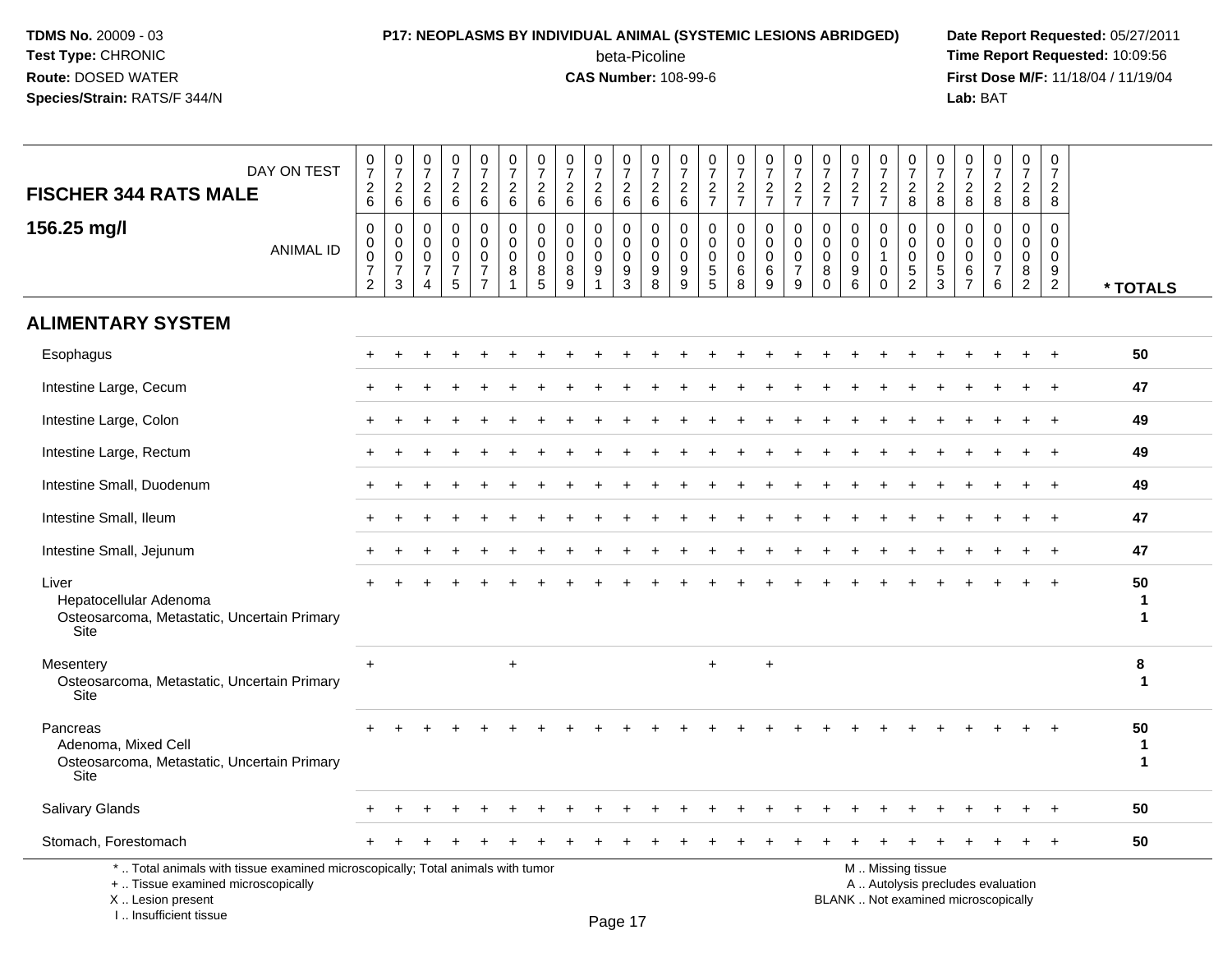**TDMS No.** 20009 - 03
**Test Type:** CHRONIC
**Route:** DOSED WATER
**Species/Strain:** RATS/F 344/N

**P17: NEOPLASMS BY INDIVIDUAL ANIMAL (SYSTEMIC LESIONS ABRIDGED)**
beta-Picoline
**CAS Number:** 108-99-6

**Date Report Requested:** 05/27/2011
**Time Report Requested:** 10:09:56
**First Dose M/F:** 11/18/04 / 11/19/04
**Lab:** BAT

## FISCHER 344 RATS MALE

### 156.25 mg/l

| DAY ON TEST | 0726 | 0726 | 0726 | 0726 | 0726 | 0726 | 0726 | 0726 | 0726 | 0726 | 0726 | 0726 | 0727 | 0727 | 0727 | 0727 | 0727 | 0727 | 0727 | 0728 | 0728 | 0728 | 0728 | 0728 | 0728 | |
|---|---|---|---|---|---|---|---|---|---|---|---|---|---|---|---|---|---|---|---|---|---|---|---|---|---|---|
| ANIMAL ID | 00072 | 00073 | 00074 | 00075 | 00077 | 00081 | 00085 | 00089 | 00091 | 00093 | 00098 | 00099 | 00055 | 00068 | 00069 | 00079 | 00080 | 00096 | 00100 | 00052 | 00053 | 00067 | 00076 | 00082 | 00092 | * TOTALS |
| **ALIMENTARY SYSTEM** | | | | | | | | | | | | | | | | | | | | | | | | | | |
| Esophagus | + | + | + | + | + | + | + | + | + | + | + | + | + | + | + | + | + | + | + | + | + | + | + | + | + | 50 |
| Intestine Large, Cecum | + | + | + | + | + | + | + | + | + | + | + | + | + | + | + | + | + | + | + | + | + | + | + | + | + | 47 |
| Intestine Large, Colon | + | + | + | + | + | + | + | + | + | + | + | + | + | + | + | + | + | + | + | + | + | + | + | + | + | 49 |
| Intestine Large, Rectum | + | + | + | + | + | + | + | + | + | + | + | + | + | + | + | + | + | + | + | + | + | + | + | + | + | 49 |
| Intestine Small, Duodenum | + | + | + | + | + | + | + | + | + | + | + | + | + | + | + | + | + | + | + | + | + | + | + | + | + | 49 |
| Intestine Small, Ileum | + | + | + | + | + | + | + | + | + | + | + | + | + | + | + | + | + | + | + | + | + | + | + | + | + | 47 |
| Intestine Small, Jejunum | + | + | + | + | + | + | + | + | + | + | + | + | + | + | + | + | + | + | + | + | + | + | + | + | + | 47 |
| Liver | + | + | + | + | + | + | + | + | + | + | + | + | + | + | + | + | + | + | + | + | + | + | + | + | + | 50 |
| Hepatocellular Adenoma | | | | | | | | | | | | | | | | | | | | | | | | | | 1 |
| Osteosarcoma, Metastatic, Uncertain Primary Site | | | | | | | | | | | | | | | | | | | | | | | | | | 1 |
| Mesentery | + | | | | | + | | | | | | | + | | + | | | | | | | | | | | 8 |
| Osteosarcoma, Metastatic, Uncertain Primary Site | | | | | | | | | | | | | | | | | | | | | | | | | | 1 |
| Pancreas | + | + | + | + | + | + | + | + | + | + | + | + | + | + | + | + | + | + | + | + | + | + | + | + | + | 50 |
| Adenoma, Mixed Cell | | | | | | | | | | | | | | | | | | | | | | | | | | 1 |
| Osteosarcoma, Metastatic, Uncertain Primary Site | | | | | | | | | | | | | | | | | | | | | | | | | | 1 |
| Salivary Glands | + | + | + | + | + | + | + | + | + | + | + | + | + | + | + | + | + | + | + | + | + | + | + | + | + | 50 |
| Stomach, Forestomach | + | + | + | + | + | + | + | + | + | + | + | + | + | + | + | + | + | + | + | + | + | + | + | + | + | 50 |

\* .. Total animals with tissue examined microscopically; Total animals with tumor
+ .. Tissue examined microscopically
X .. Lesion present
I .. Insufficient tissue

M .. Missing tissue
A .. Autolysis precludes evaluation
BLANK .. Not examined microscopically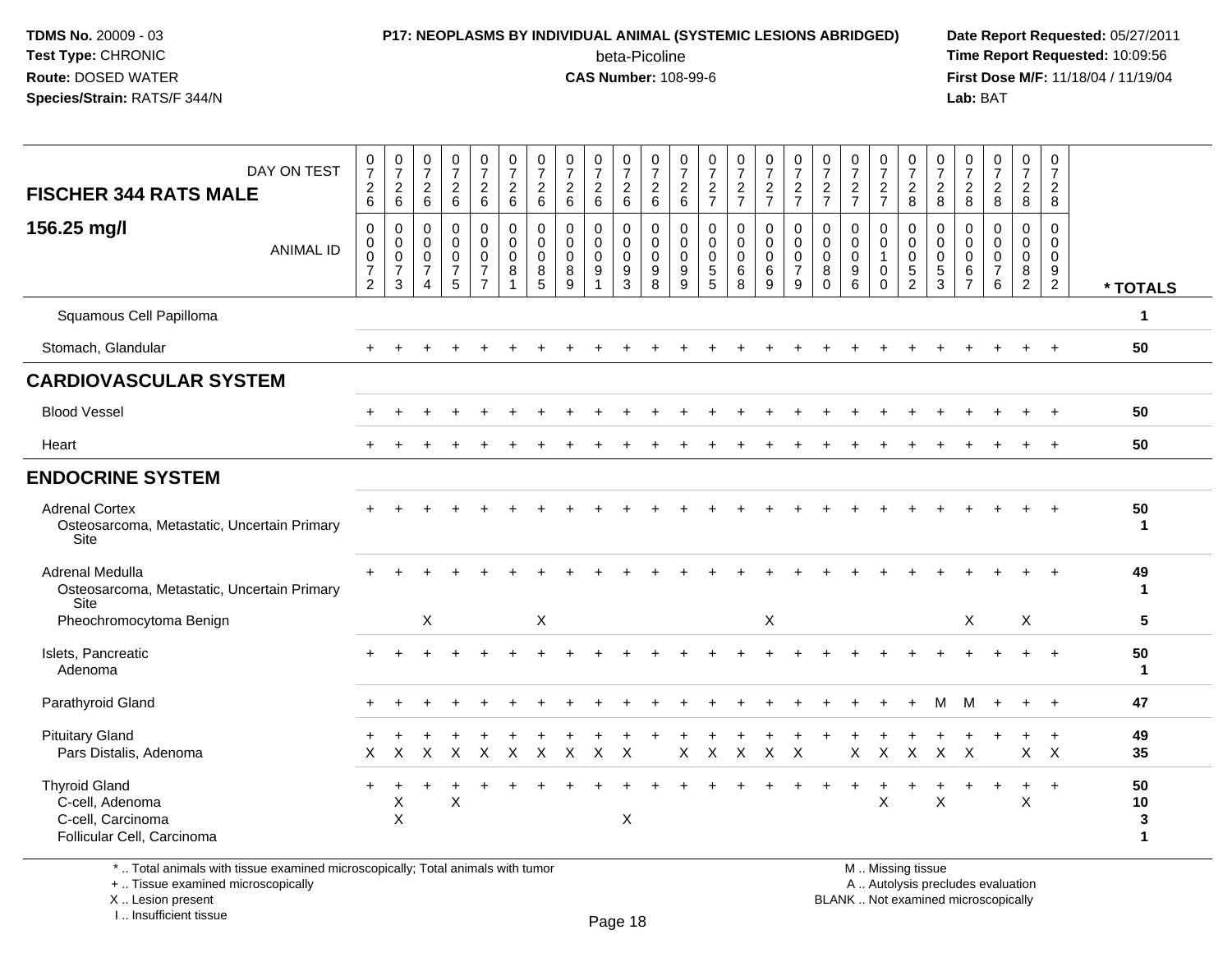# P17: NEOPLASMS BY INDIVIDUAL ANIMAL (SYSTEMIC LESIONS ABRIDGED)

beta-Picoline
**CAS Number:** 108-99-6

**TDMS No.** 20009 - 03
**Test Type:** CHRONIC
**Route:** DOSED WATER
**Species/Strain:** RATS/F 344/N

**Date Report Requested:** 05/27/2011
**Time Report Requested:** 10:09:56
**First Dose M/F:** 11/18/04 / 11/19/04
**Lab:** BAT

| FISCHER 344 RATS MALE 156.25 mg/l | | | | | | | | | | | | | | | | | | | | | | | | | | |
|---|---|---|---|---|---|---|---|---|---|---|---|---|---|---|---|---|---|---|---|---|---|---|---|---|---|---|
| DAY ON TEST | 0726 | 0726 | 0726 | 0726 | 0726 | 0726 | 0726 | 0726 | 0726 | 0726 | 0726 | 0726 | 0727 | 0727 | 0727 | 0727 | 0727 | 0727 | 0727 | 0728 | 0728 | 0728 | 0728 | 0728 | 0728 | |
| ANIMAL ID | 00072 | 00073 | 00074 | 00075 | 00077 | 00081 | 00085 | 00089 | 00091 | 00093 | 00098 | 00099 | 00055 | 00068 | 00069 | 00079 | 00080 | 00096 | 00100 | 00052 | 00053 | 00067 | 00076 | 00082 | 00092 | * TOTALS |
| Squamous Cell Papilloma | | | | | | | | | | | | | | | | | | | | | | | | | | 1 |
| Stomach, Glandular | + | + | + | + | + | + | + | + | + | + | + | + | + | + | + | + | + | + | + | + | + | + | + | + | + | 50 |
| **CARDIOVASCULAR SYSTEM** | | | | | | | | | | | | | | | | | | | | | | | | | | |
| Blood Vessel | + | + | + | + | + | + | + | + | + | + | + | + | + | + | + | + | + | + | + | + | + | + | + | + | + | 50 |
| Heart | + | + | + | + | + | + | + | + | + | + | + | + | + | + | + | + | + | + | + | + | + | + | + | + | + | 50 |
| **ENDOCRINE SYSTEM** | | | | | | | | | | | | | | | | | | | | | | | | | | |
| Adrenal Cortex | + | + | + | + | + | + | + | + | + | + | + | + | + | + | + | + | + | + | + | + | + | + | + | + | + | 50 |
| Osteosarcoma, Metastatic, Uncertain Primary Site | | | | | | | | | | | | | | | | | | | | | | | | | | 1 |
| Adrenal Medulla | + | + | + | + | + | + | + | + | + | + | + | + | + | + | + | + | + | + | + | + | + | + | + | + | + | 49 |
| Osteosarcoma, Metastatic, Uncertain Primary Site | | | | | | | | | | | | | | | | | | | | | | | | | | 1 |
| Pheochromocytoma Benign | | | X | | | | X | | | | | | | | X | | | | | | | X | | X | | 5 |
| Islets, Pancreatic | + | + | + | + | + | + | + | + | + | + | + | + | + | + | + | + | + | + | + | + | + | + | + | + | + | 50 |
| Adenoma | | | | | | | | | | | | | | | | | | | | | | | | | | 1 |
| Parathyroid Gland | + | + | + | + | + | + | + | + | + | + | + | + | + | + | + | + | + | + | + | + | M | M | + | + | + | 47 |
| Pituitary Gland | + | + | + | + | + | + | + | + | + | + | + | + | + | + | + | + | + | + | + | + | + | + | + | + | + | 49 |
| Pars Distalis, Adenoma | X | X | X | X | X | X | X | X | X | X | | X | X | X | X | X | | X | X | X | X | X | | X | X | 35 |
| Thyroid Gland | + | + | + | + | + | + | + | + | + | + | + | + | + | + | + | + | + | + | + | + | + | + | + | + | + | 50 |
| C-cell, Adenoma | | X | | X | | | | | | | | | | | | | | | X | | X | | | X | | 10 |
| C-cell, Carcinoma | | X | | | | | | | | X | | | | | | | | | | | | | | | | 3 |
| Follicular Cell, Carcinoma | | | | | | | | | | | | | | | | | | | | | | | | | | 1 |

\* .. Total animals with tissue examined microscopically; Total animals with tumor
\+ .. Tissue examined microscopically
X .. Lesion present
I .. Insufficient tissue

M .. Missing tissue
A .. Autolysis precludes evaluation
BLANK .. Not examined microscopically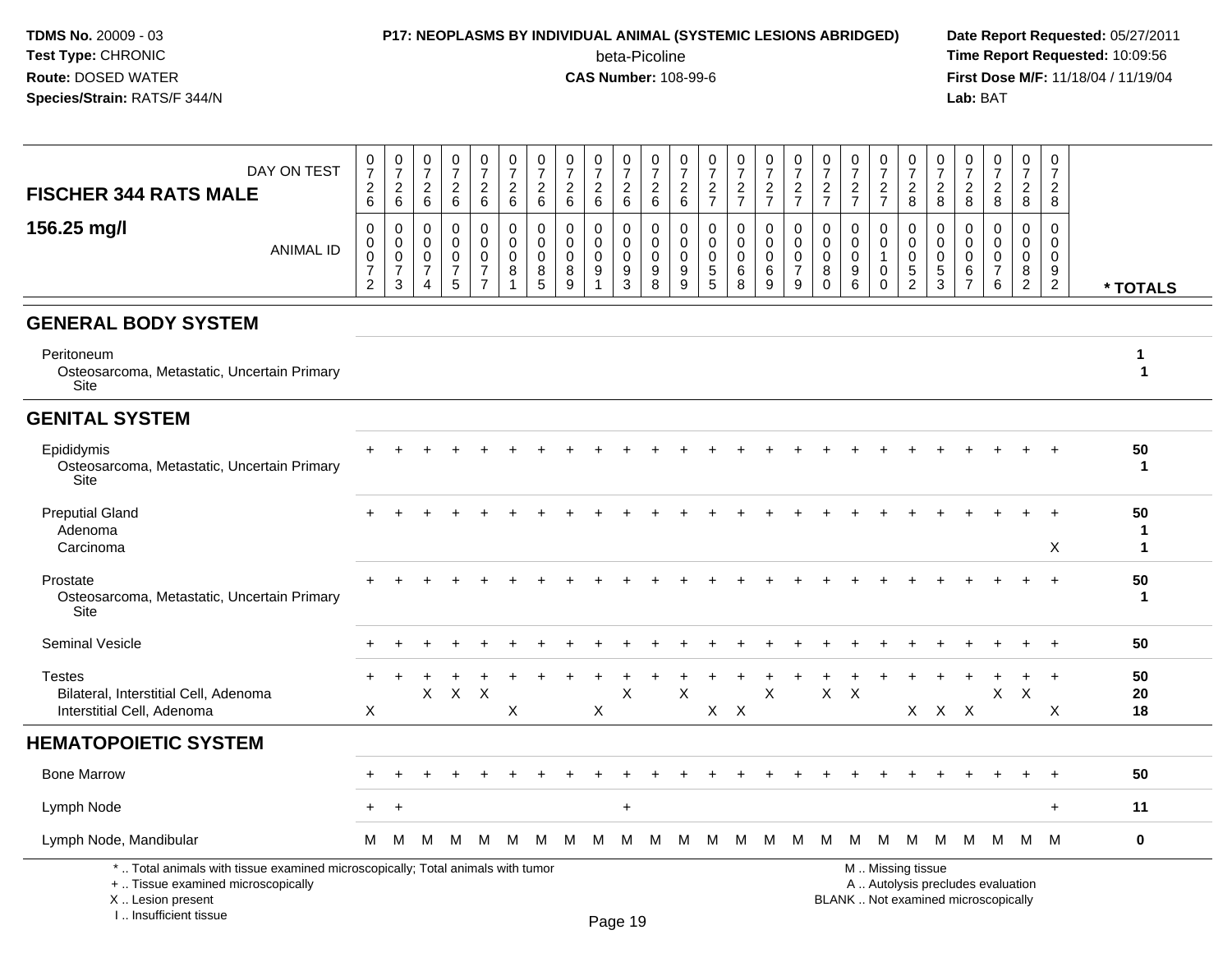**TDMS No.** 20009 - 03
**Test Type:** CHRONIC
**Route:** DOSED WATER
**Species/Strain:** RATS/F 344/N

**P17: NEOPLASMS BY INDIVIDUAL ANIMAL (SYSTEMIC LESIONS ABRIDGED)**
beta-Picoline
**CAS Number:** 108-99-6

**Date Report Requested:** 05/27/2011
**Time Report Requested:** 10:09:56
**First Dose M/F:** 11/18/04 / 11/19/04
**Lab:** BAT

## FISCHER 344 RATS MALE
## 156.25 mg/l

| DAY ON TEST | 0726 | 0726 | 0726 | 0726 | 0726 | 0726 | 0726 | 0726 | 0726 | 0726 | 0726 | 0726 | 0727 | 0727 | 0727 | 0727 | 0727 | 0727 | 0727 | 0728 | 0728 | 0728 | 0728 | 0728 | 0728 | |
|---|---|---|---|---|---|---|---|---|---|---|---|---|---|---|---|---|---|---|---|---|---|---|---|---|---|---|
| ANIMAL ID | 00072 | 00073 | 00074 | 00075 | 00077 | 00081 | 00085 | 00089 | 00091 | 00093 | 00098 | 00099 | 00055 | 00068 | 00069 | 00079 | 00080 | 00096 | 00100 | 00052 | 00053 | 00067 | 00076 | 00082 | 00092 | * TOTALS |
| **GENERAL BODY SYSTEM** | | | | | | | | | | | | | | | | | | | | | | | | | | |
| Peritoneum | | | | | | | | | | | | | | | | | | | | | | | | | | 1 |
| Osteosarcoma, Metastatic, Uncertain Primary Site | | | | | | | | | | | | | | | | | | | | | | | | | | 1 |
| **GENITAL SYSTEM** | | | | | | | | | | | | | | | | | | | | | | | | | | |
| Epididymis | + | + | + | + | + | + | + | + | + | + | + | + | + | + | + | + | + | + | + | + | + | + | + | + | + | 50 |
| Osteosarcoma, Metastatic, Uncertain Primary Site | | | | | | | | | | | | | | | | | | | | | | | | | | 1 |
| Preputial Gland | + | + | + | + | + | + | + | + | + | + | + | + | + | + | + | + | + | + | + | + | + | + | + | + | + | 50 |
| Adenoma | | | | | | | | | | | | | | | | | | | | | | | | | | 1 |
| Carcinoma | | | | | | | | | | | | | | | | | | | | | | | | | X | 1 |
| Prostate | + | + | + | + | + | + | + | + | + | + | + | + | + | + | + | + | + | + | + | + | + | + | + | + | + | 50 |
| Osteosarcoma, Metastatic, Uncertain Primary Site | | | | | | | | | | | | | | | | | | | | | | | | | | 1 |
| Seminal Vesicle | + | + | + | + | + | + | + | + | + | + | + | + | + | + | + | + | + | + | + | + | + | + | + | + | + | 50 |
| Testes | + | + | + | + | + | + | + | + | + | + | + | + | + | + | + | + | + | + | + | + | + | + | + | + | + | 50 |
| Bilateral, Interstitial Cell, Adenoma | | | X | X | X | | | | | X | | X | | | X | | X | X | | | | | X | X | | 20 |
| Interstitial Cell, Adenoma | X | | | | | X | | | X | | | | X | X | | | | | | X | X | X | | | X | 18 |
| **HEMATOPOIETIC SYSTEM** | | | | | | | | | | | | | | | | | | | | | | | | | | |
| Bone Marrow | + | + | + | + | + | + | + | + | + | + | + | + | + | + | + | + | + | + | + | + | + | + | + | + | + | 50 |
| Lymph Node | + | + | | | | | | | | + | | | | | | | | | | | | | | | + | 11 |
| Lymph Node, Mandibular | M | M | M | M | M | M | M | M | M | M | M | M | M | M | M | M | M | M | M | M | M | M | M | M | M | 0 |

\* .. Total animals with tissue examined microscopically; Total animals with tumor
\+ .. Tissue examined microscopically
X .. Lesion present
I .. Insufficient tissue

M .. Missing tissue
A .. Autolysis precludes evaluation
BLANK .. Not examined microscopically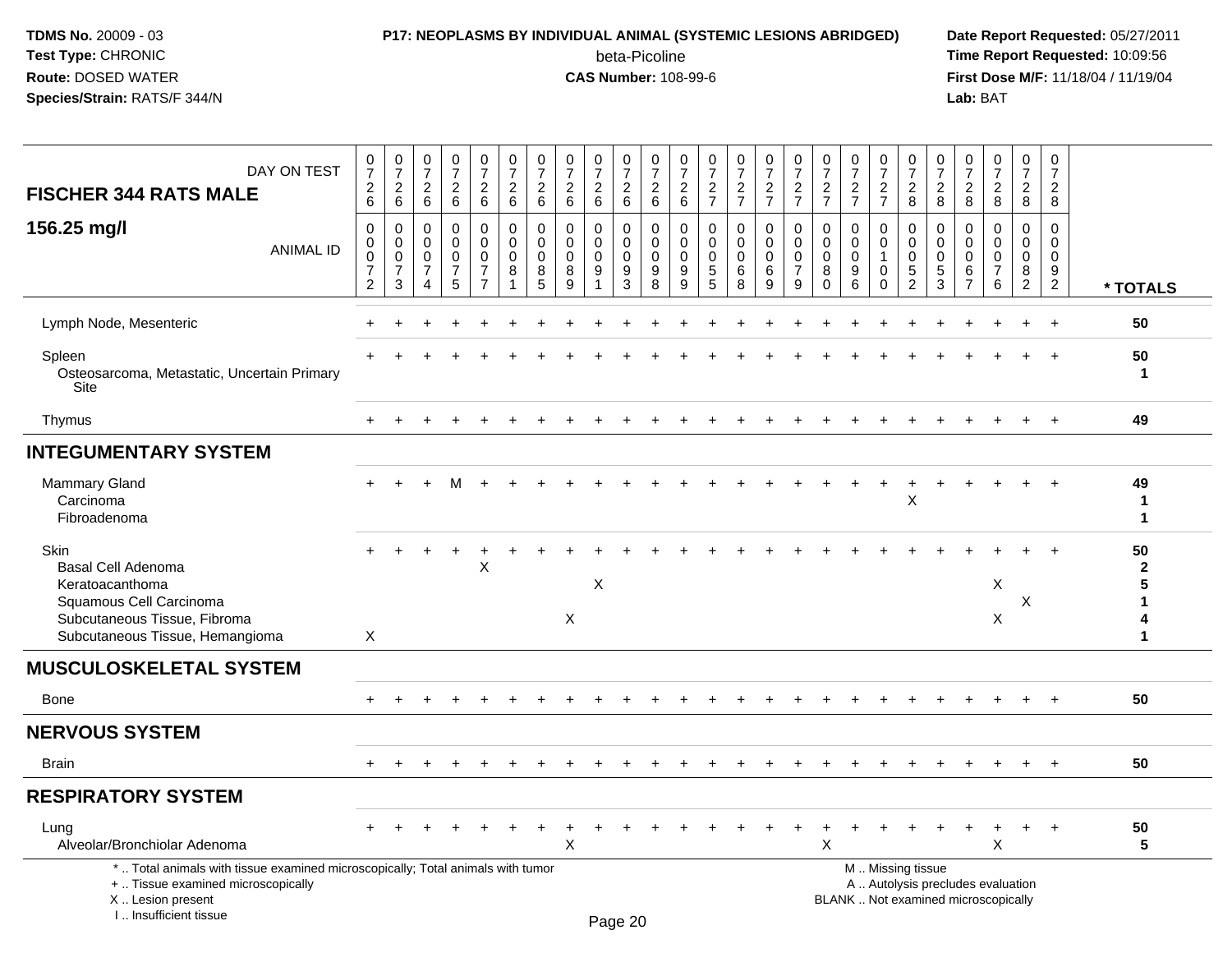**TDMS No.** 20009 - 03
**Test Type:** CHRONIC
**Route:** DOSED WATER
**Species/Strain:** RATS/F 344/N

**P17: NEOPLASMS BY INDIVIDUAL ANIMAL (SYSTEMIC LESIONS ABRIDGED)**
beta-Picoline
**CAS Number:** 108-99-6

**Date Report Requested:** 05/27/2011
**Time Report Requested:** 10:09:56
**First Dose M/F:** 11/18/04 / 11/19/04
**Lab:** BAT

## FISCHER 344 RATS MALE — 156.25 mg/l

| DAY ON TEST | 0726 | 0726 | 0726 | 0726 | 0726 | 0726 | 0726 | 0726 | 0726 | 0726 | 0726 | 0726 | 0727 | 0727 | 0727 | 0727 | 0727 | 0727 | 0727 | 0728 | 0728 | 0728 | 0728 | 0728 | 0728 | |
|---|---|---|---|---|---|---|---|---|---|---|---|---|---|---|---|---|---|---|---|---|---|---|---|---|---|---|
| **ANIMAL ID** | 0072 | 0073 | 0074 | 0075 | 0077 | 0081 | 0085 | 0089 | 0091 | 0093 | 0098 | 0099 | 0055 | 0068 | 0069 | 0079 | 0080 | 0096 | 0100 | 0052 | 0053 | 0067 | 0076 | 0082 | 0092 | **\* TOTALS** |
| Lymph Node, Mesenteric | + | + | + | + | + | + | + | + | + | + | + | + | + | + | + | + | + | + | + | + | + | + | + | + | + | **50** |
| Spleen | + | + | + | + | + | + | + | + | + | + | + | + | + | + | + | + | + | + | + | + | + | + | + | + | + | **50** |
| Osteosarcoma, Metastatic, Uncertain Primary Site | | | | | | | | | | | | | | | | | | | | | | | | | | **1** |
| Thymus | + | + | + | + | + | + | + | + | + | + | + | + | + | + | + | + | + | + | + | + | + | + | + | + | + | **49** |
| **INTEGUMENTARY SYSTEM** | | | | | | | | | | | | | | | | | | | | | | | | | | |
| Mammary Gland | + | + | + | M | + | + | + | + | + | + | + | + | + | + | + | + | + | + | + | + | + | + | + | + | + | **49** |
| Carcinoma | | | | | | | | | | | | | | | | | | | | X | | | | | | **1** |
| Fibroadenoma | | | | | | | | | | | | | | | | | | | | | | | | | | **1** |
| Skin | + | + | + | + | + | + | + | + | + | + | + | + | + | + | + | + | + | + | + | + | + | + | + | + | + | **50** |
| Basal Cell Adenoma | | | | | X | | | | | | | | | | | | | | | | | | | | | **2** |
| Keratoacanthoma | | | | | | | | | X | | | | | | | | | | | | | | X | | | **5** |
| Squamous Cell Carcinoma | | | | | | | | | | | | | | | | | | | | | | | | X | | **1** |
| Subcutaneous Tissue, Fibroma | | | | | | | | X | | | | | | | | | | | | | | | X | | | **4** |
| Subcutaneous Tissue, Hemangioma | X | | | | | | | | | | | | | | | | | | | | | | | | | **1** |
| **MUSCULOSKELETAL SYSTEM** | | | | | | | | | | | | | | | | | | | | | | | | | | |
| Bone | + | + | + | + | + | + | + | + | + | + | + | + | + | + | + | + | + | + | + | + | + | + | + | + | + | **50** |
| **NERVOUS SYSTEM** | | | | | | | | | | | | | | | | | | | | | | | | | | |
| Brain | + | + | + | + | + | + | + | + | + | + | + | + | + | + | + | + | + | + | + | + | + | + | + | + | + | **50** |
| **RESPIRATORY SYSTEM** | | | | | | | | | | | | | | | | | | | | | | | | | | |
| Lung | + | + | + | + | + | + | + | + | + | + | + | + | + | + | + | + | + | + | + | + | + | + | + | + | + | **50** |
| Alveolar/Bronchiolar Adenoma | | | | | | | | X | | | | | | | | | X | | | | | | X | | | **5** |

\* .. Total animals with tissue examined microscopically; Total animals with tumor
\+ .. Tissue examined microscopically
X .. Lesion present
I .. Insufficient tissue

M .. Missing tissue
A .. Autolysis precludes evaluation
BLANK .. Not examined microscopically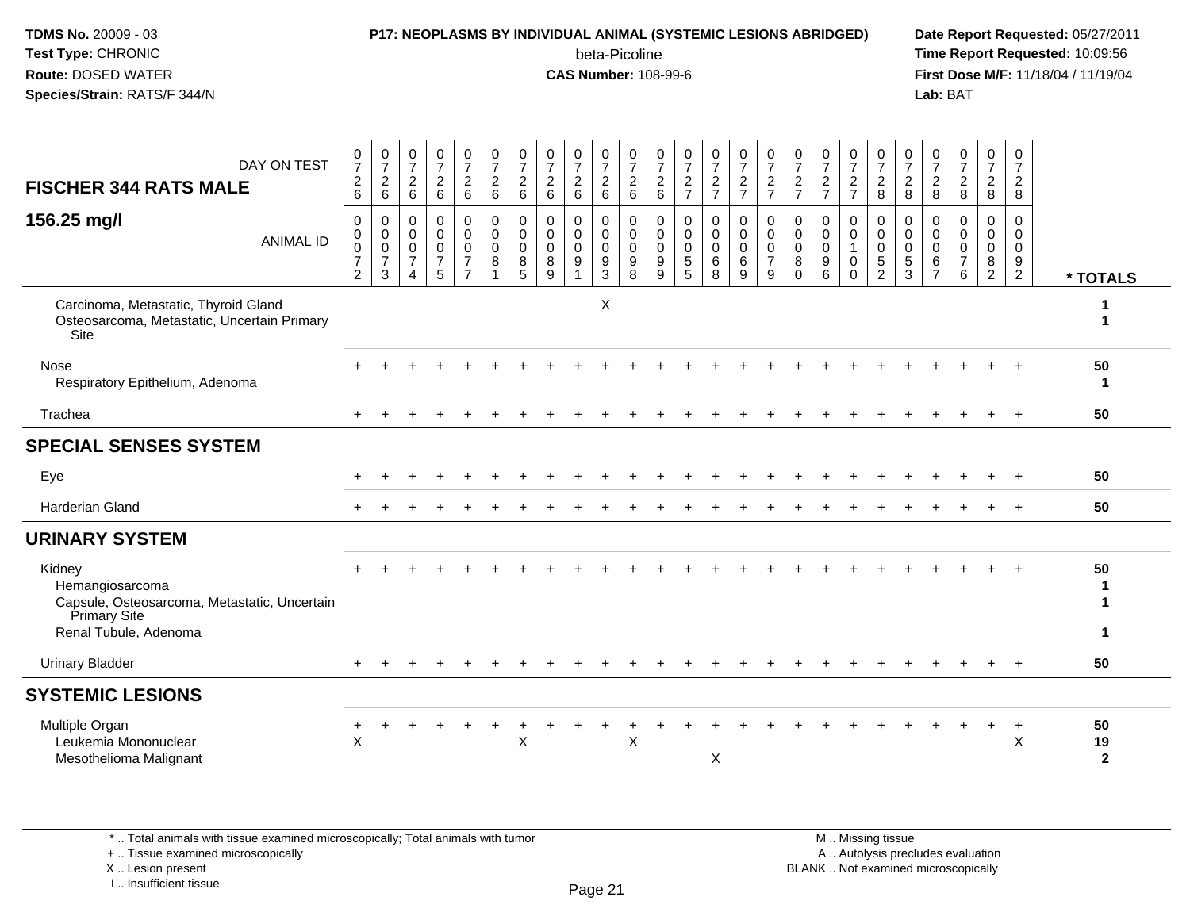**TDMS No.** 20009 - 03
**Test Type:** CHRONIC
**Route:** DOSED WATER
**Species/Strain:** RATS/F 344/N

**P17: NEOPLASMS BY INDIVIDUAL ANIMAL (SYSTEMIC LESIONS ABRIDGED)**
beta-Picoline
**CAS Number:** 108-99-6

**Date Report Requested:** 05/27/2011
**Time Report Requested:** 10:09:56
**First Dose M/F:** 11/18/04 / 11/19/04
**Lab:** BAT

| FISCHER 344 RATS MALE — DAY ON TEST | 0726 | 0726 | 0726 | 0726 | 0726 | 0726 | 0726 | 0726 | 0726 | 0726 | 0726 | 0726 | 0727 | 0727 | 0727 | 0727 | 0727 | 0727 | 0727 | 0728 | 0728 | 0728 | 0728 | 0728 | 0728 | |
|---|---|---|---|---|---|---|---|---|---|---|---|---|---|---|---|---|---|---|---|---|---|---|---|---|---|---|
| **156.25 mg/l** — ANIMAL ID | 00072 | 00073 | 00074 | 00075 | 00077 | 00081 | 00085 | 00089 | 00091 | 00093 | 00098 | 00099 | 00055 | 00068 | 00069 | 00079 | 00080 | 00096 | 00100 | 00052 | 00053 | 00067 | 00076 | 00082 | 00092 | * TOTALS |
| Carcinoma, Metastatic, Thyroid Gland | | | | | | | | | | X | | | | | | | | | | | | | | | | 1 |
| Osteosarcoma, Metastatic, Uncertain Primary Site | | | | | | | | | | | | | | | | | | | | | | | | | | 1 |
| Nose | + | + | + | + | + | + | + | + | + | + | + | + | + | + | + | + | + | + | + | + | + | + | + | + | + | 50 |
| Respiratory Epithelium, Adenoma | | | | | | | | | | | | | | | | | | | | | | | | | | 1 |
| Trachea | + | + | + | + | + | + | + | + | + | + | + | + | + | + | + | + | + | + | + | + | + | + | + | + | + | 50 |
| **SPECIAL SENSES SYSTEM** | | | | | | | | | | | | | | | | | | | | | | | | | | |
| Eye | + | + | + | + | + | + | + | + | + | + | + | + | + | + | + | + | + | + | + | + | + | + | + | + | + | 50 |
| Harderian Gland | + | + | + | + | + | + | + | + | + | + | + | + | + | + | + | + | + | + | + | + | + | + | + | + | + | 50 |
| **URINARY SYSTEM** | | | | | | | | | | | | | | | | | | | | | | | | | | |
| Kidney | + | + | + | + | + | + | + | + | + | + | + | + | + | + | + | + | + | + | + | + | + | + | + | + | + | 50 |
| Hemangiosarcoma | | | | | | | | | | | | | | | | | | | | | | | | | | 1 |
| Capsule, Osteosarcoma, Metastatic, Uncertain Primary Site | | | | | | | | | | | | | | | | | | | | | | | | | | 1 |
| Renal Tubule, Adenoma | | | | | | | | | | | | | | | | | | | | | | | | | | 1 |
| Urinary Bladder | + | + | + | + | + | + | + | + | + | + | + | + | + | + | + | + | + | + | + | + | + | + | + | + | + | 50 |
| **SYSTEMIC LESIONS** | | | | | | | | | | | | | | | | | | | | | | | | | | |
| Multiple Organ | + | + | + | + | + | + | + | + | + | + | + | + | + | + | + | + | + | + | + | + | + | + | + | + | + | 50 |
| Leukemia Mononuclear | X | | | | | | X | | | | X | | | | | | | | | | | | | | X | 19 |
| Mesothelioma Malignant | | | | | | | | | | | | | | X | | | | | | | | | | | | 2 |

\* .. Total animals with tissue examined microscopically; Total animals with tumor
\+ .. Tissue examined microscopically
X .. Lesion present
I .. Insufficient tissue

M .. Missing tissue
A .. Autolysis precludes evaluation
BLANK .. Not examined microscopically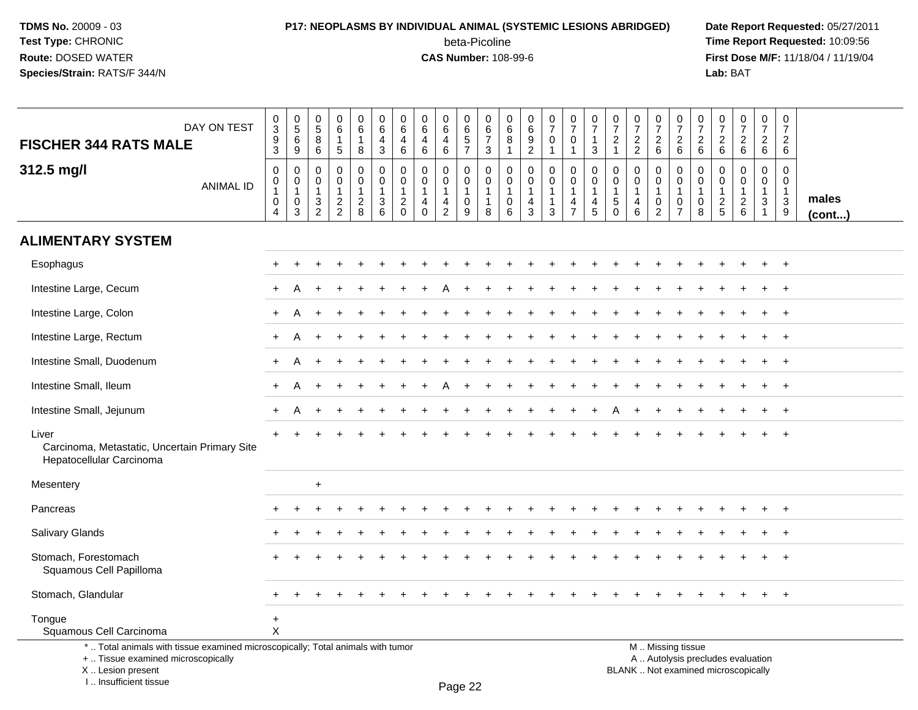**TDMS No.** 20009 - 03
**Test Type:** CHRONIC
**Route:** DOSED WATER
**Species/Strain:** RATS/F 344/N

**P17: NEOPLASMS BY INDIVIDUAL ANIMAL (SYSTEMIC LESIONS ABRIDGED)**
beta-Picoline
**CAS Number:** 108-99-6

**Date Report Requested:** 05/27/2011
**Time Report Requested:** 10:09:56
**First Dose M/F:** 11/18/04 / 11/19/04
**Lab:** BAT

## FISCHER 344 RATS MALE — 312.5 mg/l

| DAY ON TEST | 0393 | 0569 | 0586 | 0615 | 0618 | 0643 | 0646 | 0646 | 0646 | 0657 | 0673 | 0681 | 0692 | 0701 | 0701 | 0713 | 0721 | 0722 | 0726 | 0726 | 0726 | 0726 | 0726 | 0726 | 0726 | |
|---|---|---|---|---|---|---|---|---|---|---|---|---|---|---|---|---|---|---|---|---|---|---|---|---|---|---|
| ANIMAL ID | 00104 | 00103 | 00132 | 00122 | 00128 | 00136 | 00120 | 00140 | 00142 | 00109 | 00118 | 00106 | 00143 | 00113 | 00147 | 00145 | 00150 | 00146 | 00102 | 00107 | 00108 | 00125 | 00126 | 00131 | 00139 | males (cont...) |
| **ALIMENTARY SYSTEM** | | | | | | | | | | | | | | | | | | | | | | | | | | |
| Esophagus | + | + | + | + | + | + | + | + | + | + | + | + | + | + | + | + | + | + | + | + | + | + | + | + | + | |
| Intestine Large, Cecum | + | A | + | + | + | + | + | + | A | + | + | + | + | + | + | + | + | + | + | + | + | + | + | + | + | |
| Intestine Large, Colon | + | A | + | + | + | + | + | + | + | + | + | + | + | + | + | + | + | + | + | + | + | + | + | + | + | |
| Intestine Large, Rectum | + | A | + | + | + | + | + | + | + | + | + | + | + | + | + | + | + | + | + | + | + | + | + | + | + | |
| Intestine Small, Duodenum | + | A | + | + | + | + | + | + | + | + | + | + | + | + | + | + | + | + | + | + | + | + | + | + | + | |
| Intestine Small, Ileum | + | A | + | + | + | + | + | + | A | + | + | + | + | + | + | + | + | + | + | + | + | + | + | + | + | |
| Intestine Small, Jejunum | + | A | + | + | + | + | + | + | + | + | + | + | + | + | + | + | A | + | + | + | + | + | + | + | + | |
| Liver | + | + | + | + | + | + | + | + | + | + | + | + | + | + | + | + | + | + | + | + | + | + | + | + | + | |
| Carcinoma, Metastatic, Uncertain Primary Site | | | | | | | | | | | | | | | | | | | | | | | | | | |
| Hepatocellular Carcinoma | | | | | | | | | | | | | | | | | | | | | | | | | | |
| Mesentery | | | + | | | | | | | | | | | | | | | | | | | | | | | |
| Pancreas | + | + | + | + | + | + | + | + | + | + | + | + | + | + | + | + | + | + | + | + | + | + | + | + | + | |
| Salivary Glands | + | + | + | + | + | + | + | + | + | + | + | + | + | + | + | + | + | + | + | + | + | + | + | + | + | |
| Stomach, Forestomach | + | + | + | + | + | + | + | + | + | + | + | + | + | + | + | + | + | + | + | + | + | + | + | + | + | |
| Squamous Cell Papilloma | | | | | | | | | | | | | | | | | | | | | | | | | | |
| Stomach, Glandular | + | + | + | + | + | + | + | + | + | + | + | + | + | + | + | + | + | + | + | + | + | + | + | + | + | |
| Tongue | + | | | | | | | | | | | | | | | | | | | | | | | | | |
| Squamous Cell Carcinoma | X | | | | | | | | | | | | | | | | | | | | | | | | | |

* .. Total animals with tissue examined microscopically; Total animals with tumor
+ .. Tissue examined microscopically
X .. Lesion present
I .. Insufficient tissue

M .. Missing tissue
A .. Autolysis precludes evaluation
BLANK .. Not examined microscopically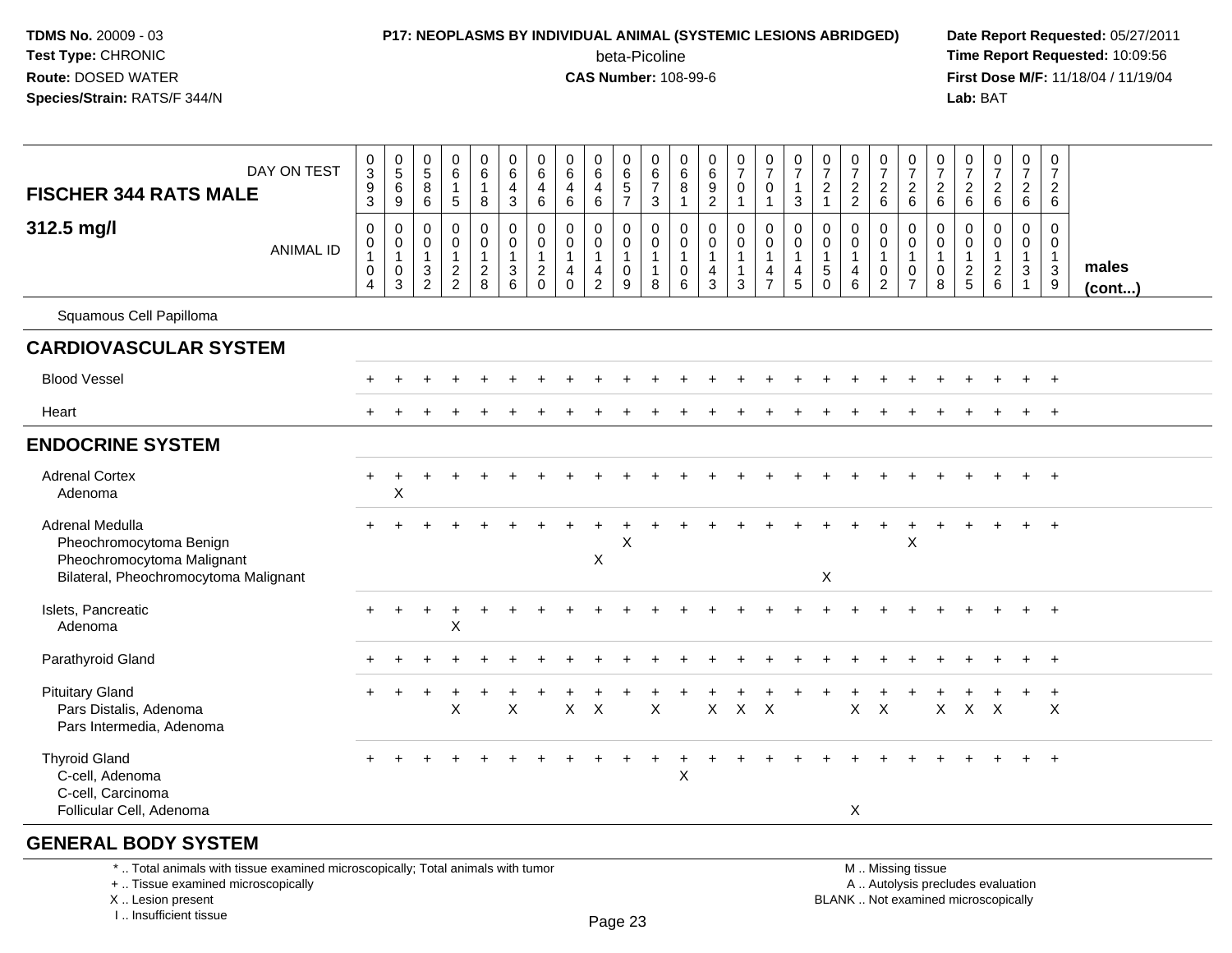**TDMS No.** 20009 - 03
**Test Type:** CHRONIC
**Route:** DOSED WATER
**Species/Strain:** RATS/F 344/N

**P17: NEOPLASMS BY INDIVIDUAL ANIMAL (SYSTEMIC LESIONS ABRIDGED)**
beta-Picoline
**CAS Number:** 108-99-6

**Date Report Requested:** 05/27/2011
**Time Report Requested:** 10:09:56
**First Dose M/F:** 11/18/04 / 11/19/04
**Lab:** BAT

| FISCHER 344 RATS MALE — DAY ON TEST | 0393 | 0569 | 0586 | 0615 | 0618 | 0643 | 0646 | 0646 | 0646 | 0657 | 0673 | 0681 | 0692 | 0701 | 0701 | 0713 | 0721 | 0722 | 0726 | 0726 | 0726 | 0726 | 0726 | 0726 | 0726 | |
|---|---|---|---|---|---|---|---|---|---|---|---|---|---|---|---|---|---|---|---|---|---|---|---|---|---|---|
| **312.5 mg/l** — ANIMAL ID | 00104 | 00103 | 00132 | 00122 | 00128 | 00136 | 00120 | 00140 | 00142 | 00109 | 00118 | 00106 | 00143 | 00113 | 00147 | 00145 | 00150 | 00146 | 00102 | 00107 | 00108 | 00125 | 00126 | 00131 | 00139 | **males (cont...)** |
| Squamous Cell Papilloma | | | | | | | | | | | | | | | | | | | | | | | | | | |
| **CARDIOVASCULAR SYSTEM** | | | | | | | | | | | | | | | | | | | | | | | | | | |
| Blood Vessel | + | + | + | + | + | + | + | + | + | + | + | + | + | + | + | + | + | + | + | + | + | + | + | + | + | |
| Heart | + | + | + | + | + | + | + | + | + | + | + | + | + | + | + | + | + | + | + | + | + | + | + | + | + | |
| **ENDOCRINE SYSTEM** | | | | | | | | | | | | | | | | | | | | | | | | | | |
| Adrenal Cortex | + | + | + | + | + | + | + | + | + | + | + | + | + | + | + | + | + | + | + | + | + | + | + | + | + | |
| Adenoma | | X | | | | | | | | | | | | | | | | | | | | | | | | |
| Adrenal Medulla | + | + | + | + | + | + | + | + | + | + | + | + | + | + | + | + | + | + | + | + | + | + | + | + | + | |
| Pheochromocytoma Benign | | | | | | | | | | X | | | | | | | | | | X | | | | | | |
| Pheochromocytoma Malignant | | | | | | | | | X | | | | | | | | | | | | | | | | | |
| Bilateral, Pheochromocytoma Malignant | | | | | | | | | | | | | | | | | X | | | | | | | | | |
| Islets, Pancreatic | + | + | + | + | + | + | + | + | + | + | + | + | + | + | + | + | + | + | + | + | + | + | + | + | + | |
| Adenoma | | | | X | | | | | | | | | | | | | | | | | | | | | | |
| Parathyroid Gland | + | + | + | + | + | + | + | + | + | + | + | + | + | + | + | + | + | + | + | + | + | + | + | + | + | |
| Pituitary Gland | + | + | + | + | + | + | + | + | + | + | + | + | + | + | + | + | + | + | + | + | + | + | + | + | + | |
| Pars Distalis, Adenoma | | | | X | | X | | X | X | | X | | X | X | X | | | X | X | | X | X | X | | X | |
| Pars Intermedia, Adenoma | | | | | | | | | | | | | | | | | | | | | | | | | | |
| Thyroid Gland | + | + | + | + | + | + | + | + | + | + | + | + | + | + | + | + | + | + | + | + | + | + | + | + | + | |
| C-cell, Adenoma | | | | | | | | | | | | X | | | | | | | | | | | | | | |
| C-cell, Carcinoma | | | | | | | | | | | | | | | | | | | | | | | | | | |
| Follicular Cell, Adenoma | | | | | | | | | | | | | | | | | | X | | | | | | | | |
| **GENERAL BODY SYSTEM** | | | | | | | | | | | | | | | | | | | | | | | | | | |

\* .. Total animals with tissue examined microscopically; Total animals with tumor
\+ .. Tissue examined microscopically
X .. Lesion present
I .. Insufficient tissue

M .. Missing tissue
A .. Autolysis precludes evaluation
BLANK .. Not examined microscopically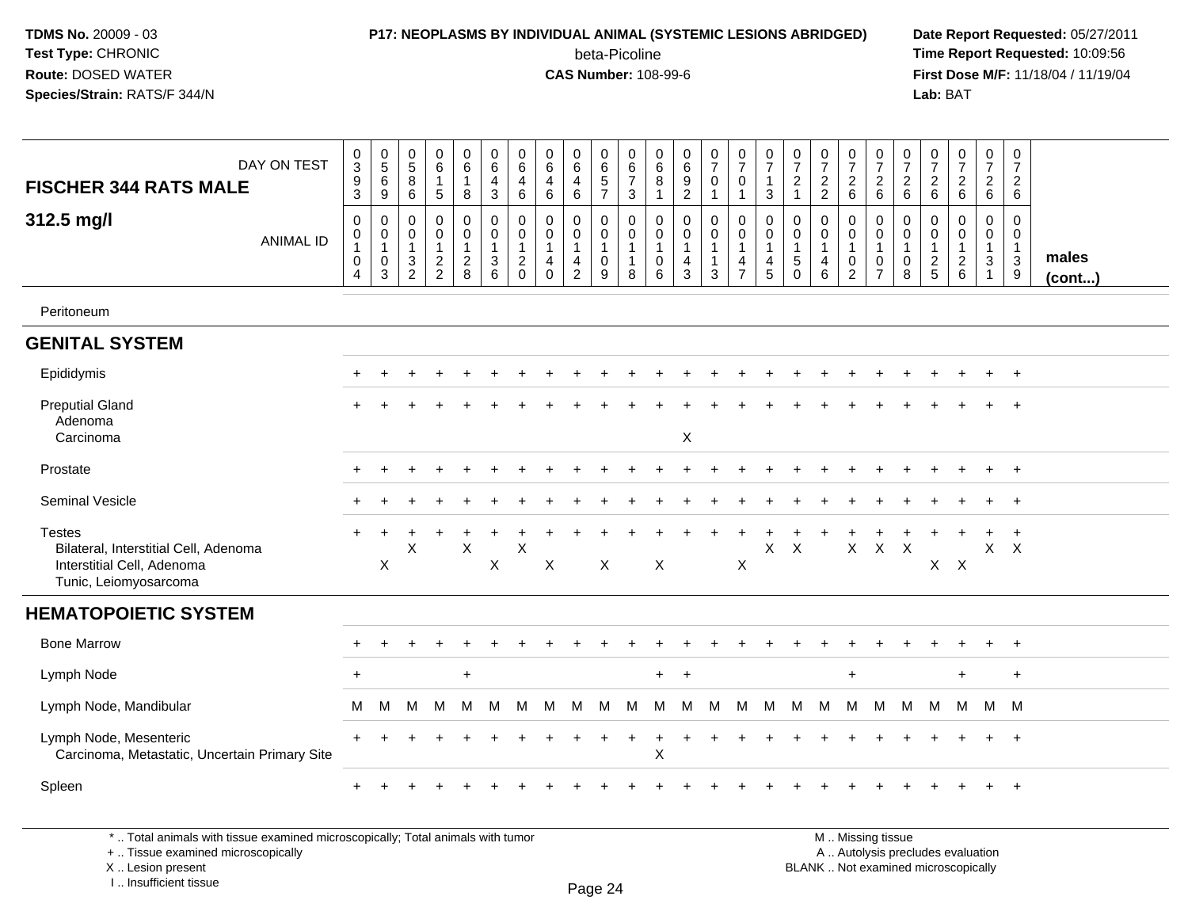**TDMS No.** 20009 - 03
**Test Type:** CHRONIC
**Route:** DOSED WATER
**Species/Strain:** RATS/F 344/N

**P17: NEOPLASMS BY INDIVIDUAL ANIMAL (SYSTEMIC LESIONS ABRIDGED)**
beta-Picoline
**CAS Number:** 108-99-6

**Date Report Requested:** 05/27/2011
**Time Report Requested:** 10:09:56
**First Dose M/F:** 11/18/04 / 11/19/04
**Lab:** BAT

| FISCHER 344 RATS MALE — DAY ON TEST | 0393 | 0569 | 0586 | 0615 | 0618 | 0643 | 0646 | 0646 | 0646 | 0657 | 0673 | 0681 | 0692 | 0701 | 0701 | 0713 | 0721 | 0722 | 0726 | 0726 | 0726 | 0726 | 0726 | 0726 | 0726 | |
|---|---|---|---|---|---|---|---|---|---|---|---|---|---|---|---|---|---|---|---|---|---|---|---|---|---|---|
| **312.5 mg/l** — ANIMAL ID | 0010 4 | 0010 3 | 0013 2 | 0012 2 | 0012 8 | 0013 6 | 0012 0 | 0014 0 | 0014 2 | 0010 9 | 0011 8 | 0010 6 | 0014 3 | 0011 3 | 0014 7 | 0014 5 | 0015 0 | 0014 6 | 0010 2 | 0010 7 | 0010 8 | 0012 5 | 0012 6 | 0013 1 | 0013 9 | **males (cont...)** |
| Peritoneum | | | | | | | | | | | | | | | | | | | | | | | | | | |
| **GENITAL SYSTEM** | | | | | | | | | | | | | | | | | | | | | | | | | | |
| Epididymis | + | + | + | + | + | + | + | + | + | + | + | + | + | + | + | + | + | + | + | + | + | + | + | + | + | |
| Preputial Gland | + | + | + | + | + | + | + | + | + | + | + | + | + | + | + | + | + | + | + | + | + | + | + | + | + | |
| Adenoma | | | | | | | | | | | | | | | | | | | | | | | | | | |
| Carcinoma | | | | | | | | | | | | | X | | | | | | | | | | | | | |
| Prostate | + | + | + | + | + | + | + | + | + | + | + | + | + | + | + | + | + | + | + | + | + | + | + | + | + | |
| Seminal Vesicle | + | + | + | + | + | + | + | + | + | + | + | + | + | + | + | + | + | + | + | + | + | + | + | + | + | |
| Testes | + | + | + | + | + | + | + | + | + | + | + | + | + | + | + | + | + | + | + | + | + | + | + | + | + | |
| Bilateral, Interstitial Cell, Adenoma | | | X | | X | | X | | | | | | | | | X | X | | X | X | X | | | X | X | |
| Interstitial Cell, Adenoma | | X | | | | X | | X | | X | | X | | | X | | | | | | | X | X | | | |
| Tunic, Leiomyosarcoma | | | | | | | | | | | | | | | | | | | | | | | | | | |
| **HEMATOPOIETIC SYSTEM** | | | | | | | | | | | | | | | | | | | | | | | | | | |
| Bone Marrow | + | + | + | + | + | + | + | + | + | + | + | + | + | + | + | + | + | + | + | + | + | + | + | + | + | |
| Lymph Node | + | | | | + | | | | | | | + | + | | | | | | + | | | | + | | + | |
| Lymph Node, Mandibular | M | M | M | M | M | M | M | M | M | M | M | M | M | M | M | M | M | M | M | M | M | M | M | M | M | |
| Lymph Node, Mesenteric | + | + | + | + | + | + | + | + | + | + | + | + | + | + | + | + | + | + | + | + | + | + | + | + | + | |
| Carcinoma, Metastatic, Uncertain Primary Site | | | | | | | | | | | | X | | | | | | | | | | | | | | |
| Spleen | + | + | + | + | + | + | + | + | + | + | + | + | + | + | + | + | + | + | + | + | + | + | + | + | + | |

\* .. Total animals with tissue examined microscopically; Total animals with tumor
\+ .. Tissue examined microscopically
X .. Lesion present
I .. Insufficient tissue

M .. Missing tissue
A .. Autolysis precludes evaluation
BLANK .. Not examined microscopically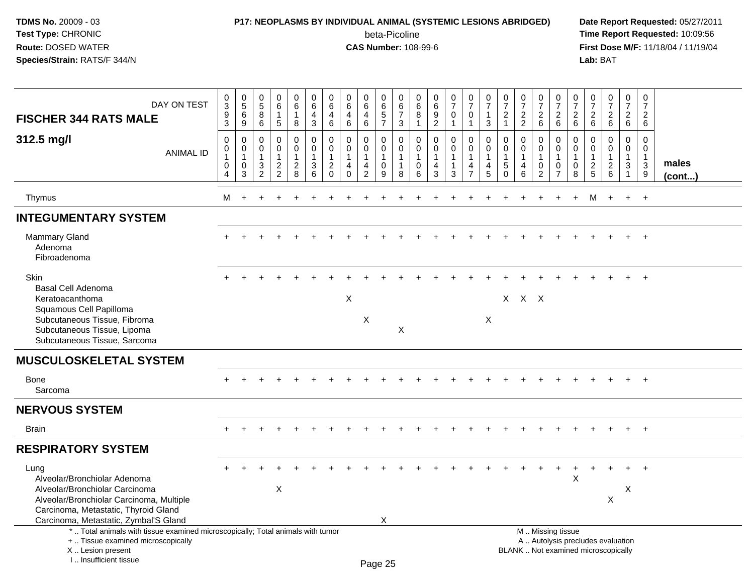**TDMS No.** 20009 - 03
**Test Type:** CHRONIC
**Route:** DOSED WATER
**Species/Strain:** RATS/F 344/N

**P17: NEOPLASMS BY INDIVIDUAL ANIMAL (SYSTEMIC LESIONS ABRIDGED)**
beta-Picoline
**CAS Number:** 108-99-6

**Date Report Requested:** 05/27/2011
**Time Report Requested:** 10:09:56
**First Dose M/F:** 11/18/04 / 11/19/04
**Lab:** BAT

| FISCHER 344 RATS MALE — DAY ON TEST | 0393 | 0569 | 0586 | 0615 | 0618 | 0643 | 0646 | 0646 | 0646 | 0657 | 0673 | 0681 | 0692 | 0701 | 0701 | 0713 | 0721 | 0722 | 0726 | 0726 | 0726 | 0726 | 0726 | 0726 | 0726 | |
|---|---|---|---|---|---|---|---|---|---|---|---|---|---|---|---|---|---|---|---|---|---|---|---|---|---|---|
| **312.5 mg/l** — ANIMAL ID | 0010 4 | 0010 3 | 0013 2 | 0012 2 | 0012 8 | 0013 6 | 0012 0 | 0014 0 | 0014 2 | 0010 9 | 0011 8 | 0010 6 | 0014 3 | 0011 3 | 0014 7 | 0014 5 | 0015 0 | 0014 6 | 0010 2 | 0010 7 | 0010 8 | 0012 5 | 0012 6 | 0013 1 | 0013 9 | **males (cont...)** |
| Thymus | M | + | + | + | + | + | + | + | + | + | + | + | + | + | + | + | + | + | + | + | + | M | + | + | + | |
| **INTEGUMENTARY SYSTEM** | | | | | | | | | | | | | | | | | | | | | | | | | | |
| Mammary Gland | + | + | + | + | + | + | + | + | + | + | + | + | + | + | + | + | + | + | + | + | + | + | + | + | + | |
| Adenoma | | | | | | | | | | | | | | | | | | | | | | | | | | |
| Fibroadenoma | | | | | | | | | | | | | | | | | | | | | | | | | | |
| Skin | + | + | + | + | + | + | + | + | + | + | + | + | + | + | + | + | + | + | + | + | + | + | + | + | + | |
| Basal Cell Adenoma | | | | | | | | | | | | | | | | | | | | | | | | | | |
| Keratoacanthoma | | | | | | | | X | | | | | | | | | X | X | X | | | | | | | |
| Squamous Cell Papilloma | | | | | | | | | | | | | | | | | | | | | | | | | | |
| Subcutaneous Tissue, Fibroma | | | | | | | | | X | | | | | | | X | | | | | | | | | | |
| Subcutaneous Tissue, Lipoma | | | | | | | | | | | X | | | | | | | | | | | | | | | |
| Subcutaneous Tissue, Sarcoma | | | | | | | | | | | | | | | | | | | | | | | | | | |
| **MUSCULOSKELETAL SYSTEM** | | | | | | | | | | | | | | | | | | | | | | | | | | |
| Bone | + | + | + | + | + | + | + | + | + | + | + | + | + | + | + | + | + | + | + | + | + | + | + | + | + | |
| Sarcoma | | | | | | | | | | | | | | | | | | | | | | | | | | |
| **NERVOUS SYSTEM** | | | | | | | | | | | | | | | | | | | | | | | | | | |
| Brain | + | + | + | + | + | + | + | + | + | + | + | + | + | + | + | + | + | + | + | + | + | + | + | + | + | |
| **RESPIRATORY SYSTEM** | | | | | | | | | | | | | | | | | | | | | | | | | | |
| Lung | + | + | + | + | + | + | + | + | + | + | + | + | + | + | + | + | + | + | + | + | + | + | + | + | + | |
| Alveolar/Bronchiolar Adenoma | | | | | | | | | | | | | | | | | | | | | X | | | | | |
| Alveolar/Bronchiolar Carcinoma | | | | X | | | | | | | | | | | | | | | | | | | | X | | |
| Alveolar/Bronchiolar Carcinoma, Multiple | | | | | | | | | | | | | | | | | | | | | | | X | | | |
| Carcinoma, Metastatic, Thyroid Gland | | | | | | | | | | | | | | | | | | | | | | | | | | |
| Carcinoma, Metastatic, Zymbal'S Gland | | | | | | | | | | X | | | | | | | | | | | | | | | | |

\* .. Total animals with tissue examined microscopically; Total animals with tumor
\+ .. Tissue examined microscopically
X .. Lesion present
I .. Insufficient tissue

M .. Missing tissue
A .. Autolysis precludes evaluation
BLANK .. Not examined microscopically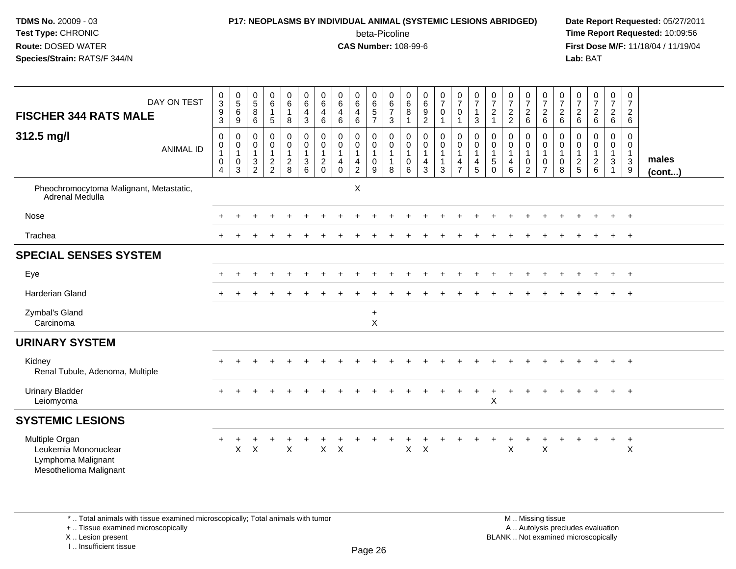**TDMS No.** 20009 - 03
**Test Type:** CHRONIC
**Route:** DOSED WATER
**Species/Strain:** RATS/F 344/N

**P17: NEOPLASMS BY INDIVIDUAL ANIMAL (SYSTEMIC LESIONS ABRIDGED)**
beta-Picoline
**CAS Number:** 108-99-6

**Date Report Requested:** 05/27/2011
**Time Report Requested:** 10:09:56
**First Dose M/F:** 11/18/04 / 11/19/04
**Lab:** BAT

| FISCHER 344 RATS MALE — DAY ON TEST | 0393 | 0569 | 0586 | 0615 | 0618 | 0643 | 0646 | 0646 | 0646 | 0657 | 0673 | 0681 | 0692 | 0701 | 0701 | 0713 | 0721 | 0722 | 0726 | 0726 | 0726 | 0726 | 0726 | 0726 | 0726 | |
|---|---|---|---|---|---|---|---|---|---|---|---|---|---|---|---|---|---|---|---|---|---|---|---|---|---|---|
| **312.5 mg/l** — ANIMAL ID | 00104 | 00103 | 00132 | 00122 | 00128 | 00136 | 00120 | 00140 | 00142 | 00109 | 00118 | 00106 | 00143 | 00113 | 00147 | 00145 | 00150 | 00146 | 00102 | 00107 | 00108 | 00125 | 00126 | 00131 | 00139 | **males (cont...)** |
| Pheochromocytoma Malignant, Metastatic, Adrenal Medulla | | | | | | | | | X | | | | | | | | | | | | | | | | | |
| Nose | + | + | + | + | + | + | + | + | + | + | + | + | + | + | + | + | + | + | + | + | + | + | + | + | + | |
| Trachea | + | + | + | + | + | + | + | + | + | + | + | + | + | + | + | + | + | + | + | + | + | + | + | + | + | |
| **SPECIAL SENSES SYSTEM** | | | | | | | | | | | | | | | | | | | | | | | | | | |
| Eye | + | + | + | + | + | + | + | + | + | + | + | + | + | + | + | + | + | + | + | + | + | + | + | + | + | |
| Harderian Gland | + | + | + | + | + | + | + | + | + | + | + | + | + | + | + | + | + | + | + | + | + | + | + | + | + | |
| Zymbal's Gland | | | | | | | | | | + | | | | | | | | | | | | | | | | |
| Carcinoma | | | | | | | | | | X | | | | | | | | | | | | | | | | |
| **URINARY SYSTEM** | | | | | | | | | | | | | | | | | | | | | | | | | | |
| Kidney | + | + | + | + | + | + | + | + | + | + | + | + | + | + | + | + | + | + | + | + | + | + | + | + | + | |
| Renal Tubule, Adenoma, Multiple | | | | | | | | | | | | | | | | | | | | | | | | | | |
| Urinary Bladder | + | + | + | + | + | + | + | + | + | + | + | + | + | + | + | + | + | + | + | + | + | + | + | + | + | |
| Leiomyoma | | | | | | | | | | | | | | | | | X | | | | | | | | | |
| **SYSTEMIC LESIONS** | | | | | | | | | | | | | | | | | | | | | | | | | | |
| Multiple Organ | + | + | + | + | + | + | + | + | + | + | + | + | + | + | + | + | + | + | + | + | + | + | + | + | + | |
| Leukemia Mononuclear | | X | X | | X | | X | X | | | | X | X | | | | | X | | X | | | | | X | |
| Lymphoma Malignant | | | | | | | | | | | | | | | | | | | | | | | | | | |
| Mesothelioma Malignant | | | | | | | | | | | | | | | | | | | | | | | | | | |

\* .. Total animals with tissue examined microscopically; Total animals with tumor
\+ .. Tissue examined microscopically
X .. Lesion present
I .. Insufficient tissue

M .. Missing tissue
A .. Autolysis precludes evaluation
BLANK .. Not examined microscopically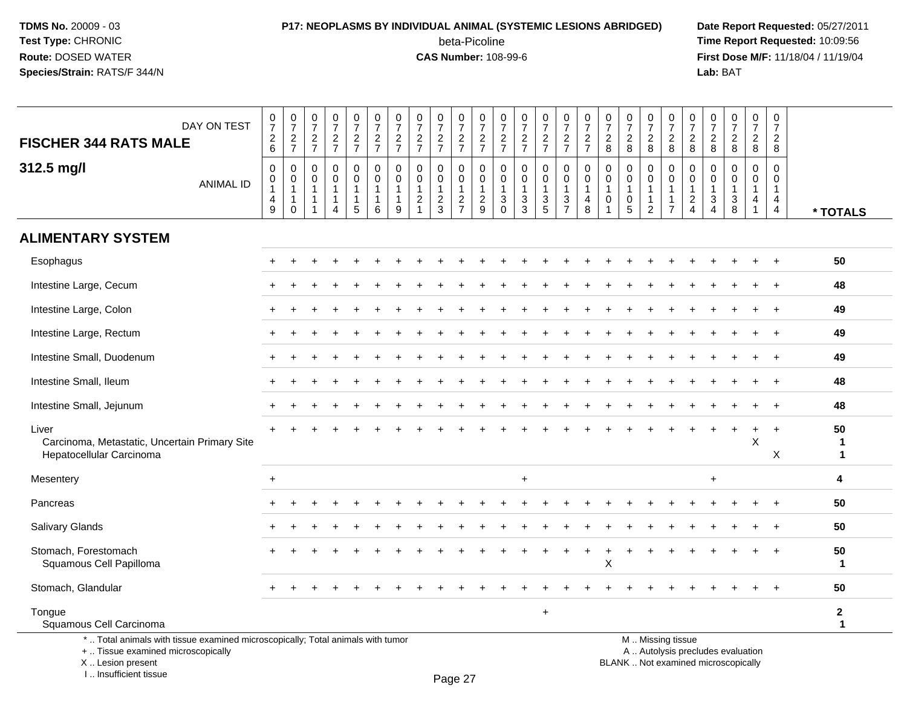**TDMS No.** 20009 - 03
**Test Type:** CHRONIC
**Route:** DOSED WATER
**Species/Strain:** RATS/F 344/N

**P17: NEOPLASMS BY INDIVIDUAL ANIMAL (SYSTEMIC LESIONS ABRIDGED)**
beta-Picoline
**CAS Number:** 108-99-6

**Date Report Requested:** 05/27/2011
**Time Report Requested:** 10:09:56
**First Dose M/F:** 11/18/04 / 11/19/04
**Lab:** BAT

## FISCHER 344 RATS MALE

### 312.5 mg/l

| DAY ON TEST | 0726 | 0727 | 0727 | 0727 | 0727 | 0727 | 0727 | 0727 | 0727 | 0727 | 0727 | 0727 | 0727 | 0727 | 0727 | 0727 | 0728 | 0728 | 0728 | 0728 | 0728 | 0728 | 0728 | 0728 | 0728 | |
|---|---|---|---|---|---|---|---|---|---|---|---|---|---|---|---|---|---|---|---|---|---|---|---|---|---|---|
| **ANIMAL ID** | 00149 | 00110 | 00111 | 00114 | 00115 | 00116 | 00119 | 00121 | 00123 | 00127 | 00129 | 00130 | 00133 | 00135 | 00137 | 00148 | 00101 | 00105 | 00112 | 00117 | 00124 | 00134 | 00138 | 00141 | 00144 | *** TOTALS** |
| **ALIMENTARY SYSTEM** | | | | | | | | | | | | | | | | | | | | | | | | | | |
| Esophagus | + | + | + | + | + | + | + | + | + | + | + | + | + | + | + | + | + | + | + | + | + | + | + | + | + | **50** |
| Intestine Large, Cecum | + | + | + | + | + | + | + | + | + | + | + | + | + | + | + | + | + | + | + | + | + | + | + | + | + | **48** |
| Intestine Large, Colon | + | + | + | + | + | + | + | + | + | + | + | + | + | + | + | + | + | + | + | + | + | + | + | + | + | **49** |
| Intestine Large, Rectum | + | + | + | + | + | + | + | + | + | + | + | + | + | + | + | + | + | + | + | + | + | + | + | + | + | **49** |
| Intestine Small, Duodenum | + | + | + | + | + | + | + | + | + | + | + | + | + | + | + | + | + | + | + | + | + | + | + | + | + | **49** |
| Intestine Small, Ileum | + | + | + | + | + | + | + | + | + | + | + | + | + | + | + | + | + | + | + | + | + | + | + | + | + | **48** |
| Intestine Small, Jejunum | + | + | + | + | + | + | + | + | + | + | + | + | + | + | + | + | + | + | + | + | + | + | + | + | + | **48** |
| Liver | + | + | + | + | + | + | + | + | + | + | + | + | + | + | + | + | + | + | + | + | + | + | + | + | + | **50** |
| Carcinoma, Metastatic, Uncertain Primary Site | | | | | | | | | | | | | | | | | | | | | | | | X | | **1** |
| Hepatocellular Carcinoma | | | | | | | | | | | | | | | | | | | | | | | | | X | **1** |
| Mesentery | + | | | | | | | | | | | | + | | | | | | | | | + | | | | **4** |
| Pancreas | + | + | + | + | + | + | + | + | + | + | + | + | + | + | + | + | + | + | + | + | + | + | + | + | + | **50** |
| Salivary Glands | + | + | + | + | + | + | + | + | + | + | + | + | + | + | + | + | + | + | + | + | + | + | + | + | + | **50** |
| Stomach, Forestomach | + | + | + | + | + | + | + | + | + | + | + | + | + | + | + | + | + | + | + | + | + | + | + | + | + | **50** |
| Squamous Cell Papilloma | | | | | | | | | | | | | | | | | X | | | | | | | | | **1** |
| Stomach, Glandular | + | + | + | + | + | + | + | + | + | + | + | + | + | + | + | + | + | + | + | + | + | + | + | + | + | **50** |
| Tongue | | | | | | | | | | | | | | + | | | | | | | | | | | | **2** |
| Squamous Cell Carcinoma | | | | | | | | | | | | | | | | | | | | | | | | | | **1** |

\* .. Total animals with tissue examined microscopically; Total animals with tumor
\+ .. Tissue examined microscopically
X .. Lesion present
I .. Insufficient tissue

M .. Missing tissue
A .. Autolysis precludes evaluation
BLANK .. Not examined microscopically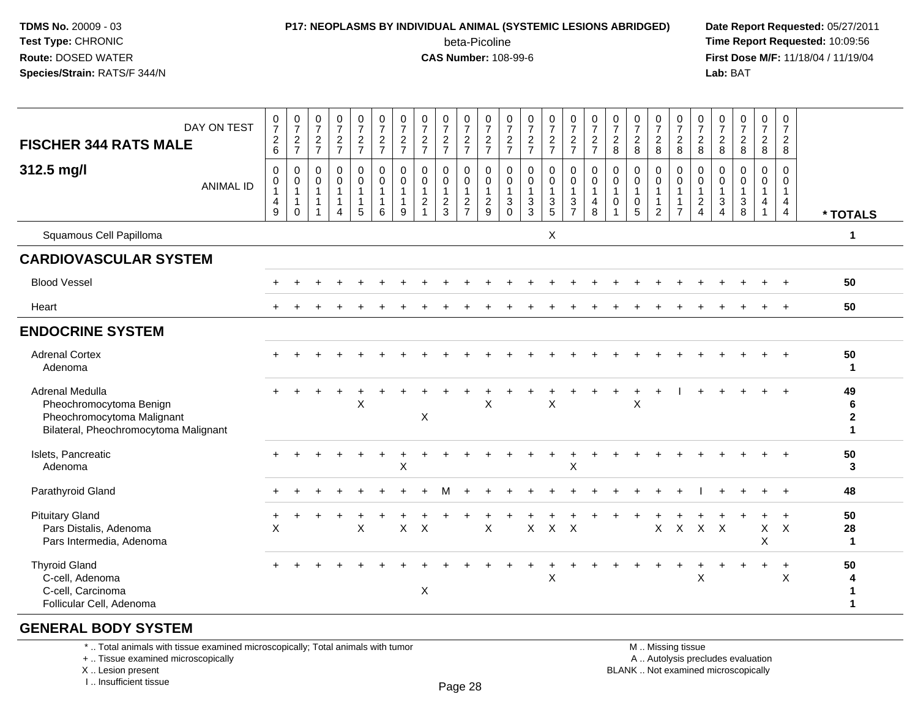**TDMS No.** 20009 - 03
**Test Type:** CHRONIC
**Route:** DOSED WATER
**Species/Strain:** RATS/F 344/N

**P17: NEOPLASMS BY INDIVIDUAL ANIMAL (SYSTEMIC LESIONS ABRIDGED)**
beta-Picoline
**CAS Number:** 108-99-6

**Date Report Requested:** 05/27/2011
**Time Report Requested:** 10:09:56
**First Dose M/F:** 11/18/04 / 11/19/04
**Lab:** BAT

| FISCHER 344 RATS MALE 312.5 mg/l | | | | | | | | | | | | | | | | | | | | | | | | | | |
|---|---|---|---|---|---|---|---|---|---|---|---|---|---|---|---|---|---|---|---|---|---|---|---|---|---|---|
| DAY ON TEST | 0726 | 0727 | 0727 | 0727 | 0727 | 0727 | 0727 | 0727 | 0727 | 0727 | 0727 | 0727 | 0727 | 0727 | 0727 | 0727 | 0728 | 0728 | 0728 | 0728 | 0728 | 0728 | 0728 | 0728 | 0728 | |
| ANIMAL ID | 00149 | 00110 | 00111 | 00114 | 00115 | 00116 | 00119 | 00121 | 00123 | 00127 | 00129 | 00130 | 00133 | 00135 | 00137 | 00148 | 00101 | 00105 | 00112 | 00117 | 00124 | 00134 | 00138 | 00141 | 00144 | * TOTALS |
| Squamous Cell Papilloma | | | | | | | | | | | | | | X | | | | | | | | | | | | 1 |
| **CARDIOVASCULAR SYSTEM** | | | | | | | | | | | | | | | | | | | | | | | | | | |
| Blood Vessel | + | + | + | + | + | + | + | + | + | + | + | + | + | + | + | + | + | + | + | + | + | + | + | + | + | 50 |
| Heart | + | + | + | + | + | + | + | + | + | + | + | + | + | + | + | + | + | + | + | + | + | + | + | + | + | 50 |
| **ENDOCRINE SYSTEM** | | | | | | | | | | | | | | | | | | | | | | | | | | |
| Adrenal Cortex | + | + | + | + | + | + | + | + | + | + | + | + | + | + | + | + | + | + | + | + | + | + | + | + | + | 50 |
| Adenoma | | | | | | | | | | | | | | | | | | | | | | | | | | 1 |
| Adrenal Medulla | + | + | + | + | + | + | + | + | + | + | + | + | + | + | + | + | + | + | + | I | + | + | + | + | + | 49 |
| Pheochromocytoma Benign | | | | | X | | | | | | X | | | X | | | | X | | | | | | | | 6 |
| Pheochromocytoma Malignant | | | | | | | | X | | | | | | | | | | | | | | | | | | 2 |
| Bilateral, Pheochromocytoma Malignant | | | | | | | | | | | | | | | | | | | | | | | | | | 1 |
| Islets, Pancreatic | + | + | + | + | + | + | + | + | + | + | + | + | + | + | + | + | + | + | + | + | + | + | + | + | + | 50 |
| Adenoma | | | | | | | X | | | | | | | | X | | | | | | | | | | | 3 |
| Parathyroid Gland | + | + | + | + | + | + | + | + | M | + | + | + | + | + | + | + | + | + | + | + | I | + | + | + | + | 48 |
| Pituitary Gland | + | + | + | + | + | + | + | + | + | + | + | + | + | + | + | + | + | + | + | + | + | + | + | + | + | 50 |
| Pars Distalis, Adenoma | X | | | | X | | X | X | | | X | | X | X | X | | | | X | X | X | X | | X | X | 28 |
| Pars Intermedia, Adenoma | | | | | | | | | | | | | | | | | | | | | | | | X | | 1 |
| Thyroid Gland | + | + | + | + | + | + | + | + | + | + | + | + | + | + | + | + | + | + | + | + | + | + | + | + | + | 50 |
| C-cell, Adenoma | | | | | | | | | | | | | | X | | | | | | | X | | | | X | 4 |
| C-cell, Carcinoma | | | | | | | | X | | | | | | | | | | | | | | | | | | 1 |
| Follicular Cell, Adenoma | | | | | | | | | | | | | | | | | | | | | | | | | | 1 |
| **GENERAL BODY SYSTEM** | | | | | | | | | | | | | | | | | | | | | | | | | | |

\* .. Total animals with tissue examined microscopically; Total animals with tumor
\+ .. Tissue examined microscopically
X .. Lesion present
I .. Insufficient tissue

M .. Missing tissue
A .. Autolysis precludes evaluation
BLANK .. Not examined microscopically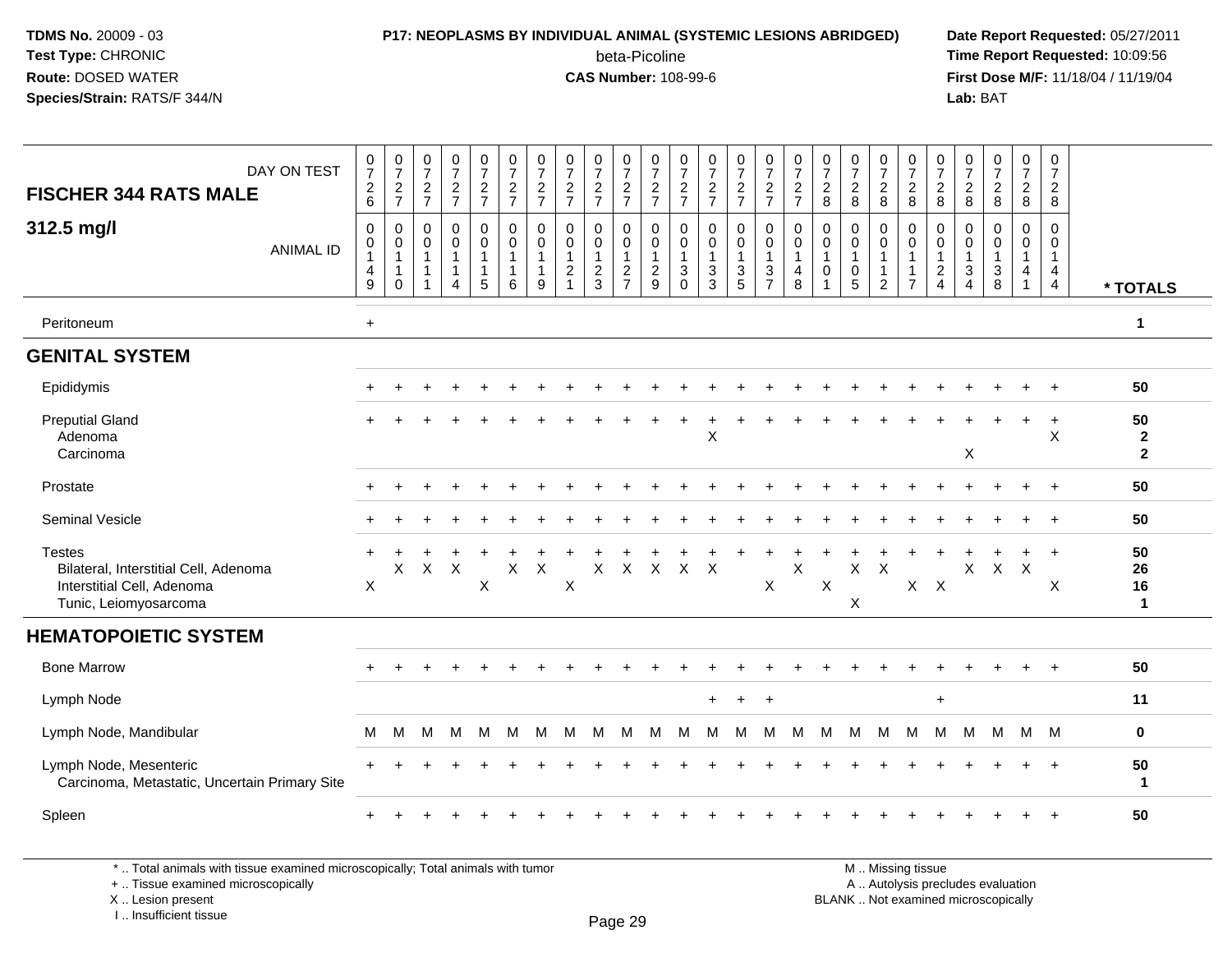**TDMS No.** 20009 - 03
**Test Type:** CHRONIC
**Route:** DOSED WATER
**Species/Strain:** RATS/F 344/N

**P17: NEOPLASMS BY INDIVIDUAL ANIMAL (SYSTEMIC LESIONS ABRIDGED)**
beta-Picoline
**CAS Number:** 108-99-6

**Date Report Requested:** 05/27/2011
**Time Report Requested:** 10:09:56
**First Dose M/F:** 11/18/04 / 11/19/04
**Lab:** BAT

| FISCHER 344 RATS MALE — DAY ON TEST | 0726 | 0727 | 0727 | 0727 | 0727 | 0727 | 0727 | 0727 | 0727 | 0727 | 0727 | 0727 | 0727 | 0727 | 0727 | 0727 | 0728 | 0728 | 0728 | 0728 | 0728 | 0728 | 0728 | 0728 | 0728 | |
|---|---|---|---|---|---|---|---|---|---|---|---|---|---|---|---|---|---|---|---|---|---|---|---|---|---|---|
| **312.5 mg/l** — ANIMAL ID | 0149 | 0110 | 0111 | 0114 | 0115 | 0116 | 0119 | 0121 | 0123 | 0127 | 0129 | 0130 | 0133 | 0135 | 0137 | 0148 | 0101 | 0105 | 0112 | 0117 | 0124 | 0134 | 0138 | 0141 | 0144 | *** TOTALS** |
| Peritoneum | + | | | | | | | | | | | | | | | | | | | | | | | | | **1** |
| **GENITAL SYSTEM** | | | | | | | | | | | | | | | | | | | | | | | | | | |
| Epididymis | + | + | + | + | + | + | + | + | + | + | + | + | + | + | + | + | + | + | + | + | + | + | + | + | + | **50** |
| Preputial Gland | + | + | + | + | + | + | + | + | + | + | + | + | + | + | + | + | + | + | + | + | + | + | + | + | + | **50** |
| Adenoma | | | | | | | | | | | | | X | | | | | | | | | | | | X | **2** |
| Carcinoma | | | | | | | | | | | | | | | | | | | | | | X | | | | **2** |
| Prostate | + | + | + | + | + | + | + | + | + | + | + | + | + | + | + | + | + | + | + | + | + | + | + | + | + | **50** |
| Seminal Vesicle | + | + | + | + | + | + | + | + | + | + | + | + | + | + | + | + | + | + | + | + | + | + | + | + | + | **50** |
| Testes | + | + | + | + | + | + | + | + | + | + | + | + | + | + | + | + | + | + | + | + | + | + | + | + | + | **50** |
| Bilateral, Interstitial Cell, Adenoma | | X | X | X | | X | X | | X | X | X | X | X | | | X | | X | X | | | X | X | X | | **26** |
| Interstitial Cell, Adenoma | X | | | | X | | | X | | | | | | | X | | X | | | X | X | | | | X | **16** |
| Tunic, Leiomyosarcoma | | | | | | | | | | | | | | | | | | X | | | | | | | | **1** |
| **HEMATOPOIETIC SYSTEM** | | | | | | | | | | | | | | | | | | | | | | | | | | |
| Bone Marrow | + | + | + | + | + | + | + | + | + | + | + | + | + | + | + | + | + | + | + | + | + | + | + | + | + | **50** |
| Lymph Node | | | | | | | | | | | | | + | + | + | | | | | | + | | | | | **11** |
| Lymph Node, Mandibular | M | M | M | M | M | M | M | M | M | M | M | M | M | M | M | M | M | M | M | M | M | M | M | M | M | **0** |
| Lymph Node, Mesenteric | + | + | + | + | + | + | + | + | + | + | + | + | + | + | + | + | + | + | + | + | + | + | + | + | + | **50** |
| Carcinoma, Metastatic, Uncertain Primary Site | | | | | | | | | | | | | | | | | | | | | | | | | | **1** |
| Spleen | + | + | + | + | + | + | + | + | + | + | + | + | + | + | + | + | + | + | + | + | + | + | + | + | + | **50** |

\* .. Total animals with tissue examined microscopically; Total animals with tumor
\+ .. Tissue examined microscopically
X .. Lesion present
I .. Insufficient tissue

M .. Missing tissue
A .. Autolysis precludes evaluation
BLANK .. Not examined microscopically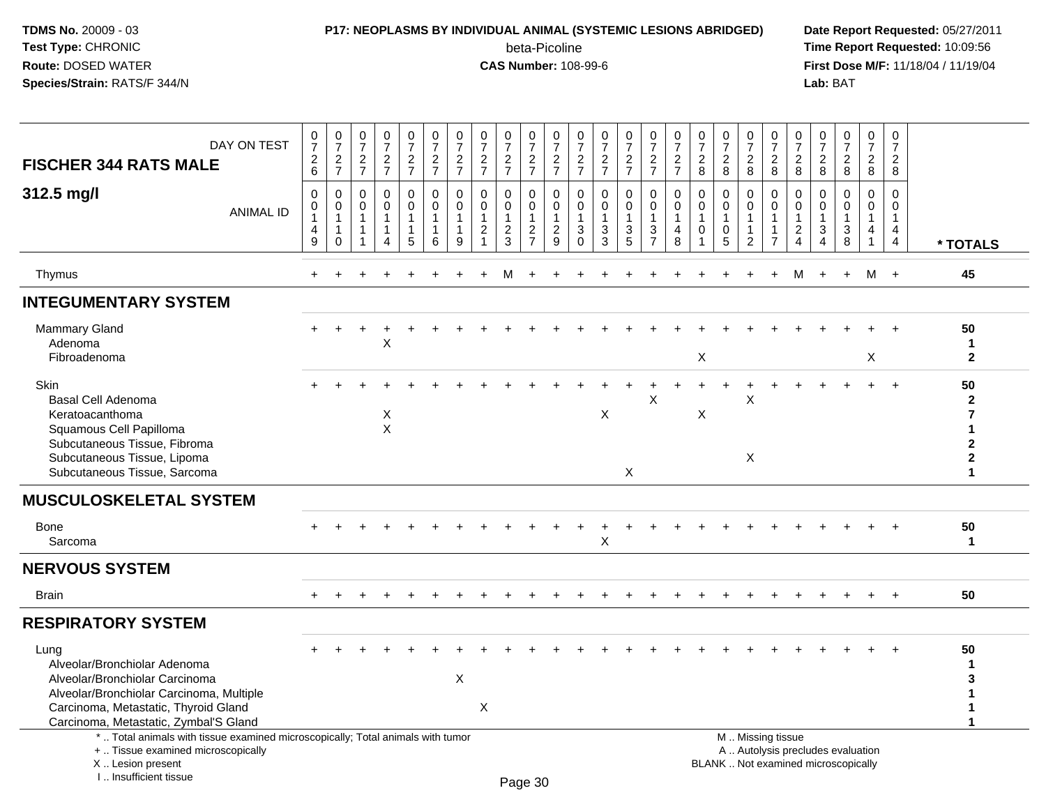**TDMS No.** 20009 - 03
**Test Type:** CHRONIC
**Route:** DOSED WATER
**Species/Strain:** RATS/F 344/N

**P17: NEOPLASMS BY INDIVIDUAL ANIMAL (SYSTEMIC LESIONS ABRIDGED)**
beta-Picoline
**CAS Number:** 108-99-6

**Date Report Requested:** 05/27/2011
**Time Report Requested:** 10:09:56
**First Dose M/F:** 11/18/04 / 11/19/04
**Lab:** BAT

| FISCHER 344 RATS MALE 312.5 mg/l — DAY ON TEST | 0726 | 0727 | 0727 | 0727 | 0727 | 0727 | 0727 | 0727 | 0727 | 0727 | 0727 | 0727 | 0727 | 0727 | 0727 | 0727 | 0728 | 0728 | 0728 | 0728 | 0728 | 0728 | 0728 | 0728 | 0728 | |
|---|---|---|---|---|---|---|---|---|---|---|---|---|---|---|---|---|---|---|---|---|---|---|---|---|---|---|
| ANIMAL ID | 0149 | 0110 | 0111 | 0114 | 0115 | 0116 | 0119 | 0121 | 0123 | 0127 | 0129 | 0130 | 0133 | 0135 | 0137 | 0148 | 0101 | 0105 | 0112 | 0117 | 0124 | 0134 | 0138 | 0141 | 0144 | * TOTALS |
| Thymus | + | + | + | + | + | + | + | + | M | + | + | + | + | + | + | + | + | + | + | + | M | + | + | M | + | 45 |
| **INTEGUMENTARY SYSTEM** | | | | | | | | | | | | | | | | | | | | | | | | | | |
| Mammary Gland | + | + | + | + | + | + | + | + | + | + | + | + | + | + | + | + | + | + | + | + | + | + | + | + | + | 50 |
| Adenoma | | | | X | | | | | | | | | | | | | | | | | | | | | | 1 |
| Fibroadenoma | | | | | | | | | | | | | | | | | X | | | | | | | X | | 2 |
| Skin | + | + | + | + | + | + | + | + | + | + | + | + | + | + | + | + | + | + | + | + | + | + | + | + | + | 50 |
| Basal Cell Adenoma | | | | | | | | | | | | | | | X | | | | X | | | | | | | 2 |
| Keratoacanthoma | | | | X | | | | | | | | | X | | | | X | | | | | | | | | 7 |
| Squamous Cell Papilloma | | | | X | | | | | | | | | | | | | | | | | | | | | | 1 |
| Subcutaneous Tissue, Fibroma | | | | | | | | | | | | | | | | | | | | | | | | | | 2 |
| Subcutaneous Tissue, Lipoma | | | | | | | | | | | | | | | | | | | X | | | | | | | 2 |
| Subcutaneous Tissue, Sarcoma | | | | | | | | | | | | | | X | | | | | | | | | | | | 1 |
| **MUSCULOSKELETAL SYSTEM** | | | | | | | | | | | | | | | | | | | | | | | | | | |
| Bone | + | + | + | + | + | + | + | + | + | + | + | + | + | + | + | + | + | + | + | + | + | + | + | + | + | 50 |
| Sarcoma | | | | | | | | | | | | | X | | | | | | | | | | | | | 1 |
| **NERVOUS SYSTEM** | | | | | | | | | | | | | | | | | | | | | | | | | | |
| Brain | + | + | + | + | + | + | + | + | + | + | + | + | + | + | + | + | + | + | + | + | + | + | + | + | + | 50 |
| **RESPIRATORY SYSTEM** | | | | | | | | | | | | | | | | | | | | | | | | | | |
| Lung | + | + | + | + | + | + | + | + | + | + | + | + | + | + | + | + | + | + | + | + | + | + | + | + | + | 50 |
| Alveolar/Bronchiolar Adenoma | | | | | | | | | | | | | | | | | | | | | | | | | | 1 |
| Alveolar/Bronchiolar Carcinoma | | | | | | | X | | | | | | | | | | | | | | | | | | | 3 |
| Alveolar/Bronchiolar Carcinoma, Multiple | | | | | | | | | | | | | | | | | | | | | | | | | | 1 |
| Carcinoma, Metastatic, Thyroid Gland | | | | | | | | X | | | | | | | | | | | | | | | | | | 1 |
| Carcinoma, Metastatic, Zymbal'S Gland | | | | | | | | | | | | | | | | | | | | | | | | | | 1 |

\* .. Total animals with tissue examined microscopically; Total animals with tumor
\+ .. Tissue examined microscopically
X .. Lesion present
I .. Insufficient tissue

M .. Missing tissue
A .. Autolysis precludes evaluation
BLANK .. Not examined microscopically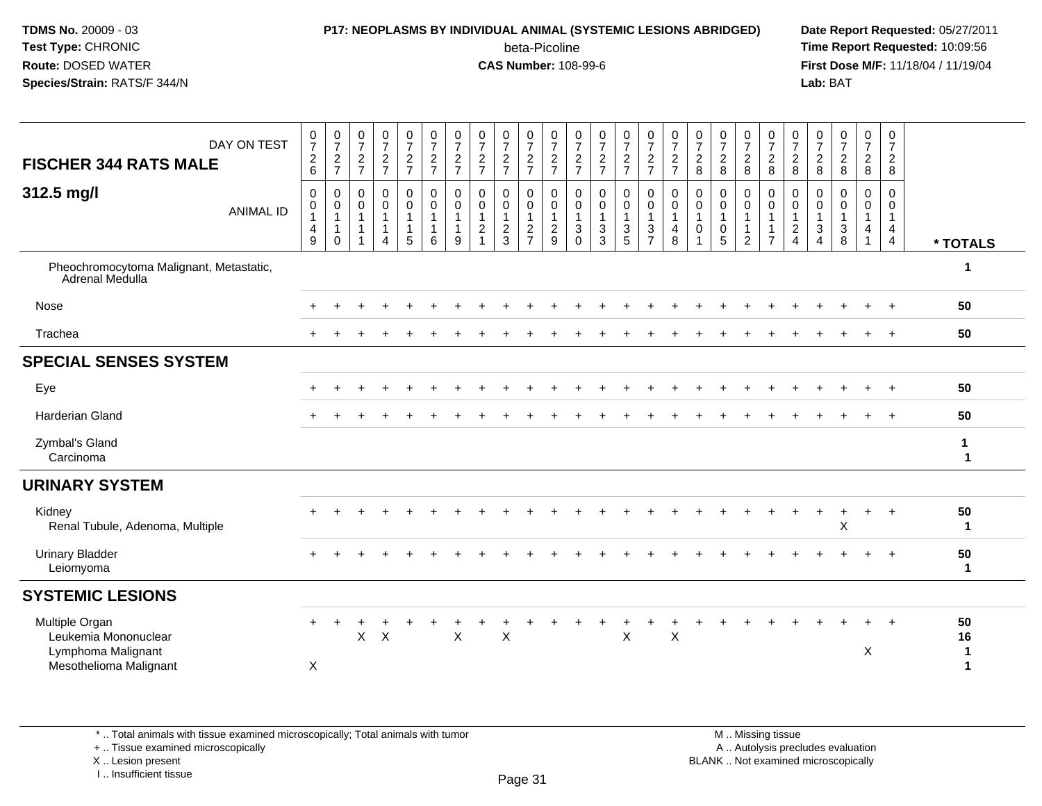**TDMS No.** 20009 - 03
**Test Type:** CHRONIC
**Route:** DOSED WATER
**Species/Strain:** RATS/F 344/N

**P17: NEOPLASMS BY INDIVIDUAL ANIMAL (SYSTEMIC LESIONS ABRIDGED)**
beta-Picoline
**CAS Number:** 108-99-6

**Date Report Requested:** 05/27/2011
**Time Report Requested:** 10:09:56
**First Dose M/F:** 11/18/04 / 11/19/04
**Lab:** BAT

| FISCHER 344 RATS MALE — DAY ON TEST | 726 | 727 | 727 | 727 | 727 | 727 | 727 | 727 | 727 | 727 | 727 | 727 | 727 | 727 | 727 | 727 | 728 | 728 | 728 | 728 | 728 | 728 | 728 | 728 | 728 | |
|---|---|---|---|---|---|---|---|---|---|---|---|---|---|---|---|---|---|---|---|---|---|---|---|---|---|---|
| **312.5 mg/l** — ANIMAL ID | 0149 | 0110 | 0111 | 0114 | 0115 | 0116 | 0119 | 0121 | 0123 | 0127 | 0129 | 0130 | 0133 | 0135 | 0137 | 0148 | 0101 | 0105 | 0112 | 0117 | 0124 | 0134 | 0138 | 0141 | 0144 | *** TOTALS** |
| Pheochromocytoma Malignant, Metastatic, Adrenal Medulla | | | | | | | | | | | | | | | | | | | | | | | | | | 1 |
| Nose | + | + | + | + | + | + | + | + | + | + | + | + | + | + | + | + | + | + | + | + | + | + | + | + | + | 50 |
| Trachea | + | + | + | + | + | + | + | + | + | + | + | + | + | + | + | + | + | + | + | + | + | + | + | + | + | 50 |
| **SPECIAL SENSES SYSTEM** | | | | | | | | | | | | | | | | | | | | | | | | | | |
| Eye | + | + | + | + | + | + | + | + | + | + | + | + | + | + | + | + | + | + | + | + | + | + | + | + | + | 50 |
| Harderian Gland | + | + | + | + | + | + | + | + | + | + | + | + | + | + | + | + | + | + | + | + | + | + | + | + | + | 50 |
| Zymbal's Gland | | | | | | | | | | | | | | | | | | | | | | | | | | 1 |
| Carcinoma | | | | | | | | | | | | | | | | | | | | | | | | | | 1 |
| **URINARY SYSTEM** | | | | | | | | | | | | | | | | | | | | | | | | | | |
| Kidney | + | + | + | + | + | + | + | + | + | + | + | + | + | + | + | + | + | + | + | + | + | + | + | + | + | 50 |
| Renal Tubule, Adenoma, Multiple | | | | | | | | | | | | | | | | | | | | | | | X | | | 1 |
| Urinary Bladder | + | + | + | + | + | + | + | + | + | + | + | + | + | + | + | + | + | + | + | + | + | + | + | + | + | 50 |
| Leiomyoma | | | | | | | | | | | | | | | | | | | | | | | | | | 1 |
| **SYSTEMIC LESIONS** | | | | | | | | | | | | | | | | | | | | | | | | | | |
| Multiple Organ | + | + | + | + | + | + | + | + | + | + | + | + | + | + | + | + | + | + | + | + | + | + | + | + | + | 50 |
| Leukemia Mononuclear | | | X | X | | | X | | X | | | | | X | | X | | | | | | | | | | 16 |
| Lymphoma Malignant | | | | | | | | | | | | | | | | | | | | | | | | X | | 1 |
| Mesothelioma Malignant | X | | | | | | | | | | | | | | | | | | | | | | | | | 1 |

\* .. Total animals with tissue examined microscopically; Total animals with tumor
\+ .. Tissue examined microscopically
X .. Lesion present
I .. Insufficient tissue

M .. Missing tissue
A .. Autolysis precludes evaluation
BLANK .. Not examined microscopically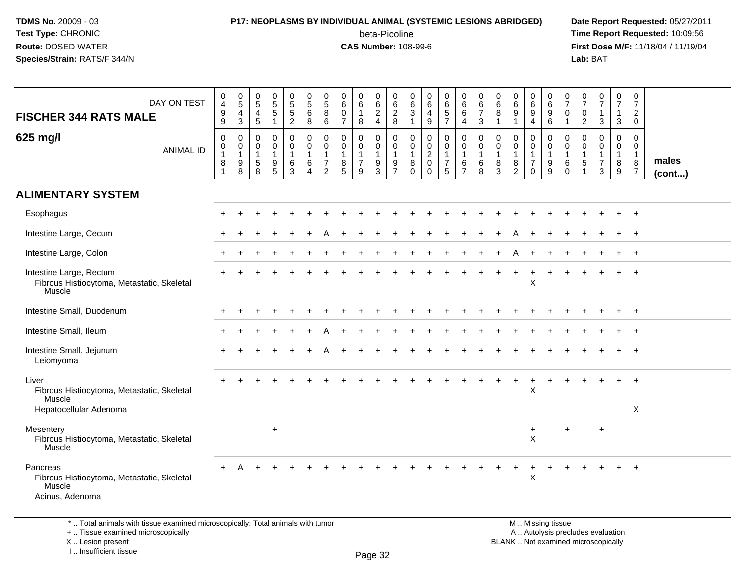**TDMS No.** 20009 - 03
**Test Type:** CHRONIC
**Route:** DOSED WATER
**Species/Strain:** RATS/F 344/N

**P17: NEOPLASMS BY INDIVIDUAL ANIMAL (SYSTEMIC LESIONS ABRIDGED)**
beta-Picoline
**CAS Number:** 108-99-6

**Date Report Requested:** 05/27/2011
**Time Report Requested:** 10:09:56
**First Dose M/F:** 11/18/04 / 11/19/04
**Lab:** BAT

| FISCHER 344 RATS MALE — DAY ON TEST | 0499 | 0543 | 0545 | 0551 | 0552 | 0568 | 0586 | 0607 | 0618 | 0624 | 0628 | 0631 | 0649 | 0657 | 0664 | 0673 | 0681 | 0691 | 0694 | 0696 | 0701 | 0702 | 0713 | 0713 | 0720 | |
|---|---|---|---|---|---|---|---|---|---|---|---|---|---|---|---|---|---|---|---|---|---|---|---|---|---|---|
| **625 mg/l** — ANIMAL ID | 00181 | 00198 | 00158 | 00195 | 00163 | 00164 | 00172 | 00185 | 00179 | 00193 | 00197 | 00180 | 00200 | 00175 | 00167 | 00168 | 00183 | 00182 | 00170 | 00199 | 00160 | 00151 | 00173 | 00189 | 00187 | **males (cont...)** |
| **ALIMENTARY SYSTEM** | | | | | | | | | | | | | | | | | | | | | | | | | | |
| Esophagus | + | + | + | + | + | + | + | + | + | + | + | + | + | + | + | + | + | + | + | + | + | + | + | + | + | |
| Intestine Large, Cecum | + | + | + | + | + | + | A | + | + | + | + | + | + | + | + | + | + | A | + | + | + | + | + | + | + | |
| Intestine Large, Colon | + | + | + | + | + | + | + | + | + | + | + | + | + | + | + | + | + | A | + | + | + | + | + | + | + | |
| Intestine Large, Rectum | + | + | + | + | + | + | + | + | + | + | + | + | + | + | + | + | + | + | + | + | + | + | + | + | + | |
| Fibrous Histiocytoma, Metastatic, Skeletal Muscle | | | | | | | | | | | | | | | | | | | X | | | | | | | |
| Intestine Small, Duodenum | + | + | + | + | + | + | + | + | + | + | + | + | + | + | + | + | + | + | + | + | + | + | + | + | + | |
| Intestine Small, Ileum | + | + | + | + | + | + | A | + | + | + | + | + | + | + | + | + | + | + | + | + | + | + | + | + | + | |
| Intestine Small, Jejunum | + | + | + | + | + | + | A | + | + | + | + | + | + | + | + | + | + | + | + | + | + | + | + | + | + | |
| Leiomyoma | | | | | | | | | | | | | | | | | | | | | | | | | | |
| Liver | + | + | + | + | + | + | + | + | + | + | + | + | + | + | + | + | + | + | + | + | + | + | + | + | + | |
| Fibrous Histiocytoma, Metastatic, Skeletal Muscle | | | | | | | | | | | | | | | | | | | X | | | | | | | |
| Hepatocellular Adenoma | | | | | | | | | | | | | | | | | | | | | | | | | X | |
| Mesentery | | | | + | | | | | | | | | | | | | | | + | | + | | + | | | |
| Fibrous Histiocytoma, Metastatic, Skeletal Muscle | | | | | | | | | | | | | | | | | | | X | | | | | | | |
| Pancreas | + | A | + | + | + | + | + | + | + | + | + | + | + | + | + | + | + | + | + | + | + | + | + | + | + | |
| Fibrous Histiocytoma, Metastatic, Skeletal Muscle | | | | | | | | | | | | | | | | | | | X | | | | | | | |
| Acinus, Adenoma | | | | | | | | | | | | | | | | | | | | | | | | | | |

\* .. Total animals with tissue examined microscopically; Total animals with tumor
\+ .. Tissue examined microscopically
X .. Lesion present
I .. Insufficient tissue

M .. Missing tissue
A .. Autolysis precludes evaluation
BLANK .. Not examined microscopically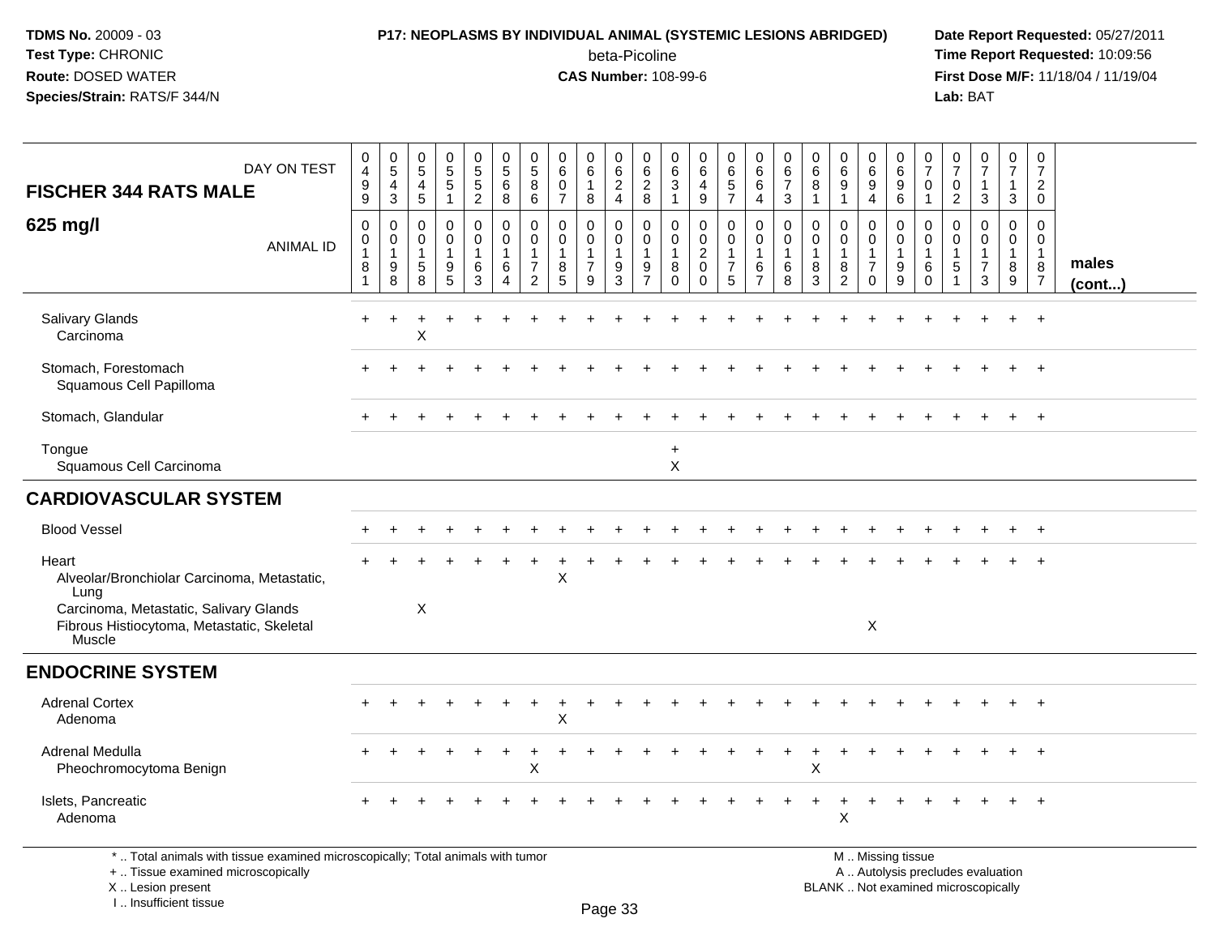**TDMS No.** 20009 - 03
**Test Type:** CHRONIC
**Route:** DOSED WATER
**Species/Strain:** RATS/F 344/N

**P17: NEOPLASMS BY INDIVIDUAL ANIMAL (SYSTEMIC LESIONS ABRIDGED)**
beta-Picoline
**CAS Number:** 108-99-6

**Date Report Requested:** 05/27/2011
**Time Report Requested:** 10:09:56
**First Dose M/F:** 11/18/04 / 11/19/04
**Lab:** BAT

| FISCHER 344 RATS MALE — DAY ON TEST | 0499 | 0543 | 0545 | 0551 | 0552 | 0568 | 0586 | 0607 | 0618 | 0624 | 0628 | 0631 | 0649 | 0657 | 0664 | 0673 | 0681 | 0691 | 0694 | 0696 | 0701 | 0702 | 0713 | 0713 | 0720 | |
|---|---|---|---|---|---|---|---|---|---|---|---|---|---|---|---|---|---|---|---|---|---|---|---|---|---|---|
| **625 mg/l** — ANIMAL ID | 00181 | 00198 | 00158 | 00195 | 00163 | 00164 | 00172 | 00185 | 00179 | 00193 | 00197 | 00180 | 00200 | 00175 | 00167 | 00168 | 00183 | 00182 | 00170 | 00199 | 00160 | 00151 | 00173 | 00189 | 00187 | **males (cont...)** |
| Salivary Glands | + | + | + | + | + | + | + | + | + | + | + | + | + | + | + | + | + | + | + | + | + | + | + | + | + | |
| Carcinoma | | | X | | | | | | | | | | | | | | | | | | | | | | | |
| Stomach, Forestomach | + | + | + | + | + | + | + | + | + | + | + | + | + | + | + | + | + | + | + | + | + | + | + | + | + | |
| Squamous Cell Papilloma | | | | | | | | | | | | | | | | | | | | | | | | | | |
| Stomach, Glandular | + | + | + | + | + | + | + | + | + | + | + | + | + | + | + | + | + | + | + | + | + | + | + | + | + | |
| Tongue | | | | | | | | | | | | + | | | | | | | | | | | | | | |
| Squamous Cell Carcinoma | | | | | | | | | | | | X | | | | | | | | | | | | | | |
| **CARDIOVASCULAR SYSTEM** | | | | | | | | | | | | | | | | | | | | | | | | | | |
| Blood Vessel | + | + | + | + | + | + | + | + | + | + | + | + | + | + | + | + | + | + | + | + | + | + | + | + | + | |
| Heart | + | + | + | + | + | + | + | + | + | + | + | + | + | + | + | + | + | + | + | + | + | + | + | + | + | |
| Alveolar/Bronchiolar Carcinoma, Metastatic, Lung | | | | | | | | X | | | | | | | | | | | | | | | | | | |
| Carcinoma, Metastatic, Salivary Glands | | | X | | | | | | | | | | | | | | | | | | | | | | | |
| Fibrous Histiocytoma, Metastatic, Skeletal Muscle | | | | | | | | | | | | | | | | | | | X | | | | | | | |
| **ENDOCRINE SYSTEM** | | | | | | | | | | | | | | | | | | | | | | | | | | |
| Adrenal Cortex | + | + | + | + | + | + | + | + | + | + | + | + | + | + | + | + | + | + | + | + | + | + | + | + | + | |
| Adenoma | | | | | | | | X | | | | | | | | | | | | | | | | | | |
| Adrenal Medulla | + | + | + | + | + | + | + | + | + | + | + | + | + | + | + | + | + | + | + | + | + | + | + | + | + | |
| Pheochromocytoma Benign | | | | | | | X | | | | | | | | | | X | | | | | | | | | |
| Islets, Pancreatic | + | + | + | + | + | + | + | + | + | + | + | + | + | + | + | + | + | + | + | + | + | + | + | + | + | |
| Adenoma | | | | | | | | | | | | | | | | | | X | | | | | | | | |

\* .. Total animals with tissue examined microscopically; Total animals with tumor
\+ .. Tissue examined microscopically
X .. Lesion present
I .. Insufficient tissue

M .. Missing tissue
A .. Autolysis precludes evaluation
BLANK .. Not examined microscopically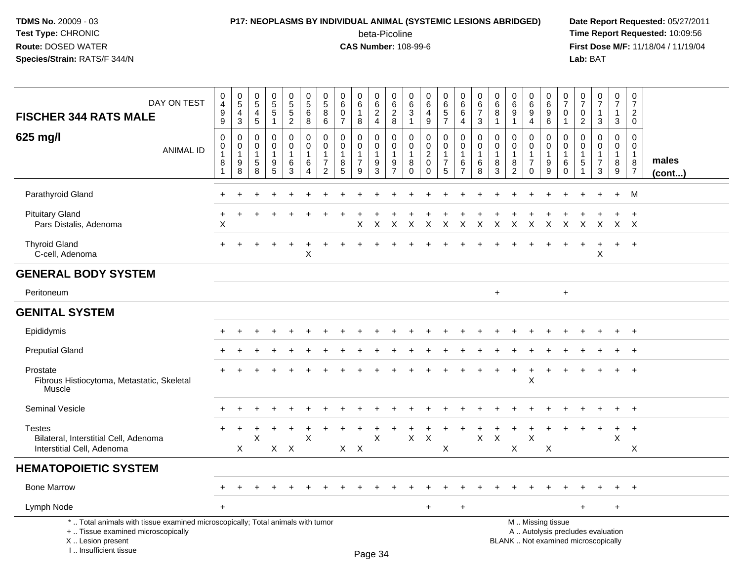**P17: NEOPLASMS BY INDIVIDUAL ANIMAL (SYSTEMIC LESIONS ABRIDGED)**

beta-Picoline

**CAS Number:** 108-99-6

| FISCHER 344 RATS MALE — DAY ON TEST | 0499 | 0543 | 0545 | 0551 | 0552 | 0568 | 0586 | 0607 | 0618 | 0624 | 0628 | 0631 | 0649 | 0657 | 0664 | 0673 | 0681 | 0691 | 0694 | 0696 | 0701 | 0702 | 0713 | 0713 | 0720 | |
|---|---|---|---|---|---|---|---|---|---|---|---|---|---|---|---|---|---|---|---|---|---|---|---|---|---|---|
| **625 mg/l** — ANIMAL ID | 00181 | 00198 | 00158 | 00195 | 00163 | 00164 | 00172 | 00185 | 00179 | 00193 | 00197 | 00180 | 00200 | 00175 | 00167 | 00168 | 00183 | 00182 | 00170 | 00199 | 00160 | 00151 | 00173 | 00189 | 00187 | **males (cont...)** |
| Parathyroid Gland | + | + | + | + | + | + | + | + | + | + | + | + | + | + | + | + | + | + | + | + | + | + | + | + | M | |
| Pituitary Gland | + | + | + | + | + | + | + | + | + | + | + | + | + | + | + | + | + | + | + | + | + | + | + | + | + | |
| Pars Distalis, Adenoma | X | | | | | | | | X | X | X | X | X | X | X | X | X | X | X | X | X | X | X | X | X | |
| Thyroid Gland | + | + | + | + | + | + | + | + | + | + | + | + | + | + | + | + | + | + | + | + | + | + | + | + | + | |
| C-cell, Adenoma | | | | | | X | | | | | | | | | | | | | | | | | X | | | |
| **GENERAL BODY SYSTEM** | | | | | | | | | | | | | | | | | | | | | | | | | | |
| Peritoneum | | | | | | | | | | | | | | | | | + | | | | + | | | | | |
| **GENITAL SYSTEM** | | | | | | | | | | | | | | | | | | | | | | | | | | |
| Epididymis | + | + | + | + | + | + | + | + | + | + | + | + | + | + | + | + | + | + | + | + | + | + | + | + | + | |
| Preputial Gland | + | + | + | + | + | + | + | + | + | + | + | + | + | + | + | + | + | + | + | + | + | + | + | + | + | |
| Prostate | + | + | + | + | + | + | + | + | + | + | + | + | + | + | + | + | + | + | + | + | + | + | + | + | + | |
| Fibrous Histiocytoma, Metastatic, Skeletal Muscle | | | | | | | | | | | | | | | | | | | X | | | | | | | |
| Seminal Vesicle | + | + | + | + | + | + | + | + | + | + | + | + | + | + | + | + | + | + | + | + | + | + | + | + | + | |
| Testes | + | + | + | + | + | + | + | + | + | + | + | + | + | + | + | + | + | + | + | + | + | + | + | + | + | |
| Bilateral, Interstitial Cell, Adenoma | | | X | | | X | | | | X | | X | X | | | X | X | | X | | | | | X | | |
| Interstitial Cell, Adenoma | | X | | X | X | | | X | X | | | | | X | | | | X | | X | | | | | X | |
| **HEMATOPOIETIC SYSTEM** | | | | | | | | | | | | | | | | | | | | | | | | | | |
| Bone Marrow | + | + | + | + | + | + | + | + | + | + | + | + | + | + | + | + | + | + | + | + | + | + | + | + | + | |
| Lymph Node | + | | | | | | | | | | | | + | | + | | | | | | | + | | + | | |

\* .. Total animals with tissue examined microscopically; Total animals with tumor
\+ .. Tissue examined microscopically
X .. Lesion present
I .. Insufficient tissue

M .. Missing tissue
A .. Autolysis precludes evaluation
BLANK .. Not examined microscopically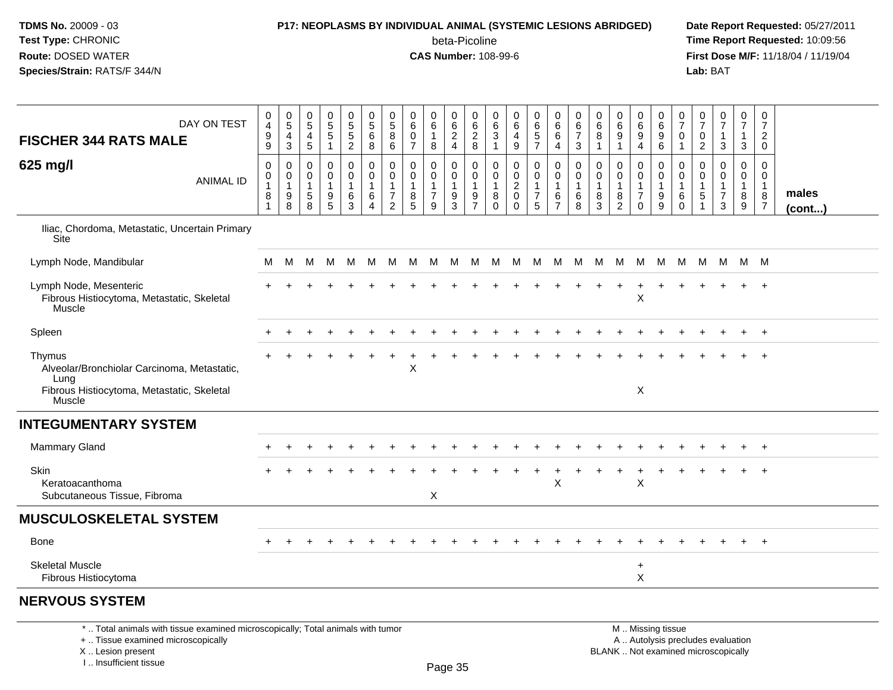**TDMS No.** 20009 - 03
**Test Type:** CHRONIC
**Route:** DOSED WATER
**Species/Strain:** RATS/F 344/N

**P17: NEOPLASMS BY INDIVIDUAL ANIMAL (SYSTEMIC LESIONS ABRIDGED)**
beta-Picoline
**CAS Number:** 108-99-6

**Date Report Requested:** 05/27/2011
**Time Report Requested:** 10:09:56
**First Dose M/F:** 11/18/04 / 11/19/04
**Lab:** BAT

**FISCHER 344 RATS MALE**

**625 mg/l**

| DAY ON TEST | 0499 | 0543 | 0545 | 0551 | 0552 | 0568 | 0586 | 0607 | 0618 | 0624 | 0628 | 0631 | 0649 | 0657 | 0664 | 0673 | 0681 | 0691 | 0694 | 0696 | 0701 | 0702 | 0713 | 0713 | 0720 | |
|---|---|---|---|---|---|---|---|---|---|---|---|---|---|---|---|---|---|---|---|---|---|---|---|---|---|---|
| ANIMAL ID | 00181 | 00198 | 00158 | 00195 | 00163 | 00164 | 00172 | 00185 | 00179 | 00193 | 00197 | 00180 | 00200 | 00175 | 00167 | 00168 | 00183 | 00182 | 00170 | 00199 | 00160 | 00151 | 00173 | 00189 | 00187 | **males (cont...)** |
| Iliac, Chordoma, Metastatic, Uncertain Primary Site | | | | | | | | | | | | | | | | | | | | | | | | | | |
| Lymph Node, Mandibular | M | M | M | M | M | M | M | M | M | M | M | M | M | M | M | M | M | M | M | M | M | M | M | M | M | |
| Lymph Node, Mesenteric | + | + | + | + | + | + | + | + | + | + | + | + | + | + | + | + | + | + | + | + | + | + | + | + | + | |
| Fibrous Histiocytoma, Metastatic, Skeletal Muscle | | | | | | | | | | | | | | | | | | | X | | | | | | | |
| Spleen | + | + | + | + | + | + | + | + | + | + | + | + | + | + | + | + | + | + | + | + | + | + | + | + | + | |
| Thymus | + | + | + | + | + | + | + | + | + | + | + | + | + | + | + | + | + | + | + | + | + | + | + | + | + | |
| Alveolar/Bronchiolar Carcinoma, Metastatic, Lung | | | | | | | | X | | | | | | | | | | | | | | | | | | |
| Fibrous Histiocytoma, Metastatic, Skeletal Muscle | | | | | | | | | | | | | | | | | | | X | | | | | | | |
| **INTEGUMENTARY SYSTEM** | | | | | | | | | | | | | | | | | | | | | | | | | | |
| Mammary Gland | + | + | + | + | + | + | + | + | + | + | + | + | + | + | + | + | + | + | + | + | + | + | + | + | + | |
| Skin | + | + | + | + | + | + | + | + | + | + | + | + | + | + | + | + | + | + | + | + | + | + | + | + | + | |
| Keratoacanthoma | | | | | | | | | | | | | | | X | | | | X | | | | | | | |
| Subcutaneous Tissue, Fibroma | | | | | | | | | X | | | | | | | | | | | | | | | | | |
| **MUSCULOSKELETAL SYSTEM** | | | | | | | | | | | | | | | | | | | | | | | | | | |
| Bone | + | + | + | + | + | + | + | + | + | + | + | + | + | + | + | + | + | + | + | + | + | + | + | + | + | |
| Skeletal Muscle | | | | | | | | | | | | | | | | | | | + | | | | | | | |
| Fibrous Histiocytoma | | | | | | | | | | | | | | | | | | | X | | | | | | | |
| **NERVOUS SYSTEM** | | | | | | | | | | | | | | | | | | | | | | | | | | |

\* .. Total animals with tissue examined microscopically; Total animals with tumor
\+ .. Tissue examined microscopically
X .. Lesion present
I .. Insufficient tissue

M .. Missing tissue
A .. Autolysis precludes evaluation
BLANK .. Not examined microscopically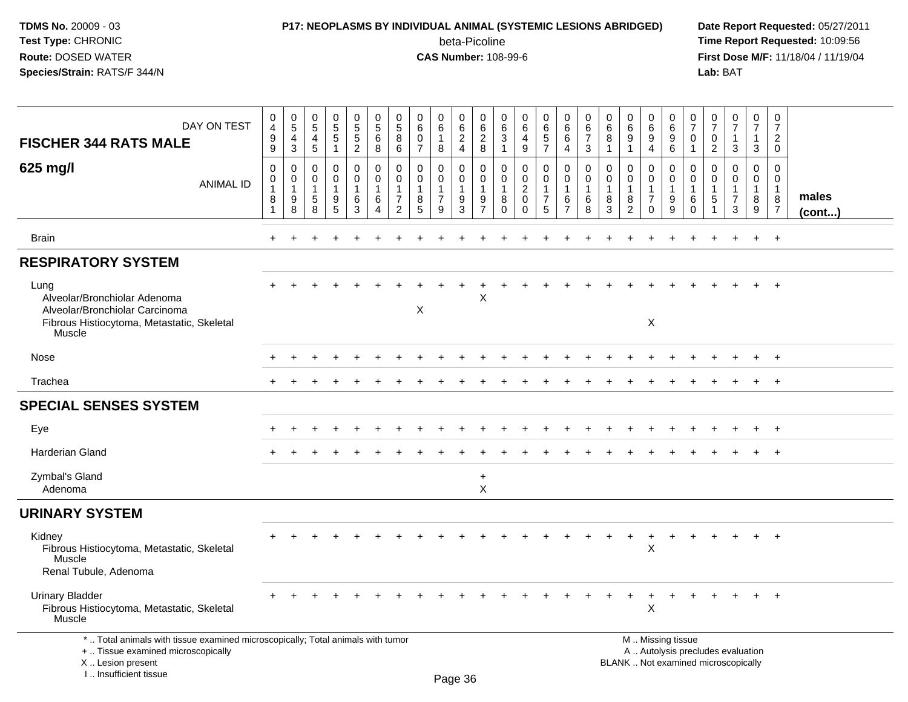**TDMS No.** 20009 - 03
**Test Type:** CHRONIC
**Route:** DOSED WATER
**Species/Strain:** RATS/F 344/N

**P17: NEOPLASMS BY INDIVIDUAL ANIMAL (SYSTEMIC LESIONS ABRIDGED)**
beta-Picoline
**CAS Number:** 108-99-6

**Date Report Requested:** 05/27/2011
**Time Report Requested:** 10:09:56
**First Dose M/F:** 11/18/04 / 11/19/04
**Lab:** BAT

| FISCHER 344 RATS MALE 625 mg/l — DAY ON TEST | 0499 | 0543 | 0545 | 0551 | 0552 | 0568 | 0586 | 0607 | 0618 | 0624 | 0628 | 0631 | 0649 | 0657 | 0664 | 0673 | 0681 | 0691 | 0694 | 0696 | 0701 | 0702 | 0713 | 0713 | 0720 | |
|---|---|---|---|---|---|---|---|---|---|---|---|---|---|---|---|---|---|---|---|---|---|---|---|---|---|---|
| ANIMAL ID | 0181 | 0198 | 0158 | 0195 | 0163 | 0164 | 0172 | 0185 | 0179 | 0193 | 0197 | 0180 | 0200 | 0175 | 0167 | 0168 | 0183 | 0182 | 0170 | 0199 | 0160 | 0151 | 0173 | 0189 | 0187 | males (cont...) |
| Brain | + | + | + | + | + | + | + | + | + | + | + | + | + | + | + | + | + | + | + | + | + | + | + | + | + | |
| **RESPIRATORY SYSTEM** | | | | | | | | | | | | | | | | | | | | | | | | | | |
| Lung | + | + | + | + | + | + | + | + | + | + | + | + | + | + | + | + | + | + | + | + | + | + | + | + | + | |
| Alveolar/Bronchiolar Adenoma | | | | | | | | | | | X | | | | | | | | | | | | | | | |
| Alveolar/Bronchiolar Carcinoma | | | | | | | | X | | | | | | | | | | | | | | | | | | |
| Fibrous Histiocytoma, Metastatic, Skeletal Muscle | | | | | | | | | | | | | | | | | | | X | | | | | | | |
| Nose | + | + | + | + | + | + | + | + | + | + | + | + | + | + | + | + | + | + | + | + | + | + | + | + | + | |
| Trachea | + | + | + | + | + | + | + | + | + | + | + | + | + | + | + | + | + | + | + | + | + | + | + | + | + | |
| **SPECIAL SENSES SYSTEM** | | | | | | | | | | | | | | | | | | | | | | | | | | |
| Eye | + | + | + | + | + | + | + | + | + | + | + | + | + | + | + | + | + | + | + | + | + | + | + | + | + | |
| Harderian Gland | + | + | + | + | + | + | + | + | + | + | + | + | + | + | + | + | + | + | + | + | + | + | + | + | + | |
| Zymbal's Gland | | | | | | | | | | | + | | | | | | | | | | | | | | | |
| Adenoma | | | | | | | | | | | X | | | | | | | | | | | | | | | |
| **URINARY SYSTEM** | | | | | | | | | | | | | | | | | | | | | | | | | | |
| Kidney | + | + | + | + | + | + | + | + | + | + | + | + | + | + | + | + | + | + | + | + | + | + | + | + | + | |
| Fibrous Histiocytoma, Metastatic, Skeletal Muscle | | | | | | | | | | | | | | | | | | | X | | | | | | | |
| Renal Tubule, Adenoma | | | | | | | | | | | | | | | | | | | | | | | | | | |
| Urinary Bladder | + | + | + | + | + | + | + | + | + | + | + | + | + | + | + | + | + | + | + | + | + | + | + | + | + | |
| Fibrous Histiocytoma, Metastatic, Skeletal Muscle | | | | | | | | | | | | | | | | | | | X | | | | | | | |

\* .. Total animals with tissue examined microscopically; Total animals with tumor
\+ .. Tissue examined microscopically
X .. Lesion present
I .. Insufficient tissue

M .. Missing tissue
A .. Autolysis precludes evaluation
BLANK .. Not examined microscopically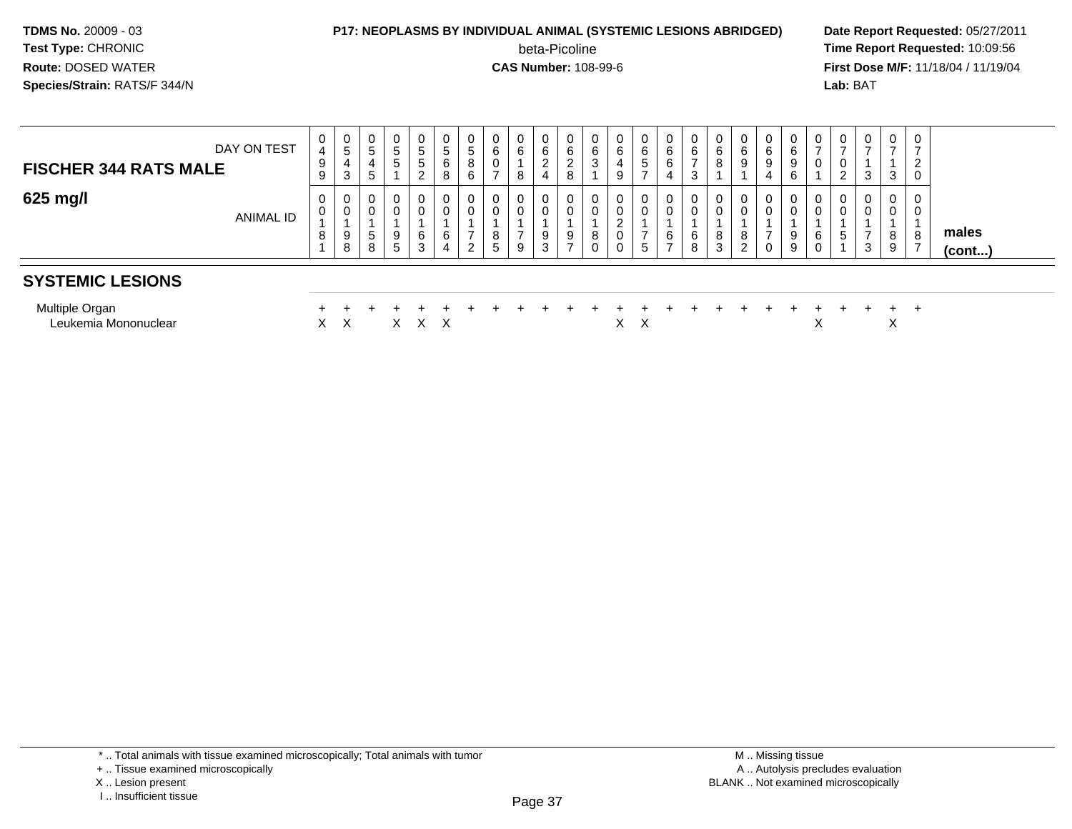**TDMS No.** 20009 - 03
**Test Type:** CHRONIC
**Route:** DOSED WATER
**Species/Strain:** RATS/F 344/N

**P17: NEOPLASMS BY INDIVIDUAL ANIMAL (SYSTEMIC LESIONS ABRIDGED)**
beta-Picoline
**CAS Number:** 108-99-6

**Date Report Requested:** 05/27/2011
**Time Report Requested:** 10:09:56
**First Dose M/F:** 11/18/04 / 11/19/04
**Lab:** BAT

| FISCHER 344 RATS MALE — DAY ON TEST | 0499 | 0543 | 0545 | 0551 | 0552 | 0568 | 0586 | 0607 | 0618 | 0624 | 0628 | 0631 | 0649 | 0657 | 0664 | 0673 | 0681 | 0691 | 0694 | 0696 | 0701 | 0702 | 0713 | 0713 | 0720 | |
|---|---|---|---|---|---|---|---|---|---|---|---|---|---|---|---|---|---|---|---|---|---|---|---|---|---|---|
| **625 mg/l** — ANIMAL ID | 00181 | 00198 | 00158 | 00195 | 00163 | 00164 | 00172 | 00185 | 00179 | 00193 | 00197 | 00180 | 00200 | 00175 | 00167 | 00168 | 00183 | 00182 | 00170 | 00199 | 00160 | 00151 | 00173 | 00189 | 00187 | **males (cont...)** |
| **SYSTEMIC LESIONS** | | | | | | | | | | | | | | | | | | | | | | | | | | |
| Multiple Organ | + | + | + | + | + | + | + | + | + | + | + | + | + | + | + | + | + | + | + | + | + | + | + | + | + | |
| Leukemia Mononuclear | X | X | | X | X | X | | | | | | | X | X | | | | | | | X | | | X | | |

\* .. Total animals with tissue examined microscopically; Total animals with tumor
\+ .. Tissue examined microscopically
X .. Lesion present
I .. Insufficient tissue

M .. Missing tissue
A .. Autolysis precludes evaluation
BLANK .. Not examined microscopically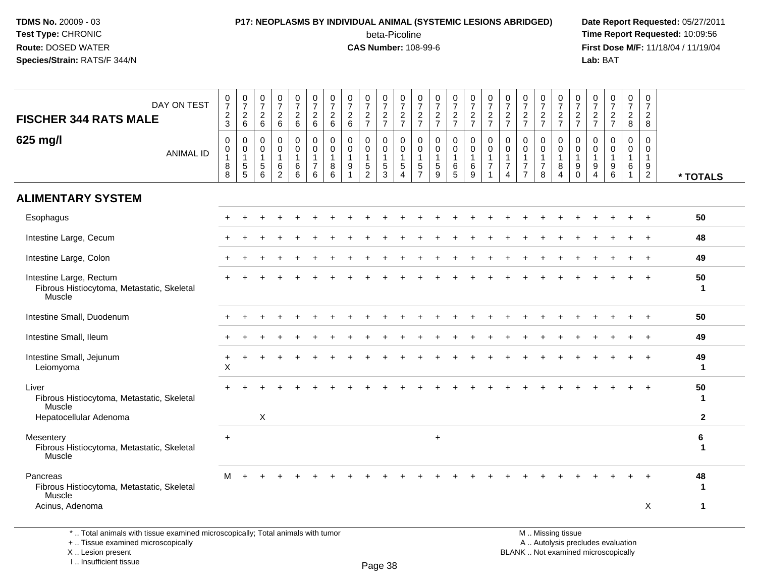**TDMS No.** 20009 - 03
**Test Type:** CHRONIC
**Route:** DOSED WATER
**Species/Strain:** RATS/F 344/N

**P17: NEOPLASMS BY INDIVIDUAL ANIMAL (SYSTEMIC LESIONS ABRIDGED)**
beta-Picoline
**CAS Number:** 108-99-6

**Date Report Requested:** 05/27/2011
**Time Report Requested:** 10:09:56
**First Dose M/F:** 11/18/04 / 11/19/04
**Lab:** BAT

**FISCHER 344 RATS MALE**
**625 mg/l**

| DAY ON TEST | 0723 | 0726 | 0726 | 0726 | 0726 | 0726 | 0726 | 0726 | 0727 | 0727 | 0727 | 0727 | 0727 | 0727 | 0727 | 0727 | 0727 | 0727 | 0727 | 0727 | 0727 | 0727 | 0727 | 0728 | 0728 | |
|---|---|---|---|---|---|---|---|---|---|---|---|---|---|---|---|---|---|---|---|---|---|---|---|---|---|---|
| ANIMAL ID | 00188 | 00155 | 00156 | 00162 | 00166 | 00176 | 00186 | 00191 | 00152 | 00153 | 00154 | 00157 | 00159 | 00165 | 00169 | 00171 | 00174 | 00177 | 00178 | 00184 | 00190 | 00194 | 00196 | 00161 | 00192 | * TOTALS |
| **ALIMENTARY SYSTEM** | | | | | | | | | | | | | | | | | | | | | | | | | | |
| Esophagus | + | + | + | + | + | + | + | + | + | + | + | + | + | + | + | + | + | + | + | + | + | + | + | + | + | 50 |
| Intestine Large, Cecum | + | + | + | + | + | + | + | + | + | + | + | + | + | + | + | + | + | + | + | + | + | + | + | + | + | 48 |
| Intestine Large, Colon | + | + | + | + | + | + | + | + | + | + | + | + | + | + | + | + | + | + | + | + | + | + | + | + | + | 49 |
| Intestine Large, Rectum | + | + | + | + | + | + | + | + | + | + | + | + | + | + | + | + | + | + | + | + | + | + | + | + | + | 50 |
| Fibrous Histiocytoma, Metastatic, Skeletal Muscle | | | | | | | | | | | | | | | | | | | | | | | | | | 1 |
| Intestine Small, Duodenum | + | + | + | + | + | + | + | + | + | + | + | + | + | + | + | + | + | + | + | + | + | + | + | + | + | 50 |
| Intestine Small, Ileum | + | + | + | + | + | + | + | + | + | + | + | + | + | + | + | + | + | + | + | + | + | + | + | + | + | 49 |
| Intestine Small, Jejunum | + | + | + | + | + | + | + | + | + | + | + | + | + | + | + | + | + | + | + | + | + | + | + | + | + | 49 |
| Leiomyoma | X | | | | | | | | | | | | | | | | | | | | | | | | | 1 |
| Liver | + | + | + | + | + | + | + | + | + | + | + | + | + | + | + | + | + | + | + | + | + | + | + | + | + | 50 |
| Fibrous Histiocytoma, Metastatic, Skeletal Muscle | | | | | | | | | | | | | | | | | | | | | | | | | | 1 |
| Hepatocellular Adenoma | | | X | | | | | | | | | | | | | | | | | | | | | | | 2 |
| Mesentery | + | | | | | | | | | | | | + | | | | | | | | | | | | | 6 |
| Fibrous Histiocytoma, Metastatic, Skeletal Muscle | | | | | | | | | | | | | | | | | | | | | | | | | | 1 |
| Pancreas | M | + | + | + | + | + | + | + | + | + | + | + | + | + | + | + | + | + | + | + | + | + | + | + | + | 48 |
| Fibrous Histiocytoma, Metastatic, Skeletal Muscle | | | | | | | | | | | | | | | | | | | | | | | | | | 1 |
| Acinus, Adenoma | | | | | | | | | | | | | | | | | | | | | | | | | X | 1 |

\* .. Total animals with tissue examined microscopically; Total animals with tumor
\+ .. Tissue examined microscopically
X .. Lesion present
I .. Insufficient tissue

M .. Missing tissue
A .. Autolysis precludes evaluation
BLANK .. Not examined microscopically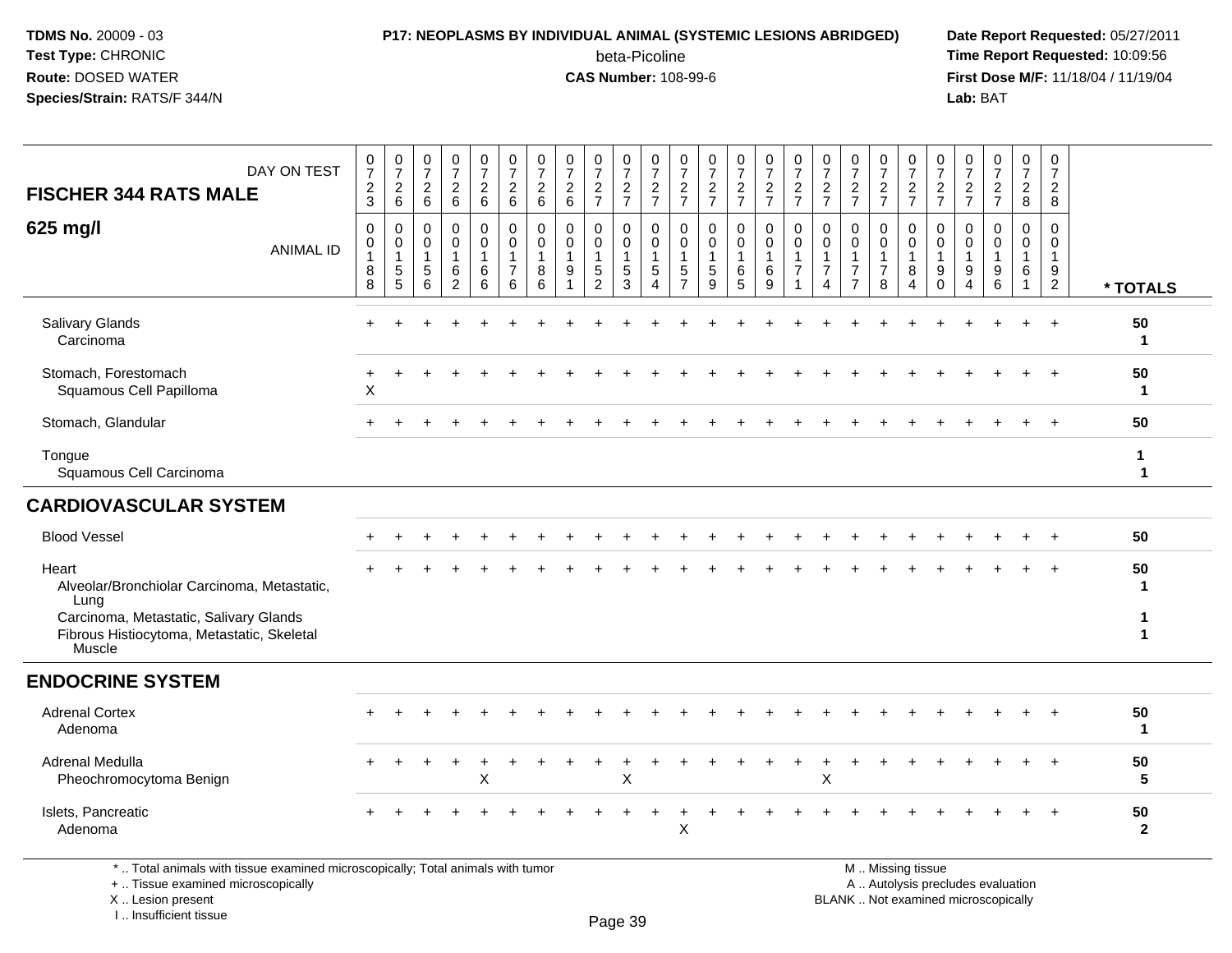**TDMS No.** 20009 - 03
**Test Type:** CHRONIC
**Route:** DOSED WATER
**Species/Strain:** RATS/F 344/N

**P17: NEOPLASMS BY INDIVIDUAL ANIMAL (SYSTEMIC LESIONS ABRIDGED)**
beta-Picoline
**CAS Number:** 108-99-6

**Date Report Requested:** 05/27/2011
**Time Report Requested:** 10:09:56
**First Dose M/F:** 11/18/04 / 11/19/04
**Lab:** BAT

| FISCHER 344 RATS MALE — DAY ON TEST | 0723 | 0726 | 0726 | 0726 | 0726 | 0726 | 0726 | 0726 | 0727 | 0727 | 0727 | 0727 | 0727 | 0727 | 0727 | 0727 | 0727 | 0727 | 0727 | 0727 | 0727 | 0727 | 0727 | 0728 | 0728 | |
|---|---|---|---|---|---|---|---|---|---|---|---|---|---|---|---|---|---|---|---|---|---|---|---|---|---|---|
| **625 mg/l** — ANIMAL ID | 0188 | 0155 | 0156 | 0162 | 0166 | 0176 | 0186 | 0191 | 0152 | 0153 | 0154 | 0157 | 0159 | 0165 | 0169 | 0171 | 0174 | 0177 | 0178 | 0184 | 0190 | 0194 | 0196 | 0161 | 0192 | **\* TOTALS** |
| Salivary Glands | + | + | + | + | + | + | + | + | + | + | + | + | + | + | + | + | + | + | + | + | + | + | + | + | + | **50** |
| Carcinoma | | | | | | | | | | | | | | | | | | | | | | | | | | **1** |
| Stomach, Forestomach | + | + | + | + | + | + | + | + | + | + | + | + | + | + | + | + | + | + | + | + | + | + | + | + | + | **50** |
| Squamous Cell Papilloma | X | | | | | | | | | | | | | | | | | | | | | | | | | **1** |
| Stomach, Glandular | + | + | + | + | + | + | + | + | + | + | + | + | + | + | + | + | + | + | + | + | + | + | + | + | + | **50** |
| Tongue | | | | | | | | | | | | | | | | | | | | | | | | | | **1** |
| Squamous Cell Carcinoma | | | | | | | | | | | | | | | | | | | | | | | | | | **1** |
| **CARDIOVASCULAR SYSTEM** | | | | | | | | | | | | | | | | | | | | | | | | | | |
| Blood Vessel | + | + | + | + | + | + | + | + | + | + | + | + | + | + | + | + | + | + | + | + | + | + | + | + | + | **50** |
| Heart | + | + | + | + | + | + | + | + | + | + | + | + | + | + | + | + | + | + | + | + | + | + | + | + | + | **50** |
| Alveolar/Bronchiolar Carcinoma, Metastatic, Lung | | | | | | | | | | | | | | | | | | | | | | | | | | **1** |
| Carcinoma, Metastatic, Salivary Glands | | | | | | | | | | | | | | | | | | | | | | | | | | **1** |
| Fibrous Histiocytoma, Metastatic, Skeletal Muscle | | | | | | | | | | | | | | | | | | | | | | | | | | **1** |
| **ENDOCRINE SYSTEM** | | | | | | | | | | | | | | | | | | | | | | | | | | |
| Adrenal Cortex | + | + | + | + | + | + | + | + | + | + | + | + | + | + | + | + | + | + | + | + | + | + | + | + | + | **50** |
| Adenoma | | | | | | | | | | | | | | | | | | | | | | | | | | **1** |
| Adrenal Medulla | + | + | + | + | + | + | + | + | + | + | + | + | + | + | + | + | + | + | + | + | + | + | + | + | + | **50** |
| Pheochromocytoma Benign | | | | | X | | | | | X | | | | | | | X | | | | | | | | | **5** |
| Islets, Pancreatic | + | + | + | + | + | + | + | + | + | + | + | + | + | + | + | + | + | + | + | + | + | + | + | + | + | **50** |
| Adenoma | | | | | | | | | | | | X | | | | | | | | | | | | | | **2** |

\* .. Total animals with tissue examined microscopically; Total animals with tumor
\+ .. Tissue examined microscopically
X .. Lesion present
I .. Insufficient tissue

M .. Missing tissue
A .. Autolysis precludes evaluation
BLANK .. Not examined microscopically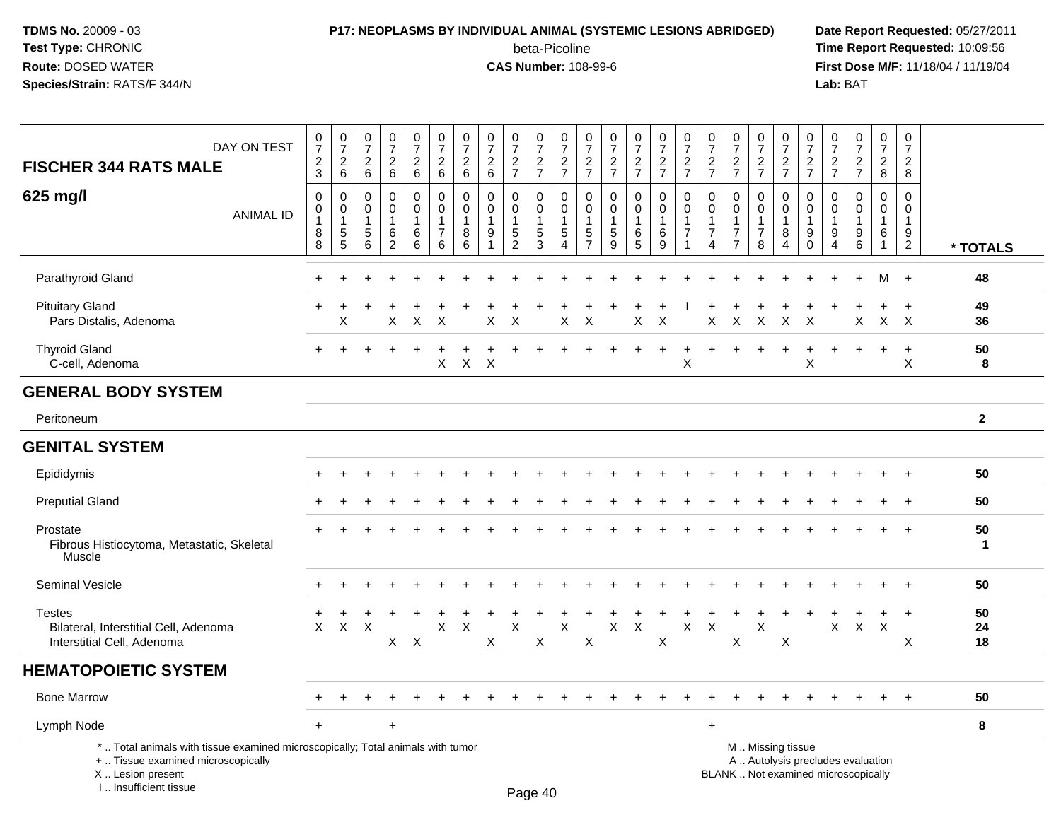**TDMS No.** 20009 - 03
**Test Type:** CHRONIC
**Route:** DOSED WATER
**Species/Strain:** RATS/F 344/N

**P17: NEOPLASMS BY INDIVIDUAL ANIMAL (SYSTEMIC LESIONS ABRIDGED)**
beta-Picoline
**CAS Number:** 108-99-6

**Date Report Requested:** 05/27/2011
**Time Report Requested:** 10:09:56
**First Dose M/F:** 11/18/04 / 11/19/04
**Lab:** BAT

## FISCHER 344 RATS MALE

### 625 mg/l

| DAY ON TEST | 0723 | 0726 | 0726 | 0726 | 0726 | 0726 | 0726 | 0726 | 0727 | 0727 | 0727 | 0727 | 0727 | 0727 | 0727 | 0727 | 0727 | 0727 | 0727 | 0727 | 0727 | 0727 | 0727 | 0728 | 0728 | |
|---|---|---|---|---|---|---|---|---|---|---|---|---|---|---|---|---|---|---|---|---|---|---|---|---|---|---|
| **ANIMAL ID** | 00188 | 00155 | 00156 | 00162 | 00166 | 00176 | 00186 | 00191 | 00152 | 00153 | 00154 | 00157 | 00159 | 00165 | 00169 | 00171 | 00174 | 00177 | 00178 | 00184 | 00190 | 00194 | 00196 | 00161 | 00192 | *** TOTALS** |
| Parathyroid Gland | + | + | + | + | + | + | + | + | + | + | + | + | + | + | + | + | + | + | + | + | + | + | + | M | + | 48 |
| Pituitary Gland | + | + | + | + | + | + | + | + | + | + | + | + | + | + | + | I | + | + | + | + | + | + | + | + | + | 49 |
| Pars Distalis, Adenoma | | X | | X | X | X | | X | X | | X | X | | X | X | | X | X | X | X | X | | X | X | X | 36 |
| Thyroid Gland | + | + | + | + | + | + | + | + | + | + | + | + | + | + | + | + | + | + | + | + | + | + | + | + | + | 50 |
| C-cell, Adenoma | | | | | | X | X | X | | | | | | | | X | | | | | X | | | | X | 8 |
| **GENERAL BODY SYSTEM** | | | | | | | | | | | | | | | | | | | | | | | | | | |
| Peritoneum | | | | | | | | | | | | | | | | | | | | | | | | | | 2 |
| **GENITAL SYSTEM** | | | | | | | | | | | | | | | | | | | | | | | | | | |
| Epididymis | + | + | + | + | + | + | + | + | + | + | + | + | + | + | + | + | + | + | + | + | + | + | + | + | + | 50 |
| Preputial Gland | + | + | + | + | + | + | + | + | + | + | + | + | + | + | + | + | + | + | + | + | + | + | + | + | + | 50 |
| Prostate | + | + | + | + | + | + | + | + | + | + | + | + | + | + | + | + | + | + | + | + | + | + | + | + | + | 50 |
| Fibrous Histiocytoma, Metastatic, Skeletal Muscle | | | | | | | | | | | | | | | | | | | | | | | | | | 1 |
| Seminal Vesicle | + | + | + | + | + | + | + | + | + | + | + | + | + | + | + | + | + | + | + | + | + | + | + | + | + | 50 |
| Testes | + | + | + | + | + | + | + | + | + | + | + | + | + | + | + | + | + | + | + | + | + | + | + | + | + | 50 |
| Bilateral, Interstitial Cell, Adenoma | X | X | X | | | X | X | | X | | X | | X | X | | X | X | | X | | | X | X | X | | 24 |
| Interstitial Cell, Adenoma | | | | X | X | | | X | | X | | X | | | X | | | X | | X | | | | | X | 18 |
| **HEMATOPOIETIC SYSTEM** | | | | | | | | | | | | | | | | | | | | | | | | | | |
| Bone Marrow | + | + | + | + | + | + | + | + | + | + | + | + | + | + | + | + | + | + | + | + | + | + | + | + | + | 50 |
| Lymph Node | + | | | + | | | | | | | | | | | | | + | | | | | | | | | 8 |

\* .. Total animals with tissue examined microscopically; Total animals with tumor
\+ .. Tissue examined microscopically
X .. Lesion present
I .. Insufficient tissue

M .. Missing tissue
A .. Autolysis precludes evaluation
BLANK .. Not examined microscopically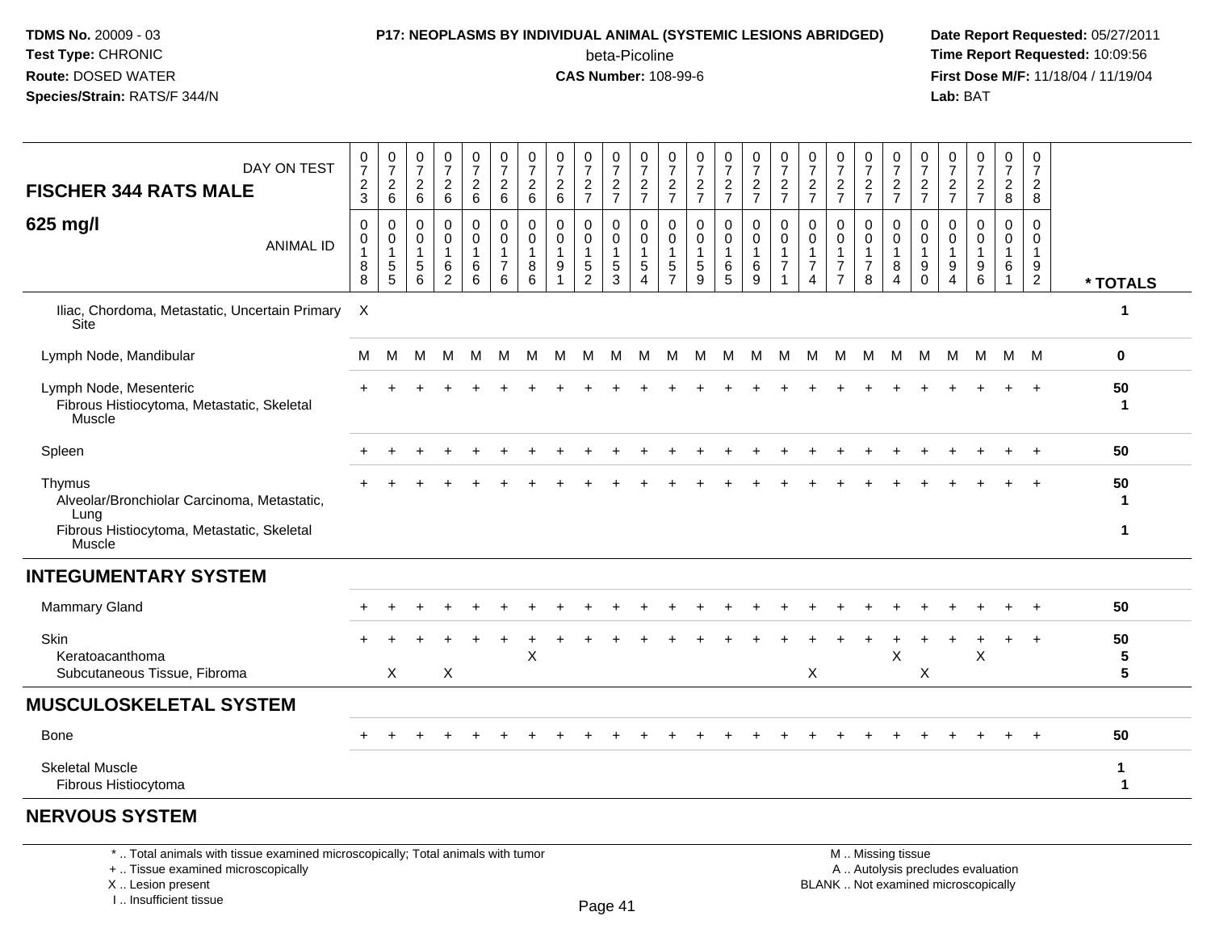**TDMS No.** 20009 - 03
**Test Type:** CHRONIC
**Route:** DOSED WATER
**Species/Strain:** RATS/F 344/N

**P17: NEOPLASMS BY INDIVIDUAL ANIMAL (SYSTEMIC LESIONS ABRIDGED)**
beta-Picoline
**CAS Number:** 108-99-6

**Date Report Requested:** 05/27/2011
**Time Report Requested:** 10:09:56
**First Dose M/F:** 11/18/04 / 11/19/04
**Lab:** BAT

## FISCHER 344 RATS MALE — 625 mg/l

| DAY ON TEST | 0723 | 0726 | 0726 | 0726 | 0726 | 0726 | 0726 | 0726 | 0727 | 0727 | 0727 | 0727 | 0727 | 0727 | 0727 | 0727 | 0727 | 0727 | 0727 | 0727 | 0727 | 0727 | 0727 | 0728 | 0728 | |
|---|---|---|---|---|---|---|---|---|---|---|---|---|---|---|---|---|---|---|---|---|---|---|---|---|---|---|
| **ANIMAL ID** | 00188 | 00155 | 00156 | 00162 | 00166 | 00176 | 00186 | 00191 | 00152 | 00153 | 00154 | 00157 | 00159 | 00165 | 00169 | 00171 | 00174 | 00177 | 00178 | 00184 | 00190 | 00194 | 00196 | 00161 | 00192 | *** TOTALS** |
| Iliac, Chordoma, Metastatic, Uncertain Primary Site | X | | | | | | | | | | | | | | | | | | | | | | | | | 1 |
| Lymph Node, Mandibular | M | M | M | M | M | M | M | M | M | M | M | M | M | M | M | M | M | M | M | M | M | M | M | M | M | 0 |
| Lymph Node, Mesenteric | + | + | + | + | + | + | + | + | + | + | + | + | + | + | + | + | + | + | + | + | + | + | + | + | + | 50 |
| Fibrous Histiocytoma, Metastatic, Skeletal Muscle | | | | | | | | | | | | | | | | | | | | | | | | | | 1 |
| Spleen | + | + | + | + | + | + | + | + | + | + | + | + | + | + | + | + | + | + | + | + | + | + | + | + | + | 50 |
| Thymus | + | + | + | + | + | + | + | + | + | + | + | + | + | + | + | + | + | + | + | + | + | + | + | + | + | 50 |
| Alveolar/Bronchiolar Carcinoma, Metastatic, Lung | | | | | | | | | | | | | | | | | | | | | | | | | | 1 |
| Fibrous Histiocytoma, Metastatic, Skeletal Muscle | | | | | | | | | | | | | | | | | | | | | | | | | | 1 |
| **INTEGUMENTARY SYSTEM** | | | | | | | | | | | | | | | | | | | | | | | | | | |
| Mammary Gland | + | + | + | + | + | + | + | + | + | + | + | + | + | + | + | + | + | + | + | + | + | + | + | + | + | 50 |
| Skin | + | + | + | + | + | + | + | + | + | + | + | + | + | + | + | + | + | + | + | + | + | + | + | + | + | 50 |
| Keratoacanthoma | | | | | | | X | | | | | | | | | | | | | X | | | X | | | 5 |
| Subcutaneous Tissue, Fibroma | | X | | X | | | | | | | | | | | | | X | | | | X | | | | | 5 |
| **MUSCULOSKELETAL SYSTEM** | | | | | | | | | | | | | | | | | | | | | | | | | | |
| Bone | + | + | + | + | + | + | + | + | + | + | + | + | + | + | + | + | + | + | + | + | + | + | + | + | + | 50 |
| Skeletal Muscle | | | | | | | | | | | | | | | | | | | | | | | | | | 1 |
| Fibrous Histiocytoma | | | | | | | | | | | | | | | | | | | | | | | | | | 1 |
| **NERVOUS SYSTEM** | | | | | | | | | | | | | | | | | | | | | | | | | | |

\* .. Total animals with tissue examined microscopically; Total animals with tumor
\+ .. Tissue examined microscopically
X .. Lesion present
I .. Insufficient tissue

M .. Missing tissue
A .. Autolysis precludes evaluation
BLANK .. Not examined microscopically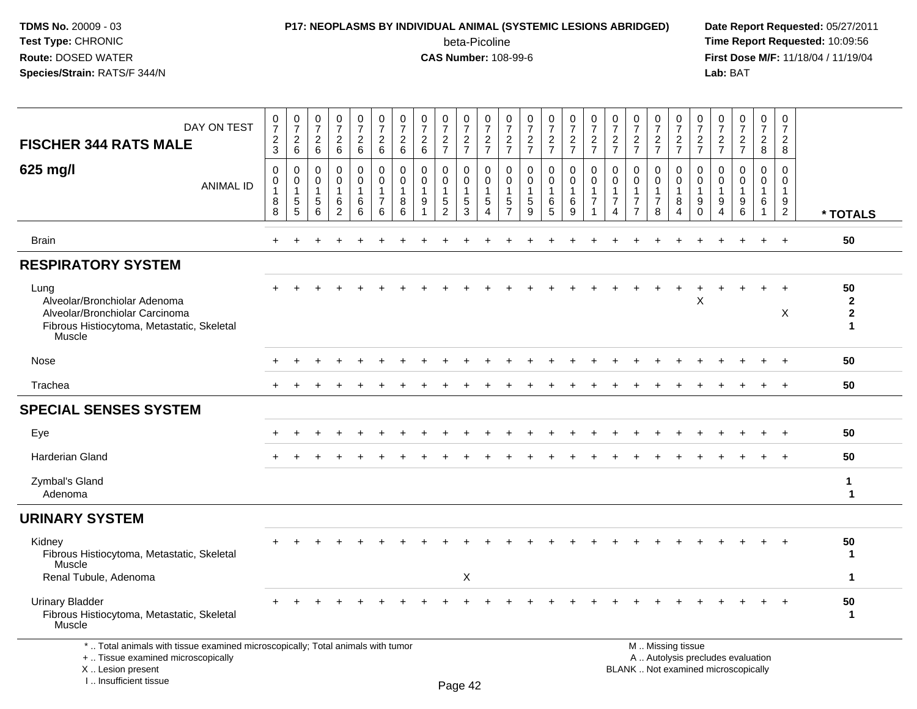**TDMS No.** 20009 - 03
**Test Type:** CHRONIC
**Route:** DOSED WATER
**Species/Strain:** RATS/F 344/N

**P17: NEOPLASMS BY INDIVIDUAL ANIMAL (SYSTEMIC LESIONS ABRIDGED)**
beta-Picoline
**CAS Number:** 108-99-6

**Date Report Requested:** 05/27/2011
**Time Report Requested:** 10:09:56
**First Dose M/F:** 11/18/04 / 11/19/04
**Lab:** BAT

| FISCHER 344 RATS MALE — DAY ON TEST | 0723 | 0726 | 0726 | 0726 | 0726 | 0726 | 0726 | 0726 | 0727 | 0727 | 0727 | 0727 | 0727 | 0727 | 0727 | 0727 | 0727 | 0727 | 0727 | 0727 | 0727 | 0727 | 0727 | 0728 | 0728 | |
|---|---|---|---|---|---|---|---|---|---|---|---|---|---|---|---|---|---|---|---|---|---|---|---|---|---|---|
| **625 mg/l** — ANIMAL ID | 00188 | 00155 | 00156 | 00162 | 00166 | 00176 | 00186 | 00191 | 00152 | 00153 | 00154 | 00157 | 00159 | 00165 | 00169 | 00171 | 00174 | 00177 | 00178 | 00184 | 00190 | 00194 | 00196 | 00161 | 00192 | *** TOTALS** |
| Brain | + | + | + | + | + | + | + | + | + | + | + | + | + | + | + | + | + | + | + | + | + | + | + | + | + | 50 |
| **RESPIRATORY SYSTEM** | | | | | | | | | | | | | | | | | | | | | | | | | | |
| Lung | + | + | + | + | + | + | + | + | + | + | + | + | + | + | + | + | + | + | + | + | + | + | + | + | + | 50 |
| Alveolar/Bronchiolar Adenoma | | | | | | | | | | | | | | | | | | | | | X | | | | | 2 |
| Alveolar/Bronchiolar Carcinoma | | | | | | | | | | | | | | | | | | | | | | | | | X | 2 |
| Fibrous Histiocytoma, Metastatic, Skeletal Muscle | | | | | | | | | | | | | | | | | | | | | | | | | | 1 |
| Nose | + | + | + | + | + | + | + | + | + | + | + | + | + | + | + | + | + | + | + | + | + | + | + | + | + | 50 |
| Trachea | + | + | + | + | + | + | + | + | + | + | + | + | + | + | + | + | + | + | + | + | + | + | + | + | + | 50 |
| **SPECIAL SENSES SYSTEM** | | | | | | | | | | | | | | | | | | | | | | | | | | |
| Eye | + | + | + | + | + | + | + | + | + | + | + | + | + | + | + | + | + | + | + | + | + | + | + | + | + | 50 |
| Harderian Gland | + | + | + | + | + | + | + | + | + | + | + | + | + | + | + | + | + | + | + | + | + | + | + | + | + | 50 |
| Zymbal's Gland | | | | | | | | | | | | | | | | | | | | | | | | | | 1 |
| Adenoma | | | | | | | | | | | | | | | | | | | | | | | | | | 1 |
| **URINARY SYSTEM** | | | | | | | | | | | | | | | | | | | | | | | | | | |
| Kidney | + | + | + | + | + | + | + | + | + | + | + | + | + | + | + | + | + | + | + | + | + | + | + | + | + | 50 |
| Fibrous Histiocytoma, Metastatic, Skeletal Muscle | | | | | | | | | | | | | | | | | | | | | | | | | | 1 |
| Renal Tubule, Adenoma | | | | | | | | | | X | | | | | | | | | | | | | | | | 1 |
| Urinary Bladder | + | + | + | + | + | + | + | + | + | + | + | + | + | + | + | + | + | + | + | + | + | + | + | + | + | 50 |
| Fibrous Histiocytoma, Metastatic, Skeletal Muscle | | | | | | | | | | | | | | | | | | | | | | | | | | 1 |

\* .. Total animals with tissue examined microscopically; Total animals with tumor
\+ .. Tissue examined microscopically
X .. Lesion present
I .. Insufficient tissue

M .. Missing tissue
A .. Autolysis precludes evaluation
BLANK .. Not examined microscopically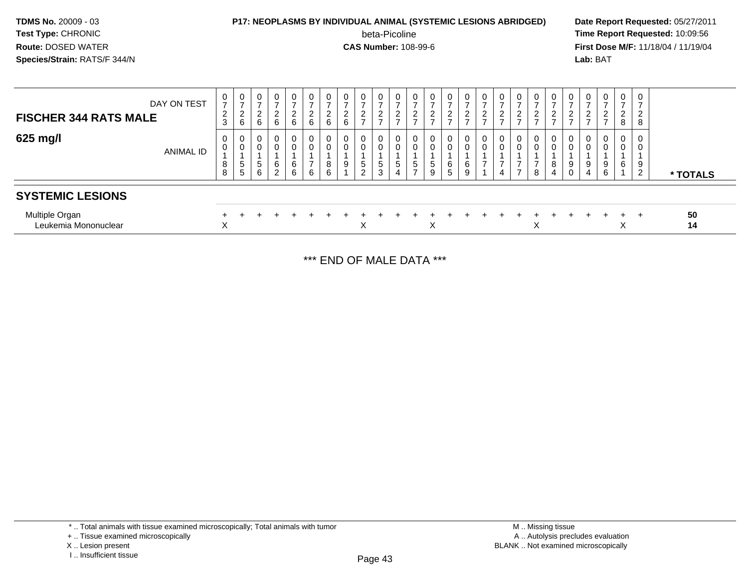**TDMS No.** 20009 - 03
**Test Type:** CHRONIC
**Route:** DOSED WATER
**Species/Strain:** RATS/F 344/N

**P17: NEOPLASMS BY INDIVIDUAL ANIMAL (SYSTEMIC LESIONS ABRIDGED)**
beta-Picoline
**CAS Number:** 108-99-6

**Date Report Requested:** 05/27/2011
**Time Report Requested:** 10:09:56
**First Dose M/F:** 11/18/04 / 11/19/04
**Lab:** BAT

| FISCHER 344 RATS MALE — DAY ON TEST | 0723 | 0726 | 0726 | 0726 | 0726 | 0726 | 0726 | 0726 | 0727 | 0727 | 0727 | 0727 | 0727 | 0727 | 0727 | 0727 | 0727 | 0727 | 0727 | 0727 | 0727 | 0727 | 0727 | 0728 | 0728 | |
|---|---|---|---|---|---|---|---|---|---|---|---|---|---|---|---|---|---|---|---|---|---|---|---|---|---|---|
| **625 mg/l** — ANIMAL ID | 00188 | 00155 | 00156 | 00162 | 00166 | 00176 | 00186 | 00191 | 00152 | 00153 | 00154 | 00157 | 00159 | 00165 | 00169 | 00171 | 00174 | 00177 | 00178 | 00184 | 00190 | 00194 | 00196 | 00161 | 00192 | *** TOTALS** |
| **SYSTEMIC LESIONS** | | | | | | | | | | | | | | | | | | | | | | | | | | |
| Multiple Organ | + | + | + | + | + | + | + | + | + | + | + | + | + | + | + | + | + | + | + | + | + | + | + | + | + | 50 |
| Leukemia Mononuclear | X | | | | | | | | X | | | | X | | | | | | X | | | | | X | | 14 |

*** END OF MALE DATA ***

\* .. Total animals with tissue examined microscopically; Total animals with tumor
\+ .. Tissue examined microscopically
X .. Lesion present
I .. Insufficient tissue

M .. Missing tissue
A .. Autolysis precludes evaluation
BLANK .. Not examined microscopically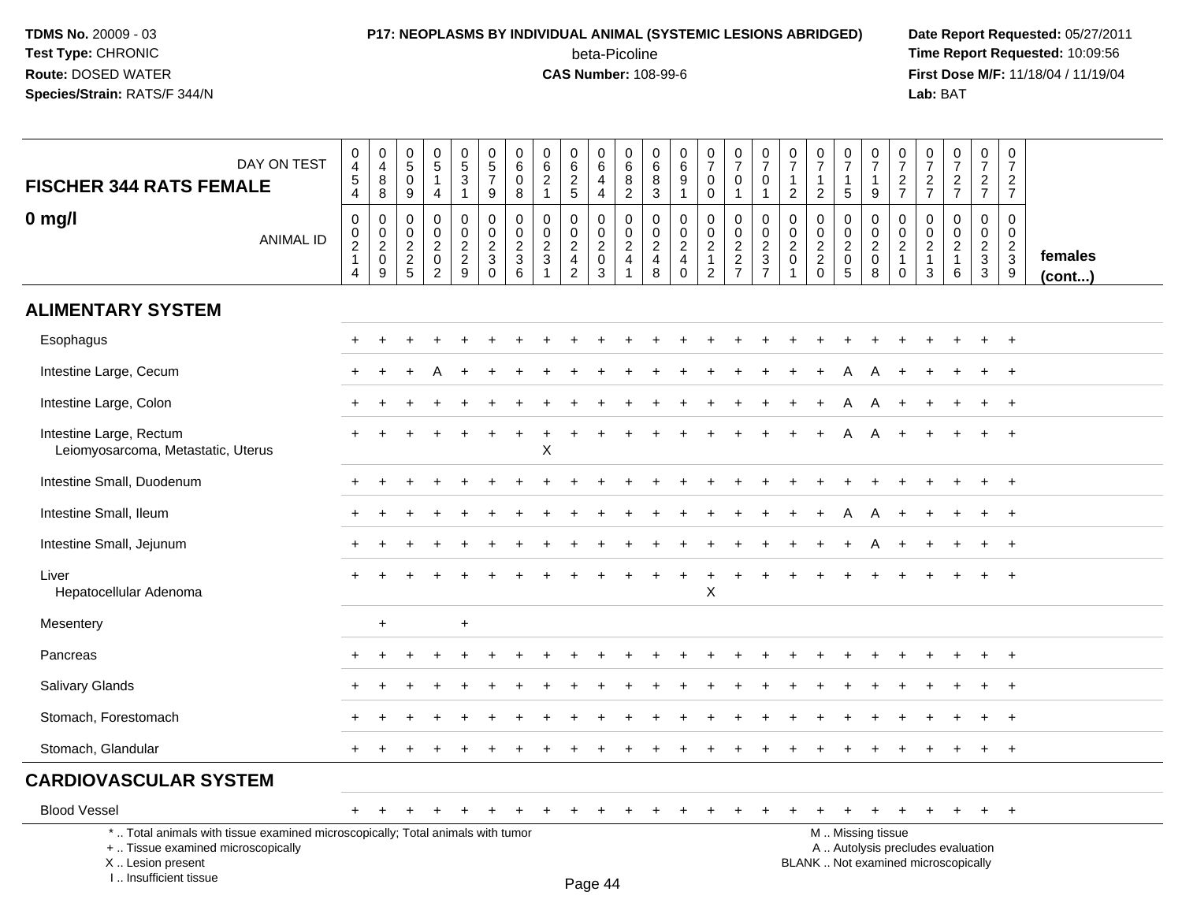**TDMS No.** 20009 - 03
**Test Type:** CHRONIC
**Route:** DOSED WATER
**Species/Strain:** RATS/F 344/N

**P17: NEOPLASMS BY INDIVIDUAL ANIMAL (SYSTEMIC LESIONS ABRIDGED)**
beta-Picoline
**CAS Number:** 108-99-6

**Date Report Requested:** 05/27/2011
**Time Report Requested:** 10:09:56
**First Dose M/F:** 11/18/04 / 11/19/04
**Lab:** BAT

| FISCHER 344 RATS FEMALE — DAY ON TEST | 0454 | 0488 | 0509 | 0514 | 0531 | 0579 | 0608 | 0621 | 0625 | 0644 | 0682 | 0683 | 0691 | 0700 | 0701 | 0701 | 0712 | 0712 | 0715 | 0719 | 0727 | 0727 | 0727 | 0727 | 0727 | |
|---|---|---|---|---|---|---|---|---|---|---|---|---|---|---|---|---|---|---|---|---|---|---|---|---|---|---|
| **0 mg/l** — ANIMAL ID | 00214 | 00209 | 00225 | 00202 | 00229 | 00230 | 00236 | 00231 | 00242 | 00203 | 00241 | 00248 | 00240 | 00212 | 00227 | 00237 | 00201 | 00220 | 00205 | 00208 | 00210 | 00213 | 00216 | 00233 | 00239 | **females (cont...)** |
| **ALIMENTARY SYSTEM** | | | | | | | | | | | | | | | | | | | | | | | | | | |
| Esophagus | + | + | + | + | + | + | + | + | + | + | + | + | + | + | + | + | + | + | + | + | + | + | + | + | + | |
| Intestine Large, Cecum | + | + | + | A | + | + | + | + | + | + | + | + | + | + | + | + | + | + | A | A | + | + | + | + | + | |
| Intestine Large, Colon | + | + | + | + | + | + | + | + | + | + | + | + | + | + | + | + | + | + | A | A | + | + | + | + | + | |
| Intestine Large, Rectum | + | + | + | + | + | + | + | + | + | + | + | + | + | + | + | + | + | + | A | A | + | + | + | + | + | |
| Leiomyosarcoma, Metastatic, Uterus | | | | | | | | X | | | | | | | | | | | | | | | | | | |
| Intestine Small, Duodenum | + | + | + | + | + | + | + | + | + | + | + | + | + | + | + | + | + | + | + | + | + | + | + | + | + | |
| Intestine Small, Ileum | + | + | + | + | + | + | + | + | + | + | + | + | + | + | + | + | + | + | A | A | + | + | + | + | + | |
| Intestine Small, Jejunum | + | + | + | + | + | + | + | + | + | + | + | + | + | + | + | + | + | + | + | A | + | + | + | + | + | |
| Liver | + | + | + | + | + | + | + | + | + | + | + | + | + | + | + | + | + | + | + | + | + | + | + | + | + | |
| Hepatocellular Adenoma | | | | | | | | | | | | | | X | | | | | | | | | | | | |
| Mesentery | | + | | | + | | | | | | | | | | | | | | | | | | | | | |
| Pancreas | + | + | + | + | + | + | + | + | + | + | + | + | + | + | + | + | + | + | + | + | + | + | + | + | + | |
| Salivary Glands | + | + | + | + | + | + | + | + | + | + | + | + | + | + | + | + | + | + | + | + | + | + | + | + | + | |
| Stomach, Forestomach | + | + | + | + | + | + | + | + | + | + | + | + | + | + | + | + | + | + | + | + | + | + | + | + | + | |
| Stomach, Glandular | + | + | + | + | + | + | + | + | + | + | + | + | + | + | + | + | + | + | + | + | + | + | + | + | + | |
| **CARDIOVASCULAR SYSTEM** | | | | | | | | | | | | | | | | | | | | | | | | | | |
| Blood Vessel | + | + | + | + | + | + | + | + | + | + | + | + | + | + | + | + | + | + | + | + | + | + | + | + | + | |

\* .. Total animals with tissue examined microscopically; Total animals with tumor
\+ .. Tissue examined microscopically
X .. Lesion present
I .. Insufficient tissue

M .. Missing tissue
A .. Autolysis precludes evaluation
BLANK .. Not examined microscopically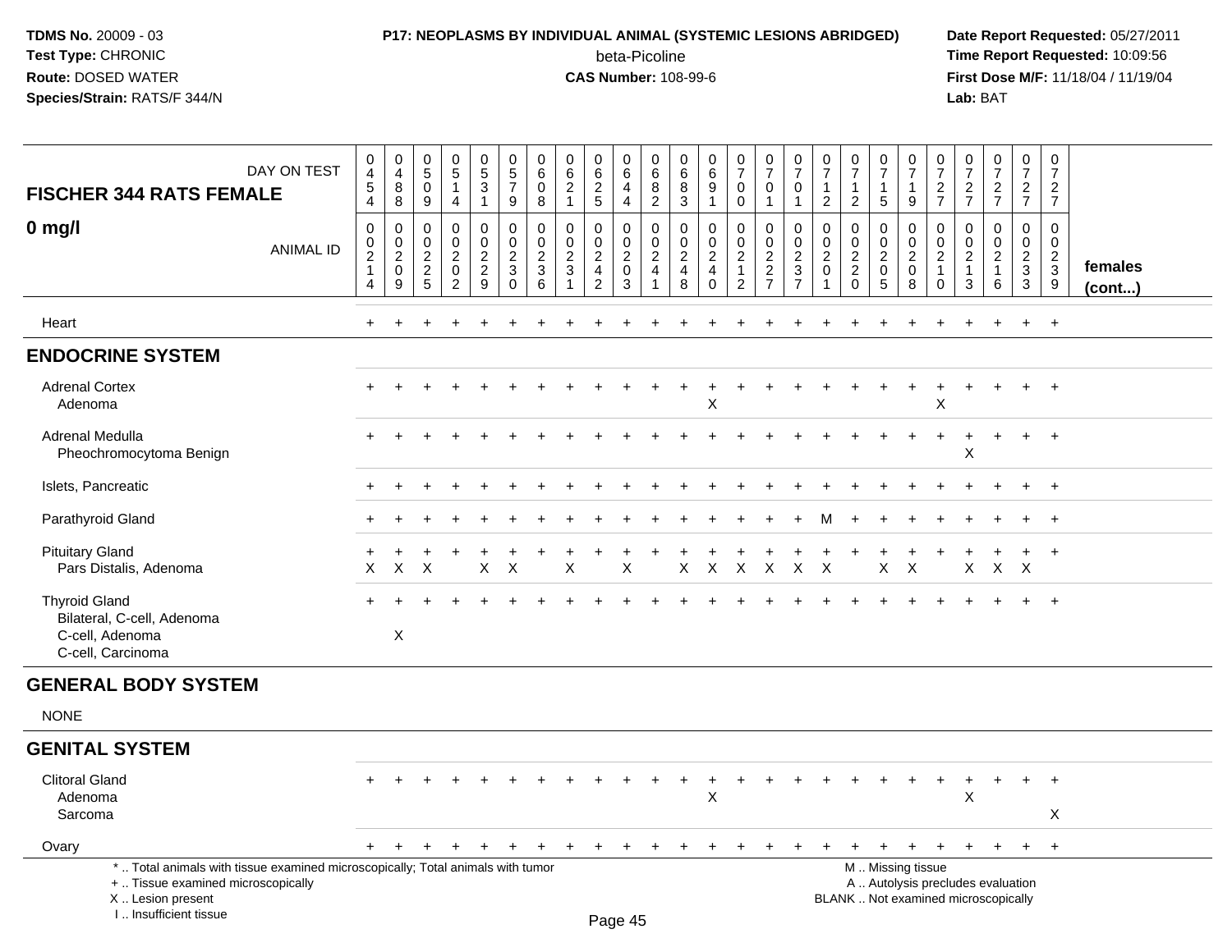**TDMS No.** 20009 - 03
**Test Type:** CHRONIC
**Route:** DOSED WATER
**Species/Strain:** RATS/F 344/N

**P17: NEOPLASMS BY INDIVIDUAL ANIMAL (SYSTEMIC LESIONS ABRIDGED)**
beta-Picoline
**CAS Number:** 108-99-6

**Date Report Requested:** 05/27/2011
**Time Report Requested:** 10:09:56
**First Dose M/F:** 11/18/04 / 11/19/04
**Lab:** BAT

| FISCHER 344 RATS FEMALE 0 mg/l | | | | | | | | | | | | | | | | | | | | | | | | | | |
|---|---|---|---|---|---|---|---|---|---|---|---|---|---|---|---|---|---|---|---|---|---|---|---|---|---|---|
| DAY ON TEST | 0454 | 0488 | 0509 | 0514 | 0531 | 0579 | 0608 | 0621 | 0625 | 0644 | 0682 | 0683 | 0691 | 0700 | 0701 | 0701 | 0712 | 0712 | 0715 | 0719 | 0727 | 0727 | 0727 | 0727 | 0727 | |
| ANIMAL ID | 00214 | 00209 | 00225 | 00202 | 00229 | 00230 | 00236 | 00231 | 00242 | 00203 | 00241 | 00248 | 00240 | 00212 | 00227 | 00237 | 00201 | 00220 | 00205 | 00208 | 00210 | 00213 | 00216 | 00233 | 00239 | females (cont...) |
| Heart | + | + | + | + | + | + | + | + | + | + | + | + | + | + | + | + | + | + | + | + | + | + | + | + | + | |
| **ENDOCRINE SYSTEM** | | | | | | | | | | | | | | | | | | | | | | | | | | |
| Adrenal Cortex | + | + | + | + | + | + | + | + | + | + | + | + | + | + | + | + | + | + | + | + | + | + | + | + | + | |
| Adenoma | | | | | | | | | | | | | X | | | | | | | | X | | | | | |
| Adrenal Medulla | + | + | + | + | + | + | + | + | + | + | + | + | + | + | + | + | + | + | + | + | + | + | + | + | + | |
| Pheochromocytoma Benign | | | | | | | | | | | | | | | | | | | | | | X | | | | |
| Islets, Pancreatic | + | + | + | + | + | + | + | + | + | + | + | + | + | + | + | + | + | + | + | + | + | + | + | + | + | |
| Parathyroid Gland | + | + | + | + | + | + | + | + | + | + | + | + | + | + | + | + | M | + | + | + | + | + | + | + | + | |
| Pituitary Gland | + | + | + | + | + | + | + | + | + | + | + | + | + | + | + | + | + | + | + | + | + | + | + | + | + | |
| Pars Distalis, Adenoma | X | X | X | | X | X | | X | | X | | X | X | X | X | X | X | | X | X | | X | X | X | | |
| Thyroid Gland | + | + | + | + | + | + | + | + | + | + | + | + | + | + | + | + | + | + | + | + | + | + | + | + | + | |
| Bilateral, C-cell, Adenoma | | | | | | | | | | | | | | | | | | | | | | | | | | |
| C-cell, Adenoma | | X | | | | | | | | | | | | | | | | | | | | | | | | |
| C-cell, Carcinoma | | | | | | | | | | | | | | | | | | | | | | | | | | |
| **GENERAL BODY SYSTEM** | | | | | | | | | | | | | | | | | | | | | | | | | | |
| NONE | | | | | | | | | | | | | | | | | | | | | | | | | | |
| **GENITAL SYSTEM** | | | | | | | | | | | | | | | | | | | | | | | | | | |
| Clitoral Gland | + | + | + | + | + | + | + | + | + | + | + | + | + | + | + | + | + | + | + | + | + | + | + | + | + | |
| Adenoma | | | | | | | | | | | | | X | | | | | | | | | X | | | | |
| Sarcoma | | | | | | | | | | | | | | | | | | | | | | | | | X | |
| Ovary | + | + | + | + | + | + | + | + | + | + | + | + | + | + | + | + | + | + | + | + | + | + | + | + | + | |

\* .. Total animals with tissue examined microscopically; Total animals with tumor
\+ .. Tissue examined microscopically
X .. Lesion present
I .. Insufficient tissue

M .. Missing tissue
A .. Autolysis precludes evaluation
BLANK .. Not examined microscopically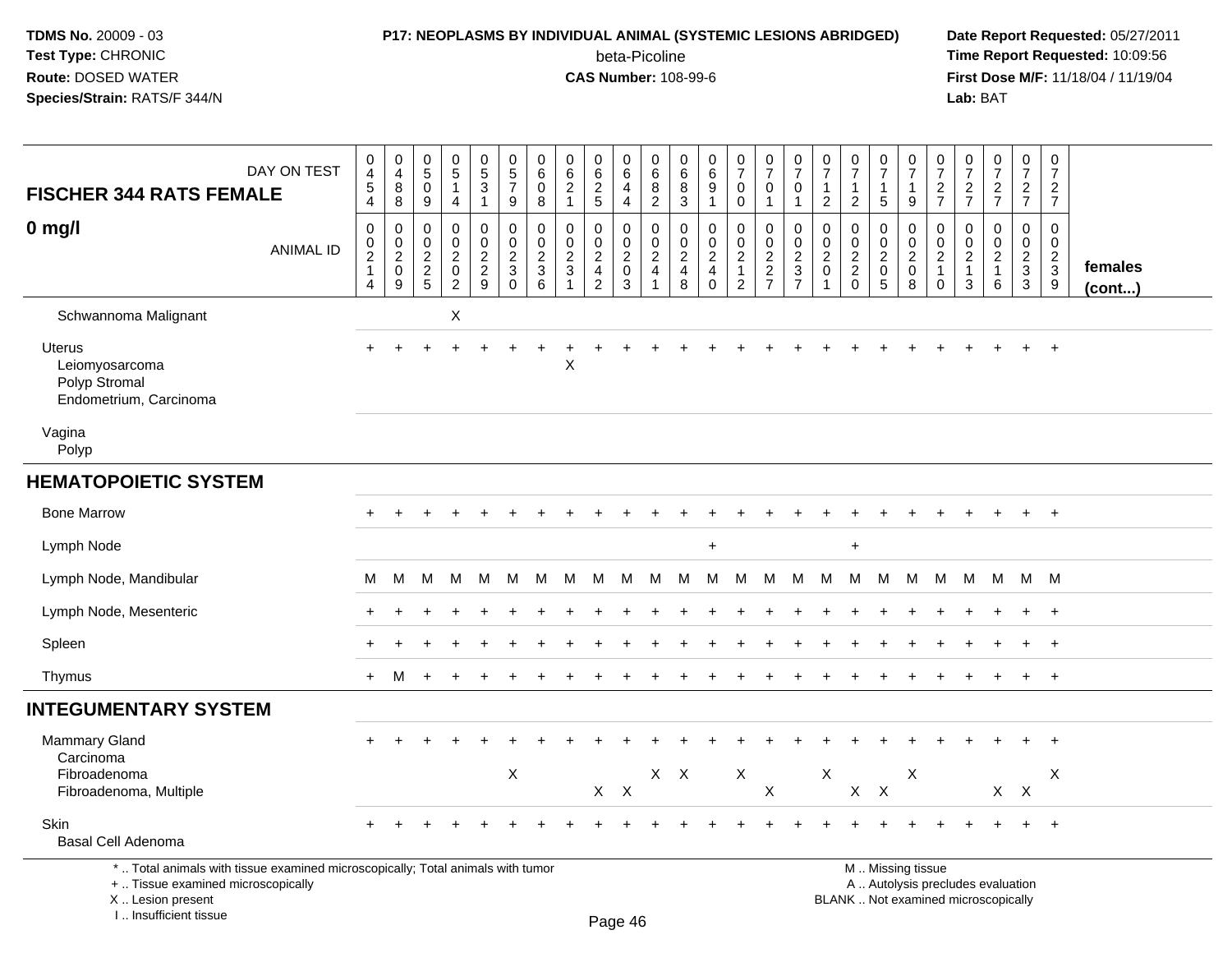TDMS No. 20009 - 03
Test Type: CHRONIC
Route: DOSED WATER
Species/Strain: RATS/F 344/N

**P17: NEOPLASMS BY INDIVIDUAL ANIMAL (SYSTEMIC LESIONS ABRIDGED)**
beta-Picoline
**CAS Number:** 108-99-6

Date Report Requested: 05/27/2011
Time Report Requested: 10:09:56
First Dose M/F: 11/18/04 / 11/19/04
Lab: BAT

## FISCHER 344 RATS FEMALE
## 0 mg/l

| DAY ON TEST | 0454 | 0488 | 0509 | 0514 | 0531 | 0579 | 0608 | 0621 | 0625 | 0644 | 0682 | 0683 | 0691 | 0700 | 0701 | 0701 | 0712 | 0712 | 0715 | 0719 | 0727 | 0727 | 0727 | 0727 | 0727 | |
|---|---|---|---|---|---|---|---|---|---|---|---|---|---|---|---|---|---|---|---|---|---|---|---|---|---|---|
| ANIMAL ID | 00214 | 00209 | 00225 | 00202 | 00229 | 00230 | 00236 | 00231 | 00242 | 00203 | 00241 | 00248 | 00240 | 00212 | 00227 | 00237 | 00201 | 00220 | 00205 | 00208 | 00210 | 00213 | 00216 | 00233 | 00239 | females (cont...) |
| Schwannoma Malignant | | | | X | | | | | | | | | | | | | | | | | | | | | | |
| Uterus | + | + | + | + | + | + | + | + | + | + | + | + | + | + | + | + | + | + | + | + | + | + | + | + | + | |
| Leiomyosarcoma | | | | | | | | X | | | | | | | | | | | | | | | | | | |
| Polyp Stromal | | | | | | | | | | | | | | | | | | | | | | | | | | |
| Endometrium, Carcinoma | | | | | | | | | | | | | | | | | | | | | | | | | | |
| Vagina | | | | | | | | | | | | | | | | | | | | | | | | | | |
| Polyp | | | | | | | | | | | | | | | | | | | | | | | | | | |
| **HEMATOPOIETIC SYSTEM** | | | | | | | | | | | | | | | | | | | | | | | | | | |
| Bone Marrow | + | + | + | + | + | + | + | + | + | + | + | + | + | + | + | + | + | + | + | + | + | + | + | + | + | |
| Lymph Node | | | | | | | | | | | | | + | | | | | + | | | | | | | | |
| Lymph Node, Mandibular | M | M | M | M | M | M | M | M | M | M | M | M | M | M | M | M | M | M | M | M | M | M | M | M | M | |
| Lymph Node, Mesenteric | + | + | + | + | + | + | + | + | + | + | + | + | + | + | + | + | + | + | + | + | + | + | + | + | + | |
| Spleen | + | + | + | + | + | + | + | + | + | + | + | + | + | + | + | + | + | + | + | + | + | + | + | + | + | |
| Thymus | + | M | + | + | + | + | + | + | + | + | + | + | + | + | + | + | + | + | + | + | + | + | + | + | + | |
| **INTEGUMENTARY SYSTEM** | | | | | | | | | | | | | | | | | | | | | | | | | | |
| Mammary Gland | + | + | + | + | + | + | + | + | + | + | + | + | + | + | + | + | + | + | + | + | + | + | + | + | + | |
| Carcinoma | | | | | | | | | | | | | | | | | | | | | | | | | | |
| Fibroadenoma | | | | | | X | | | | | X | X | | X | | | X | | | X | | | | | X | |
| Fibroadenoma, Multiple | | | | | | | | | X | X | | | | | X | | | X | X | | | | X | X | | |
| Skin | + | + | + | + | + | + | + | + | + | + | + | + | + | + | + | + | + | + | + | + | + | + | + | + | + | |
| Basal Cell Adenoma | | | | | | | | | | | | | | | | | | | | | | | | | | |

\* .. Total animals with tissue examined microscopically; Total animals with tumor
+ .. Tissue examined microscopically
X .. Lesion present
I .. Insufficient tissue

M .. Missing tissue
A .. Autolysis precludes evaluation
BLANK .. Not examined microscopically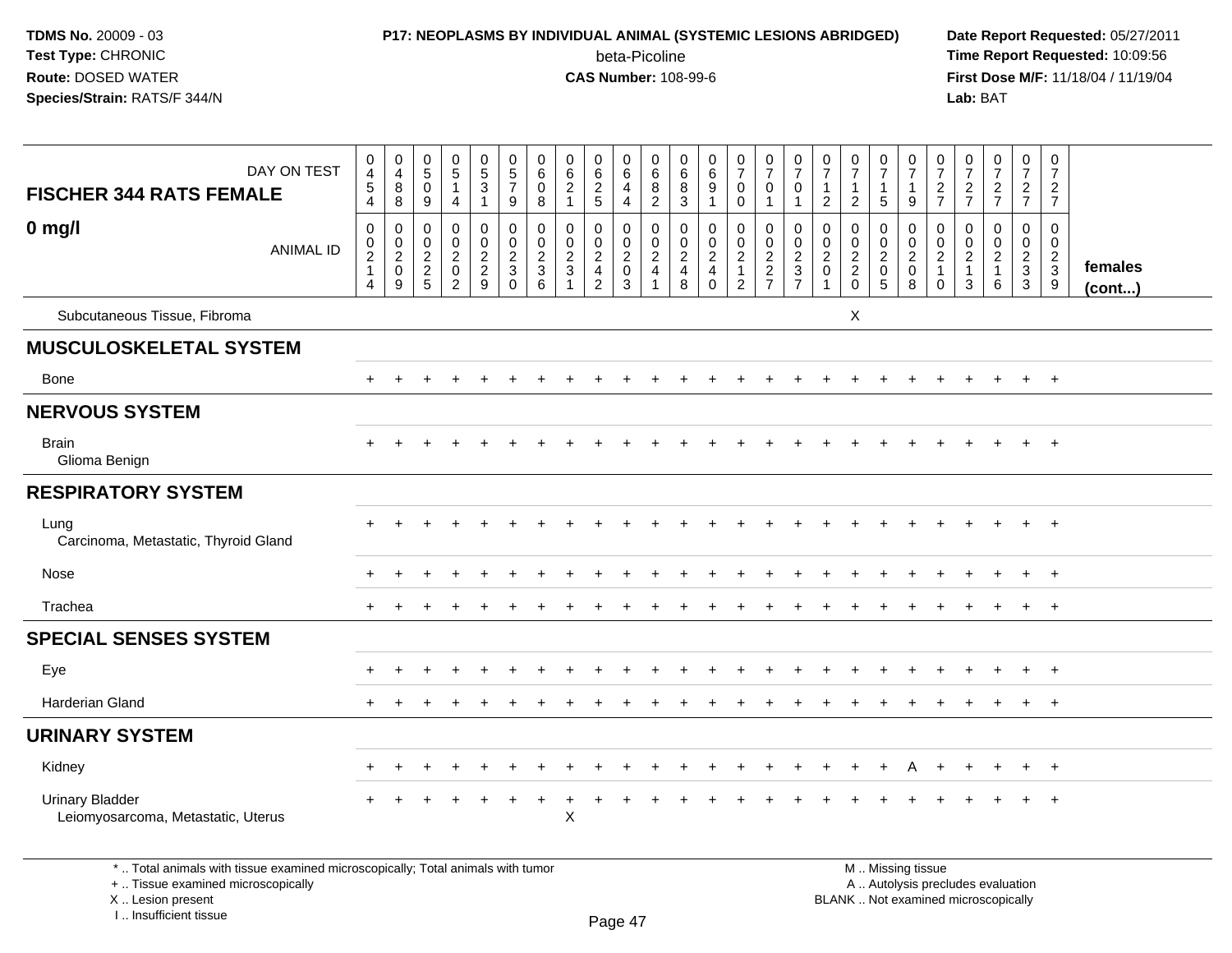**TDMS No.** 20009 - 03
**Test Type:** CHRONIC
**Route:** DOSED WATER
**Species/Strain:** RATS/F 344/N

**P17: NEOPLASMS BY INDIVIDUAL ANIMAL (SYSTEMIC LESIONS ABRIDGED)**
beta-Picoline
**CAS Number:** 108-99-6

**Date Report Requested:** 05/27/2011
**Time Report Requested:** 10:09:56
**First Dose M/F:** 11/18/04 / 11/19/04
**Lab:** BAT

| FISCHER 344 RATS FEMALE — DAY ON TEST | 0454 | 0488 | 0509 | 0514 | 0531 | 0579 | 0608 | 0621 | 0625 | 0644 | 0682 | 0683 | 0691 | 0700 | 0701 | 0701 | 0712 | 0712 | 0715 | 0719 | 0727 | 0727 | 0727 | 0727 | 0727 | |
|---|---|---|---|---|---|---|---|---|---|---|---|---|---|---|---|---|---|---|---|---|---|---|---|---|---|---|
| **0 mg/l** — ANIMAL ID | 00214 | 00209 | 00225 | 00202 | 00229 | 00230 | 00236 | 00231 | 00242 | 00203 | 00241 | 00248 | 00240 | 00212 | 00227 | 00237 | 00201 | 00220 | 00205 | 00208 | 00210 | 00213 | 00216 | 00233 | 00239 | **females (cont...)** |
| Subcutaneous Tissue, Fibroma | | | | | | | | | | | | | | | | | | X | | | | | | | | |
| **MUSCULOSKELETAL SYSTEM** | | | | | | | | | | | | | | | | | | | | | | | | | | |
| Bone | + | + | + | + | + | + | + | + | + | + | + | + | + | + | + | + | + | + | + | + | + | + | + | + | + | |
| **NERVOUS SYSTEM** | | | | | | | | | | | | | | | | | | | | | | | | | | |
| Brain | + | + | + | + | + | + | + | + | + | + | + | + | + | + | + | + | + | + | + | + | + | + | + | + | + | |
| Glioma Benign | | | | | | | | | | | | | | | | | | | | | | | | | | |
| **RESPIRATORY SYSTEM** | | | | | | | | | | | | | | | | | | | | | | | | | | |
| Lung | + | + | + | + | + | + | + | + | + | + | + | + | + | + | + | + | + | + | + | + | + | + | + | + | + | |
| Carcinoma, Metastatic, Thyroid Gland | | | | | | | | | | | | | | | | | | | | | | | | | | |
| Nose | + | + | + | + | + | + | + | + | + | + | + | + | + | + | + | + | + | + | + | + | + | + | + | + | + | |
| Trachea | + | + | + | + | + | + | + | + | + | + | + | + | + | + | + | + | + | + | + | + | + | + | + | + | + | |
| **SPECIAL SENSES SYSTEM** | | | | | | | | | | | | | | | | | | | | | | | | | | |
| Eye | + | + | + | + | + | + | + | + | + | + | + | + | + | + | + | + | + | + | + | + | + | + | + | + | + | |
| Harderian Gland | + | + | + | + | + | + | + | + | + | + | + | + | + | + | + | + | + | + | + | + | + | + | + | + | + | |
| **URINARY SYSTEM** | | | | | | | | | | | | | | | | | | | | | | | | | | |
| Kidney | + | + | + | + | + | + | + | + | + | + | + | + | + | + | + | + | + | + | + | A | + | + | + | + | + | |
| Urinary Bladder | + | + | + | + | + | + | + | + | + | + | + | + | + | + | + | + | + | + | + | + | + | + | + | + | + | |
| Leiomyosarcoma, Metastatic, Uterus | | | | | | | | X | | | | | | | | | | | | | | | | | | |

\* .. Total animals with tissue examined microscopically; Total animals with tumor
\+ .. Tissue examined microscopically
X .. Lesion present
I .. Insufficient tissue

M .. Missing tissue
A .. Autolysis precludes evaluation
BLANK .. Not examined microscopically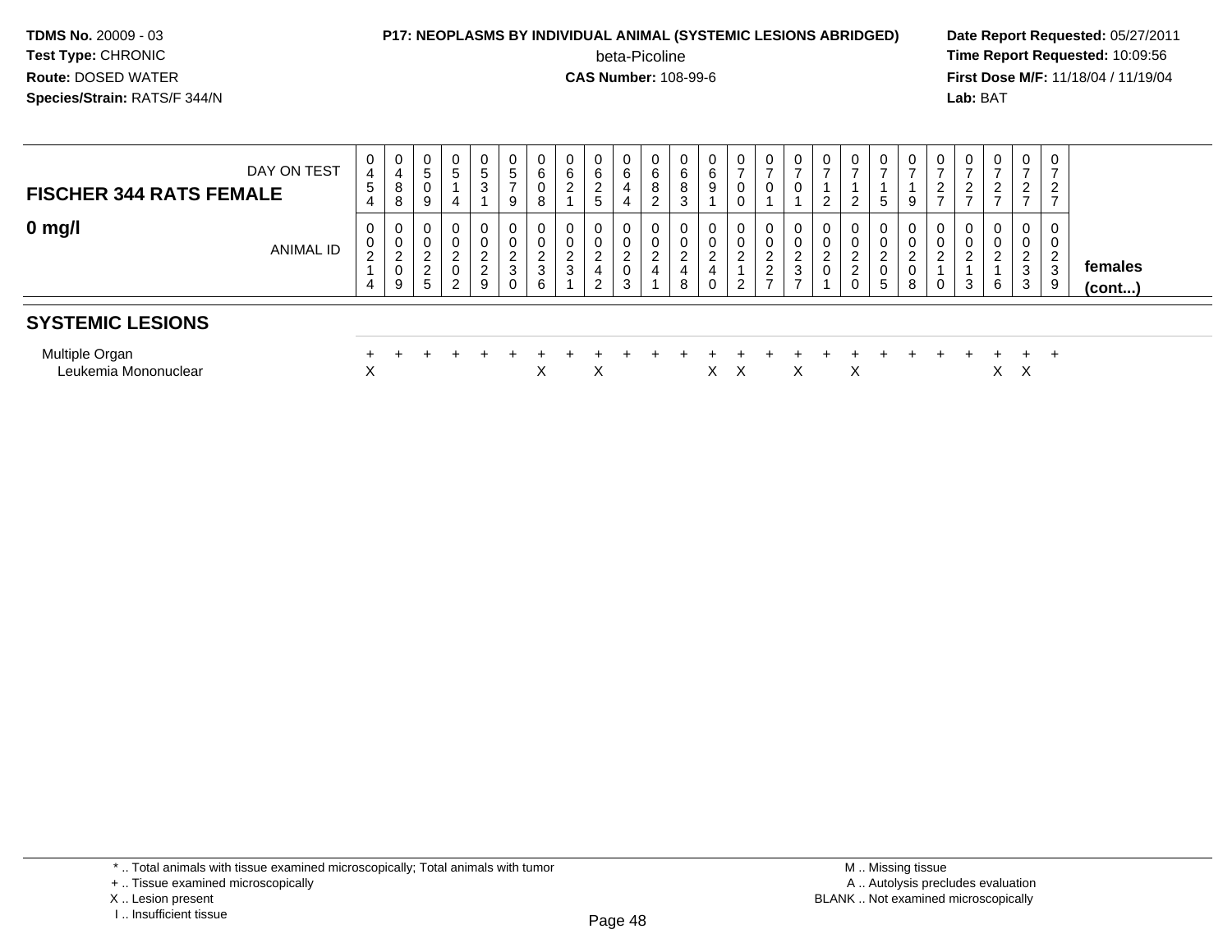**TDMS No.** 20009 - 03
**Test Type:** CHRONIC
**Route:** DOSED WATER
**Species/Strain:** RATS/F 344/N

**P17: NEOPLASMS BY INDIVIDUAL ANIMAL (SYSTEMIC LESIONS ABRIDGED)**
beta-Picoline
**CAS Number:** 108-99-6

**Date Report Requested:** 05/27/2011
**Time Report Requested:** 10:09:56
**First Dose M/F:** 11/18/04 / 11/19/04
**Lab:** BAT

| FISCHER 344 RATS FEMALE 0 mg/l | | | | | | | | | | | | | | | | | | | | | | | | | | |
|---|---|---|---|---|---|---|---|---|---|---|---|---|---|---|---|---|---|---|---|---|---|---|---|---|---|---|
| DAY ON TEST | 0454 | 0488 | 0509 | 0514 | 0531 | 0579 | 0608 | 0621 | 0625 | 0644 | 0682 | 0683 | 0691 | 0700 | 0701 | 0701 | 0712 | 0712 | 0715 | 0719 | 0727 | 0727 | 0727 | 0727 | 0727 | |
| ANIMAL ID | 00214 | 00209 | 00225 | 00202 | 00229 | 00230 | 00236 | 00231 | 00242 | 00203 | 00241 | 00248 | 00240 | 00212 | 00227 | 00237 | 00201 | 00220 | 00205 | 00208 | 00210 | 00213 | 00216 | 00233 | 00239 | females (cont...) |
| **SYSTEMIC LESIONS** | | | | | | | | | | | | | | | | | | | | | | | | | | |
| Multiple Organ | + | + | + | + | + | + | + | + | + | + | + | + | + | + | + | + | + | + | + | + | + | + | + | + | + | |
| Leukemia Mononuclear | X | | | | | | X | | X | | | | X | X | | X | | X | | | | | X | X | | |

\* .. Total animals with tissue examined microscopically; Total animals with tumor
\+ .. Tissue examined microscopically
X .. Lesion present
I .. Insufficient tissue

M .. Missing tissue
A .. Autolysis precludes evaluation
BLANK .. Not examined microscopically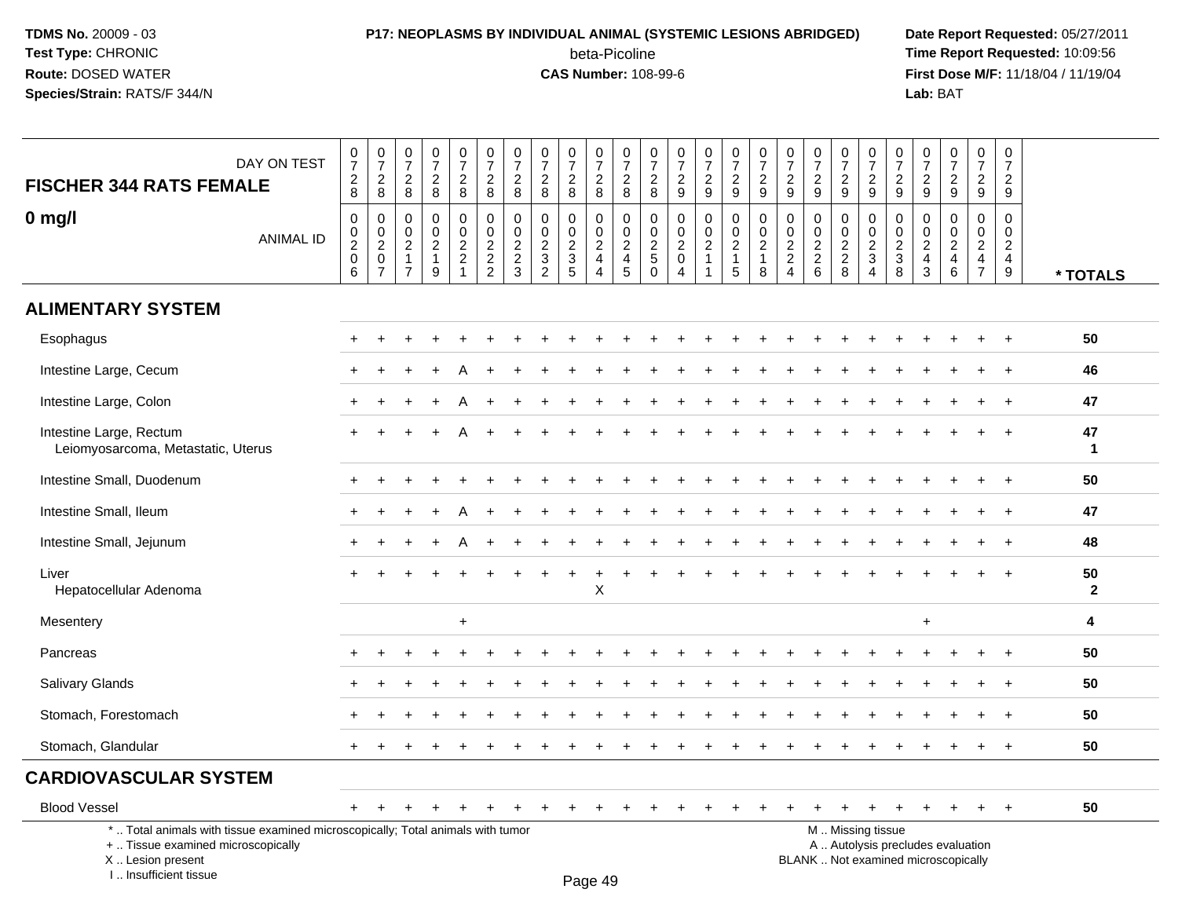TDMS No. 20009 - 03
Test Type: CHRONIC
Route: DOSED WATER
Species/Strain: RATS/F 344/N

**P17: NEOPLASMS BY INDIVIDUAL ANIMAL (SYSTEMIC LESIONS ABRIDGED)**
beta-Picoline
**CAS Number:** 108-99-6

Date Report Requested: 05/27/2011
Time Report Requested: 10:09:56
First Dose M/F: 11/18/04 / 11/19/04
Lab: BAT

## FISCHER 344 RATS FEMALE

## 0 mg/l

| DAY ON TEST | 0728 | 0728 | 0728 | 0728 | 0728 | 0728 | 0728 | 0728 | 0728 | 0728 | 0728 | 0728 | 0729 | 0729 | 0729 | 0729 | 0729 | 0729 | 0729 | 0729 | 0729 | 0729 | 0729 | 0729 | 0729 | |
|---|---|---|---|---|---|---|---|---|---|---|---|---|---|---|---|---|---|---|---|---|---|---|---|---|---|---|
| ANIMAL ID | 00206 | 00207 | 00217 | 00219 | 00221 | 00222 | 00223 | 00232 | 00235 | 00244 | 00245 | 00250 | 00204 | 00211 | 00215 | 00218 | 00224 | 00226 | 00228 | 00234 | 00238 | 00243 | 00246 | 00247 | 00249 | * TOTALS |
| **ALIMENTARY SYSTEM** | | | | | | | | | | | | | | | | | | | | | | | | | | |
| Esophagus | + | + | + | + | + | + | + | + | + | + | + | + | + | + | + | + | + | + | + | + | + | + | + | + | + | 50 |
| Intestine Large, Cecum | + | + | + | + | A | + | + | + | + | + | + | + | + | + | + | + | + | + | + | + | + | + | + | + | + | 46 |
| Intestine Large, Colon | + | + | + | + | A | + | + | + | + | + | + | + | + | + | + | + | + | + | + | + | + | + | + | + | + | 47 |
| Intestine Large, Rectum | + | + | + | + | A | + | + | + | + | + | + | + | + | + | + | + | + | + | + | + | + | + | + | + | + | 47 |
| Leiomyosarcoma, Metastatic, Uterus | | | | | | | | | | | | | | | | | | | | | | | | | | 1 |
| Intestine Small, Duodenum | + | + | + | + | + | + | + | + | + | + | + | + | + | + | + | + | + | + | + | + | + | + | + | + | + | 50 |
| Intestine Small, Ileum | + | + | + | + | A | + | + | + | + | + | + | + | + | + | + | + | + | + | + | + | + | + | + | + | + | 47 |
| Intestine Small, Jejunum | + | + | + | + | A | + | + | + | + | + | + | + | + | + | + | + | + | + | + | + | + | + | + | + | + | 48 |
| Liver | + | + | + | + | + | + | + | + | + | + | + | + | + | + | + | + | + | + | + | + | + | + | + | + | + | 50 |
| Hepatocellular Adenoma | | | | | | | | | | X | | | | | | | | | | | | | | | | 2 |
| Mesentery | | | | | + | | | | | | | | | | | | | | | | | + | | | | 4 |
| Pancreas | + | + | + | + | + | + | + | + | + | + | + | + | + | + | + | + | + | + | + | + | + | + | + | + | + | 50 |
| Salivary Glands | + | + | + | + | + | + | + | + | + | + | + | + | + | + | + | + | + | + | + | + | + | + | + | + | + | 50 |
| Stomach, Forestomach | + | + | + | + | + | + | + | + | + | + | + | + | + | + | + | + | + | + | + | + | + | + | + | + | + | 50 |
| Stomach, Glandular | + | + | + | + | + | + | + | + | + | + | + | + | + | + | + | + | + | + | + | + | + | + | + | + | + | 50 |
| **CARDIOVASCULAR SYSTEM** | | | | | | | | | | | | | | | | | | | | | | | | | | |
| Blood Vessel | + | + | + | + | + | + | + | + | + | + | + | + | + | + | + | + | + | + | + | + | + | + | + | + | + | 50 |

\* .. Total animals with tissue examined microscopically; Total animals with tumor
\+ .. Tissue examined microscopically
X .. Lesion present
I .. Insufficient tissue

M .. Missing tissue
A .. Autolysis precludes evaluation
BLANK .. Not examined microscopically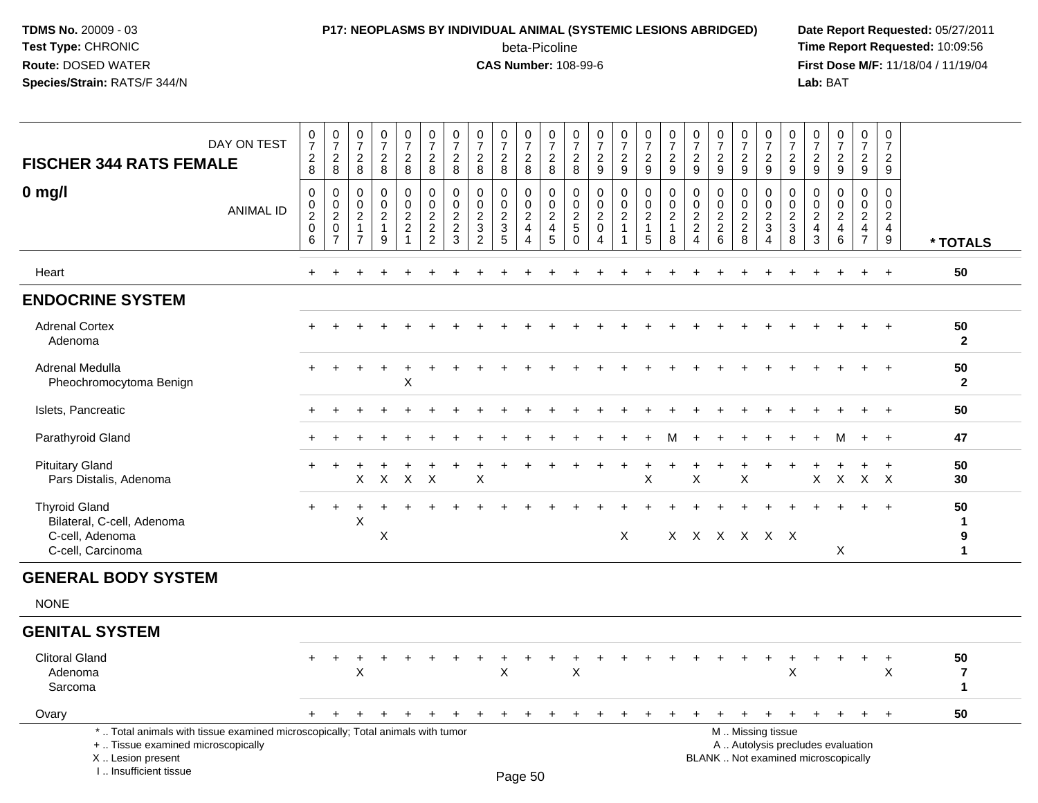**TDMS No.** 20009 - 03
**Test Type:** CHRONIC
**Route:** DOSED WATER
**Species/Strain:** RATS/F 344/N

**P17: NEOPLASMS BY INDIVIDUAL ANIMAL (SYSTEMIC LESIONS ABRIDGED)**
beta-Picoline
**CAS Number:** 108-99-6

**Date Report Requested:** 05/27/2011
**Time Report Requested:** 10:09:56
**First Dose M/F:** 11/18/04 / 11/19/04
**Lab:** BAT

| FISCHER 344 RATS FEMALE — DAY ON TEST | 0728 | 0728 | 0728 | 0728 | 0728 | 0728 | 0728 | 0728 | 0728 | 0728 | 0728 | 0728 | 0729 | 0729 | 0729 | 0729 | 0729 | 0729 | 0729 | 0729 | 0729 | 0729 | 0729 | 0729 | 0729 | |
|---|---|---|---|---|---|---|---|---|---|---|---|---|---|---|---|---|---|---|---|---|---|---|---|---|---|---|
| **0 mg/l** — ANIMAL ID | 0020 6 | 0020 7 | 0021 7 | 0021 9 | 0022 1 | 0022 2 | 0022 3 | 0023 2 | 0023 5 | 0024 4 | 0024 5 | 0025 0 | 0020 4 | 0021 1 | 0021 5 | 0021 8 | 0022 4 | 0022 6 | 0022 8 | 0023 4 | 0023 8 | 0024 3 | 0024 6 | 0024 7 | 0024 9 | * TOTALS |
| Heart | + | + | + | + | + | + | + | + | + | + | + | + | + | + | + | + | + | + | + | + | + | + | + | + | + | 50 |
| **ENDOCRINE SYSTEM** | | | | | | | | | | | | | | | | | | | | | | | | | | |
| Adrenal Cortex | + | + | + | + | + | + | + | + | + | + | + | + | + | + | + | + | + | + | + | + | + | + | + | + | + | 50 |
| Adenoma | | | | | | | | | | | | | | | | | | | | | | | | | | 2 |
| Adrenal Medulla | + | + | + | + | + | + | + | + | + | + | + | + | + | + | + | + | + | + | + | + | + | + | + | + | + | 50 |
| Pheochromocytoma Benign | | | | | X | | | | | | | | | | | | | | | | | | | | | 2 |
| Islets, Pancreatic | + | + | + | + | + | + | + | + | + | + | + | + | + | + | + | + | + | + | + | + | + | + | + | + | + | 50 |
| Parathyroid Gland | + | + | + | + | + | + | + | + | + | + | + | + | + | + | + | M | + | + | + | + | + | + | M | + | + | 47 |
| Pituitary Gland | + | + | + | + | + | + | + | + | + | + | + | + | + | + | + | + | + | + | + | + | + | + | + | + | + | 50 |
| Pars Distalis, Adenoma | | | X | X | X | X | | X | | | | | | | X | | X | | X | | | X | X | X | X | 30 |
| Thyroid Gland | + | + | + | + | + | + | + | + | + | + | + | + | + | + | + | + | + | + | + | + | + | + | + | + | + | 50 |
| Bilateral, C-cell, Adenoma | | | X | | | | | | | | | | | | | | | | | | | | | | | 1 |
| C-cell, Adenoma | | | | X | | | | | | | | | | X | | X | X | X | X | X | X | | | | | 9 |
| C-cell, Carcinoma | | | | | | | | | | | | | | | | | | | | | | | X | | | 1 |
| **GENERAL BODY SYSTEM** | | | | | | | | | | | | | | | | | | | | | | | | | | |
| NONE | | | | | | | | | | | | | | | | | | | | | | | | | | |
| **GENITAL SYSTEM** | | | | | | | | | | | | | | | | | | | | | | | | | | |
| Clitoral Gland | + | + | + | + | + | + | + | + | + | + | + | + | + | + | + | + | + | + | + | + | + | + | + | + | + | 50 |
| Adenoma | | | X | | | | | | X | | | X | | | | | | | | | X | | | | X | 7 |
| Sarcoma | | | | | | | | | | | | | | | | | | | | | | | | | | 1 |
| Ovary | + | + | + | + | + | + | + | + | + | + | + | + | + | + | + | + | + | + | + | + | + | + | + | + | + | 50 |

\* .. Total animals with tissue examined microscopically; Total animals with tumor
\+ .. Tissue examined microscopically
X .. Lesion present
I .. Insufficient tissue

M .. Missing tissue
A .. Autolysis precludes evaluation
BLANK .. Not examined microscopically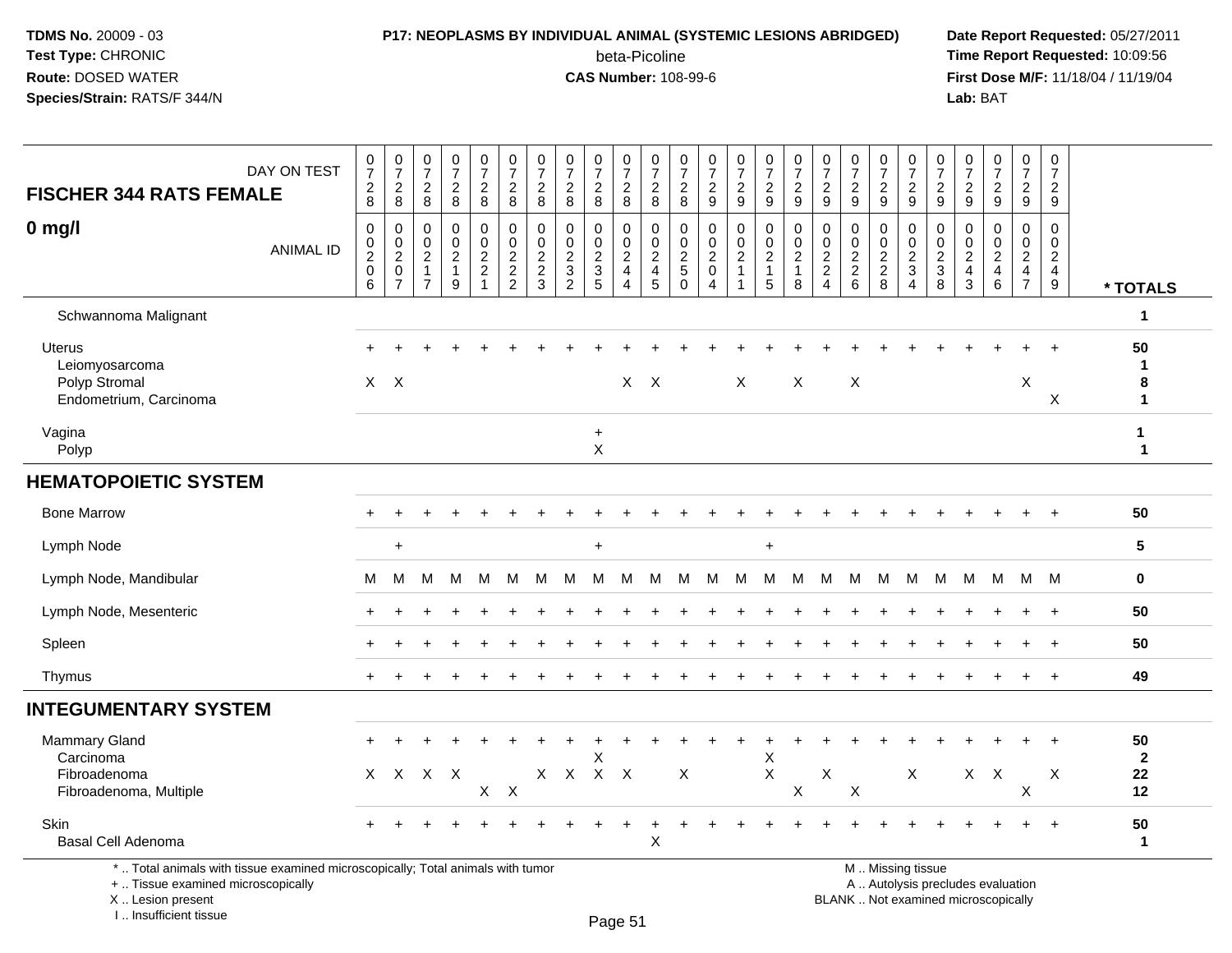**TDMS No.** 20009 - 03
**Test Type:** CHRONIC
**Route:** DOSED WATER
**Species/Strain:** RATS/F 344/N

**P17: NEOPLASMS BY INDIVIDUAL ANIMAL (SYSTEMIC LESIONS ABRIDGED)**
beta-Picoline
**CAS Number:** 108-99-6

**Date Report Requested:** 05/27/2011
**Time Report Requested:** 10:09:56
**First Dose M/F:** 11/18/04 / 11/19/04
**Lab:** BAT

| FISCHER 344 RATS FEMALE — DAY ON TEST | 0728 | 0728 | 0728 | 0728 | 0728 | 0728 | 0728 | 0728 | 0728 | 0728 | 0728 | 0728 | 0729 | 0729 | 0729 | 0729 | 0729 | 0729 | 0729 | 0729 | 0729 | 0729 | 0729 | 0729 | 0729 | |
|---|---|---|---|---|---|---|---|---|---|---|---|---|---|---|---|---|---|---|---|---|---|---|---|---|---|---|
| **0 mg/l** — ANIMAL ID | 0020 6 | 0020 7 | 0021 7 | 0021 9 | 0022 1 | 0022 2 | 0022 3 | 0023 2 | 0023 5 | 0024 4 | 0024 5 | 0025 0 | 0020 4 | 0021 1 | 0021 5 | 0021 8 | 0022 4 | 0022 6 | 0022 8 | 0023 4 | 0023 8 | 0024 3 | 0024 6 | 0024 7 | 0024 9 | **\* TOTALS** |
| Schwannoma Malignant | | | | | | | | | | | | | | | | | | | | | | | | | | 1 |
| Uterus | + | + | + | + | + | + | + | + | + | + | + | + | + | + | + | + | + | + | + | + | + | + | + | + | + | 50 |
| Leiomyosarcoma | | | | | | | | | | | | | | | | | | | | | | | | | | 1 |
| Polyp Stromal | X | X | | | | | | | | X | X | | | X | | X | | X | | | | | | X | | 8 |
| Endometrium, Carcinoma | | | | | | | | | | | | | | | | | | | | | | | | | X | 1 |
| Vagina | | | | | | | | | + | | | | | | | | | | | | | | | | | 1 |
| Polyp | | | | | | | | | X | | | | | | | | | | | | | | | | | 1 |
| **HEMATOPOIETIC SYSTEM** | | | | | | | | | | | | | | | | | | | | | | | | | | |
| Bone Marrow | + | + | + | + | + | + | + | + | + | + | + | + | + | + | + | + | + | + | + | + | + | + | + | + | + | 50 |
| Lymph Node | | + | | | | | | | + | | | | | | + | | | | | | | | | | | 5 |
| Lymph Node, Mandibular | M | M | M | M | M | M | M | M | M | M | M | M | M | M | M | M | M | M | M | M | M | M | M | M | M | 0 |
| Lymph Node, Mesenteric | + | + | + | + | + | + | + | + | + | + | + | + | + | + | + | + | + | + | + | + | + | + | + | + | + | 50 |
| Spleen | + | + | + | + | + | + | + | + | + | + | + | + | + | + | + | + | + | + | + | + | + | + | + | + | + | 50 |
| Thymus | + | + | + | + | + | + | + | + | + | + | + | + | + | + | + | + | + | + | + | + | + | + | + | + | + | 49 |
| **INTEGUMENTARY SYSTEM** | | | | | | | | | | | | | | | | | | | | | | | | | | |
| Mammary Gland | + | + | + | + | + | + | + | + | + | + | + | + | + | + | + | + | + | + | + | + | + | + | + | + | + | 50 |
| Carcinoma | | | | | | | | | X | | | | | | X | | | | | | | | | | | 2 |
| Fibroadenoma | X | X | X | X | | | X | X | X | X | | X | | | X | | X | | | X | | X | X | | X | 22 |
| Fibroadenoma, Multiple | | | | | X | X | | | | | | | | | | X | | X | | | | | | X | | 12 |
| Skin | + | + | + | + | + | + | + | + | + | + | + | + | + | + | + | + | + | + | + | + | + | + | + | + | + | 50 |
| Basal Cell Adenoma | | | | | | | | | | | X | | | | | | | | | | | | | | | 1 |

\* .. Total animals with tissue examined microscopically; Total animals with tumor
\+ .. Tissue examined microscopically
X .. Lesion present
I .. Insufficient tissue

M .. Missing tissue
A .. Autolysis precludes evaluation
BLANK .. Not examined microscopically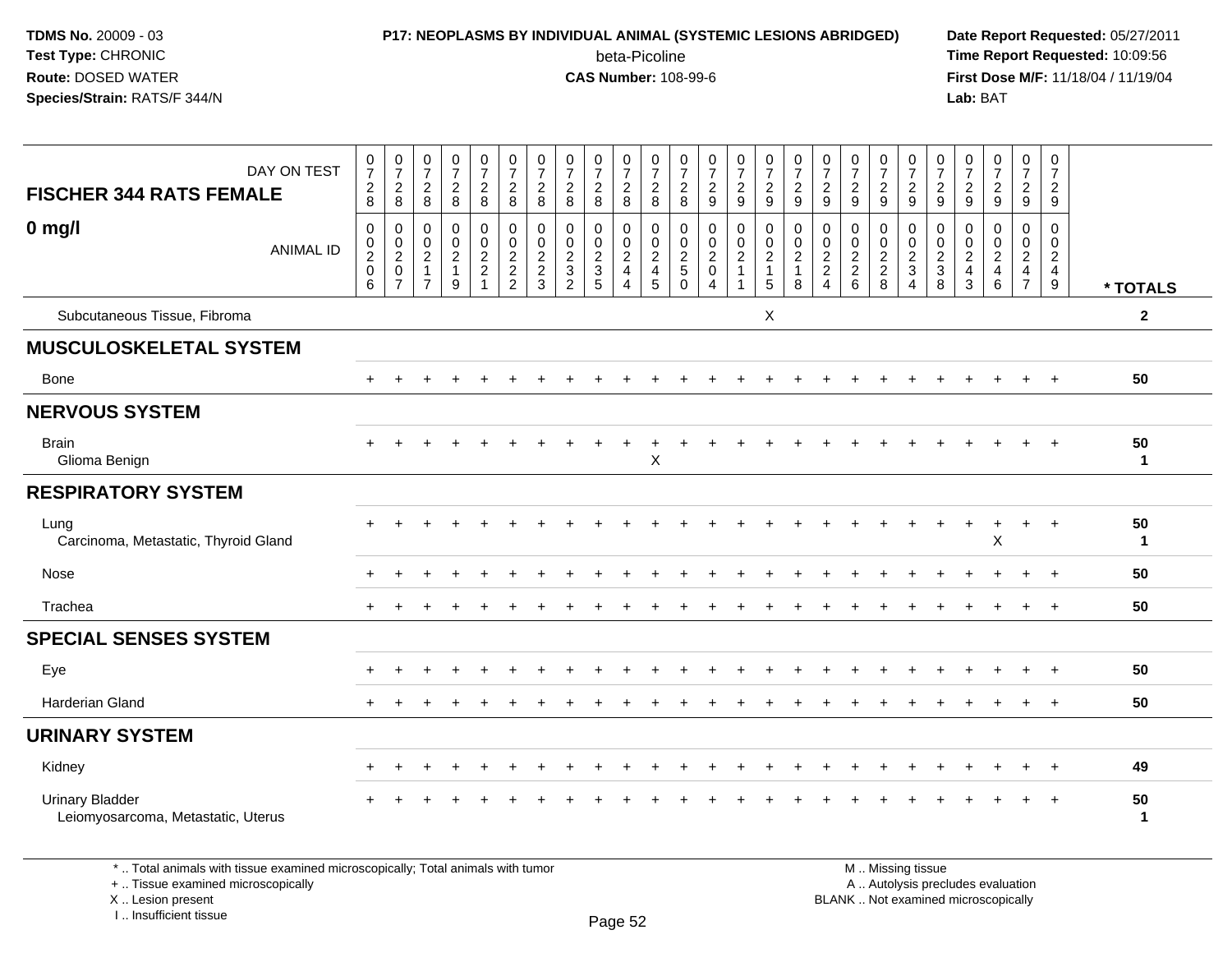**TDMS No.** 20009 - 03
**Test Type:** CHRONIC
**Route:** DOSED WATER
**Species/Strain:** RATS/F 344/N

**P17: NEOPLASMS BY INDIVIDUAL ANIMAL (SYSTEMIC LESIONS ABRIDGED)**
beta-Picoline
**CAS Number:** 108-99-6

**Date Report Requested:** 05/27/2011
**Time Report Requested:** 10:09:56
**First Dose M/F:** 11/18/04 / 11/19/04
**Lab:** BAT

| FISCHER 344 RATS FEMALE 0 mg/l | 0728 | 0728 | 0728 | 0728 | 0728 | 0728 | 0728 | 0728 | 0728 | 0728 | 0728 | 0728 | 0729 | 0729 | 0729 | 0729 | 0729 | 0729 | 0729 | 0729 | 0729 | 0729 | 0729 | 0729 | 0729 | |
|---|---|---|---|---|---|---|---|---|---|---|---|---|---|---|---|---|---|---|---|---|---|---|---|---|---|---|
| ANIMAL ID | 00206 | 00207 | 00217 | 00219 | 00221 | 00222 | 00223 | 00232 | 00235 | 00244 | 00245 | 00250 | 00204 | 00211 | 00215 | 00218 | 00224 | 00226 | 00228 | 00234 | 00238 | 00243 | 00246 | 00247 | 00249 | * TOTALS |
| Subcutaneous Tissue, Fibroma | | | | | | | | | | | | | | | X | | | | | | | | | | | 2 |
| **MUSCULOSKELETAL SYSTEM** | | | | | | | | | | | | | | | | | | | | | | | | | | |
| Bone | + | + | + | + | + | + | + | + | + | + | + | + | + | + | + | + | + | + | + | + | + | + | + | + | + | 50 |
| **NERVOUS SYSTEM** | | | | | | | | | | | | | | | | | | | | | | | | | | |
| Brain | + | + | + | + | + | + | + | + | + | + | + | + | + | + | + | + | + | + | + | + | + | + | + | + | + | 50 |
| Glioma Benign | | | | | | | | | | | X | | | | | | | | | | | | | | | 1 |
| **RESPIRATORY SYSTEM** | | | | | | | | | | | | | | | | | | | | | | | | | | |
| Lung | + | + | + | + | + | + | + | + | + | + | + | + | + | + | + | + | + | + | + | + | + | + | + | + | + | 50 |
| Carcinoma, Metastatic, Thyroid Gland | | | | | | | | | | | | | | | | | | | | | | | X | | | 1 |
| Nose | + | + | + | + | + | + | + | + | + | + | + | + | + | + | + | + | + | + | + | + | + | + | + | + | + | 50 |
| Trachea | + | + | + | + | + | + | + | + | + | + | + | + | + | + | + | + | + | + | + | + | + | + | + | + | + | 50 |
| **SPECIAL SENSES SYSTEM** | | | | | | | | | | | | | | | | | | | | | | | | | | |
| Eye | + | + | + | + | + | + | + | + | + | + | + | + | + | + | + | + | + | + | + | + | + | + | + | + | + | 50 |
| Harderian Gland | + | + | + | + | + | + | + | + | + | + | + | + | + | + | + | + | + | + | + | + | + | + | + | + | + | 50 |
| **URINARY SYSTEM** | | | | | | | | | | | | | | | | | | | | | | | | | | |
| Kidney | + | + | + | + | + | + | + | + | + | + | + | + | + | + | + | + | + | + | + | + | + | + | + | + | + | 49 |
| Urinary Bladder | + | + | + | + | + | + | + | + | + | + | + | + | + | + | + | + | + | + | + | + | + | + | + | + | + | 50 |
| Leiomyosarcoma, Metastatic, Uterus | | | | | | | | | | | | | | | | | | | | | | | | | | 1 |

\* .. Total animals with tissue examined microscopically; Total animals with tumor
\+ .. Tissue examined microscopically
X .. Lesion present
I .. Insufficient tissue

M .. Missing tissue
A .. Autolysis precludes evaluation
BLANK .. Not examined microscopically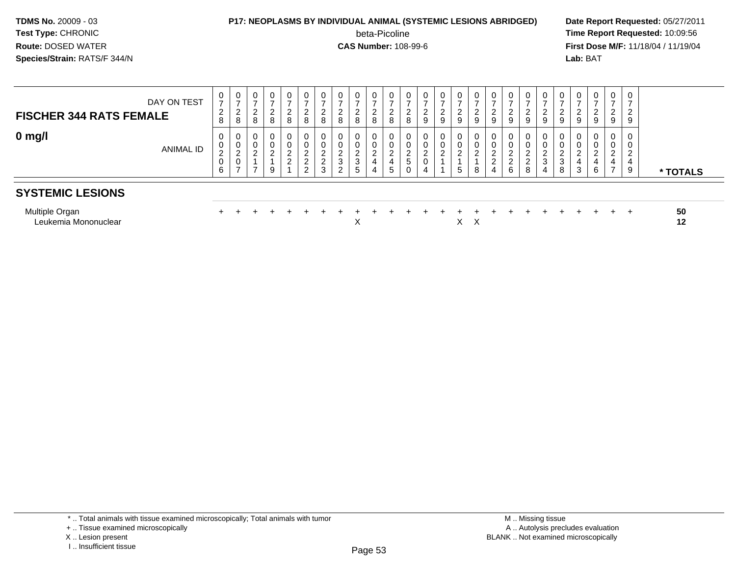**TDMS No.** 20009 - 03
**Test Type:** CHRONIC
**Route:** DOSED WATER
**Species/Strain:** RATS/F 344/N

**P17: NEOPLASMS BY INDIVIDUAL ANIMAL (SYSTEMIC LESIONS ABRIDGED)**
beta-Picoline
**CAS Number:** 108-99-6

**Date Report Requested:** 05/27/2011
**Time Report Requested:** 10:09:56
**First Dose M/F:** 11/18/04 / 11/19/04
**Lab:** BAT

| **FISCHER 344 RATS FEMALE** DAY ON TEST | 0728 | 0728 | 0728 | 0728 | 0728 | 0728 | 0728 | 0728 | 0728 | 0728 | 0728 | 0728 | 0729 | 0729 | 0729 | 0729 | 0729 | 0729 | 0729 | 0729 | 0729 | 0729 | 0729 | 0729 | 0729 | |
|---|---|---|---|---|---|---|---|---|---|---|---|---|---|---|---|---|---|---|---|---|---|---|---|---|---|---|
| **0 mg/l** ANIMAL ID | 00206 | 00207 | 00217 | 00219 | 00221 | 00222 | 00223 | 00232 | 00235 | 00244 | 00245 | 00250 | 00204 | 00211 | 00215 | 00218 | 00224 | 00226 | 00228 | 00234 | 00238 | 00243 | 00246 | 00247 | 00249 | *** TOTALS** |
| **SYSTEMIC LESIONS** | | | | | | | | | | | | | | | | | | | | | | | | | | |
| Multiple Organ | + | + | + | + | + | + | + | + | + | + | + | + | + | + | + | + | + | + | + | + | + | + | + | + | + | **50** |
| Leukemia Mononuclear | | | | | | | | | X | | | | | | X | X | | | | | | | | | | **12** |

\* .. Total animals with tissue examined microscopically; Total animals with tumor
\+ .. Tissue examined microscopically
X .. Lesion present
I .. Insufficient tissue

M .. Missing tissue
A .. Autolysis precludes evaluation
BLANK .. Not examined microscopically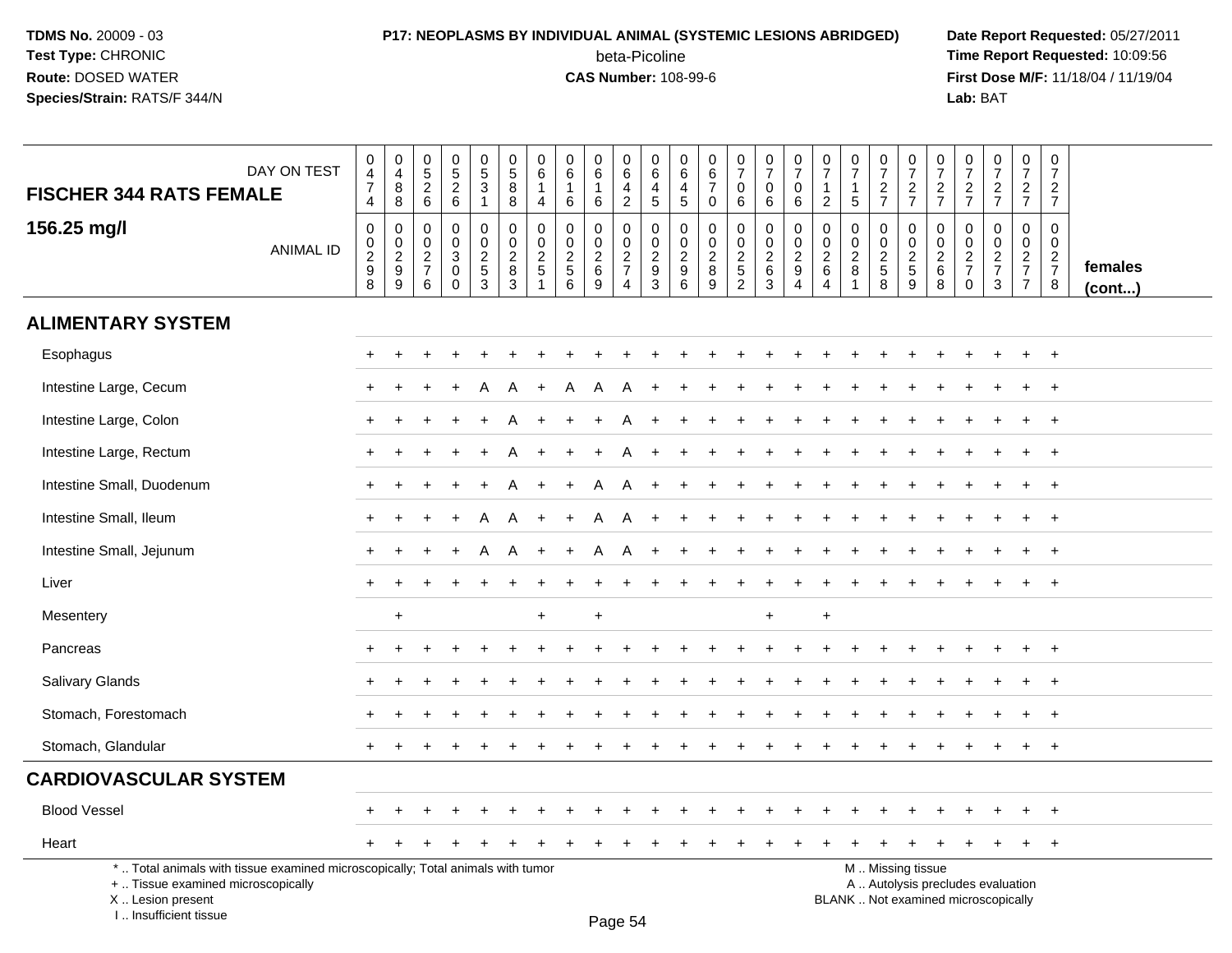**TDMS No.** 20009 - 03
**Test Type:** CHRONIC
**Route:** DOSED WATER
**Species/Strain:** RATS/F 344/N

**P17: NEOPLASMS BY INDIVIDUAL ANIMAL (SYSTEMIC LESIONS ABRIDGED)**
beta-Picoline
**CAS Number:** 108-99-6

**Date Report Requested:** 05/27/2011
**Time Report Requested:** 10:09:56
**First Dose M/F:** 11/18/04 / 11/19/04
**Lab:** BAT

| FISCHER 344 RATS FEMALE 156.25 mg/l — DAY ON TEST | 0474 | 0488 | 0526 | 0526 | 0531 | 0588 | 0614 | 0616 | 0616 | 0642 | 0645 | 0645 | 0670 | 0706 | 0706 | 0706 | 0712 | 0715 | 0727 | 0727 | 0727 | 0727 | 0727 | 0727 | 0727 | |
|---|---|---|---|---|---|---|---|---|---|---|---|---|---|---|---|---|---|---|---|---|---|---|---|---|---|---|
| ANIMAL ID | 0298 | 0299 | 0276 | 0300 | 0253 | 0283 | 0251 | 0256 | 0269 | 0274 | 0293 | 0296 | 0289 | 0252 | 0263 | 0294 | 0264 | 0281 | 0258 | 0259 | 0268 | 0270 | 0273 | 0277 | 0278 | females (cont...) |
| **ALIMENTARY SYSTEM** | | | | | | | | | | | | | | | | | | | | | | | | | | |
| Esophagus | + | + | + | + | + | + | + | + | + | + | + | + | + | + | + | + | + | + | + | + | + | + | + | + | + | |
| Intestine Large, Cecum | + | + | + | + | A | A | + | A | A | A | + | + | + | + | + | + | + | + | + | + | + | + | + | + | + | |
| Intestine Large, Colon | + | + | + | + | + | A | + | + | + | A | + | + | + | + | + | + | + | + | + | + | + | + | + | + | + | |
| Intestine Large, Rectum | + | + | + | + | + | A | + | + | + | A | + | + | + | + | + | + | + | + | + | + | + | + | + | + | + | |
| Intestine Small, Duodenum | + | + | + | + | + | A | + | + | A | A | + | + | + | + | + | + | + | + | + | + | + | + | + | + | + | |
| Intestine Small, Ileum | + | + | + | + | A | A | + | + | A | A | + | + | + | + | + | + | + | + | + | + | + | + | + | + | + | |
| Intestine Small, Jejunum | + | + | + | + | A | A | + | + | A | A | + | + | + | + | + | + | + | + | + | + | + | + | + | + | + | |
| Liver | + | + | + | + | + | + | + | + | + | + | + | + | + | + | + | + | + | + | + | + | + | + | + | + | + | |
| Mesentery | | + | | | | | + | | + | | | | | | + | | + | | | | | | | | | |
| Pancreas | + | + | + | + | + | + | + | + | + | + | + | + | + | + | + | + | + | + | + | + | + | + | + | + | + | |
| Salivary Glands | + | + | + | + | + | + | + | + | + | + | + | + | + | + | + | + | + | + | + | + | + | + | + | + | + | |
| Stomach, Forestomach | + | + | + | + | + | + | + | + | + | + | + | + | + | + | + | + | + | + | + | + | + | + | + | + | + | |
| Stomach, Glandular | + | + | + | + | + | + | + | + | + | + | + | + | + | + | + | + | + | + | + | + | + | + | + | + | + | |
| **CARDIOVASCULAR SYSTEM** | | | | | | | | | | | | | | | | | | | | | | | | | | |
| Blood Vessel | + | + | + | + | + | + | + | + | + | + | + | + | + | + | + | + | + | + | + | + | + | + | + | + | + | |
| Heart | + | + | + | + | + | + | + | + | + | + | + | + | + | + | + | + | + | + | + | + | + | + | + | + | + | |

\* .. Total animals with tissue examined microscopically; Total animals with tumor
+ .. Tissue examined microscopically
X .. Lesion present
I .. Insufficient tissue

M .. Missing tissue
A .. Autolysis precludes evaluation
BLANK .. Not examined microscopically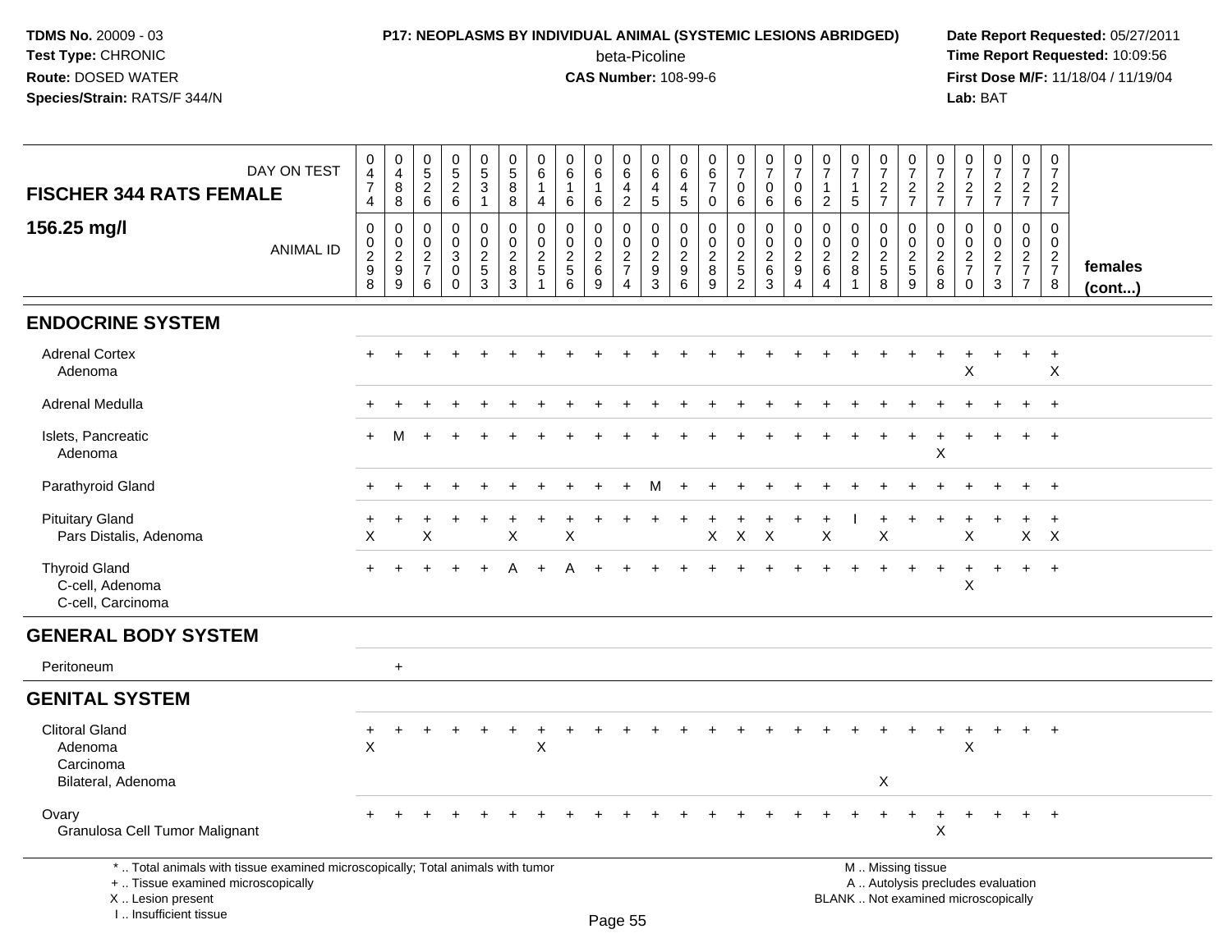**TDMS No.** 20009 - 03
**Test Type:** CHRONIC
**Route:** DOSED WATER
**Species/Strain:** RATS/F 344/N

**P17: NEOPLASMS BY INDIVIDUAL ANIMAL (SYSTEMIC LESIONS ABRIDGED)**
beta-Picoline
**CAS Number:** 108-99-6

**Date Report Requested:** 05/27/2011
**Time Report Requested:** 10:09:56
**First Dose M/F:** 11/18/04 / 11/19/04
**Lab:** BAT

| FISCHER 344 RATS FEMALE 156.25 mg/l | | | | | | | | | | | | | | | | | | | | | | | | | | |
|---|---|---|---|---|---|---|---|---|---|---|---|---|---|---|---|---|---|---|---|---|---|---|---|---|---|---|
| DAY ON TEST | 0474 | 0488 | 0526 | 0526 | 0531 | 0588 | 0614 | 0616 | 0616 | 0642 | 0645 | 0645 | 0670 | 0706 | 0706 | 0706 | 0712 | 0715 | 0727 | 0727 | 0727 | 0727 | 0727 | 0727 | 0727 | |
| ANIMAL ID | 00298 | 00299 | 00276 | 00300 | 00253 | 00283 | 00251 | 00256 | 00269 | 00274 | 00293 | 00296 | 00289 | 00252 | 00263 | 00294 | 00264 | 00281 | 00258 | 00259 | 00268 | 00270 | 00273 | 00277 | 00278 | females (cont...) |
| **ENDOCRINE SYSTEM** | | | | | | | | | | | | | | | | | | | | | | | | | | |
| Adrenal Cortex | + | + | + | + | + | + | + | + | + | + | + | + | + | + | + | + | + | + | + | + | + | + | + | + | + | |
| Adenoma | | | | | | | | | | | | | | | | | | | | | | X | | | X | |
| Adrenal Medulla | + | + | + | + | + | + | + | + | + | + | + | + | + | + | + | + | + | + | + | + | + | + | + | + | + | |
| Islets, Pancreatic | + | M | + | + | + | + | + | + | + | + | + | + | + | + | + | + | + | + | + | + | + | + | + | + | + | |
| Adenoma | | | | | | | | | | | | | | | | | | | | | X | | | | | |
| Parathyroid Gland | + | + | + | + | + | + | + | + | + | + | M | + | + | + | + | + | + | + | + | + | + | + | + | + | + | |
| Pituitary Gland | + | + | + | + | + | + | + | + | + | + | + | + | + | + | + | + | + | I | + | + | + | + | + | + | + | |
| Pars Distalis, Adenoma | X | | X | | | X | | X | | | | | X | X | X | | X | | X | | | X | | X | X | |
| Thyroid Gland | + | + | + | + | + | A | + | A | + | + | + | + | + | + | + | + | + | + | + | + | + | + | + | + | + | |
| C-cell, Adenoma | | | | | | | | | | | | | | | | | | | | | | X | | | | |
| C-cell, Carcinoma | | | | | | | | | | | | | | | | | | | | | | | | | | |
| **GENERAL BODY SYSTEM** | | | | | | | | | | | | | | | | | | | | | | | | | | |
| Peritoneum | | + | | | | | | | | | | | | | | | | | | | | | | | | |
| **GENITAL SYSTEM** | | | | | | | | | | | | | | | | | | | | | | | | | | |
| Clitoral Gland | + | + | + | + | + | + | + | + | + | + | + | + | + | + | + | + | + | + | + | + | + | + | + | + | + | |
| Adenoma | X | | | | | | X | | | | | | | | | | | | | | | X | | | | |
| Carcinoma | | | | | | | | | | | | | | | | | | | | | | | | | | |
| Bilateral, Adenoma | | | | | | | | | | | | | | | | | | | X | | | | | | | |
| Ovary | + | + | + | + | + | + | + | + | + | + | + | + | + | + | + | + | + | + | + | + | + | + | + | + | + | |
| Granulosa Cell Tumor Malignant | | | | | | | | | | | | | | | | | | | | | X | | | | | |

\* .. Total animals with tissue examined microscopically; Total animals with tumor
\+ .. Tissue examined microscopically
X .. Lesion present
I .. Insufficient tissue

M .. Missing tissue
A .. Autolysis precludes evaluation
BLANK .. Not examined microscopically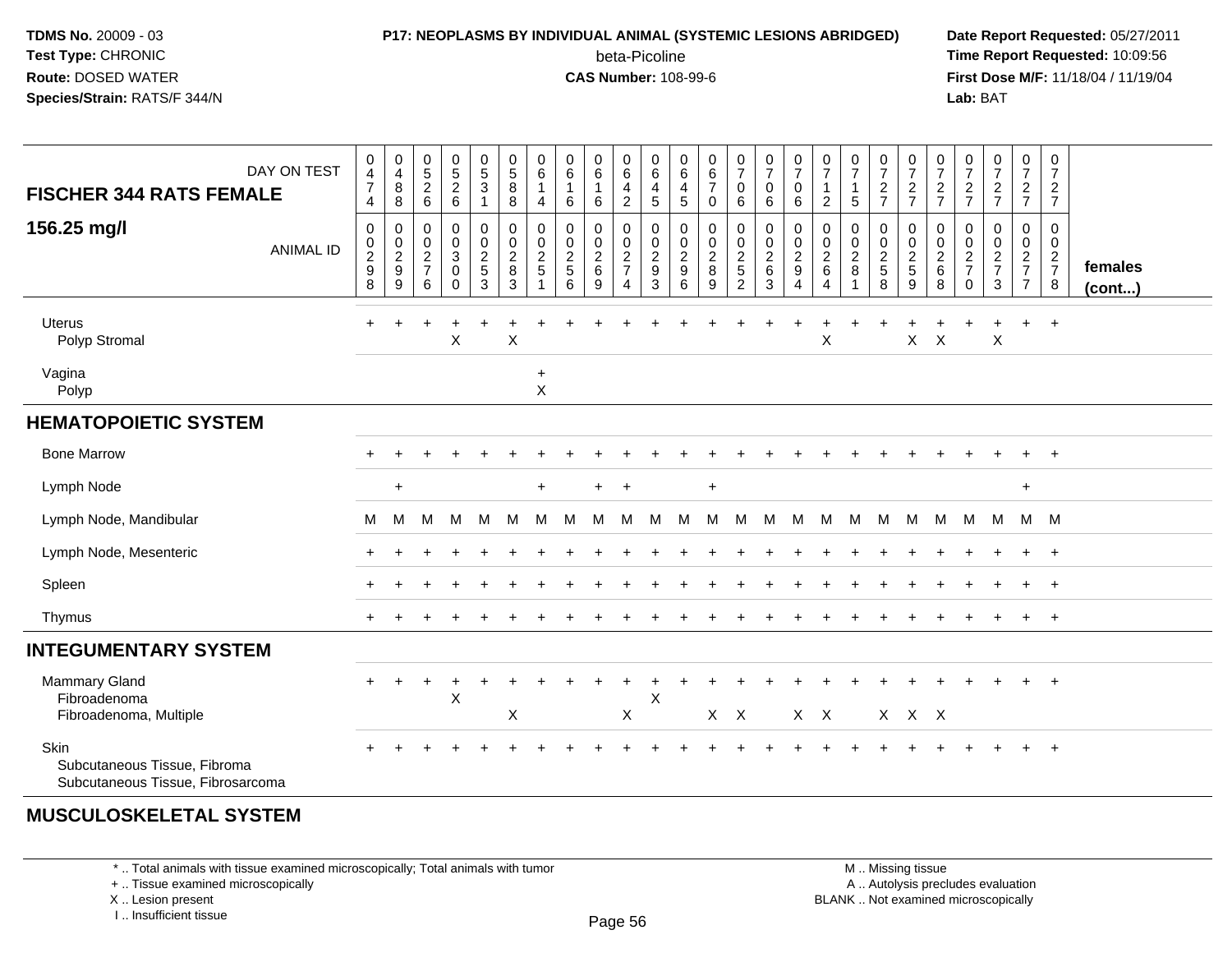**TDMS No.** 20009 - 03
**Test Type:** CHRONIC
**Route:** DOSED WATER
**Species/Strain:** RATS/F 344/N

**P17: NEOPLASMS BY INDIVIDUAL ANIMAL (SYSTEMIC LESIONS ABRIDGED)**
beta-Picoline
**CAS Number:** 108-99-6

**Date Report Requested:** 05/27/2011
**Time Report Requested:** 10:09:56
**First Dose M/F:** 11/18/04 / 11/19/04
**Lab:** BAT

## FISCHER 344 RATS FEMALE 156.25 mg/l

| DAY ON TEST | 0474 | 0488 | 0526 | 0526 | 0531 | 0588 | 0614 | 0616 | 0616 | 0642 | 0645 | 0645 | 0670 | 0706 | 0706 | 0706 | 0712 | 0715 | 0727 | 0727 | 0727 | 0727 | 0727 | 0727 | 0727 | |
|---|---|---|---|---|---|---|---|---|---|---|---|---|---|---|---|---|---|---|---|---|---|---|---|---|---|---|
| ANIMAL ID | 00298 | 00299 | 00276 | 00300 | 00253 | 00283 | 00251 | 00256 | 00269 | 00274 | 00293 | 00296 | 00289 | 00252 | 00263 | 00294 | 00264 | 00281 | 00258 | 00259 | 00268 | 00270 | 00273 | 00277 | 00278 | **females (cont...)** |
| Uterus | + | + | + | + | + | + | + | + | + | + | + | + | + | + | + | + | + | + | + | + | + | + | + | + | + | |
| Polyp Stromal | | | | X | | X | | | | | | | | | | | X | | | X | X | | X | | | |
| Vagina | | | | | | | + | | | | | | | | | | | | | | | | | | | |
| Polyp | | | | | | | X | | | | | | | | | | | | | | | | | | | |
| **HEMATOPOIETIC SYSTEM** | | | | | | | | | | | | | | | | | | | | | | | | | | |
| Bone Marrow | + | + | + | + | + | + | + | + | + | + | + | + | + | + | + | + | + | + | + | + | + | + | + | + | + | |
| Lymph Node | | + | | | | | + | | + | + | | | + | | | | | | | | | | | + | | |
| Lymph Node, Mandibular | M | M | M | M | M | M | M | M | M | M | M | M | M | M | M | M | M | M | M | M | M | M | M | M | M | |
| Lymph Node, Mesenteric | + | + | + | + | + | + | + | + | + | + | + | + | + | + | + | + | + | + | + | + | + | + | + | + | + | |
| Spleen | + | + | + | + | + | + | + | + | + | + | + | + | + | + | + | + | + | + | + | + | + | + | + | + | + | |
| Thymus | + | + | + | + | + | + | + | + | + | + | + | + | + | + | + | + | + | + | + | + | + | + | + | + | + | |
| **INTEGUMENTARY SYSTEM** | | | | | | | | | | | | | | | | | | | | | | | | | | |
| Mammary Gland | + | + | + | + | + | + | + | + | + | + | + | + | + | + | + | + | + | + | + | + | + | + | + | + | + | |
| Fibroadenoma | | | | X | | | | | | | X | | | | | | | | | | | | | | | |
| Fibroadenoma, Multiple | | | | | | X | | | | X | | | X | X | | X | X | | X | X | X | | | | | |
| Skin | + | + | + | + | + | + | + | + | + | + | + | + | + | + | + | + | + | + | + | + | + | + | + | + | + | |
| Subcutaneous Tissue, Fibroma | | | | | | | | | | | | | | | | | | | | | | | | | | |
| Subcutaneous Tissue, Fibrosarcoma | | | | | | | | | | | | | | | | | | | | | | | | | | |
| **MUSCULOSKELETAL SYSTEM** | | | | | | | | | | | | | | | | | | | | | | | | | | |

\* .. Total animals with tissue examined microscopically; Total animals with tumor
\+ .. Tissue examined microscopically
X .. Lesion present
I .. Insufficient tissue

M .. Missing tissue
A .. Autolysis precludes evaluation
BLANK .. Not examined microscopically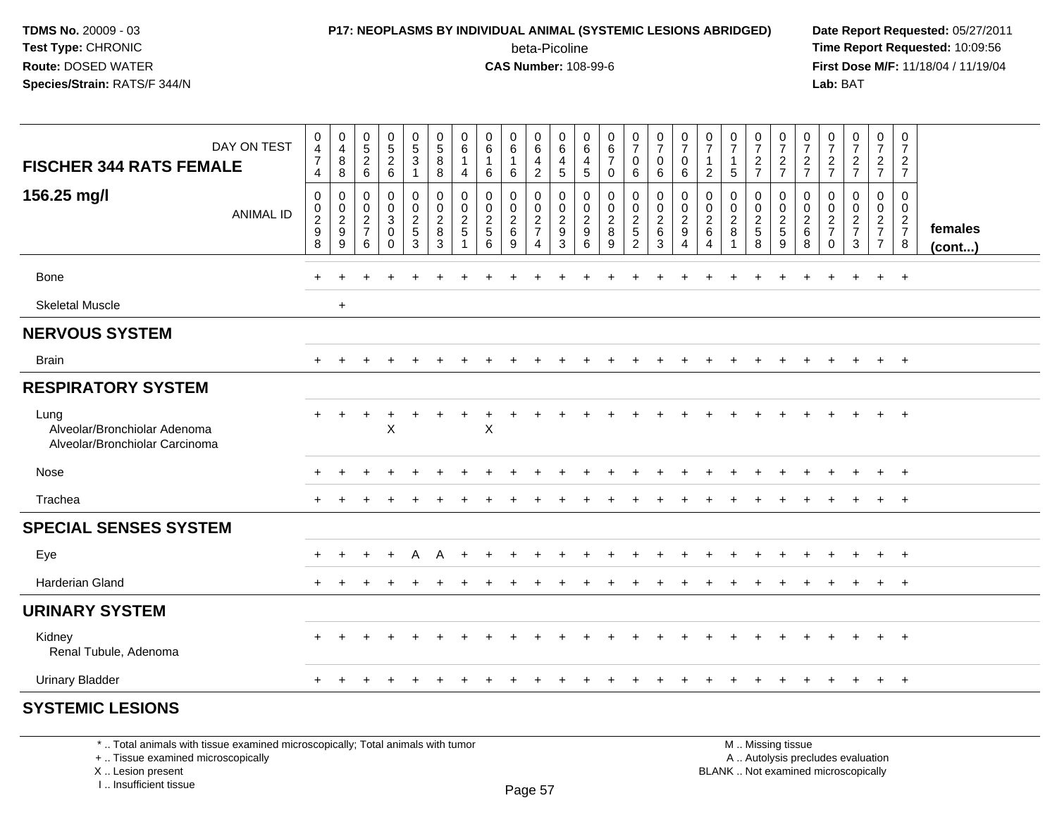TDMS No. 20009 - 03
Test Type: CHRONIC
Route: DOSED WATER
Species/Strain: RATS/F 344/N

**P17: NEOPLASMS BY INDIVIDUAL ANIMAL (SYSTEMIC LESIONS ABRIDGED)**
beta-Picoline
**CAS Number:** 108-99-6

Date Report Requested: 05/27/2011
Time Report Requested: 10:09:56
First Dose M/F: 11/18/04 / 11/19/04
Lab: BAT

| FISCHER 344 RATS FEMALE 156.25 mg/l | DAY ON TEST | 0474 | 0488 | 0526 | 0526 | 0531 | 0588 | 0614 | 0616 | 0616 | 0642 | 0645 | 0645 | 0670 | 0706 | 0706 | 0706 | 0712 | 0715 | 0727 | 0727 | 0727 | 0727 | 0727 | 0727 | 0727 | |
|---|---|---|---|---|---|---|---|---|---|---|---|---|---|---|---|---|---|---|---|---|---|---|---|---|---|---|---|
| | ANIMAL ID | 00298 | 00299 | 00276 | 00300 | 00253 | 00283 | 00251 | 00256 | 00269 | 00274 | 00293 | 00296 | 00289 | 00252 | 00263 | 00294 | 00264 | 00281 | 00258 | 00259 | 00268 | 00270 | 00273 | 00277 | 00278 | females (cont...) |
| Bone | | + | + | + | + | + | + | + | + | + | + | + | + | + | + | + | + | + | + | + | + | + | + | + | + | + | |
| Skeletal Muscle | | | + | | | | | | | | | | | | | | | | | | | | | | | | |
| **NERVOUS SYSTEM** | | | | | | | | | | | | | | | | | | | | | | | | | | | |
| Brain | | + | + | + | + | + | + | + | + | + | + | + | + | + | + | + | + | + | + | + | + | + | + | + | + | + | |
| **RESPIRATORY SYSTEM** | | | | | | | | | | | | | | | | | | | | | | | | | | | |
| Lung | | + | + | + | + | + | + | + | + | + | + | + | + | + | + | + | + | + | + | + | + | + | + | + | + | + | |
| Alveolar/Bronchiolar Adenoma | | | | | X | | | | X | | | | | | | | | | | | | | | | | | |
| Alveolar/Bronchiolar Carcinoma | | | | | | | | | | | | | | | | | | | | | | | | | | | |
| Nose | | + | + | + | + | + | + | + | + | + | + | + | + | + | + | + | + | + | + | + | + | + | + | + | + | + | |
| Trachea | | + | + | + | + | + | + | + | + | + | + | + | + | + | + | + | + | + | + | + | + | + | + | + | + | + | |
| **SPECIAL SENSES SYSTEM** | | | | | | | | | | | | | | | | | | | | | | | | | | | |
| Eye | | + | + | + | + | A | A | + | + | + | + | + | + | + | + | + | + | + | + | + | + | + | + | + | + | + | |
| Harderian Gland | | + | + | + | + | + | + | + | + | + | + | + | + | + | + | + | + | + | + | + | + | + | + | + | + | + | |
| **URINARY SYSTEM** | | | | | | | | | | | | | | | | | | | | | | | | | | | |
| Kidney | | + | + | + | + | + | + | + | + | + | + | + | + | + | + | + | + | + | + | + | + | + | + | + | + | + | |
| Renal Tubule, Adenoma | | | | | | | | | | | | | | | | | | | | | | | | | | | |
| Urinary Bladder | | + | + | + | + | + | + | + | + | + | + | + | + | + | + | + | + | + | + | + | + | + | + | + | + | + | |
| **SYSTEMIC LESIONS** | | | | | | | | | | | | | | | | | | | | | | | | | | | |

\* .. Total animals with tissue examined microscopically; Total animals with tumor
\+ .. Tissue examined microscopically
X .. Lesion present
I .. Insufficient tissue

M .. Missing tissue
A .. Autolysis precludes evaluation
BLANK .. Not examined microscopically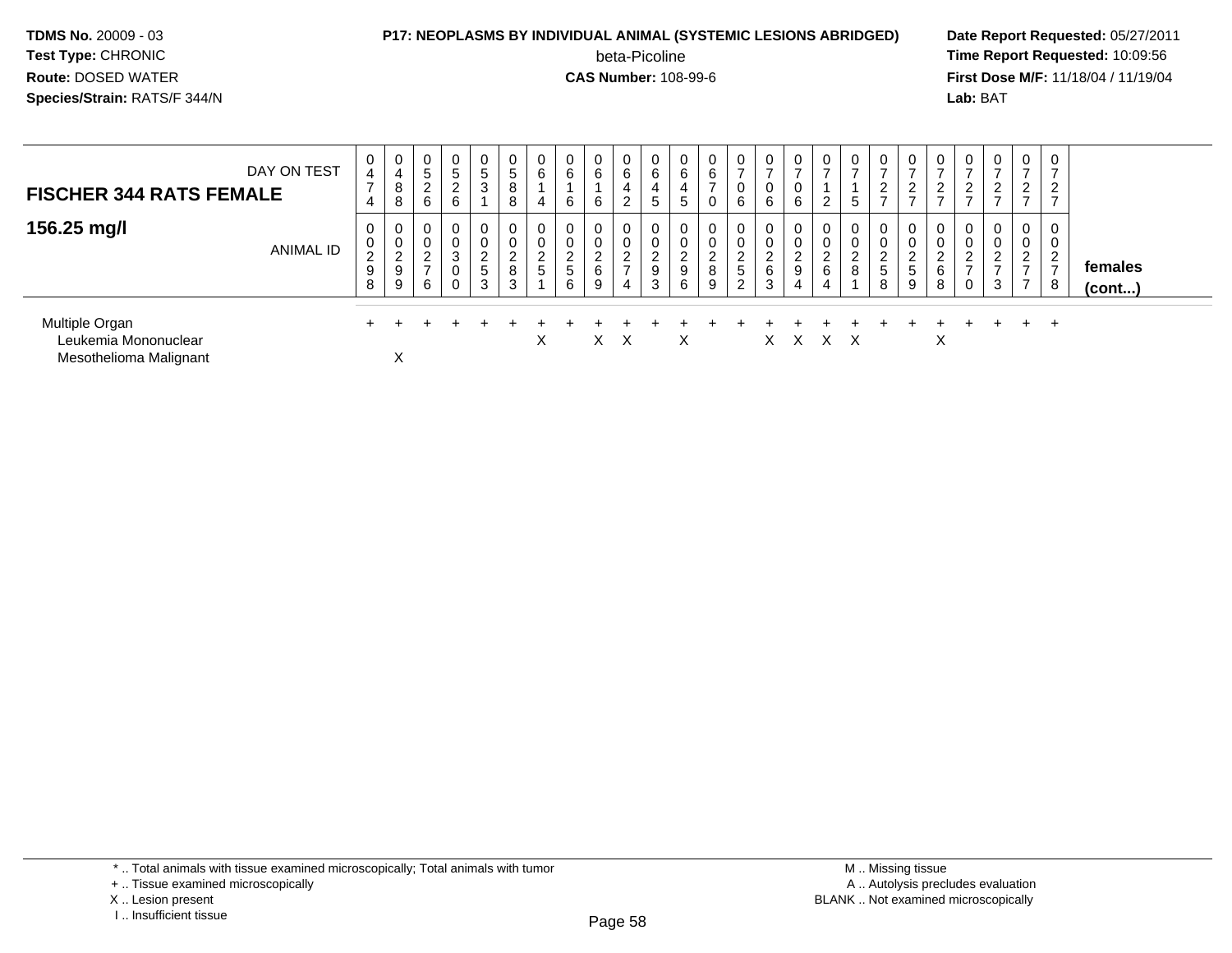**P17: NEOPLASMS BY INDIVIDUAL ANIMAL (SYSTEMIC LESIONS ABRIDGED)**

beta-Picoline

**CAS Number:** 108-99-6

**TDMS No.** 20009 - 03
**Test Type:** CHRONIC
**Route:** DOSED WATER
**Species/Strain:** RATS/F 344/N

**Date Report Requested:** 05/27/2011
**Time Report Requested:** 10:09:56
**First Dose M/F:** 11/18/04 / 11/19/04
**Lab:** BAT

| FISCHER 344 RATS FEMALE 156.25 mg/l | | | | | | | | | | | | | | | | | | | | | | | | | | |
|---|---|---|---|---|---|---|---|---|---|---|---|---|---|---|---|---|---|---|---|---|---|---|---|---|---|---|
| DAY ON TEST | 0474 | 0488 | 0526 | 0526 | 0531 | 0588 | 0614 | 0616 | 0616 | 0642 | 0645 | 0645 | 0670 | 0706 | 0706 | 0706 | 0712 | 0715 | 0727 | 0727 | 0727 | 0727 | 0727 | 0727 | 0727 | |
| ANIMAL ID | 00298 | 00299 | 00276 | 00300 | 00253 | 00283 | 00251 | 00256 | 00269 | 00274 | 00293 | 00296 | 00289 | 00252 | 00263 | 00294 | 00264 | 00281 | 00258 | 00259 | 00268 | 00270 | 00273 | 00277 | 00278 | females (cont...) |
| Multiple Organ | + | + | + | + | + | + | + | + | + | + | + | + | + | + | + | + | + | + | + | + | + | + | + | + | + | |
| Leukemia Mononuclear | | | | | | | X | | X | X | | X | | | X | X | X | X | | | X | | | | | |
| Mesothelioma Malignant | | X | | | | | | | | | | | | | | | | | | | | | | | | |

\* .. Total animals with tissue examined microscopically; Total animals with tumor
\+ .. Tissue examined microscopically
X .. Lesion present
I .. Insufficient tissue

M .. Missing tissue
A .. Autolysis precludes evaluation
BLANK .. Not examined microscopically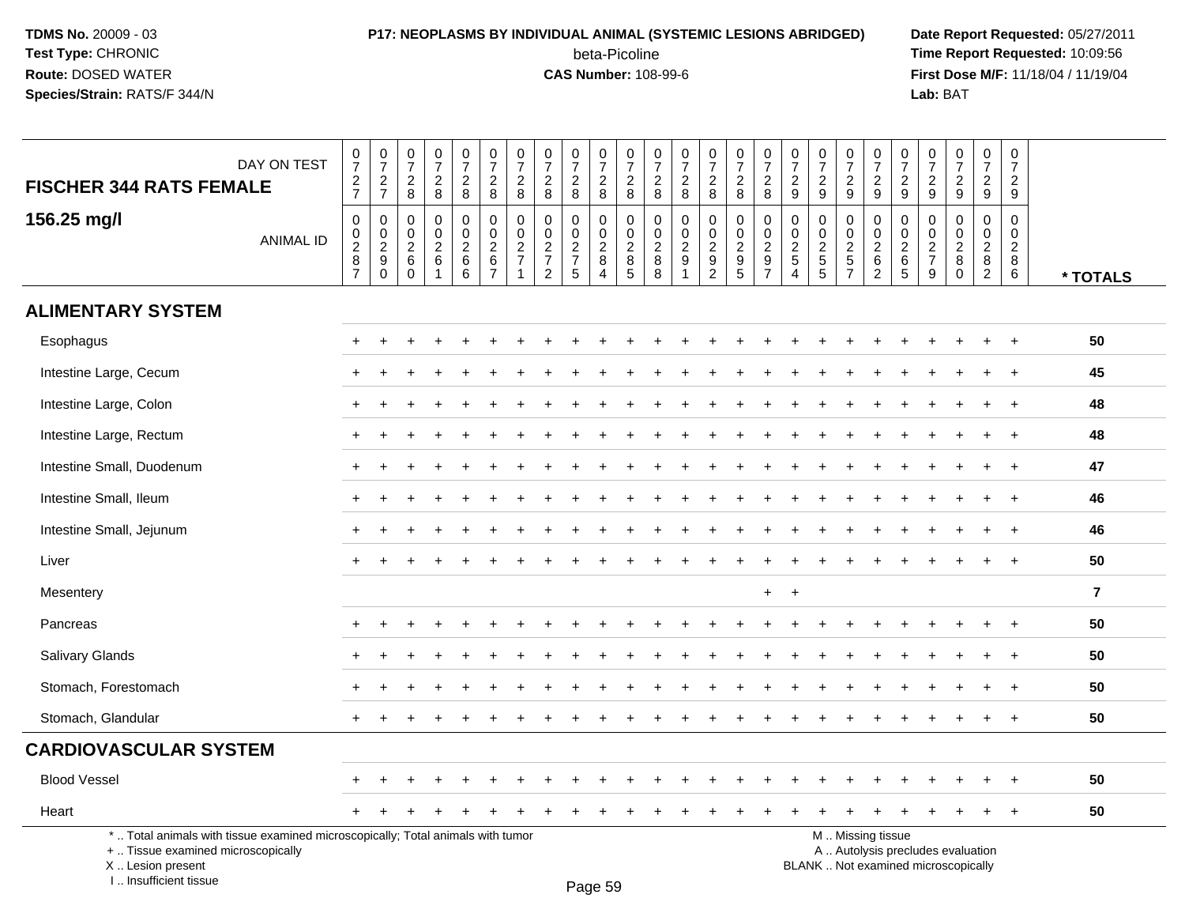TDMS No. 20009 - 03
Test Type: CHRONIC
Route: DOSED WATER
Species/Strain: RATS/F 344/N

**P17: NEOPLASMS BY INDIVIDUAL ANIMAL (SYSTEMIC LESIONS ABRIDGED)**
beta-Picoline
**CAS Number:** 108-99-6

Date Report Requested: 05/27/2011
Time Report Requested: 10:09:56
First Dose M/F: 11/18/04 / 11/19/04
Lab: BAT

| FISCHER 344 RATS FEMALE — DAY ON TEST | 0727 | 0727 | 0728 | 0728 | 0728 | 0728 | 0728 | 0728 | 0728 | 0728 | 0728 | 0728 | 0728 | 0728 | 0728 | 0728 | 0729 | 0729 | 0729 | 0729 | 0729 | 0729 | 0729 | 0729 | 0729 | |
|---|---|---|---|---|---|---|---|---|---|---|---|---|---|---|---|---|---|---|---|---|---|---|---|---|---|---|
| **156.25 mg/l** — ANIMAL ID | 0287 | 0290 | 0260 | 0261 | 0266 | 0267 | 0271 | 0272 | 0275 | 0284 | 0285 | 0288 | 0291 | 0292 | 0295 | 0297 | 0254 | 0255 | 0257 | 0262 | 0265 | 0279 | 0280 | 0282 | 0286 | * TOTALS |
| **ALIMENTARY SYSTEM** | | | | | | | | | | | | | | | | | | | | | | | | | | |
| Esophagus | + | + | + | + | + | + | + | + | + | + | + | + | + | + | + | + | + | + | + | + | + | + | + | + | + | 50 |
| Intestine Large, Cecum | + | + | + | + | + | + | + | + | + | + | + | + | + | + | + | + | + | + | + | + | + | + | + | + | + | 45 |
| Intestine Large, Colon | + | + | + | + | + | + | + | + | + | + | + | + | + | + | + | + | + | + | + | + | + | + | + | + | + | 48 |
| Intestine Large, Rectum | + | + | + | + | + | + | + | + | + | + | + | + | + | + | + | + | + | + | + | + | + | + | + | + | + | 48 |
| Intestine Small, Duodenum | + | + | + | + | + | + | + | + | + | + | + | + | + | + | + | + | + | + | + | + | + | + | + | + | + | 47 |
| Intestine Small, Ileum | + | + | + | + | + | + | + | + | + | + | + | + | + | + | + | + | + | + | + | + | + | + | + | + | + | 46 |
| Intestine Small, Jejunum | + | + | + | + | + | + | + | + | + | + | + | + | + | + | + | + | + | + | + | + | + | + | + | + | + | 46 |
| Liver | + | + | + | + | + | + | + | + | + | + | + | + | + | + | + | + | + | + | + | + | + | + | + | + | + | 50 |
| Mesentery | | | | | | | | | | | | | | | | + | + | | | | | | | | | 7 |
| Pancreas | + | + | + | + | + | + | + | + | + | + | + | + | + | + | + | + | + | + | + | + | + | + | + | + | + | 50 |
| Salivary Glands | + | + | + | + | + | + | + | + | + | + | + | + | + | + | + | + | + | + | + | + | + | + | + | + | + | 50 |
| Stomach, Forestomach | + | + | + | + | + | + | + | + | + | + | + | + | + | + | + | + | + | + | + | + | + | + | + | + | + | 50 |
| Stomach, Glandular | + | + | + | + | + | + | + | + | + | + | + | + | + | + | + | + | + | + | + | + | + | + | + | + | + | 50 |
| **CARDIOVASCULAR SYSTEM** | | | | | | | | | | | | | | | | | | | | | | | | | | |
| Blood Vessel | + | + | + | + | + | + | + | + | + | + | + | + | + | + | + | + | + | + | + | + | + | + | + | + | + | 50 |
| Heart | + | + | + | + | + | + | + | + | + | + | + | + | + | + | + | + | + | + | + | + | + | + | + | + | + | 50 |

\* .. Total animals with tissue examined microscopically; Total animals with tumor
\+ .. Tissue examined microscopically
X .. Lesion present
I .. Insufficient tissue

M .. Missing tissue
A .. Autolysis precludes evaluation
BLANK .. Not examined microscopically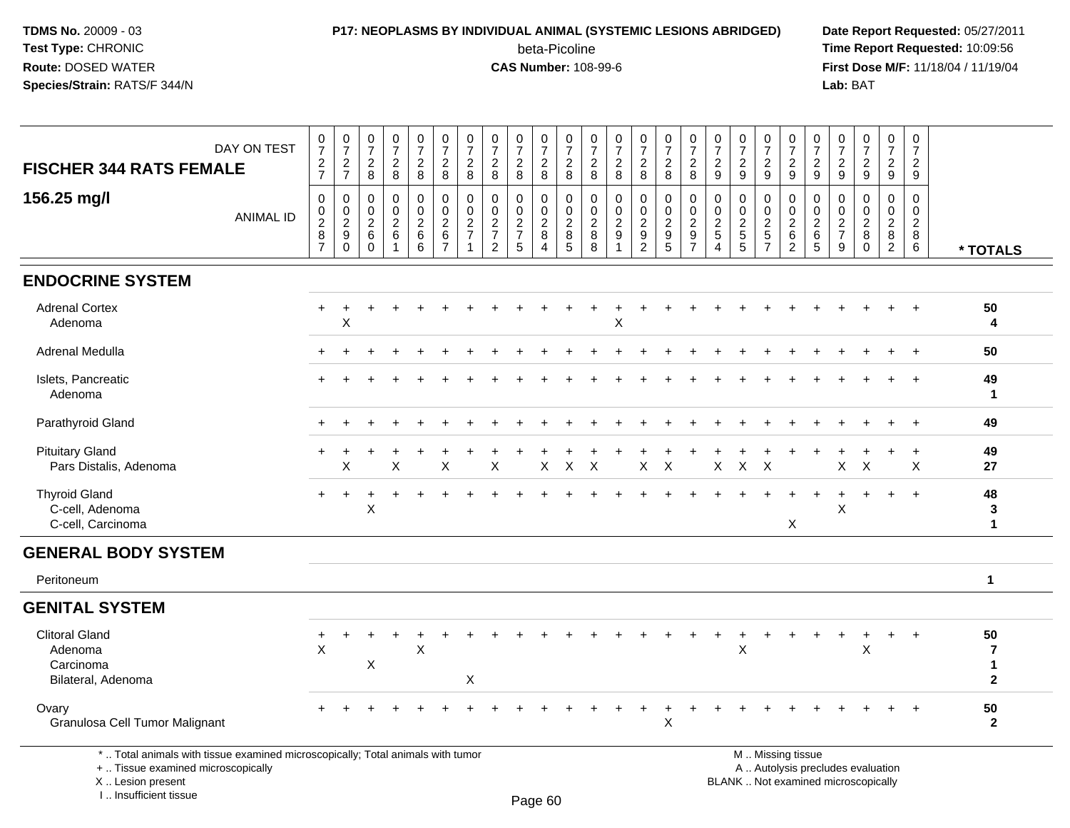**TDMS No.** 20009 - 03
**Test Type:** CHRONIC
**Route:** DOSED WATER
**Species/Strain:** RATS/F 344/N

**P17: NEOPLASMS BY INDIVIDUAL ANIMAL (SYSTEMIC LESIONS ABRIDGED)**
beta-Picoline
**CAS Number:** 108-99-6

**Date Report Requested:** 05/27/2011
**Time Report Requested:** 10:09:56
**First Dose M/F:** 11/18/04 / 11/19/04
**Lab:** BAT

## FISCHER 344 RATS FEMALE
## 156.25 mg/l

| DAY ON TEST | 0727 | 0727 | 0728 | 0728 | 0728 | 0728 | 0728 | 0728 | 0728 | 0728 | 0728 | 0728 | 0728 | 0728 | 0728 | 0728 | 0729 | 0729 | 0729 | 0729 | 0729 | 0729 | 0729 | 0729 | 0729 | |
|---|---|---|---|---|---|---|---|---|---|---|---|---|---|---|---|---|---|---|---|---|---|---|---|---|---|---|
| **ANIMAL ID** | 00287 | 00290 | 00260 | 00261 | 00266 | 00267 | 00271 | 00272 | 00275 | 00284 | 00285 | 00288 | 00291 | 00292 | 00295 | 00297 | 00254 | 00255 | 00257 | 00262 | 00265 | 00279 | 00280 | 00282 | 00286 | *** TOTALS** |
| **ENDOCRINE SYSTEM** | | | | | | | | | | | | | | | | | | | | | | | | | | |
| Adrenal Cortex | + | + | + | + | + | + | + | + | + | + | + | + | + | + | + | + | + | + | + | + | + | + | + | + | + | 50 |
| Adenoma | | X | | | | | | | | | | | X | | | | | | | | | | | | | 4 |
| Adrenal Medulla | + | + | + | + | + | + | + | + | + | + | + | + | + | + | + | + | + | + | + | + | + | + | + | + | + | 50 |
| Islets, Pancreatic | + | + | + | + | + | + | + | + | + | + | + | + | + | + | + | + | + | + | + | + | + | + | + | + | + | 49 |
| Adenoma | | | | | | | | | | | | | | | | | | | | | | | | | | 1 |
| Parathyroid Gland | + | + | + | + | + | + | + | + | + | + | + | + | + | + | + | + | + | + | + | + | + | + | + | + | + | 49 |
| Pituitary Gland | + | + | + | + | + | + | + | + | + | + | + | + | + | + | + | + | + | + | + | + | + | + | + | + | + | 49 |
| Pars Distalis, Adenoma | | X | | X | | X | | X | | X | X | X | | X | X | | X | X | X | | | X | X | | X | 27 |
| Thyroid Gland | + | + | + | + | + | + | + | + | + | + | + | + | + | + | + | + | + | + | + | + | + | + | + | + | + | 48 |
| C-cell, Adenoma | | | X | | | | | | | | | | | | | | | | | | | X | | | | 3 |
| C-cell, Carcinoma | | | | | | | | | | | | | | | | | | | | X | | | | | | 1 |
| **GENERAL BODY SYSTEM** | | | | | | | | | | | | | | | | | | | | | | | | | | |
| Peritoneum | | | | | | | | | | | | | | | | | | | | | | | | | | 1 |
| **GENITAL SYSTEM** | | | | | | | | | | | | | | | | | | | | | | | | | | |
| Clitoral Gland | + | + | + | + | + | + | + | + | + | + | + | + | + | + | + | + | + | + | + | + | + | + | + | + | + | 50 |
| Adenoma | X | | | | X | | | | | | | | | | | | | X | | | | | X | | | 7 |
| Carcinoma | | | X | | | | | | | | | | | | | | | | | | | | | | | 1 |
| Bilateral, Adenoma | | | | | | | X | | | | | | | | | | | | | | | | | | | 2 |
| Ovary | + | + | + | + | + | + | + | + | + | + | + | + | + | + | + | + | + | + | + | + | + | + | + | + | + | 50 |
| Granulosa Cell Tumor Malignant | | | | | | | | | | | | | | | X | | | | | | | | | | | 2 |

\* .. Total animals with tissue examined microscopically; Total animals with tumor
\+ .. Tissue examined microscopically
X .. Lesion present
I .. Insufficient tissue

M .. Missing tissue
A .. Autolysis precludes evaluation
BLANK .. Not examined microscopically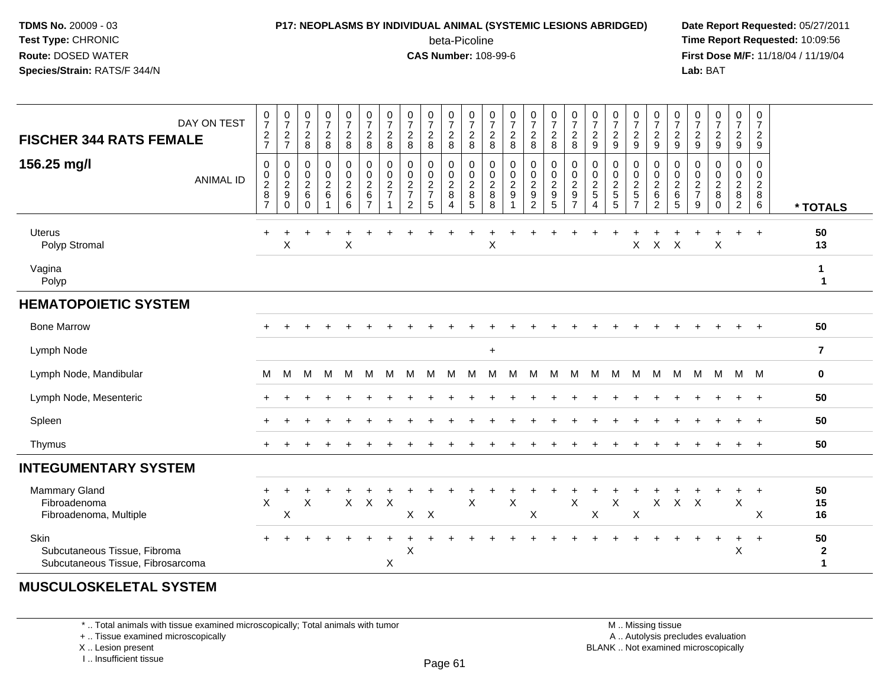**TDMS No.** 20009 - 03
**Test Type:** CHRONIC
**Route:** DOSED WATER
**Species/Strain:** RATS/F 344/N

**P17: NEOPLASMS BY INDIVIDUAL ANIMAL (SYSTEMIC LESIONS ABRIDGED)**
beta-Picoline
**CAS Number:** 108-99-6

**Date Report Requested:** 05/27/2011
**Time Report Requested:** 10:09:56
**First Dose M/F:** 11/18/04 / 11/19/04
**Lab:** BAT

## FISCHER 344 RATS FEMALE 156.25 mg/l

| DAY ON TEST | 0727 | 0727 | 0728 | 0728 | 0728 | 0728 | 0728 | 0728 | 0728 | 0728 | 0728 | 0728 | 0728 | 0728 | 0728 | 0728 | 0729 | 0729 | 0729 | 0729 | 0729 | 0729 | 0729 | 0729 | 0729 | |
|---|---|---|---|---|---|---|---|---|---|---|---|---|---|---|---|---|---|---|---|---|---|---|---|---|---|---|
| ANIMAL ID | 00287 | 00290 | 00260 | 00261 | 00266 | 00267 | 00271 | 00272 | 00275 | 00284 | 00285 | 00288 | 00291 | 00292 | 00295 | 00297 | 00254 | 00255 | 00257 | 00262 | 00265 | 00279 | 00280 | 00282 | 00286 | * TOTALS |
| Uterus | + | + | + | + | + | + | + | + | + | + | + | + | + | + | + | + | + | + | + | + | + | + | + | + | + | 50 |
| Polyp Stromal | | X | | | X | | | | | | | X | | | | | | | X | X | X | | X | | | 13 |
| Vagina | | | | | | | | | | | | | | | | | | | | | | | | | | 1 |
| Polyp | | | | | | | | | | | | | | | | | | | | | | | | | | 1 |
| **HEMATOPOIETIC SYSTEM** | | | | | | | | | | | | | | | | | | | | | | | | | | |
| Bone Marrow | + | + | + | + | + | + | + | + | + | + | + | + | + | + | + | + | + | + | + | + | + | + | + | + | + | 50 |
| Lymph Node | | | | | | | | | | | | + | | | | | | | | | | | | | | 7 |
| Lymph Node, Mandibular | M | M | M | M | M | M | M | M | M | M | M | M | M | M | M | M | M | M | M | M | M | M | M | M | M | 0 |
| Lymph Node, Mesenteric | + | + | + | + | + | + | + | + | + | + | + | + | + | + | + | + | + | + | + | + | + | + | + | + | + | 50 |
| Spleen | + | + | + | + | + | + | + | + | + | + | + | + | + | + | + | + | + | + | + | + | + | + | + | + | + | 50 |
| Thymus | + | + | + | + | + | + | + | + | + | + | + | + | + | + | + | + | + | + | + | + | + | + | + | + | + | 50 |
| **INTEGUMENTARY SYSTEM** | | | | | | | | | | | | | | | | | | | | | | | | | | |
| Mammary Gland | + | + | + | + | + | + | + | + | + | + | + | + | + | + | + | + | + | + | + | + | + | + | + | + | + | 50 |
| Fibroadenoma | X | | X | | X | X | X | | | | X | | X | | | X | | X | | X | X | X | | X | | 15 |
| Fibroadenoma, Multiple | | X | | | | | | X | X | | | | | X | | | X | | X | | | | | | X | 16 |
| Skin | + | + | + | + | + | + | + | + | + | + | + | + | + | + | + | + | + | + | + | + | + | + | + | + | + | 50 |
| Subcutaneous Tissue, Fibroma | | | | | | | | X | | | | | | | | | | | | | | | | X | | 2 |
| Subcutaneous Tissue, Fibrosarcoma | | | | | | | X | | | | | | | | | | | | | | | | | | | 1 |

**MUSCULOSKELETAL SYSTEM**

\* .. Total animals with tissue examined microscopically; Total animals with tumor
\+ .. Tissue examined microscopically
X .. Lesion present
I .. Insufficient tissue

M .. Missing tissue
A .. Autolysis precludes evaluation
BLANK .. Not examined microscopically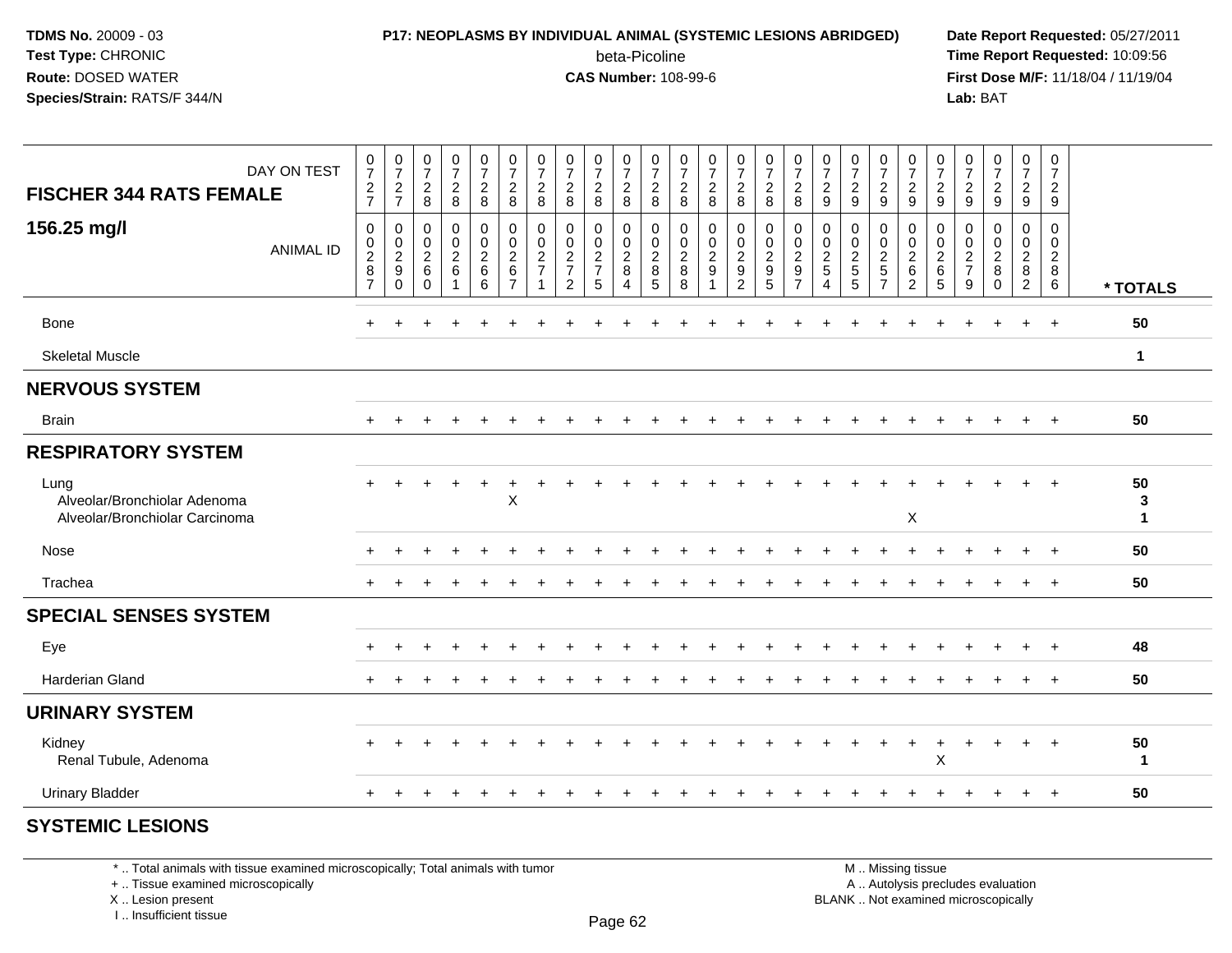**TDMS No.** 20009 - 03
**Test Type:** CHRONIC
**Route:** DOSED WATER
**Species/Strain:** RATS/F 344/N

**P17: NEOPLASMS BY INDIVIDUAL ANIMAL (SYSTEMIC LESIONS ABRIDGED)**
beta-Picoline
**CAS Number:** 108-99-6

**Date Report Requested:** 05/27/2011
**Time Report Requested:** 10:09:56
**First Dose M/F:** 11/18/04 / 11/19/04
**Lab:** BAT

| **FISCHER 344 RATS FEMALE** DAY ON TEST | 0727 | 0727 | 0728 | 0728 | 0728 | 0728 | 0728 | 0728 | 0728 | 0728 | 0728 | 0728 | 0728 | 0728 | 0728 | 0728 | 0729 | 0729 | 0729 | 0729 | 0729 | 0729 | 0729 | 0729 | 0729 | |
|---|---|---|---|---|---|---|---|---|---|---|---|---|---|---|---|---|---|---|---|---|---|---|---|---|---|---|
| **156.25 mg/l** ANIMAL ID | 0287 | 0290 | 0260 | 0261 | 0266 | 0267 | 0271 | 0272 | 0275 | 0284 | 0285 | 0288 | 0291 | 0292 | 0295 | 0297 | 0254 | 0255 | 0257 | 0262 | 0265 | 0279 | 0280 | 0282 | 0286 | * TOTALS |
| Bone | + | + | + | + | + | + | + | + | + | + | + | + | + | + | + | + | + | + | + | + | + | + | + | + | + | 50 |
| Skeletal Muscle | | | | | | | | | | | | | | | | | | | | | | | | | | 1 |
| **NERVOUS SYSTEM** | | | | | | | | | | | | | | | | | | | | | | | | | | |
| Brain | + | + | + | + | + | + | + | + | + | + | + | + | + | + | + | + | + | + | + | + | + | + | + | + | + | 50 |
| **RESPIRATORY SYSTEM** | | | | | | | | | | | | | | | | | | | | | | | | | | |
| Lung | + | + | + | + | + | + | + | + | + | + | + | + | + | + | + | + | + | + | + | + | + | + | + | + | + | 50 |
| Alveolar/Bronchiolar Adenoma | | | | | | X | | | | | | | | | | | | | | | | | | | | 3 |
| Alveolar/Bronchiolar Carcinoma | | | | | | | | | | | | | | | | | | | | X | | | | | | 1 |
| Nose | + | + | + | + | + | + | + | + | + | + | + | + | + | + | + | + | + | + | + | + | + | + | + | + | + | 50 |
| Trachea | + | + | + | + | + | + | + | + | + | + | + | + | + | + | + | + | + | + | + | + | + | + | + | + | + | 50 |
| **SPECIAL SENSES SYSTEM** | | | | | | | | | | | | | | | | | | | | | | | | | | |
| Eye | + | + | + | + | + | + | + | + | + | + | + | + | + | + | + | + | + | + | + | + | + | + | + | + | + | 48 |
| Harderian Gland | + | + | + | + | + | + | + | + | + | + | + | + | + | + | + | + | + | + | + | + | + | + | + | + | + | 50 |
| **URINARY SYSTEM** | | | | | | | | | | | | | | | | | | | | | | | | | | |
| Kidney | + | + | + | + | + | + | + | + | + | + | + | + | + | + | + | + | + | + | + | + | + | + | + | + | + | 50 |
| Renal Tubule, Adenoma | | | | | | | | | | | | | | | | | | | | | X | | | | | 1 |
| Urinary Bladder | + | + | + | + | + | + | + | + | + | + | + | + | + | + | + | + | + | + | + | + | + | + | + | + | + | 50 |
| **SYSTEMIC LESIONS** | | | | | | | | | | | | | | | | | | | | | | | | | | |

* .. Total animals with tissue examined microscopically; Total animals with tumor
+ .. Tissue examined microscopically
X .. Lesion present
I .. Insufficient tissue

M .. Missing tissue
A .. Autolysis precludes evaluation
BLANK .. Not examined microscopically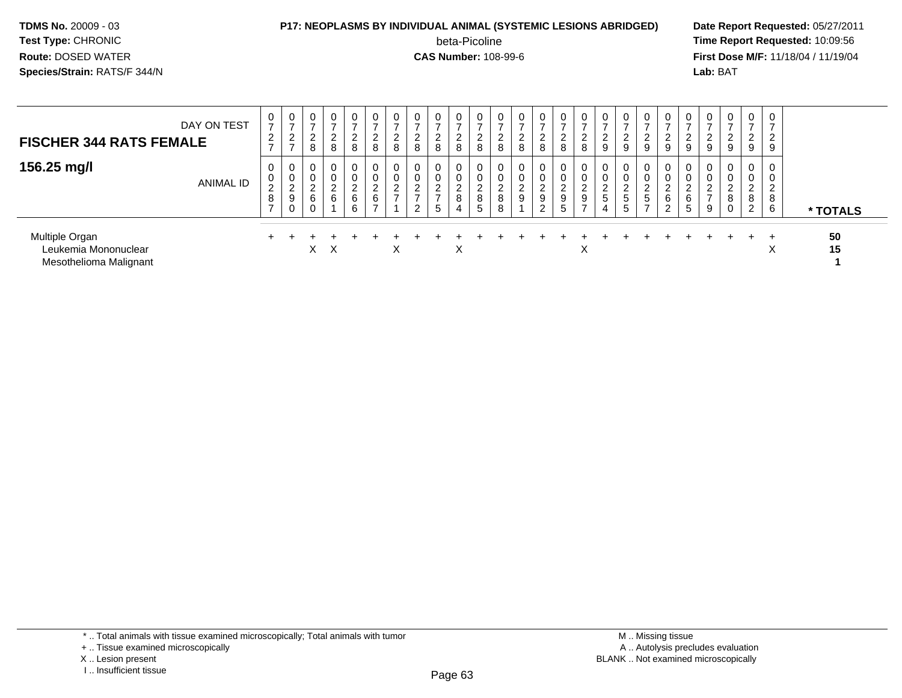**TDMS No.** 20009 - 03
**Test Type:** CHRONIC
**Route:** DOSED WATER
**Species/Strain:** RATS/F 344/N

**P17: NEOPLASMS BY INDIVIDUAL ANIMAL (SYSTEMIC LESIONS ABRIDGED)**
beta-Picoline
**CAS Number:** 108-99-6

**Date Report Requested:** 05/27/2011
**Time Report Requested:** 10:09:56
**First Dose M/F:** 11/18/04 / 11/19/04
**Lab:** BAT

## FISCHER 344 RATS FEMALE

### 156.25 mg/l

| DAY ON TEST | 0727 | 0727 | 0728 | 0728 | 0728 | 0728 | 0728 | 0728 | 0728 | 0728 | 0728 | 0728 | 0728 | 0728 | 0728 | 0728 | 0729 | 0729 | 0729 | 0729 | 0729 | 0729 | 0729 | 0729 | 0729 | |
|---|---|---|---|---|---|---|---|---|---|---|---|---|---|---|---|---|---|---|---|---|---|---|---|---|---|---|
| **ANIMAL ID** | 00287 | 00290 | 00260 | 00261 | 00266 | 00267 | 00271 | 00272 | 00275 | 00284 | 00285 | 00288 | 00291 | 00292 | 00295 | 00297 | 00254 | 00255 | 00257 | 00262 | 00265 | 00279 | 00280 | 00282 | 00286 | *** TOTALS** |
| Multiple Organ | + | + | + | + | + | + | + | + | + | + | + | + | + | + | + | + | + | + | + | + | + | + | + | + | + | **50** |
| Leukemia Mononuclear | | | X | X | | | X | | | X | | | | | | X | | | | | | | | | X | **15** |
| Mesothelioma Malignant | | | | | | | | | | | | | | | | | | | | | | | | | | **1** |

\* .. Total animals with tissue examined microscopically; Total animals with tumor
\+ .. Tissue examined microscopically
X .. Lesion present
I .. Insufficient tissue

M .. Missing tissue
A .. Autolysis precludes evaluation
BLANK .. Not examined microscopically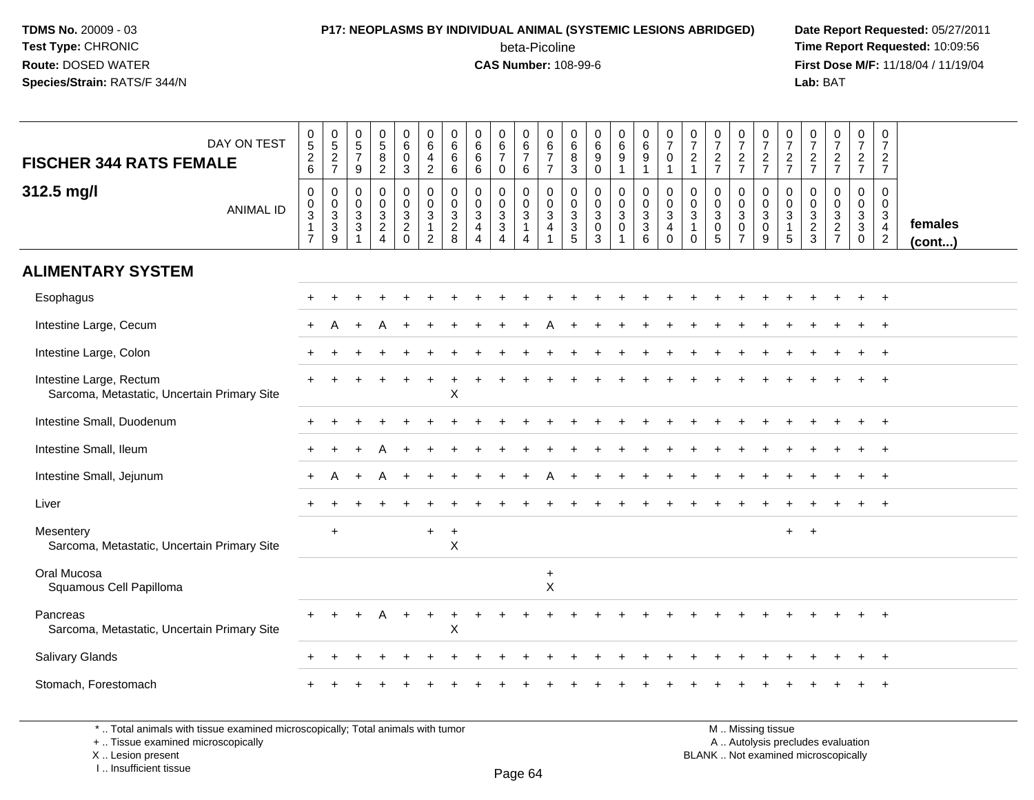**TDMS No.** 20009 - 03
**Test Type:** CHRONIC
**Route:** DOSED WATER
**Species/Strain:** RATS/F 344/N

**P17: NEOPLASMS BY INDIVIDUAL ANIMAL (SYSTEMIC LESIONS ABRIDGED)**
beta-Picoline
**CAS Number:** 108-99-6

**Date Report Requested:** 05/27/2011
**Time Report Requested:** 10:09:56
**First Dose M/F:** 11/18/04 / 11/19/04
**Lab:** BAT

| FISCHER 344 RATS FEMALE — DAY ON TEST | 0526 | 0527 | 0579 | 0582 | 0603 | 0642 | 0666 | 0666 | 0670 | 0676 | 0677 | 0683 | 0690 | 0691 | 0691 | 0701 | 0721 | 0727 | 0727 | 0727 | 0727 | 0727 | 0727 | 0727 | 0727 | |
|---|---|---|---|---|---|---|---|---|---|---|---|---|---|---|---|---|---|---|---|---|---|---|---|---|---|---|
| **312.5 mg/l** — ANIMAL ID | 00317 | 00339 | 00331 | 00324 | 00320 | 00312 | 00328 | 00344 | 00334 | 00314 | 00341 | 00335 | 00303 | 00301 | 00336 | 00340 | 00310 | 00305 | 00307 | 00309 | 00315 | 00323 | 00327 | 00330 | 00342 | **females (cont...)** |
| **ALIMENTARY SYSTEM** | | | | | | | | | | | | | | | | | | | | | | | | | | |
| Esophagus | + | + | + | + | + | + | + | + | + | + | + | + | + | + | + | + | + | + | + | + | + | + | + | + | + | |
| Intestine Large, Cecum | + | A | + | A | + | + | + | + | + | + | A | + | + | + | + | + | + | + | + | + | + | + | + | + | + | |
| Intestine Large, Colon | + | + | + | + | + | + | + | + | + | + | + | + | + | + | + | + | + | + | + | + | + | + | + | + | + | |
| Intestine Large, Rectum | + | + | + | + | + | + | + | + | + | + | + | + | + | + | + | + | + | + | + | + | + | + | + | + | + | |
| Sarcoma, Metastatic, Uncertain Primary Site | | | | | | | X | | | | | | | | | | | | | | | | | | | |
| Intestine Small, Duodenum | + | + | + | + | + | + | + | + | + | + | + | + | + | + | + | + | + | + | + | + | + | + | + | + | + | |
| Intestine Small, Ileum | + | + | + | A | + | + | + | + | + | + | + | + | + | + | + | + | + | + | + | + | + | + | + | + | + | |
| Intestine Small, Jejunum | + | A | + | A | + | + | + | + | + | + | A | + | + | + | + | + | + | + | + | + | + | + | + | + | + | |
| Liver | + | + | + | + | + | + | + | + | + | + | + | + | + | + | + | + | + | + | + | + | + | + | + | + | + | |
| Mesentery | | + | | | | + | + | | | | | | | | | | | | | | + | + | | | | |
| Sarcoma, Metastatic, Uncertain Primary Site | | | | | | | X | | | | | | | | | | | | | | | | | | | |
| Oral Mucosa | | | | | | | | | | | + | | | | | | | | | | | | | | | |
| Squamous Cell Papilloma | | | | | | | | | | | X | | | | | | | | | | | | | | | |
| Pancreas | + | + | + | A | + | + | + | + | + | + | + | + | + | + | + | + | + | + | + | + | + | + | + | + | + | |
| Sarcoma, Metastatic, Uncertain Primary Site | | | | | | | X | | | | | | | | | | | | | | | | | | | |
| Salivary Glands | + | + | + | + | + | + | + | + | + | + | + | + | + | + | + | + | + | + | + | + | + | + | + | + | + | |
| Stomach, Forestomach | + | + | + | + | + | + | + | + | + | + | + | + | + | + | + | + | + | + | + | + | + | + | + | + | + | |

\* .. Total animals with tissue examined microscopically; Total animals with tumor
\+ .. Tissue examined microscopically
X .. Lesion present
I .. Insufficient tissue

M .. Missing tissue
A .. Autolysis precludes evaluation
BLANK .. Not examined microscopically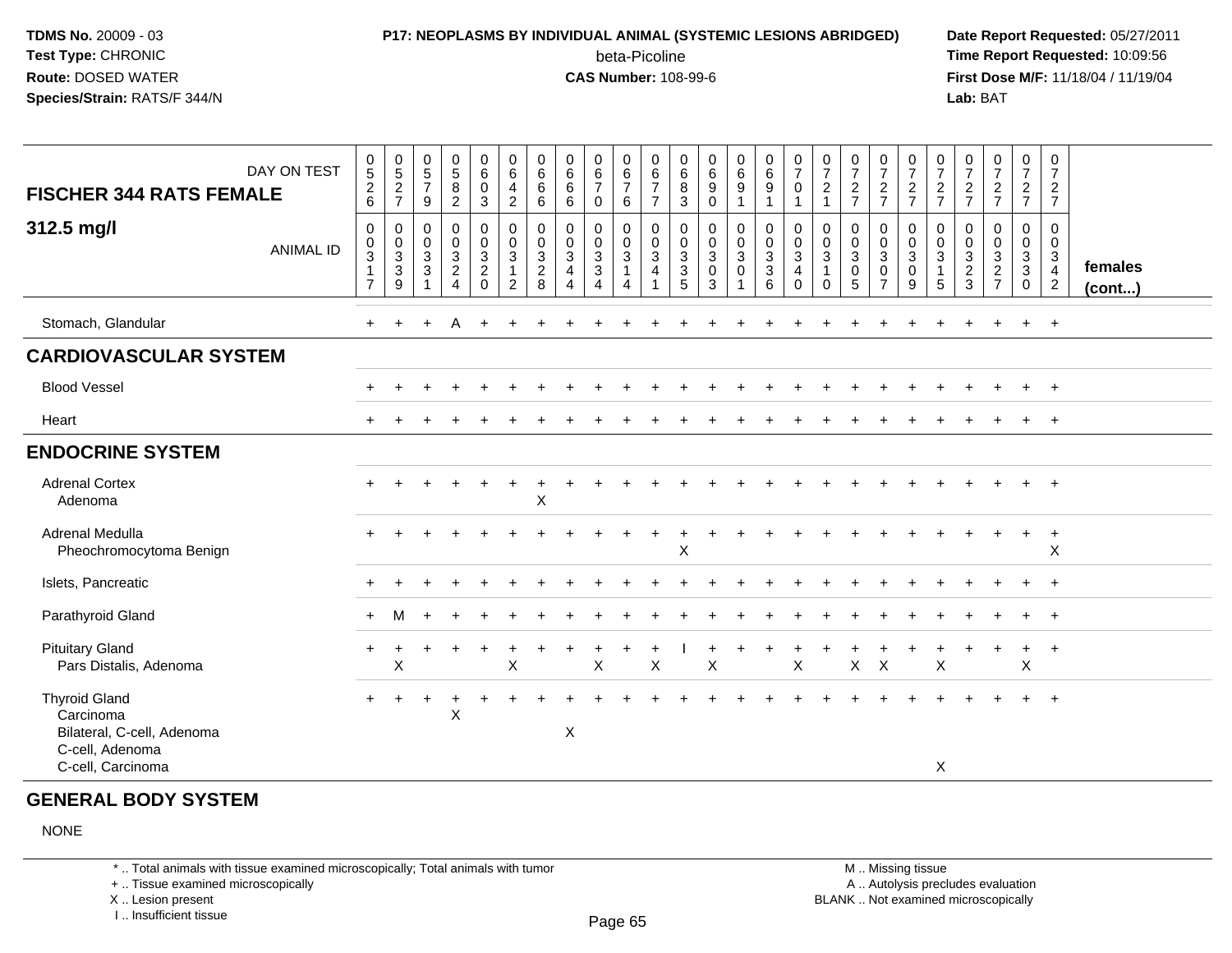**TDMS No.** 20009 - 03
**Test Type:** CHRONIC
**Route:** DOSED WATER
**Species/Strain:** RATS/F 344/N

**P17: NEOPLASMS BY INDIVIDUAL ANIMAL (SYSTEMIC LESIONS ABRIDGED)**
beta-Picoline
**CAS Number:** 108-99-6

**Date Report Requested:** 05/27/2011
**Time Report Requested:** 10:09:56
**First Dose M/F:** 11/18/04 / 11/19/04
**Lab:** BAT

## FISCHER 344 RATS FEMALE — 312.5 mg/l

| DAY ON TEST | 0526 | 0527 | 0579 | 0582 | 0603 | 0642 | 0666 | 0666 | 0670 | 0676 | 0677 | 0683 | 0690 | 0691 | 0691 | 0701 | 0721 | 0727 | 0727 | 0727 | 0727 | 0727 | 0727 | 0727 | 0727 | females |
|---|---|---|---|---|---|---|---|---|---|---|---|---|---|---|---|---|---|---|---|---|---|---|---|---|---|---|
| **ANIMAL ID** | 00317 | 00339 | 00331 | 00324 | 00320 | 00312 | 00328 | 00344 | 00334 | 00314 | 00341 | 00335 | 00303 | 00301 | 00336 | 00340 | 00310 | 00305 | 00307 | 00309 | 00315 | 00323 | 00327 | 00330 | 00342 | **(cont...)** |
| Stomach, Glandular | + | + | + | A | + | + | + | + | + | + | + | + | + | + | + | + | + | + | + | + | + | + | + | + | + | |
| **CARDIOVASCULAR SYSTEM** | | | | | | | | | | | | | | | | | | | | | | | | | | |
| Blood Vessel | + | + | + | + | + | + | + | + | + | + | + | + | + | + | + | + | + | + | + | + | + | + | + | + | + | |
| Heart | + | + | + | + | + | + | + | + | + | + | + | + | + | + | + | + | + | + | + | + | + | + | + | + | + | |
| **ENDOCRINE SYSTEM** | | | | | | | | | | | | | | | | | | | | | | | | | | |
| Adrenal Cortex | + | + | + | + | + | + | + | + | + | + | + | + | + | + | + | + | + | + | + | + | + | + | + | + | + | |
| Adenoma | | | | | | | X | | | | | | | | | | | | | | | | | | | |
| Adrenal Medulla | + | + | + | + | + | + | + | + | + | + | + | + | + | + | + | + | + | + | + | + | + | + | + | + | + | |
| Pheochromocytoma Benign | | | | | | | | | | | | X | | | | | | | | | | | | | X | |
| Islets, Pancreatic | + | + | + | + | + | + | + | + | + | + | + | + | + | + | + | + | + | + | + | + | + | + | + | + | + | |
| Parathyroid Gland | + | M | + | + | + | + | + | + | + | + | + | + | + | + | + | + | + | + | + | + | + | + | + | + | + | |
| Pituitary Gland | + | + | + | + | + | + | + | + | + | + | + | I | + | + | + | + | + | + | + | + | + | + | + | + | + | |
| Pars Distalis, Adenoma | | X | | | | X | | | X | | X | | X | | | X | | X | X | | X | | | X | | |
| Thyroid Gland | + | + | + | + | + | + | + | + | + | + | + | + | + | + | + | + | + | + | + | + | + | + | + | + | + | |
| Carcinoma | | | | X | | | | | | | | | | | | | | | | | | | | | | |
| Bilateral, C-cell, Adenoma | | | | | | | | X | | | | | | | | | | | | | | | | | | |
| C-cell, Adenoma | | | | | | | | | | | | | | | | | | | | | | | | | | |
| C-cell, Carcinoma | | | | | | | | | | | | | | | | | | | | | X | | | | | |

## GENERAL BODY SYSTEM

NONE

\* .. Total animals with tissue examined microscopically; Total animals with tumor
\+ .. Tissue examined microscopically
X .. Lesion present
I .. Insufficient tissue

M .. Missing tissue
A .. Autolysis precludes evaluation
BLANK .. Not examined microscopically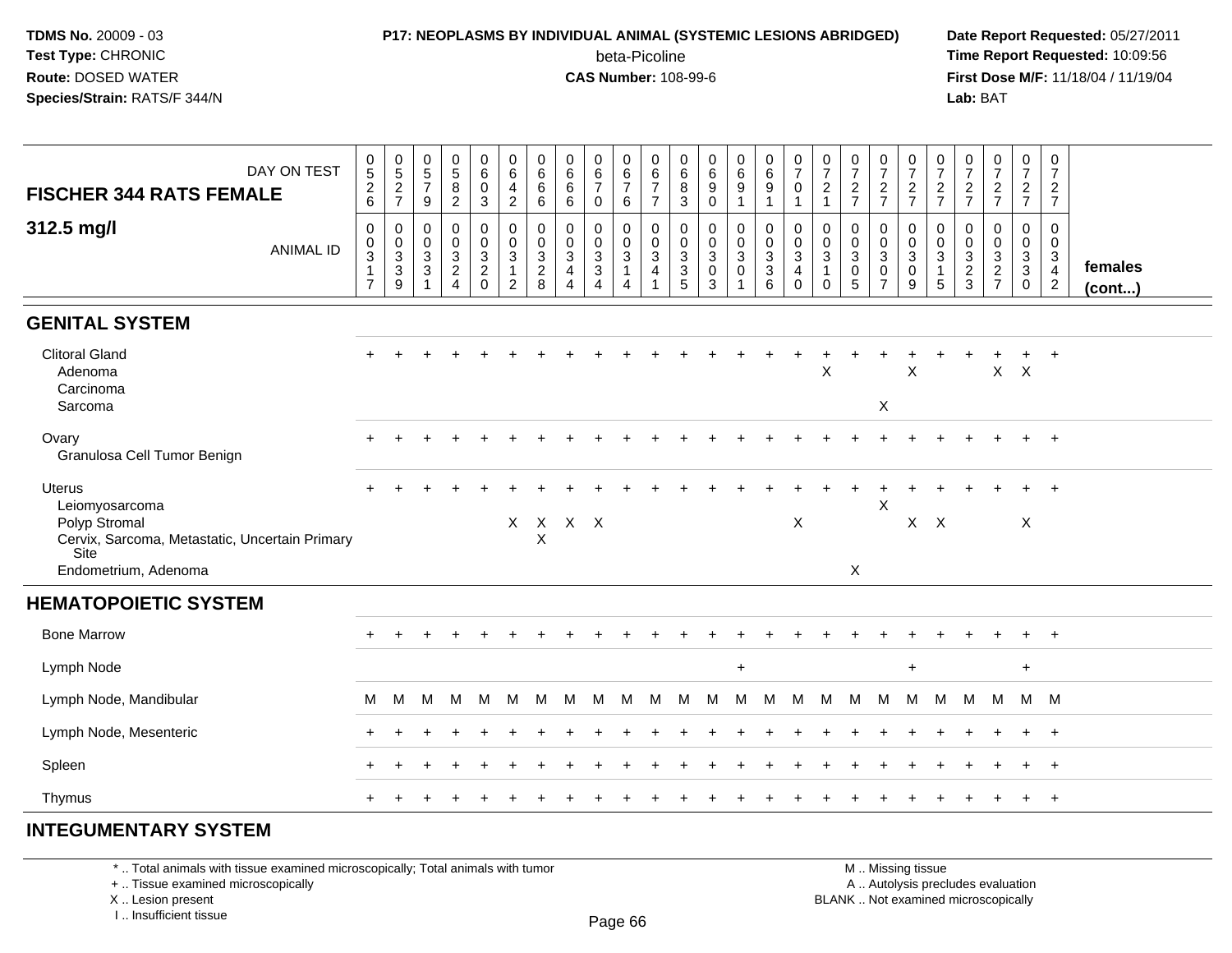**TDMS No.** 20009 - 03
**Test Type:** CHRONIC
**Route:** DOSED WATER
**Species/Strain:** RATS/F 344/N

**P17: NEOPLASMS BY INDIVIDUAL ANIMAL (SYSTEMIC LESIONS ABRIDGED)**
beta-Picoline
**CAS Number:** 108-99-6

**Date Report Requested:** 05/27/2011
**Time Report Requested:** 10:09:56
**First Dose M/F:** 11/18/04 / 11/19/04
**Lab:** BAT

| FISCHER 344 RATS FEMALE — DAY ON TEST | 0526 | 0527 | 0579 | 0582 | 0603 | 0642 | 0666 | 0666 | 0670 | 0676 | 0677 | 0683 | 0690 | 0691 | 0691 | 0701 | 0721 | 0727 | 0727 | 0727 | 0727 | 0727 | 0727 | 0727 | 0727 | |
|---|---|---|---|---|---|---|---|---|---|---|---|---|---|---|---|---|---|---|---|---|---|---|---|---|---|---|
| **312.5 mg/l** — ANIMAL ID | 0317 | 0339 | 0331 | 0324 | 0320 | 0312 | 0328 | 0344 | 0334 | 0314 | 0341 | 0335 | 0303 | 0301 | 0336 | 0340 | 0310 | 0305 | 0307 | 0309 | 0315 | 0323 | 0327 | 0330 | 0342 | **females (cont...)** |
| **GENITAL SYSTEM** | | | | | | | | | | | | | | | | | | | | | | | | | | |
| Clitoral Gland | + | + | + | + | + | + | + | + | + | + | + | + | + | + | + | + | + | + | + | + | + | + | + | + | + | |
| Adenoma | | | | | | | | | | | | | | | | | X | | | X | | | X | X | | |
| Carcinoma | | | | | | | | | | | | | | | | | | | | | | | | | | |
| Sarcoma | | | | | | | | | | | | | | | | | | | X | | | | | | | |
| Ovary | + | + | + | + | + | + | + | + | + | + | + | + | + | + | + | + | + | + | + | + | + | + | + | + | + | |
| Granulosa Cell Tumor Benign | | | | | | | | | | | | | | | | | | | | | | | | | | |
| Uterus | + | + | + | + | + | + | + | + | + | + | + | + | + | + | + | + | + | + | + | + | + | + | + | + | + | |
| Leiomyosarcoma | | | | | | | | | | | | | | | | | | | X | | | | | | | |
| Polyp Stromal | | | | | | X | X | X | X | | | | | | | X | | | | X | X | | | X | | |
| Cervix, Sarcoma, Metastatic, Uncertain Primary Site | | | | | | | X | | | | | | | | | | | | | | | | | | | |
| Endometrium, Adenoma | | | | | | | | | | | | | | | | | | X | | | | | | | | |
| **HEMATOPOIETIC SYSTEM** | | | | | | | | | | | | | | | | | | | | | | | | | | |
| Bone Marrow | + | + | + | + | + | + | + | + | + | + | + | + | + | + | + | + | + | + | + | + | + | + | + | + | + | |
| Lymph Node | | | | | | | | | | | | | | + | | | | | | + | | | | + | | |
| Lymph Node, Mandibular | M | M | M | M | M | M | M | M | M | M | M | M | M | M | M | M | M | M | M | M | M | M | M | M | M | |
| Lymph Node, Mesenteric | + | + | + | + | + | + | + | + | + | + | + | + | + | + | + | + | + | + | + | + | + | + | + | + | + | |
| Spleen | + | + | + | + | + | + | + | + | + | + | + | + | + | + | + | + | + | + | + | + | + | + | + | + | + | |
| Thymus | + | + | + | + | + | + | + | + | + | + | + | + | + | + | + | + | + | + | + | + | + | + | + | + | + | |
| **INTEGUMENTARY SYSTEM** | | | | | | | | | | | | | | | | | | | | | | | | | | |

\* .. Total animals with tissue examined microscopically; Total animals with tumor
\+ .. Tissue examined microscopically
X .. Lesion present
I .. Insufficient tissue

M .. Missing tissue
A .. Autolysis precludes evaluation
BLANK .. Not examined microscopically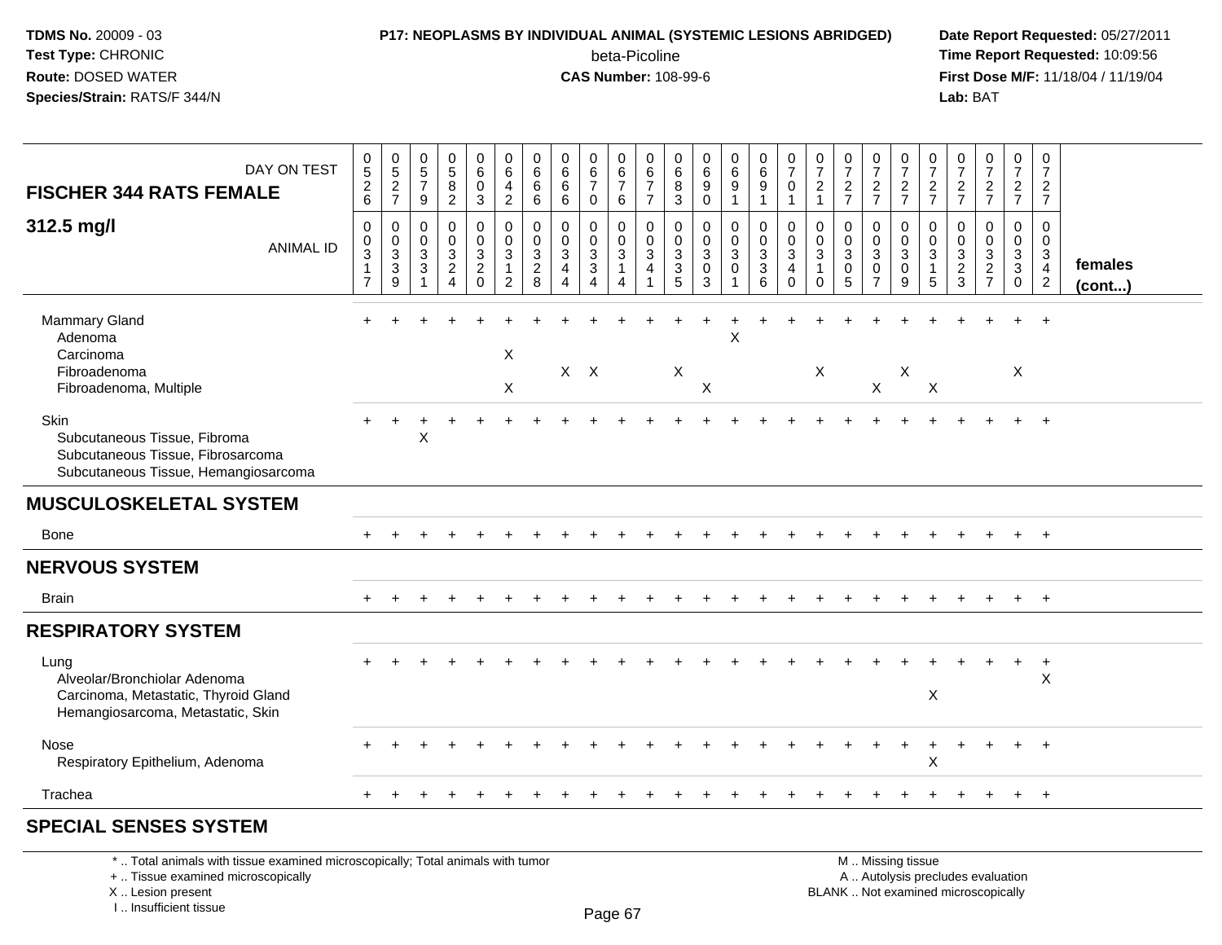**TDMS No.** 20009 - 03
**Test Type:** CHRONIC
**Route:** DOSED WATER
**Species/Strain:** RATS/F 344/N

**P17: NEOPLASMS BY INDIVIDUAL ANIMAL (SYSTEMIC LESIONS ABRIDGED)**
beta-Picoline
**CAS Number:** 108-99-6

**Date Report Requested:** 05/27/2011
**Time Report Requested:** 10:09:56
**First Dose M/F:** 11/18/04 / 11/19/04
**Lab:** BAT

| FISCHER 344 RATS FEMALE 312.5 mg/l — DAY ON TEST | 0526 | 0527 | 0579 | 0582 | 0603 | 0642 | 0666 | 0666 | 0670 | 0676 | 0677 | 0683 | 0690 | 0691 | 0691 | 0701 | 0721 | 0727 | 0727 | 0727 | 0727 | 0727 | 0727 | 0727 | 0727 | |
|---|---|---|---|---|---|---|---|---|---|---|---|---|---|---|---|---|---|---|---|---|---|---|---|---|---|---|
| ANIMAL ID | 00317 | 00339 | 00331 | 00324 | 00320 | 00312 | 00328 | 00344 | 00334 | 00314 | 00341 | 00335 | 00303 | 00301 | 00336 | 00340 | 00310 | 00305 | 00307 | 00309 | 00315 | 00323 | 00327 | 00330 | 00342 | females (cont...) |
| Mammary Gland | + | + | + | + | + | + | + | + | + | + | + | + | + | + | + | + | + | + | + | + | + | + | + | + | + | |
| Adenoma | | | | | | | | | | | | | | X | | | | | | | | | | | | |
| Carcinoma | | | | | | X | | | | | | | | | | | | | | | | | | | | |
| Fibroadenoma | | | | | | | | X | X | | | X | | | | | X | | | X | | | | X | | |
| Fibroadenoma, Multiple | | | | | | X | | | | | | | X | | | | | | X | | X | | | | | |
| Skin | + | + | + | + | + | + | + | + | + | + | + | + | + | + | + | + | + | + | + | + | + | + | + | + | + | |
| Subcutaneous Tissue, Fibroma | | | X | | | | | | | | | | | | | | | | | | | | | | | |
| Subcutaneous Tissue, Fibrosarcoma | | | | | | | | | | | | | | | | | | | | | | | | | | |
| Subcutaneous Tissue, Hemangiosarcoma | | | | | | | | | | | | | | | | | | | | | | | | | | |
| **MUSCULOSKELETAL SYSTEM** | | | | | | | | | | | | | | | | | | | | | | | | | | |
| Bone | + | + | + | + | + | + | + | + | + | + | + | + | + | + | + | + | + | + | + | + | + | + | + | + | + | |
| **NERVOUS SYSTEM** | | | | | | | | | | | | | | | | | | | | | | | | | | |
| Brain | + | + | + | + | + | + | + | + | + | + | + | + | + | + | + | + | + | + | + | + | + | + | + | + | + | |
| **RESPIRATORY SYSTEM** | | | | | | | | | | | | | | | | | | | | | | | | | | |
| Lung | + | + | + | + | + | + | + | + | + | + | + | + | + | + | + | + | + | + | + | + | + | + | + | + | + | |
| Alveolar/Bronchiolar Adenoma | | | | | | | | | | | | | | | | | | | | | | | | | X | |
| Carcinoma, Metastatic, Thyroid Gland | | | | | | | | | | | | | | | | | | | | | X | | | | | |
| Hemangiosarcoma, Metastatic, Skin | | | | | | | | | | | | | | | | | | | | | | | | | | |
| Nose | + | + | + | + | + | + | + | + | + | + | + | + | + | + | + | + | + | + | + | + | + | + | + | + | + | |
| Respiratory Epithelium, Adenoma | | | | | | | | | | | | | | | | | | | | | X | | | | | |
| Trachea | + | + | + | + | + | + | + | + | + | + | + | + | + | + | + | + | + | + | + | + | + | + | + | + | + | |
| **SPECIAL SENSES SYSTEM** | | | | | | | | | | | | | | | | | | | | | | | | | | |

\* .. Total animals with tissue examined microscopically; Total animals with tumor
\+ .. Tissue examined microscopically
X .. Lesion present
I .. Insufficient tissue

M .. Missing tissue
A .. Autolysis precludes evaluation
BLANK .. Not examined microscopically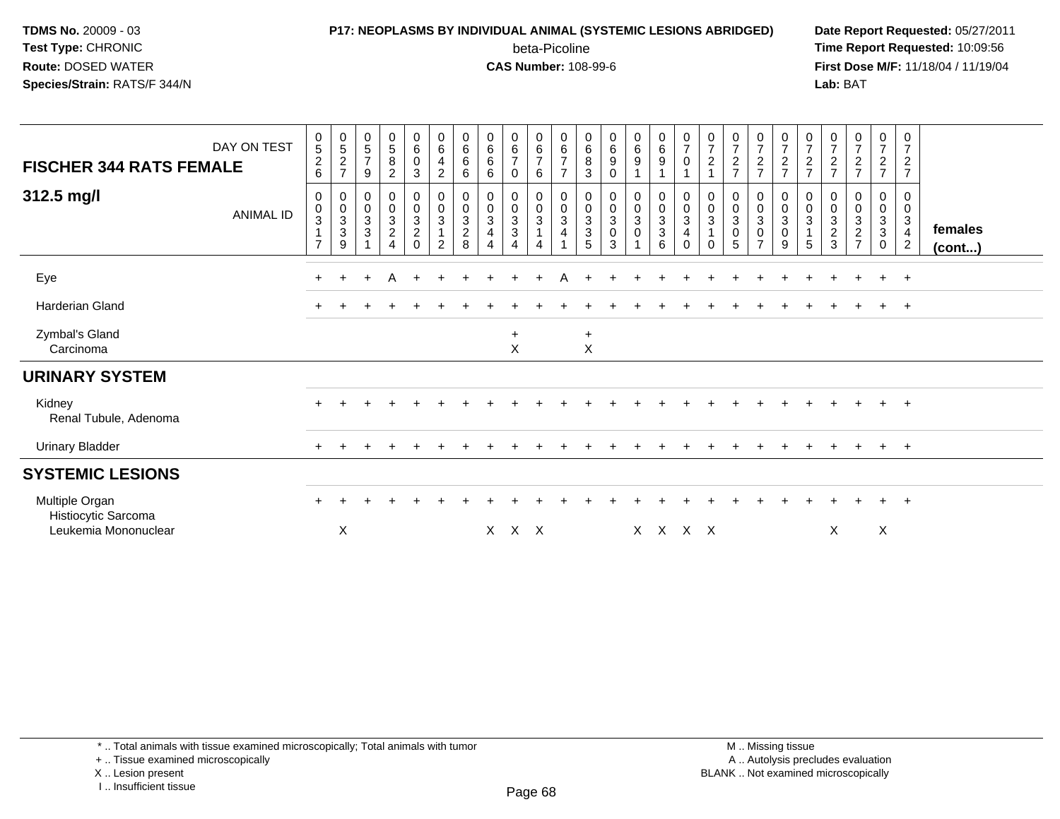**TDMS No.** 20009 - 03
**Test Type:** CHRONIC
**Route:** DOSED WATER
**Species/Strain:** RATS/F 344/N

**P17: NEOPLASMS BY INDIVIDUAL ANIMAL (SYSTEMIC LESIONS ABRIDGED)**
beta-Picoline
**CAS Number:** 108-99-6

**Date Report Requested:** 05/27/2011
**Time Report Requested:** 10:09:56
**First Dose M/F:** 11/18/04 / 11/19/04
**Lab:** BAT

| FISCHER 344 RATS FEMALE — DAY ON TEST | 0526 | 0527 | 0579 | 0582 | 0603 | 0642 | 0666 | 0666 | 0670 | 0676 | 0677 | 0683 | 0690 | 0691 | 0691 | 0701 | 0721 | 0727 | 0727 | 0727 | 0727 | 0727 | 0727 | 0727 | 0727 | |
|---|---|---|---|---|---|---|---|---|---|---|---|---|---|---|---|---|---|---|---|---|---|---|---|---|---|---|
| **312.5 mg/l** — ANIMAL ID | 00317 | 00339 | 00331 | 00324 | 00320 | 00312 | 00328 | 00344 | 00334 | 00314 | 00341 | 00335 | 00303 | 00301 | 00336 | 00340 | 00310 | 00305 | 00307 | 00309 | 00315 | 00323 | 00327 | 00330 | 00342 | **females (cont...)** |
| Eye | + | + | + | A | + | + | + | + | + | + | A | + | + | + | + | + | + | + | + | + | + | + | + | + | + | |
| Harderian Gland | + | + | + | + | + | + | + | + | + | + | + | + | + | + | + | + | + | + | + | + | + | + | + | + | + | |
| Zymbal's Gland | | | | | | | | | + | | | + | | | | | | | | | | | | | | |
| Carcinoma | | | | | | | | | X | | | X | | | | | | | | | | | | | | |
| **URINARY SYSTEM** | | | | | | | | | | | | | | | | | | | | | | | | | | |
| Kidney | + | + | + | + | + | + | + | + | + | + | + | + | + | + | + | + | + | + | + | + | + | + | + | + | + | |
| Renal Tubule, Adenoma | | | | | | | | | | | | | | | | | | | | | | | | | | |
| Urinary Bladder | + | + | + | + | + | + | + | + | + | + | + | + | + | + | + | + | + | + | + | + | + | + | + | + | + | |
| **SYSTEMIC LESIONS** | | | | | | | | | | | | | | | | | | | | | | | | | | |
| Multiple Organ | + | + | + | + | + | + | + | + | + | + | + | + | + | + | + | + | + | + | + | + | + | + | + | + | + | |
| Histiocytic Sarcoma | | | | | | | | | | | | | | | | | | | | | | | | | | |
| Leukemia Mononuclear | | X | | | | | | X | X | X | | | | X | X | X | X | | | | | X | | X | | |

\* .. Total animals with tissue examined microscopically; Total animals with tumor
\+ .. Tissue examined microscopically
X .. Lesion present
I .. Insufficient tissue

M .. Missing tissue
A .. Autolysis precludes evaluation
BLANK .. Not examined microscopically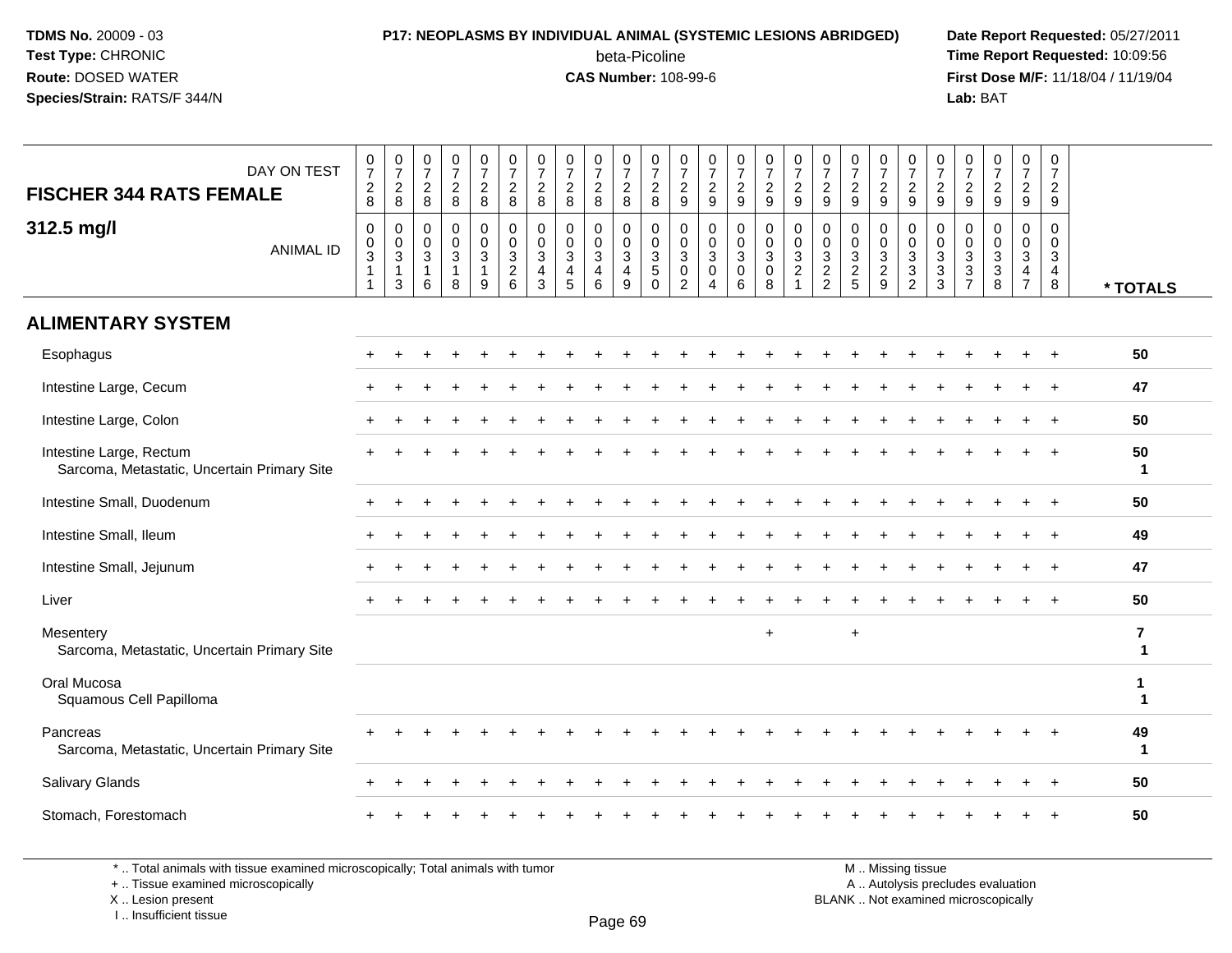**TDMS No.** 20009 - 03
**Test Type:** CHRONIC
**Route:** DOSED WATER
**Species/Strain:** RATS/F 344/N

**P17: NEOPLASMS BY INDIVIDUAL ANIMAL (SYSTEMIC LESIONS ABRIDGED)**
beta-Picoline
**CAS Number:** 108-99-6

**Date Report Requested:** 05/27/2011
**Time Report Requested:** 10:09:56
**First Dose M/F:** 11/18/04 / 11/19/04
**Lab:** BAT

## FISCHER 344 RATS FEMALE
## 312.5 mg/l

| DAY ON TEST | 0728 | 0728 | 0728 | 0728 | 0728 | 0728 | 0728 | 0728 | 0728 | 0728 | 0728 | 0729 | 0729 | 0729 | 0729 | 0729 | 0729 | 0729 | 0729 | 0729 | 0729 | 0729 | 0729 | 0729 | 0729 | |
|---|---|---|---|---|---|---|---|---|---|---|---|---|---|---|---|---|---|---|---|---|---|---|---|---|---|---|
| **ANIMAL ID** | 00311 | 00313 | 00316 | 00318 | 00319 | 00326 | 00343 | 00345 | 00346 | 00349 | 00350 | 00302 | 00304 | 00306 | 00308 | 00321 | 00322 | 00325 | 00329 | 00332 | 00333 | 00337 | 00338 | 00347 | 00348 | *** TOTALS** |
| **ALIMENTARY SYSTEM** | | | | | | | | | | | | | | | | | | | | | | | | | | |
| Esophagus | + | + | + | + | + | + | + | + | + | + | + | + | + | + | + | + | + | + | + | + | + | + | + | + | + | 50 |
| Intestine Large, Cecum | + | + | + | + | + | + | + | + | + | + | + | + | + | + | + | + | + | + | + | + | + | + | + | + | + | 47 |
| Intestine Large, Colon | + | + | + | + | + | + | + | + | + | + | + | + | + | + | + | + | + | + | + | + | + | + | + | + | + | 50 |
| Intestine Large, Rectum | + | + | + | + | + | + | + | + | + | + | + | + | + | + | + | + | + | + | + | + | + | + | + | + | + | 50 |
| Sarcoma, Metastatic, Uncertain Primary Site | | | | | | | | | | | | | | | | | | | | | | | | | | 1 |
| Intestine Small, Duodenum | + | + | + | + | + | + | + | + | + | + | + | + | + | + | + | + | + | + | + | + | + | + | + | + | + | 50 |
| Intestine Small, Ileum | + | + | + | + | + | + | + | + | + | + | + | + | + | + | + | + | + | + | + | + | + | + | + | + | + | 49 |
| Intestine Small, Jejunum | + | + | + | + | + | + | + | + | + | + | + | + | + | + | + | + | + | + | + | + | + | + | + | + | + | 47 |
| Liver | + | + | + | + | + | + | + | + | + | + | + | + | + | + | + | + | + | + | + | + | + | + | + | + | + | 50 |
| Mesentery | | | | | | | | | | | | | | | + | | | + | | | | | | | | 7 |
| Sarcoma, Metastatic, Uncertain Primary Site | | | | | | | | | | | | | | | | | | | | | | | | | | 1 |
| Oral Mucosa | | | | | | | | | | | | | | | | | | | | | | | | | | 1 |
| Squamous Cell Papilloma | | | | | | | | | | | | | | | | | | | | | | | | | | 1 |
| Pancreas | + | + | + | + | + | + | + | + | + | + | + | + | + | + | + | + | + | + | + | + | + | + | + | + | + | 49 |
| Sarcoma, Metastatic, Uncertain Primary Site | | | | | | | | | | | | | | | | | | | | | | | | | | 1 |
| Salivary Glands | + | + | + | + | + | + | + | + | + | + | + | + | + | + | + | + | + | + | + | + | + | + | + | + | + | 50 |
| Stomach, Forestomach | + | + | + | + | + | + | + | + | + | + | + | + | + | + | + | + | + | + | + | + | + | + | + | + | + | 50 |

\* .. Total animals with tissue examined microscopically; Total animals with tumor
\+ .. Tissue examined microscopically
X .. Lesion present
I .. Insufficient tissue

M .. Missing tissue
A .. Autolysis precludes evaluation
BLANK .. Not examined microscopically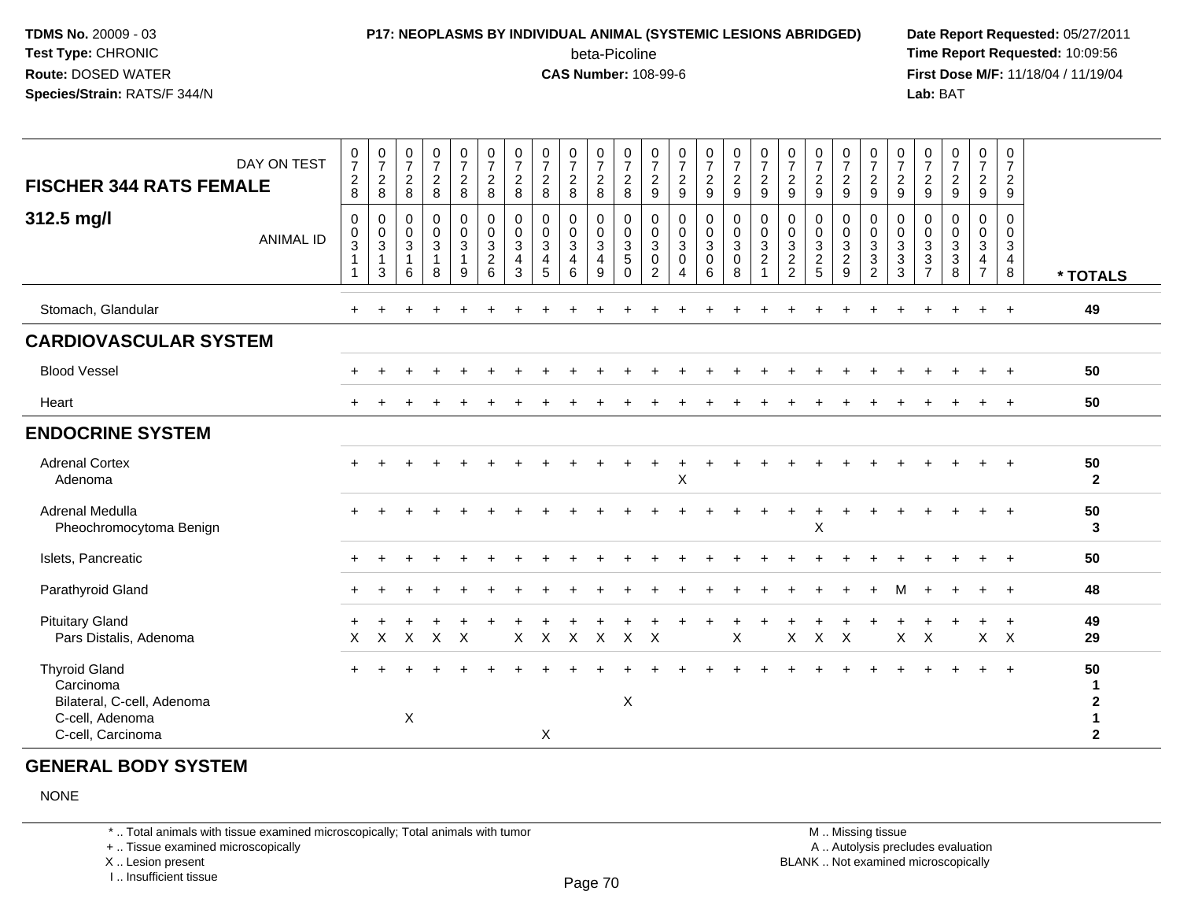TDMS No. 20009 - 03
Test Type: CHRONIC
Route: DOSED WATER
Species/Strain: RATS/F 344/N

**P17: NEOPLASMS BY INDIVIDUAL ANIMAL (SYSTEMIC LESIONS ABRIDGED)**
beta-Picoline
**CAS Number:** 108-99-6

Date Report Requested: 05/27/2011
Time Report Requested: 10:09:56
First Dose M/F: 11/18/04 / 11/19/04
Lab: BAT

| FISCHER 344 RATS FEMALE 312.5 mg/l | DAY ON TEST | 0728 | 0728 | 0728 | 0728 | 0728 | 0728 | 0728 | 0728 | 0728 | 0728 | 0728 | 0729 | 0729 | 0729 | 0729 | 0729 | 0729 | 0729 | 0729 | 0729 | 0729 | 0729 | 0729 | 0729 | 0729 | |
|---|---|---|---|---|---|---|---|---|---|---|---|---|---|---|---|---|---|---|---|---|---|---|---|---|---|---|---|
| | ANIMAL ID | 00311 | 00313 | 00316 | 00318 | 00319 | 00326 | 00343 | 00345 | 00346 | 00349 | 00350 | 00302 | 00304 | 00306 | 00308 | 00321 | 00322 | 00325 | 00329 | 00332 | 00333 | 00337 | 00338 | 00347 | 00348 | * TOTALS |
| Stomach, Glandular | | + | + | + | + | + | + | + | + | + | + | + | + | + | + | + | + | + | + | + | + | + | + | + | + | + | 49 |
| **CARDIOVASCULAR SYSTEM** | | | | | | | | | | | | | | | | | | | | | | | | | | | |
| Blood Vessel | | + | + | + | + | + | + | + | + | + | + | + | + | + | + | + | + | + | + | + | + | + | + | + | + | + | 50 |
| Heart | | + | + | + | + | + | + | + | + | + | + | + | + | + | + | + | + | + | + | + | + | + | + | + | + | + | 50 |
| **ENDOCRINE SYSTEM** | | | | | | | | | | | | | | | | | | | | | | | | | | | |
| Adrenal Cortex | | + | + | + | + | + | + | + | + | + | + | + | + | + | + | + | + | + | + | + | + | + | + | + | + | + | 50 |
| Adenoma | | | | | | | | | | | | | | X | | | | | | | | | | | | | 2 |
| Adrenal Medulla | | + | + | + | + | + | + | + | + | + | + | + | + | + | + | + | + | + | + | + | + | + | + | + | + | + | 50 |
| Pheochromocytoma Benign | | | | | | | | | | | | | | | | | | | X | | | | | | | | 3 |
| Islets, Pancreatic | | + | + | + | + | + | + | + | + | + | + | + | + | + | + | + | + | + | + | + | + | + | + | + | + | + | 50 |
| Parathyroid Gland | | + | + | + | + | + | + | + | + | + | + | + | + | + | + | + | + | + | + | + | + | M | + | + | + | + | 48 |
| Pituitary Gland | | + | + | + | + | + | + | + | + | + | + | + | + | + | + | + | + | + | + | + | + | + | + | + | + | + | 49 |
| Pars Distalis, Adenoma | | X | X | X | X | X | | X | X | X | X | X | X | | | X | | X | X | X | | X | X | | X | X | 29 |
| Thyroid Gland | | + | + | + | + | + | + | + | + | + | + | + | + | + | + | + | + | + | + | + | + | + | + | + | + | + | 50 |
| Carcinoma | | | | | | | | | | | | | | | | | | | | | | | | | | | 1 |
| Bilateral, C-cell, Adenoma | | | | | | | | | | | | X | | | | | | | | | | | | | | | 2 |
| C-cell, Adenoma | | | | X | | | | | | | | | | | | | | | | | | | | | | | 1 |
| C-cell, Carcinoma | | | | | | | | | X | | | | | | | | | | | | | | | | | | 2 |

**GENERAL BODY SYSTEM**

NONE

\* .. Total animals with tissue examined microscopically; Total animals with tumor
\+ .. Tissue examined microscopically
X .. Lesion present
I .. Insufficient tissue

M .. Missing tissue
A .. Autolysis precludes evaluation
BLANK .. Not examined microscopically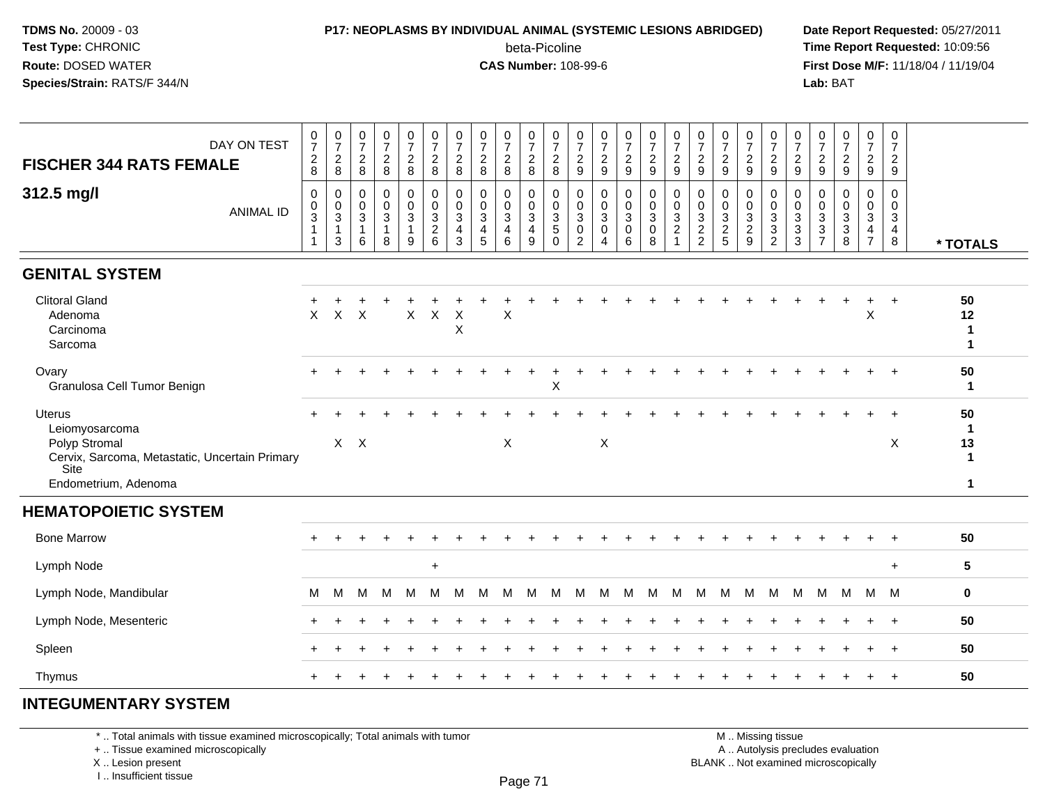**TDMS No.** 20009 - 03
**Test Type:** CHRONIC
**Route:** DOSED WATER
**Species/Strain:** RATS/F 344/N

**P17: NEOPLASMS BY INDIVIDUAL ANIMAL (SYSTEMIC LESIONS ABRIDGED)**
beta-Picoline
**CAS Number:** 108-99-6

**Date Report Requested:** 05/27/2011
**Time Report Requested:** 10:09:56
**First Dose M/F:** 11/18/04 / 11/19/04
**Lab:** BAT

## FISCHER 344 RATS FEMALE

### 312.5 mg/l

| DAY ON TEST | 0728 | 0728 | 0728 | 0728 | 0728 | 0728 | 0728 | 0728 | 0728 | 0728 | 0728 | 0729 | 0729 | 0729 | 0729 | 0729 | 0729 | 0729 | 0729 | 0729 | 0729 | 0729 | 0729 | 0729 | 0729 | |
|---|---|---|---|---|---|---|---|---|---|---|---|---|---|---|---|---|---|---|---|---|---|---|---|---|---|---|
| **ANIMAL ID** | 00311 | 00313 | 00316 | 00318 | 00319 | 00326 | 00343 | 00345 | 00346 | 00349 | 00350 | 00302 | 00304 | 00306 | 00308 | 00321 | 00322 | 00325 | 00329 | 00332 | 00333 | 00337 | 00338 | 00347 | 00348 | *** TOTALS** |
| **GENITAL SYSTEM** | | | | | | | | | | | | | | | | | | | | | | | | | | |
| Clitoral Gland | + | + | + | + | + | + | + | + | + | + | + | + | + | + | + | + | + | + | + | + | + | + | + | + | + | 50 |
| Adenoma | X | X | X | | X | X | X | | X | | | | | | | | | | | | | | | X | | 12 |
| Carcinoma | | | | | | | X | | | | | | | | | | | | | | | | | | | 1 |
| Sarcoma | | | | | | | | | | | | | | | | | | | | | | | | | | 1 |
| Ovary | + | + | + | + | + | + | + | + | + | + | + | + | + | + | + | + | + | + | + | + | + | + | + | + | + | 50 |
| Granulosa Cell Tumor Benign | | | | | | | | | | | X | | | | | | | | | | | | | | | 1 |
| Uterus | + | + | + | + | + | + | + | + | + | + | + | + | + | + | + | + | + | + | + | + | + | + | + | + | + | 50 |
| Leiomyosarcoma | | | | | | | | | | | | | | | | | | | | | | | | | | 1 |
| Polyp Stromal | | X | X | | | | | | X | | | | X | | | | | | | | | | | | X | 13 |
| Cervix, Sarcoma, Metastatic, Uncertain Primary Site | | | | | | | | | | | | | | | | | | | | | | | | | | 1 |
| Endometrium, Adenoma | | | | | | | | | | | | | | | | | | | | | | | | | | 1 |
| **HEMATOPOIETIC SYSTEM** | | | | | | | | | | | | | | | | | | | | | | | | | | |
| Bone Marrow | + | + | + | + | + | + | + | + | + | + | + | + | + | + | + | + | + | + | + | + | + | + | + | + | + | 50 |
| Lymph Node | | | | | | + | | | | | | | | | | | | | | | | | | | + | 5 |
| Lymph Node, Mandibular | M | M | M | M | M | M | M | M | M | M | M | M | M | M | M | M | M | M | M | M | M | M | M | M | M | 0 |
| Lymph Node, Mesenteric | + | + | + | + | + | + | + | + | + | + | + | + | + | + | + | + | + | + | + | + | + | + | + | + | + | 50 |
| Spleen | + | + | + | + | + | + | + | + | + | + | + | + | + | + | + | + | + | + | + | + | + | + | + | + | + | 50 |
| Thymus | + | + | + | + | + | + | + | + | + | + | + | + | + | + | + | + | + | + | + | + | + | + | + | + | + | 50 |
| **INTEGUMENTARY SYSTEM** | | | | | | | | | | | | | | | | | | | | | | | | | | |

\* .. Total animals with tissue examined microscopically; Total animals with tumor
\+ .. Tissue examined microscopically
X .. Lesion present
I .. Insufficient tissue

M .. Missing tissue
A .. Autolysis precludes evaluation
BLANK .. Not examined microscopically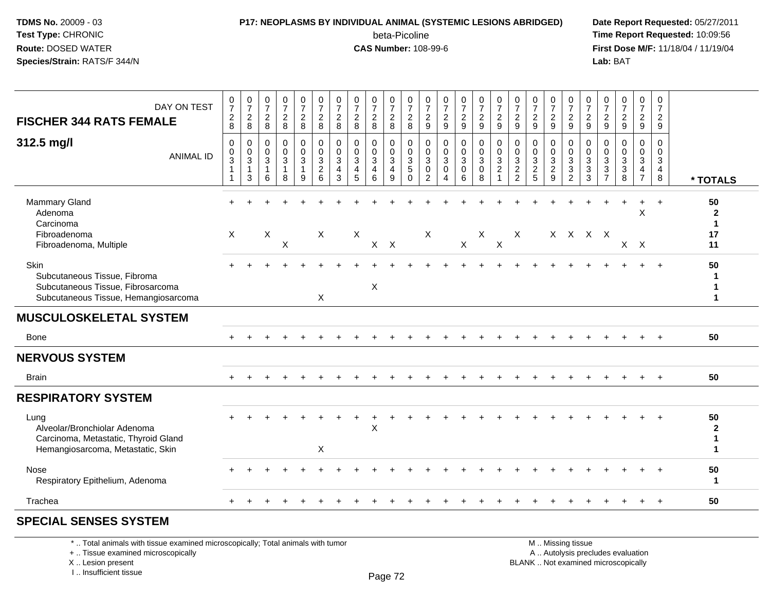**TDMS No.** 20009 - 03
**Test Type:** CHRONIC
**Route:** DOSED WATER
**Species/Strain:** RATS/F 344/N

**P17: NEOPLASMS BY INDIVIDUAL ANIMAL (SYSTEMIC LESIONS ABRIDGED)**
beta-Picoline
**CAS Number:** 108-99-6

**Date Report Requested:** 05/27/2011
**Time Report Requested:** 10:09:56
**First Dose M/F:** 11/18/04 / 11/19/04
**Lab:** BAT

## FISCHER 344 RATS FEMALE
## 312.5 mg/l

| DAY ON TEST | 0728 | 0728 | 0728 | 0728 | 0728 | 0728 | 0728 | 0728 | 0728 | 0728 | 0728 | 0729 | 0729 | 0729 | 0729 | 0729 | 0729 | 0729 | 0729 | 0729 | 0729 | 0729 | 0729 | 0729 | 0729 | |
|---|---|---|---|---|---|---|---|---|---|---|---|---|---|---|---|---|---|---|---|---|---|---|---|---|---|---|
| **ANIMAL ID** | 00311 | 00313 | 00316 | 00318 | 00319 | 00326 | 00343 | 00345 | 00346 | 00349 | 00350 | 00302 | 00304 | 00306 | 00308 | 00321 | 00322 | 00325 | 00329 | 00332 | 00333 | 00337 | 00338 | 00347 | 00348 | *** TOTALS** |
| Mammary Gland | + | + | + | + | + | + | + | + | + | + | + | + | + | + | + | + | + | + | + | + | + | + | + | + | + | 50 |
| Adenoma | | | | | | | | | | | | | | | | | | | | | | | | X | | 2 |
| Carcinoma | | | | | | | | | | | | | | | | | | | | | | | | | | 1 |
| Fibroadenoma | X | | X | | | X | | X | | | | X | | | X | | X | | X | X | X | X | | | | 17 |
| Fibroadenoma, Multiple | | | | X | | | | | X | X | | | | X | | X | | | | | | | X | X | | 11 |
| Skin | + | + | + | + | + | + | + | + | + | + | + | + | + | + | + | + | + | + | + | + | + | + | + | + | + | 50 |
| Subcutaneous Tissue, Fibroma | | | | | | | | | | | | | | | | | | | | | | | | | | 1 |
| Subcutaneous Tissue, Fibrosarcoma | | | | | | | | | X | | | | | | | | | | | | | | | | | 1 |
| Subcutaneous Tissue, Hemangiosarcoma | | | | | | X | | | | | | | | | | | | | | | | | | | | 1 |
| **MUSCULOSKELETAL SYSTEM** | | | | | | | | | | | | | | | | | | | | | | | | | | |
| Bone | + | + | + | + | + | + | + | + | + | + | + | + | + | + | + | + | + | + | + | + | + | + | + | + | + | 50 |
| **NERVOUS SYSTEM** | | | | | | | | | | | | | | | | | | | | | | | | | | |
| Brain | + | + | + | + | + | + | + | + | + | + | + | + | + | + | + | + | + | + | + | + | + | + | + | + | + | 50 |
| **RESPIRATORY SYSTEM** | | | | | | | | | | | | | | | | | | | | | | | | | | |
| Lung | + | + | + | + | + | + | + | + | + | + | + | + | + | + | + | + | + | + | + | + | + | + | + | + | + | 50 |
| Alveolar/Bronchiolar Adenoma | | | | | | | | | X | | | | | | | | | | | | | | | | | 2 |
| Carcinoma, Metastatic, Thyroid Gland | | | | | | | | | | | | | | | | | | | | | | | | | | 1 |
| Hemangiosarcoma, Metastatic, Skin | | | | | | X | | | | | | | | | | | | | | | | | | | | 1 |
| Nose | + | + | + | + | + | + | + | + | + | + | + | + | + | + | + | + | + | + | + | + | + | + | + | + | + | 50 |
| Respiratory Epithelium, Adenoma | | | | | | | | | | | | | | | | | | | | | | | | | | 1 |
| Trachea | + | + | + | + | + | + | + | + | + | + | + | + | + | + | + | + | + | + | + | + | + | + | + | + | + | 50 |
| **SPECIAL SENSES SYSTEM** | | | | | | | | | | | | | | | | | | | | | | | | | | |

\* .. Total animals with tissue examined microscopically; Total animals with tumor
\+ .. Tissue examined microscopically
X .. Lesion present
I .. Insufficient tissue

M .. Missing tissue
A .. Autolysis precludes evaluation
BLANK .. Not examined microscopically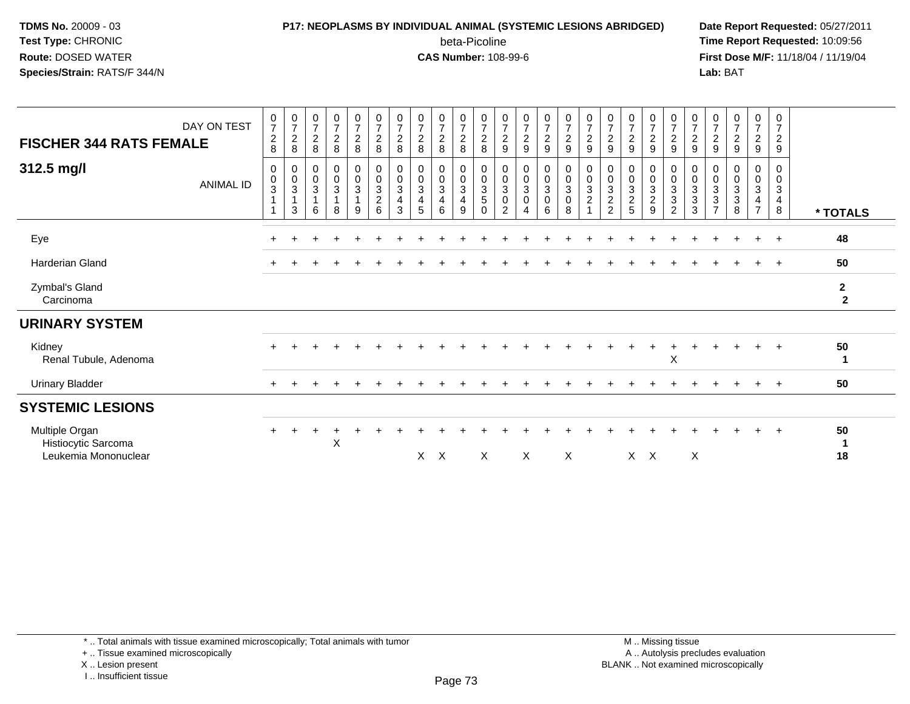**TDMS No.** 20009 - 03
**Test Type:** CHRONIC
**Route:** DOSED WATER
**Species/Strain:** RATS/F 344/N

**P17: NEOPLASMS BY INDIVIDUAL ANIMAL (SYSTEMIC LESIONS ABRIDGED)**
beta-Picoline
**CAS Number:** 108-99-6

**Date Report Requested:** 05/27/2011
**Time Report Requested:** 10:09:56
**First Dose M/F:** 11/18/04 / 11/19/04
**Lab:** BAT

| FISCHER 344 RATS FEMALE — DAY ON TEST | 0728 | 0728 | 0728 | 0728 | 0728 | 0728 | 0728 | 0728 | 0728 | 0728 | 0728 | 0729 | 0729 | 0729 | 0729 | 0729 | 0729 | 0729 | 0729 | 0729 | 0729 | 0729 | 0729 | 0729 | 0729 | |
|---|---|---|---|---|---|---|---|---|---|---|---|---|---|---|---|---|---|---|---|---|---|---|---|---|---|---|
| **312.5 mg/l** — ANIMAL ID | 00311 | 00313 | 00316 | 00318 | 00319 | 00326 | 00343 | 00345 | 00346 | 00349 | 00350 | 00302 | 00304 | 00306 | 00308 | 00321 | 00322 | 00325 | 00329 | 00332 | 00333 | 00337 | 00338 | 00347 | 00348 | *** TOTALS** |
| Eye | + | + | + | + | + | + | + | + | + | + | + | + | + | + | + | + | + | + | + | + | + | + | + | + | + | **48** |
| Harderian Gland | + | + | + | + | + | + | + | + | + | + | + | + | + | + | + | + | + | + | + | + | + | + | + | + | + | **50** |
| Zymbal's Gland | | | | | | | | | | | | | | | | | | | | | | | | | | **2** |
| Carcinoma | | | | | | | | | | | | | | | | | | | | | | | | | | **2** |
| **URINARY SYSTEM** | | | | | | | | | | | | | | | | | | | | | | | | | | |
| Kidney | + | + | + | + | + | + | + | + | + | + | + | + | + | + | + | + | + | + | + | + | + | + | + | + | + | **50** |
| Renal Tubule, Adenoma | | | | | | | | | | | | | | | | | | | | X | | | | | | **1** |
| Urinary Bladder | + | + | + | + | + | + | + | + | + | + | + | + | + | + | + | + | + | + | + | + | + | + | + | + | + | **50** |
| **SYSTEMIC LESIONS** | | | | | | | | | | | | | | | | | | | | | | | | | | |
| Multiple Organ | + | + | + | + | + | + | + | + | + | + | + | + | + | + | + | + | + | + | + | + | + | + | + | + | + | **50** |
| Histiocytic Sarcoma | | | | X | | | | | | | | | | | | | | | | | | | | | | **1** |
| Leukemia Mononuclear | | | | | | | | X | X | | X | | X | | X | | | X | X | | X | | | | | **18** |

\* .. Total animals with tissue examined microscopically; Total animals with tumor
\+ .. Tissue examined microscopically
X .. Lesion present
I .. Insufficient tissue

M .. Missing tissue
A .. Autolysis precludes evaluation
BLANK .. Not examined microscopically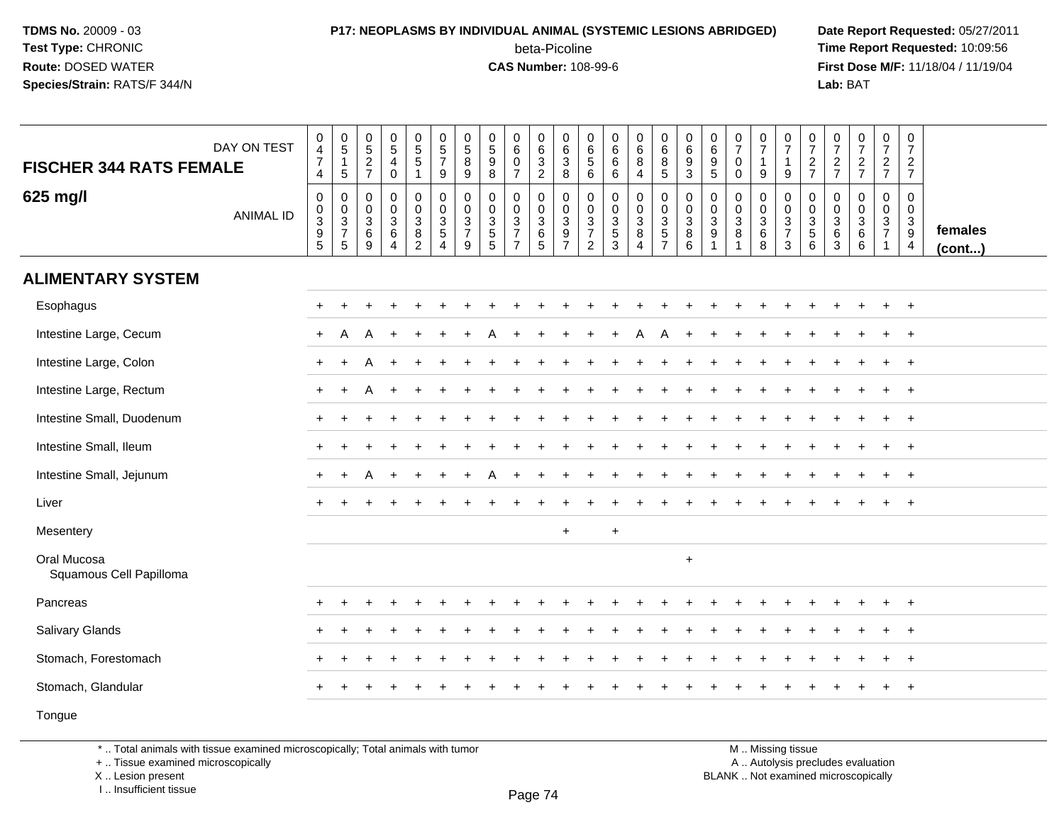**TDMS No.** 20009 - 03
**Test Type:** CHRONIC
**Route:** DOSED WATER
**Species/Strain:** RATS/F 344/N

**P17: NEOPLASMS BY INDIVIDUAL ANIMAL (SYSTEMIC LESIONS ABRIDGED)**
beta-Picoline
**CAS Number:** 108-99-6

**Date Report Requested:** 05/27/2011
**Time Report Requested:** 10:09:56
**First Dose M/F:** 11/18/04 / 11/19/04
**Lab:** BAT

## FISCHER 344 RATS FEMALE 625 mg/l

| DAY ON TEST | 0474 | 0515 | 0527 | 0540 | 0551 | 0579 | 0589 | 0598 | 0607 | 0632 | 0638 | 0656 | 0666 | 0684 | 0685 | 0693 | 0695 | 0700 | 0719 | 0719 | 0727 | 0727 | 0727 | 0727 | 0727 | |
|---|---|---|---|---|---|---|---|---|---|---|---|---|---|---|---|---|---|---|---|---|---|---|---|---|---|---|
| ANIMAL ID | 00395 | 00375 | 00369 | 00364 | 00382 | 00354 | 00379 | 00355 | 00377 | 00365 | 00397 | 00372 | 00353 | 00384 | 00357 | 00386 | 00391 | 00381 | 00368 | 00373 | 00356 | 00363 | 00366 | 00371 | 00394 | females (cont...) |
| **ALIMENTARY SYSTEM** | | | | | | | | | | | | | | | | | | | | | | | | | | |
| Esophagus | + | + | + | + | + | + | + | + | + | + | + | + | + | + | + | + | + | + | + | + | + | + | + | + | + | |
| Intestine Large, Cecum | + | A | A | + | + | + | + | A | + | + | + | + | + | A | A | + | + | + | + | + | + | + | + | + | + | |
| Intestine Large, Colon | + | + | A | + | + | + | + | + | + | + | + | + | + | + | + | + | + | + | + | + | + | + | + | + | + | |
| Intestine Large, Rectum | + | + | A | + | + | + | + | + | + | + | + | + | + | + | + | + | + | + | + | + | + | + | + | + | + | |
| Intestine Small, Duodenum | + | + | + | + | + | + | + | + | + | + | + | + | + | + | + | + | + | + | + | + | + | + | + | + | + | |
| Intestine Small, Ileum | + | + | + | + | + | + | + | + | + | + | + | + | + | + | + | + | + | + | + | + | + | + | + | + | + | |
| Intestine Small, Jejunum | + | + | A | + | + | + | + | A | + | + | + | + | + | + | + | + | + | + | + | + | + | + | + | + | + | |
| Liver | + | + | + | + | + | + | + | + | + | + | + | + | + | + | + | + | + | + | + | + | + | + | + | + | + | |
| Mesentery | | | | | | | | | | | + | | + | | | | | | | | | | | | | |
| Oral Mucosa | | | | | | | | | | | | | | | | + | | | | | | | | | | |
| Squamous Cell Papilloma | | | | | | | | | | | | | | | | | | | | | | | | | | |
| Pancreas | + | + | + | + | + | + | + | + | + | + | + | + | + | + | + | + | + | + | + | + | + | + | + | + | + | |
| Salivary Glands | + | + | + | + | + | + | + | + | + | + | + | + | + | + | + | + | + | + | + | + | + | + | + | + | + | |
| Stomach, Forestomach | + | + | + | + | + | + | + | + | + | + | + | + | + | + | + | + | + | + | + | + | + | + | + | + | + | |
| Stomach, Glandular | + | + | + | + | + | + | + | + | + | + | + | + | + | + | + | + | + | + | + | + | + | + | + | + | + | |
| Tongue | | | | | | | | | | | | | | | | | | | | | | | | | | |

\* .. Total animals with tissue examined microscopically; Total animals with tumor
\+ .. Tissue examined microscopically
X .. Lesion present
I .. Insufficient tissue

M .. Missing tissue
A .. Autolysis precludes evaluation
BLANK .. Not examined microscopically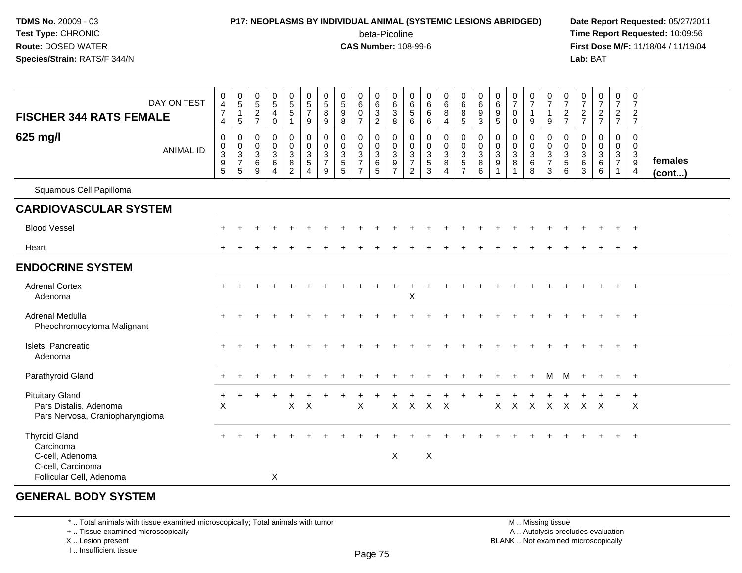TDMS No. 20009 - 03
Test Type: CHRONIC
Route: DOSED WATER
Species/Strain: RATS/F 344/N

**P17: NEOPLASMS BY INDIVIDUAL ANIMAL (SYSTEMIC LESIONS ABRIDGED)**
beta-Picoline
**CAS Number:** 108-99-6

Date Report Requested: 05/27/2011
Time Report Requested: 10:09:56
First Dose M/F: 11/18/04 / 11/19/04
Lab: BAT

| FISCHER 344 RATS FEMALE 625 mg/l — DAY ON TEST | 0474 | 0515 | 0527 | 0540 | 0551 | 0579 | 0589 | 0598 | 0607 | 0632 | 0638 | 0656 | 0666 | 0684 | 0685 | 0693 | 0695 | 0700 | 0719 | 0719 | 0727 | 0727 | 0727 | 0727 | 0727 | |
|---|---|---|---|---|---|---|---|---|---|---|---|---|---|---|---|---|---|---|---|---|---|---|---|---|---|---|
| ANIMAL ID | 00395 | 00375 | 00369 | 00364 | 00382 | 00354 | 00379 | 00355 | 00377 | 00365 | 00397 | 00372 | 00353 | 00384 | 00357 | 00386 | 00391 | 00381 | 00368 | 00373 | 00356 | 00363 | 00366 | 00371 | 00394 | females (cont...) |
| Squamous Cell Papilloma | | | | | | | | | | | | | | | | | | | | | | | | | | |
| **CARDIOVASCULAR SYSTEM** | | | | | | | | | | | | | | | | | | | | | | | | | | |
| Blood Vessel | + | + | + | + | + | + | + | + | + | + | + | + | + | + | + | + | + | + | + | + | + | + | + | + | + | |
| Heart | + | + | + | + | + | + | + | + | + | + | + | + | + | + | + | + | + | + | + | + | + | + | + | + | + | |
| **ENDOCRINE SYSTEM** | | | | | | | | | | | | | | | | | | | | | | | | | | |
| Adrenal Cortex | + | + | + | + | + | + | + | + | + | + | + | + | + | + | + | + | + | + | + | + | + | + | + | + | + | |
| Adenoma | | | | | | | | | | | | X | | | | | | | | | | | | | | |
| Adrenal Medulla | + | + | + | + | + | + | + | + | + | + | + | + | + | + | + | + | + | + | + | + | + | + | + | + | + | |
| Pheochromocytoma Malignant | | | | | | | | | | | | | | | | | | | | | | | | | | |
| Islets, Pancreatic | + | + | + | + | + | + | + | + | + | + | + | + | + | + | + | + | + | + | + | + | + | + | + | + | + | |
| Adenoma | | | | | | | | | | | | | | | | | | | | | | | | | | |
| Parathyroid Gland | + | + | + | + | + | + | + | + | + | + | + | + | + | + | + | + | + | + | + | M | M | + | + | + | + | |
| Pituitary Gland | + | + | + | + | + | + | + | + | + | + | + | + | + | + | + | + | + | + | + | + | + | + | + | + | + | |
| Pars Distalis, Adenoma | X | | | | X | X | | | X | | X | X | X | X | | | X | X | X | X | X | X | X | | X | |
| Pars Nervosa, Craniopharyngioma | | | | | | | | | | | | | | | | | | | | | | | | | | |
| Thyroid Gland | + | + | + | + | + | + | + | + | + | + | + | + | + | + | + | + | + | + | + | + | + | + | + | + | + | |
| Carcinoma | | | | | | | | | | | | | | | | | | | | | | | | | | |
| C-cell, Adenoma | | | | | | | | | | | X | | X | | | | | | | | | | | | | |
| C-cell, Carcinoma | | | | | | | | | | | | | | | | | | | | | | | | | | |
| Follicular Cell, Adenoma | | | | X | | | | | | | | | | | | | | | | | | | | | | |
| **GENERAL BODY SYSTEM** | | | | | | | | | | | | | | | | | | | | | | | | | | |

\* .. Total animals with tissue examined microscopically; Total animals with tumor
\+ .. Tissue examined microscopically
X .. Lesion present
I .. Insufficient tissue

M .. Missing tissue
A .. Autolysis precludes evaluation
BLANK .. Not examined microscopically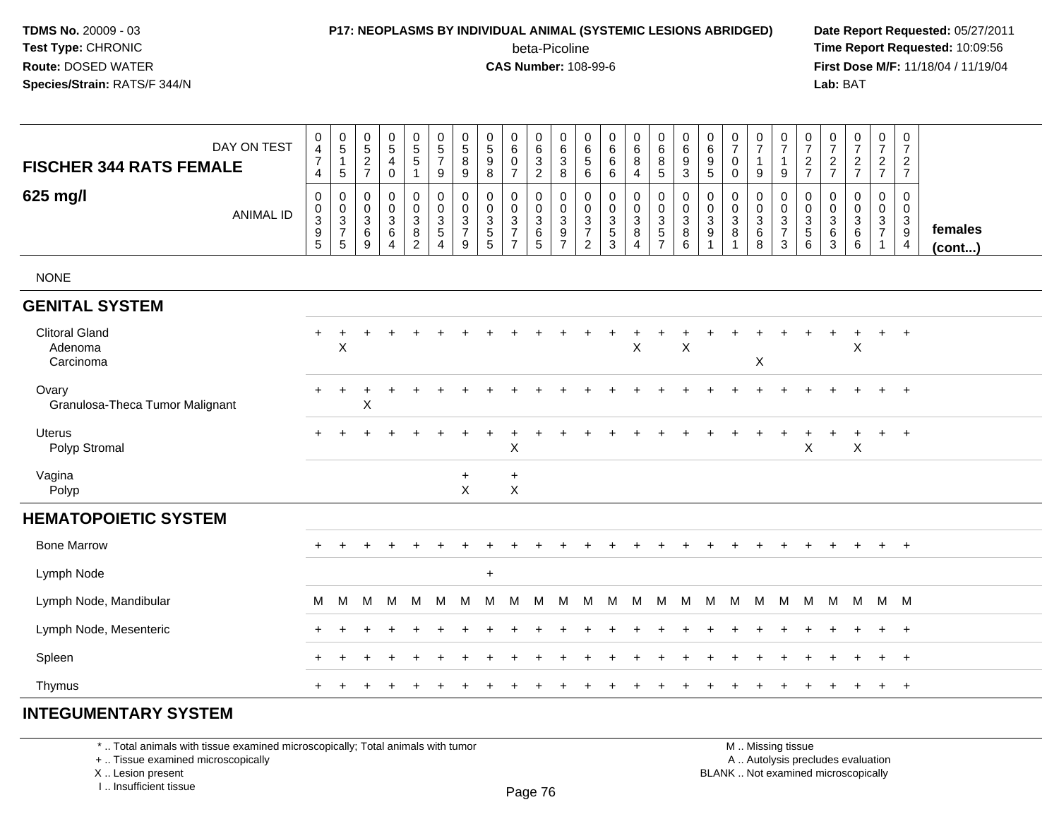**TDMS No.** 20009 - 03
**Test Type:** CHRONIC
**Route:** DOSED WATER
**Species/Strain:** RATS/F 344/N

**P17: NEOPLASMS BY INDIVIDUAL ANIMAL (SYSTEMIC LESIONS ABRIDGED)**
beta-Picoline
**CAS Number:** 108-99-6

**Date Report Requested:** 05/27/2011
**Time Report Requested:** 10:09:56
**First Dose M/F:** 11/18/04 / 11/19/04
**Lab:** BAT

| FISCHER 344 RATS FEMALE 625 mg/l — DAY ON TEST | 0474 | 0515 | 0527 | 0540 | 0551 | 0579 | 0589 | 0598 | 0607 | 0632 | 0638 | 0656 | 0666 | 0684 | 0685 | 0693 | 0695 | 0700 | 0719 | 0719 | 0727 | 0727 | 0727 | 0727 | 0727 | |
|---|---|---|---|---|---|---|---|---|---|---|---|---|---|---|---|---|---|---|---|---|---|---|---|---|---|---|
| **ANIMAL ID** | 00395 | 00375 | 00369 | 00364 | 00382 | 00354 | 00379 | 00355 | 00377 | 00365 | 00397 | 00372 | 00353 | 00384 | 00357 | 00386 | 00391 | 00381 | 00368 | 00373 | 00356 | 00363 | 00366 | 00371 | 00394 | **females (cont...)** |
| NONE | | | | | | | | | | | | | | | | | | | | | | | | | | |
| **GENITAL SYSTEM** | | | | | | | | | | | | | | | | | | | | | | | | | | |
| Clitoral Gland | + | + | + | + | + | + | + | + | + | + | + | + | + | + | + | + | + | + | + | + | + | + | + | + | + | |
| Adenoma | | X | | | | | | | | | | | | X | | X | | | | | | | X | | | |
| Carcinoma | | | | | | | | | | | | | | | | | | | X | | | | | | | |
| Ovary | + | + | + | + | + | + | + | + | + | + | + | + | + | + | + | + | + | + | + | + | + | + | + | + | + | |
| Granulosa-Theca Tumor Malignant | | | X | | | | | | | | | | | | | | | | | | | | | | | |
| Uterus | + | + | + | + | + | + | + | + | + | + | + | + | + | + | + | + | + | + | + | + | + | + | + | + | + | |
| Polyp Stromal | | | | | | | | | X | | | | | | | | | | | | X | | X | | | |
| Vagina | | | | | | | + | | + | | | | | | | | | | | | | | | | | |
| Polyp | | | | | | | X | | X | | | | | | | | | | | | | | | | | |
| **HEMATOPOIETIC SYSTEM** | | | | | | | | | | | | | | | | | | | | | | | | | | |
| Bone Marrow | + | + | + | + | + | + | + | + | + | + | + | + | + | + | + | + | + | + | + | + | + | + | + | + | + | |
| Lymph Node | | | | | | | | + | | | | | | | | | | | | | | | | | | |
| Lymph Node, Mandibular | M | M | M | M | M | M | M | M | M | M | M | M | M | M | M | M | M | M | M | M | M | M | M | M | M | |
| Lymph Node, Mesenteric | + | + | + | + | + | + | + | + | + | + | + | + | + | + | + | + | + | + | + | + | + | + | + | + | + | |
| Spleen | + | + | + | + | + | + | + | + | + | + | + | + | + | + | + | + | + | + | + | + | + | + | + | + | + | |
| Thymus | + | + | + | + | + | + | + | + | + | + | + | + | + | + | + | + | + | + | + | + | + | + | + | + | + | |
| **INTEGUMENTARY SYSTEM** | | | | | | | | | | | | | | | | | | | | | | | | | | |

\* .. Total animals with tissue examined microscopically; Total animals with tumor
\+ .. Tissue examined microscopically
X .. Lesion present
I .. Insufficient tissue

M .. Missing tissue
A .. Autolysis precludes evaluation
BLANK .. Not examined microscopically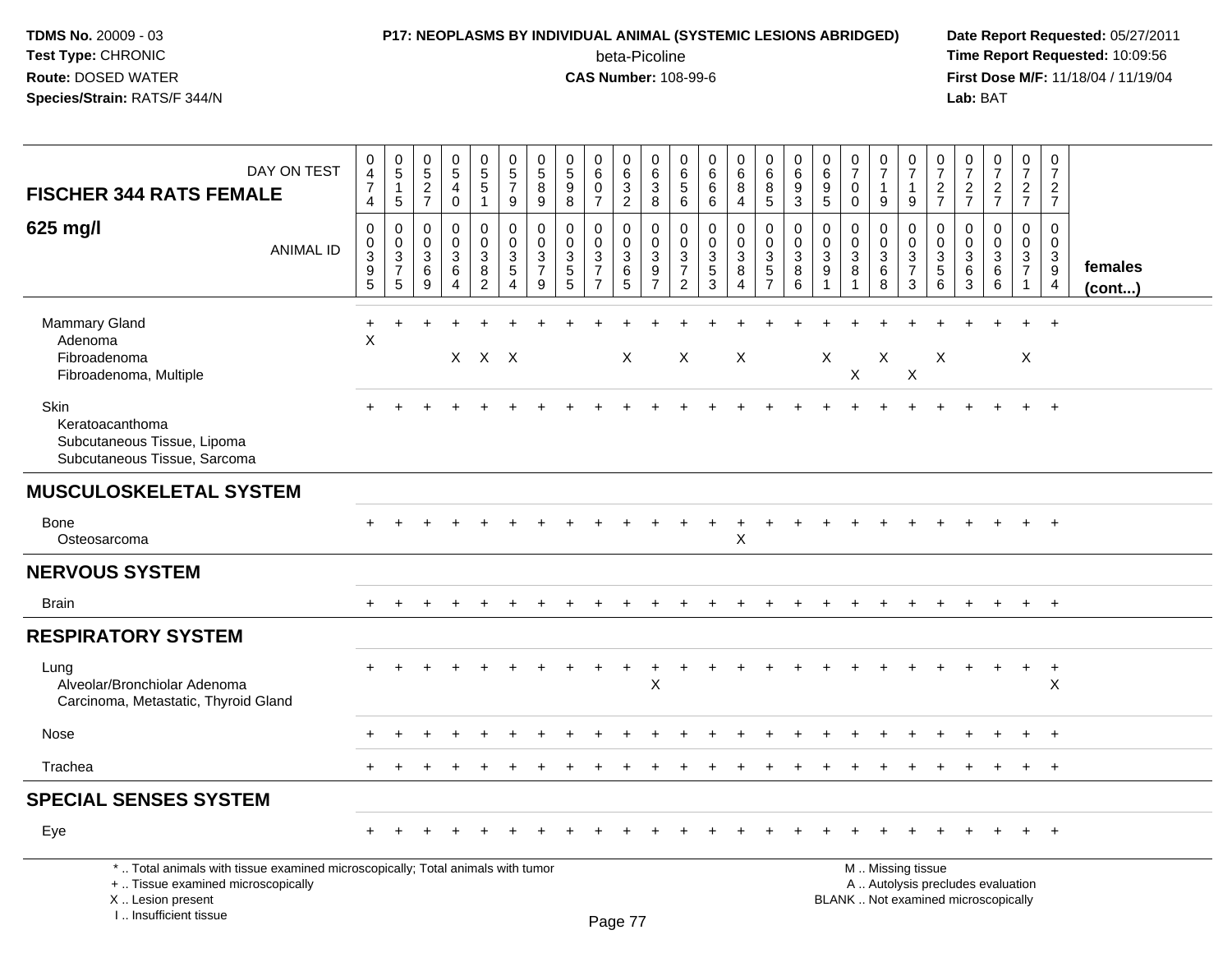**P17: NEOPLASMS BY INDIVIDUAL ANIMAL (SYSTEMIC LESIONS ABRIDGED)**

beta-Picoline

**CAS Number:** 108-99-6

## FISCHER 344 RATS FEMALE — 625 mg/l

| DAY ON TEST | 0474 | 0515 | 0527 | 0540 | 0551 | 0579 | 0589 | 0598 | 0607 | 0632 | 0638 | 0656 | 0666 | 0684 | 0685 | 0693 | 0695 | 0700 | 0719 | 0719 | 0727 | 0727 | 0727 | 0727 | 0727 | |
|---|---|---|---|---|---|---|---|---|---|---|---|---|---|---|---|---|---|---|---|---|---|---|---|---|---|---|
| **ANIMAL ID** | 00395 | 00375 | 00369 | 00364 | 00382 | 00354 | 00379 | 00355 | 00377 | 00365 | 00397 | 00372 | 00353 | 00384 | 00357 | 00386 | 00391 | 00381 | 00368 | 00373 | 00356 | 00363 | 00366 | 00371 | 00394 | **females (cont...)** |
| Mammary Gland | + | + | + | + | + | + | + | + | + | + | + | + | + | + | + | + | + | + | + | + | + | + | + | + | + | |
| Adenoma | X | | | | | | | | | | | | | | | | | | | | | | | | | |
| Fibroadenoma | | | | X | X | X | | | | X | | X | | X | | | X | | X | | X | | | X | | |
| Fibroadenoma, Multiple | | | | | | | | | | | | | | | | | | X | | X | | | | | | |
| Skin | + | + | + | + | + | + | + | + | + | + | + | + | + | + | + | + | + | + | + | + | + | + | + | + | + | |
| Keratoacanthoma | | | | | | | | | | | | | | | | | | | | | | | | | | |
| Subcutaneous Tissue, Lipoma | | | | | | | | | | | | | | | | | | | | | | | | | | |
| Subcutaneous Tissue, Sarcoma | | | | | | | | | | | | | | | | | | | | | | | | | | |
| **MUSCULOSKELETAL SYSTEM** | | | | | | | | | | | | | | | | | | | | | | | | | | |
| Bone | + | + | + | + | + | + | + | + | + | + | + | + | + | + | + | + | + | + | + | + | + | + | + | + | + | |
| Osteosarcoma | | | | | | | | | | | | | | X | | | | | | | | | | | | |
| **NERVOUS SYSTEM** | | | | | | | | | | | | | | | | | | | | | | | | | | |
| Brain | + | + | + | + | + | + | + | + | + | + | + | + | + | + | + | + | + | + | + | + | + | + | + | + | + | |
| **RESPIRATORY SYSTEM** | | | | | | | | | | | | | | | | | | | | | | | | | | |
| Lung | + | + | + | + | + | + | + | + | + | + | + | + | + | + | + | + | + | + | + | + | + | + | + | + | + | |
| Alveolar/Bronchiolar Adenoma | | | | | | | | | | | X | | | | | | | | | | | | | | X | |
| Carcinoma, Metastatic, Thyroid Gland | | | | | | | | | | | | | | | | | | | | | | | | | | |
| Nose | + | + | + | + | + | + | + | + | + | + | + | + | + | + | + | + | + | + | + | + | + | + | + | + | + | |
| Trachea | + | + | + | + | + | + | + | + | + | + | + | + | + | + | + | + | + | + | + | + | + | + | + | + | + | |
| **SPECIAL SENSES SYSTEM** | | | | | | | | | | | | | | | | | | | | | | | | | | |
| Eye | + | + | + | + | + | + | + | + | + | + | + | + | + | + | + | + | + | + | + | + | + | + | + | + | + | |

\* .. Total animals with tissue examined microscopically; Total animals with tumor
\+ .. Tissue examined microscopically
X .. Lesion present
I .. Insufficient tissue

M .. Missing tissue
A .. Autolysis precludes evaluation
BLANK .. Not examined microscopically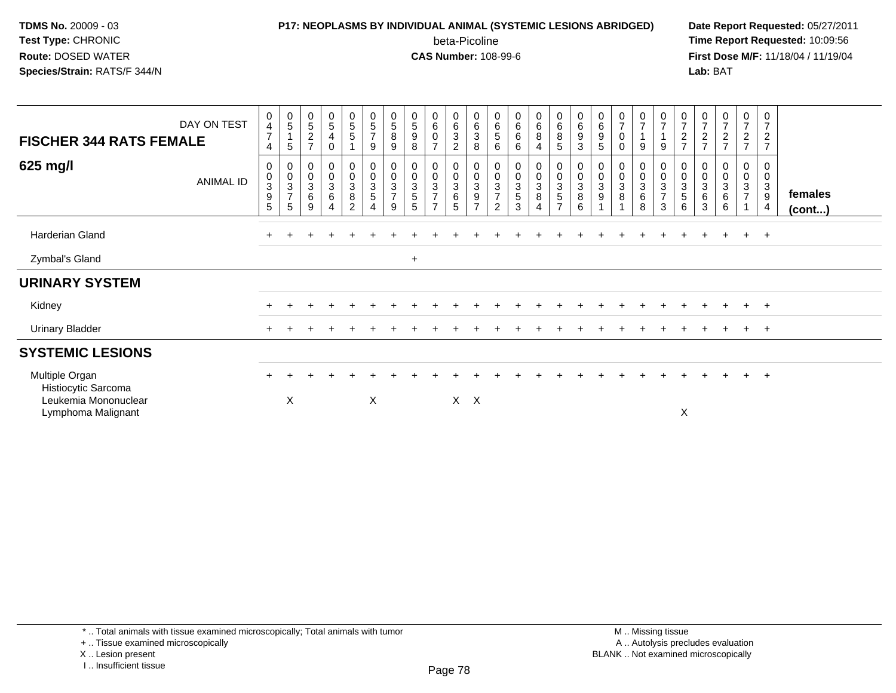**TDMS No.** 20009 - 03
**Test Type:** CHRONIC
**Route:** DOSED WATER
**Species/Strain:** RATS/F 344/N

**P17: NEOPLASMS BY INDIVIDUAL ANIMAL (SYSTEMIC LESIONS ABRIDGED)**
beta-Picoline
**CAS Number:** 108-99-6

**Date Report Requested:** 05/27/2011
**Time Report Requested:** 10:09:56
**First Dose M/F:** 11/18/04 / 11/19/04
**Lab:** BAT

| FISCHER 344 RATS FEMALE — DAY ON TEST | 0474 | 0515 | 0527 | 0540 | 0551 | 0579 | 0589 | 0598 | 0607 | 0632 | 0638 | 0656 | 0666 | 0684 | 0685 | 0693 | 0695 | 0700 | 0719 | 0719 | 0727 | 0727 | 0727 | 0727 | 0727 | |
|---|---|---|---|---|---|---|---|---|---|---|---|---|---|---|---|---|---|---|---|---|---|---|---|---|---|---|
| **625 mg/l** — ANIMAL ID | 00395 | 00375 | 00369 | 00364 | 00382 | 00354 | 00379 | 00355 | 00377 | 00365 | 00397 | 00372 | 00353 | 00384 | 00357 | 00386 | 00391 | 00381 | 00368 | 00373 | 00356 | 00363 | 00366 | 00371 | 00394 | **females (cont...)** |
| Harderian Gland | + | + | + | + | + | + | + | + | + | + | + | + | + | + | + | + | + | + | + | + | + | + | + | + | + | |
| Zymbal's Gland | | | | | | | | + | | | | | | | | | | | | | | | | | | |
| **URINARY SYSTEM** | | | | | | | | | | | | | | | | | | | | | | | | | | |
| Kidney | + | + | + | + | + | + | + | + | + | + | + | + | + | + | + | + | + | + | + | + | + | + | + | + | + | |
| Urinary Bladder | + | + | + | + | + | + | + | + | + | + | + | + | + | + | + | + | + | + | + | + | + | + | + | + | + | |
| **SYSTEMIC LESIONS** | | | | | | | | | | | | | | | | | | | | | | | | | | |
| Multiple Organ | + | + | + | + | + | + | + | + | + | + | + | + | + | + | + | + | + | + | + | + | + | + | + | + | + | |
| Histiocytic Sarcoma | | | | | | | | | | | | | | | | | | | | | | | | | | |
| Leukemia Mononuclear | | X | | | | X | | | | X | X | | | | | | | | | | | | | | | |
| Lymphoma Malignant | | | | | | | | | | | | | | | | | | | | | X | | | | | |

\* .. Total animals with tissue examined microscopically; Total animals with tumor
\+ .. Tissue examined microscopically
X .. Lesion present
I .. Insufficient tissue

M .. Missing tissue
A .. Autolysis precludes evaluation
BLANK .. Not examined microscopically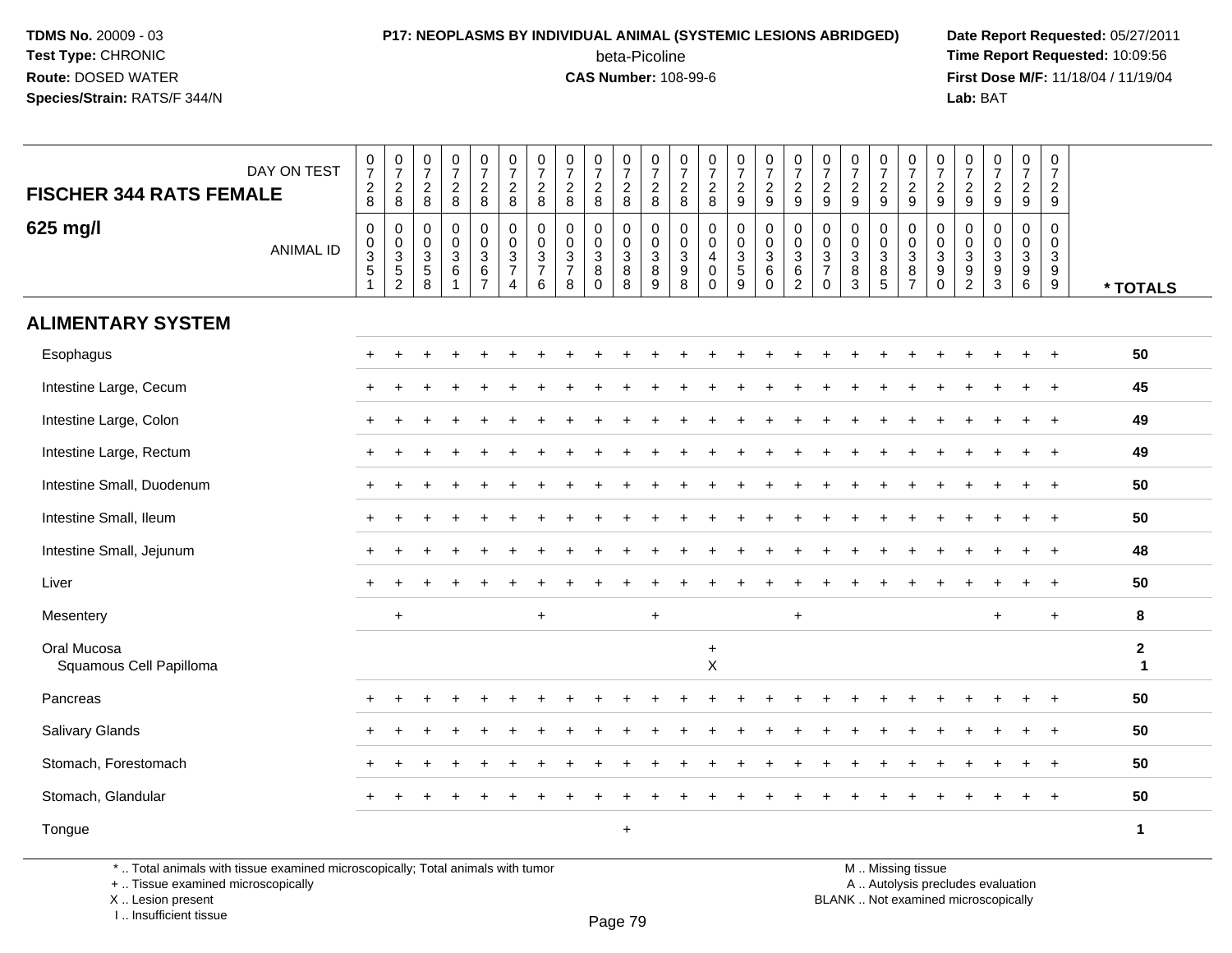**TDMS No.** 20009 - 03
**Test Type:** CHRONIC
**Route:** DOSED WATER
**Species/Strain:** RATS/F 344/N

**P17: NEOPLASMS BY INDIVIDUAL ANIMAL (SYSTEMIC LESIONS ABRIDGED)**
beta-Picoline
**CAS Number:** 108-99-6

**Date Report Requested:** 05/27/2011
**Time Report Requested:** 10:09:56
**First Dose M/F:** 11/18/04 / 11/19/04
**Lab:** BAT

## FISCHER 344 RATS FEMALE

### 625 mg/l

| DAY ON TEST | 728 | 728 | 728 | 728 | 728 | 728 | 728 | 728 | 728 | 728 | 728 | 728 | 728 | 729 | 729 | 729 | 729 | 729 | 729 | 729 | 729 | 729 | 729 | 729 | 729 | |
|---|---|---|---|---|---|---|---|---|---|---|---|---|---|---|---|---|---|---|---|---|---|---|---|---|---|---|
| **ANIMAL ID** | 0351 | 0352 | 0358 | 0361 | 0367 | 0374 | 0376 | 0378 | 0380 | 0388 | 0389 | 0398 | 0400 | 0359 | 0360 | 0362 | 0370 | 0383 | 0385 | 0387 | 0390 | 0392 | 0393 | 0396 | 0399 | *** TOTALS** |
| **ALIMENTARY SYSTEM** | | | | | | | | | | | | | | | | | | | | | | | | | | |
| Esophagus | + | + | + | + | + | + | + | + | + | + | + | + | + | + | + | + | + | + | + | + | + | + | + | + | + | 50 |
| Intestine Large, Cecum | + | + | + | + | + | + | + | + | + | + | + | + | + | + | + | + | + | + | + | + | + | + | + | + | + | 45 |
| Intestine Large, Colon | + | + | + | + | + | + | + | + | + | + | + | + | + | + | + | + | + | + | + | + | + | + | + | + | + | 49 |
| Intestine Large, Rectum | + | + | + | + | + | + | + | + | + | + | + | + | + | + | + | + | + | + | + | + | + | + | + | + | + | 49 |
| Intestine Small, Duodenum | + | + | + | + | + | + | + | + | + | + | + | + | + | + | + | + | + | + | + | + | + | + | + | + | + | 50 |
| Intestine Small, Ileum | + | + | + | + | + | + | + | + | + | + | + | + | + | + | + | + | + | + | + | + | + | + | + | + | + | 50 |
| Intestine Small, Jejunum | + | + | + | + | + | + | + | + | + | + | + | + | + | + | + | + | + | + | + | + | + | + | + | + | + | 48 |
| Liver | + | + | + | + | + | + | + | + | + | + | + | + | + | + | + | + | + | + | + | + | + | + | + | + | + | 50 |
| Mesentery | | + | | | | | + | | | | + | | | | | + | | | | | | | + | | + | 8 |
| Oral Mucosa | | | | | | | | | | | | | + | | | | | | | | | | | | | 2 |
| Squamous Cell Papilloma | | | | | | | | | | | | | X | | | | | | | | | | | | | 1 |
| Pancreas | + | + | + | + | + | + | + | + | + | + | + | + | + | + | + | + | + | + | + | + | + | + | + | + | + | 50 |
| Salivary Glands | + | + | + | + | + | + | + | + | + | + | + | + | + | + | + | + | + | + | + | + | + | + | + | + | + | 50 |
| Stomach, Forestomach | + | + | + | + | + | + | + | + | + | + | + | + | + | + | + | + | + | + | + | + | + | + | + | + | + | 50 |
| Stomach, Glandular | + | + | + | + | + | + | + | + | + | + | + | + | + | + | + | + | + | + | + | + | + | + | + | + | + | 50 |
| Tongue | | | | | | | | | | + | | | | | | | | | | | | | | | | 1 |

\* .. Total animals with tissue examined microscopically; Total animals with tumor
\+ .. Tissue examined microscopically
X .. Lesion present
I .. Insufficient tissue

M .. Missing tissue
A .. Autolysis precludes evaluation
BLANK .. Not examined microscopically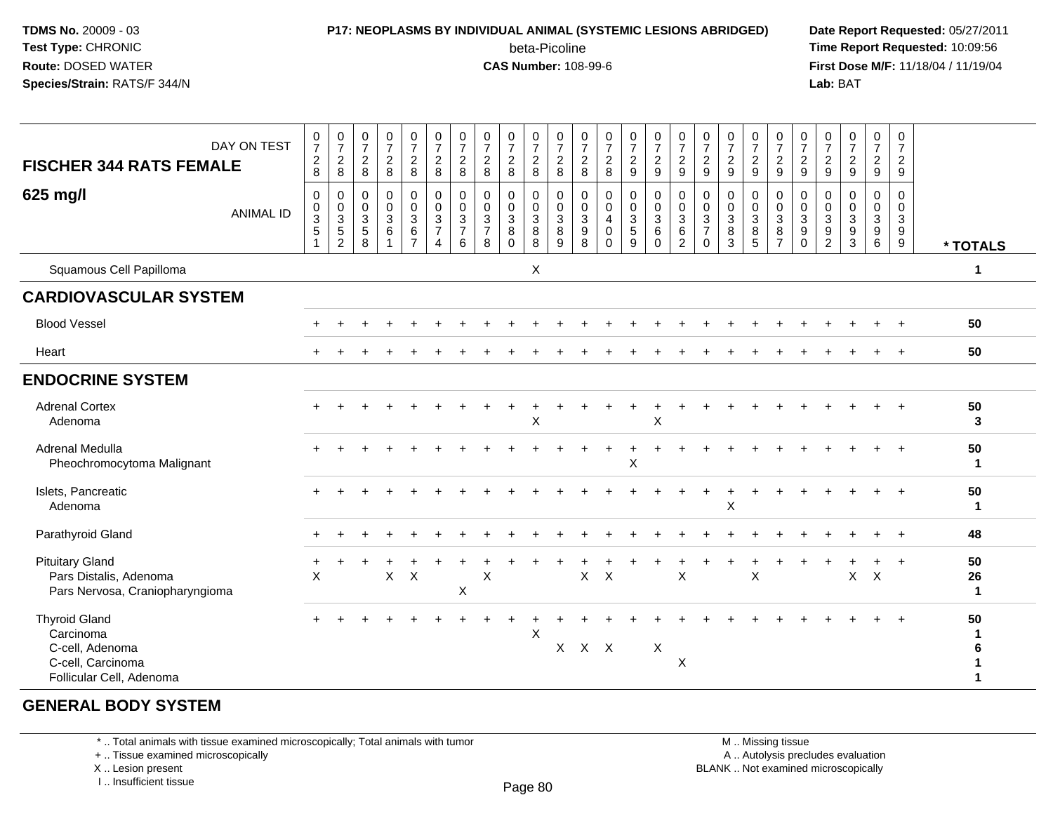**TDMS No.** 20009 - 03
**Test Type:** CHRONIC
**Route:** DOSED WATER
**Species/Strain:** RATS/F 344/N

**P17: NEOPLASMS BY INDIVIDUAL ANIMAL (SYSTEMIC LESIONS ABRIDGED)**
beta-Picoline
**CAS Number:** 108-99-6

**Date Report Requested:** 05/27/2011
**Time Report Requested:** 10:09:56
**First Dose M/F:** 11/18/04 / 11/19/04
**Lab:** BAT

| FISCHER 344 RATS FEMALE 625 mg/l — DAY ON TEST | 728 | 728 | 728 | 728 | 728 | 728 | 728 | 728 | 728 | 728 | 728 | 728 | 728 | 729 | 729 | 729 | 729 | 729 | 729 | 729 | 729 | 729 | 729 | 729 | 729 | |
|---|---|---|---|---|---|---|---|---|---|---|---|---|---|---|---|---|---|---|---|---|---|---|---|---|---|---|
| ANIMAL ID | 0351 | 0352 | 0358 | 0361 | 0367 | 0374 | 0376 | 0378 | 0380 | 0388 | 0389 | 0398 | 0400 | 0359 | 0360 | 0362 | 0370 | 0383 | 0385 | 0387 | 0390 | 0392 | 0393 | 0396 | 0399 | * TOTALS |
| Squamous Cell Papilloma | | | | | | | | | | X | | | | | | | | | | | | | | | | 1 |
| **CARDIOVASCULAR SYSTEM** | | | | | | | | | | | | | | | | | | | | | | | | | | |
| Blood Vessel | + | + | + | + | + | + | + | + | + | + | + | + | + | + | + | + | + | + | + | + | + | + | + | + | + | 50 |
| Heart | + | + | + | + | + | + | + | + | + | + | + | + | + | + | + | + | + | + | + | + | + | + | + | + | + | 50 |
| **ENDOCRINE SYSTEM** | | | | | | | | | | | | | | | | | | | | | | | | | | |
| Adrenal Cortex | + | + | + | + | + | + | + | + | + | + | + | + | + | + | + | + | + | + | + | + | + | + | + | + | + | 50 |
| Adenoma | | | | | | | | | | X | | | | | X | | | | | | | | | | | 3 |
| Adrenal Medulla | + | + | + | + | + | + | + | + | + | + | + | + | + | + | + | + | + | + | + | + | + | + | + | + | + | 50 |
| Pheochromocytoma Malignant | | | | | | | | | | | | | | X | | | | | | | | | | | | 1 |
| Islets, Pancreatic | + | + | + | + | + | + | + | + | + | + | + | + | + | + | + | + | + | + | + | + | + | + | + | + | + | 50 |
| Adenoma | | | | | | | | | | | | | | | | | | X | | | | | | | | 1 |
| Parathyroid Gland | + | + | + | + | + | + | + | + | + | + | + | + | + | + | + | + | + | + | + | + | + | + | + | + | + | 48 |
| Pituitary Gland | + | + | + | + | + | + | + | + | + | + | + | + | + | + | + | + | + | + | + | + | + | + | + | + | + | 50 |
| Pars Distalis, Adenoma | X | | | X | X | | | X | | | | X | X | | | X | | | X | | | | X | X | | 26 |
| Pars Nervosa, Craniopharyngioma | | | | | | | X | | | | | | | | | | | | | | | | | | | 1 |
| Thyroid Gland | + | + | + | + | + | + | + | + | + | + | + | + | + | + | + | + | + | + | + | + | + | + | + | + | + | 50 |
| Carcinoma | | | | | | | | | | X | | | | | | | | | | | | | | | | 1 |
| C-cell, Adenoma | | | | | | | | | | | X | X | X | | X | | | | | | | | | | | 6 |
| C-cell, Carcinoma | | | | | | | | | | | | | | | | X | | | | | | | | | | 1 |
| Follicular Cell, Adenoma | | | | | | | | | | | | | | | | | | | | | | | | | | 1 |
| **GENERAL BODY SYSTEM** | | | | | | | | | | | | | | | | | | | | | | | | | | |

\* .. Total animals with tissue examined microscopically; Total animals with tumor
\+ .. Tissue examined microscopically
X .. Lesion present
I .. Insufficient tissue

M .. Missing tissue
A .. Autolysis precludes evaluation
BLANK .. Not examined microscopically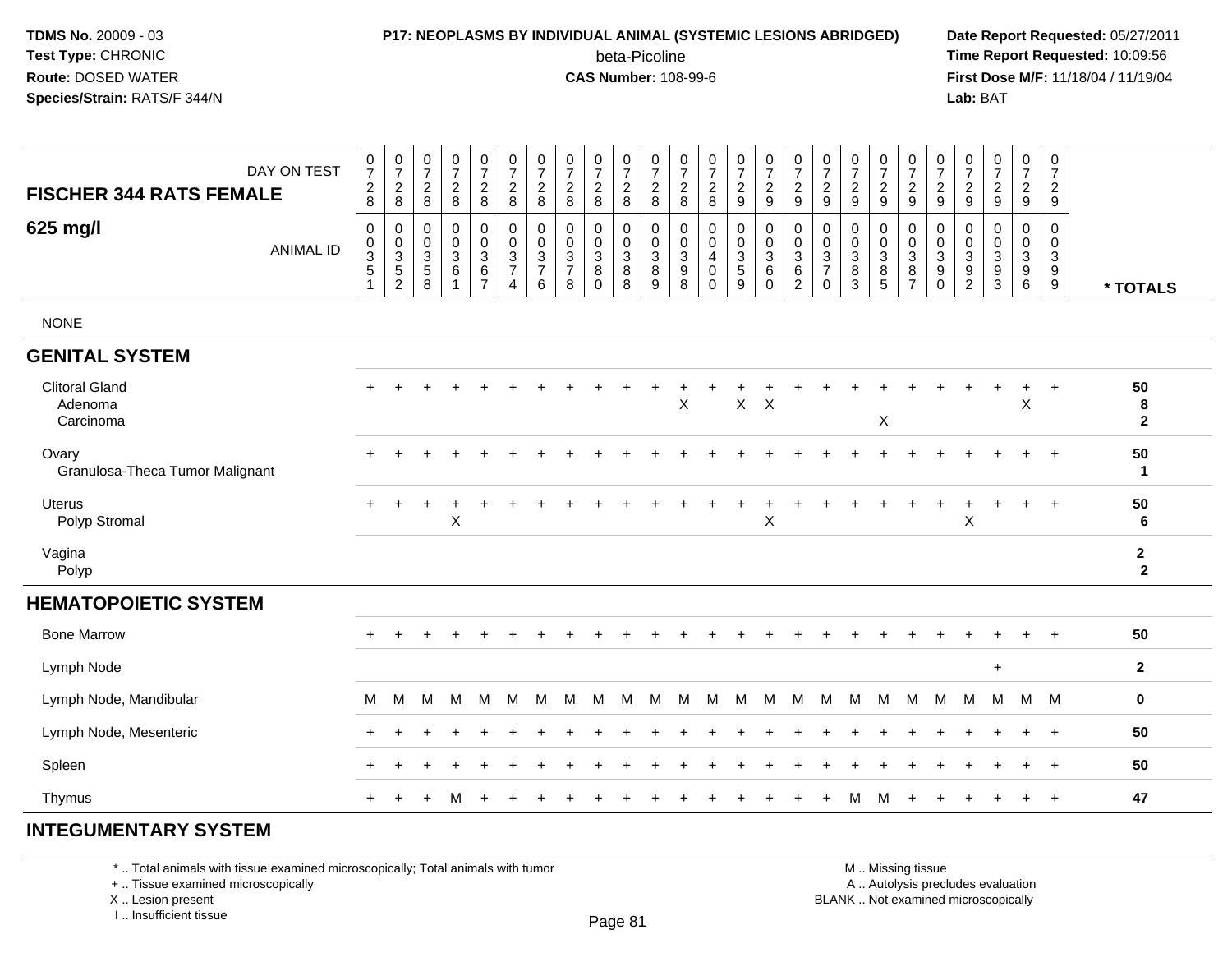**TDMS No.** 20009 - 03
**Test Type:** CHRONIC
**Route:** DOSED WATER
**Species/Strain:** RATS/F 344/N

**P17: NEOPLASMS BY INDIVIDUAL ANIMAL (SYSTEMIC LESIONS ABRIDGED)**
beta-Picoline
**CAS Number:** 108-99-6

**Date Report Requested:** 05/27/2011
**Time Report Requested:** 10:09:56
**First Dose M/F:** 11/18/04 / 11/19/04
**Lab:** BAT

## FISCHER 344 RATS FEMALE

### 625 mg/l

| DAY ON TEST | 0728 | 0728 | 0728 | 0728 | 0728 | 0728 | 0728 | 0728 | 0728 | 0728 | 0728 | 0728 | 0728 | 0729 | 0729 | 0729 | 0729 | 0729 | 0729 | 0729 | 0729 | 0729 | 0729 | 0729 | 0729 | |
|---|---|---|---|---|---|---|---|---|---|---|---|---|---|---|---|---|---|---|---|---|---|---|---|---|---|---|
| ANIMAL ID | 00351 | 00352 | 00358 | 00361 | 00367 | 00374 | 00376 | 00378 | 00380 | 00388 | 00389 | 00398 | 00400 | 00359 | 00360 | 00362 | 00370 | 00383 | 00385 | 00387 | 00390 | 00392 | 00393 | 00396 | 00399 | * TOTALS |
| NONE | | | | | | | | | | | | | | | | | | | | | | | | | | |
| **GENITAL SYSTEM** | | | | | | | | | | | | | | | | | | | | | | | | | | |
| Clitoral Gland | + | + | + | + | + | + | + | + | + | + | + | + | + | + | + | + | + | + | + | + | + | + | + | + | + | 50 |
| Adenoma | | | | | | | | | | | | X | | X | X | | | | | | | | | X | | 8 |
| Carcinoma | | | | | | | | | | | | | | | | | | | X | | | | | | | 2 |
| Ovary | + | + | + | + | + | + | + | + | + | + | + | + | + | + | + | + | + | + | + | + | + | + | + | + | + | 50 |
| Granulosa-Theca Tumor Malignant | | | | | | | | | | | | | | | | | | | | | | | | | | 1 |
| Uterus | + | + | + | + | + | + | + | + | + | + | + | + | + | + | + | + | + | + | + | + | + | + | + | + | + | 50 |
| Polyp Stromal | | | | X | | | | | | | | | | | X | | | | | | | X | | | | 6 |
| Vagina | | | | | | | | | | | | | | | | | | | | | | | | | | 2 |
| Polyp | | | | | | | | | | | | | | | | | | | | | | | | | | 2 |
| **HEMATOPOIETIC SYSTEM** | | | | | | | | | | | | | | | | | | | | | | | | | | |
| Bone Marrow | + | + | + | + | + | + | + | + | + | + | + | + | + | + | + | + | + | + | + | + | + | + | + | + | + | 50 |
| Lymph Node | | | | | | | | | | | | | | | | | | | | | | | + | | | 2 |
| Lymph Node, Mandibular | M | M | M | M | M | M | M | M | M | M | M | M | M | M | M | M | M | M | M | M | M | M | M | M | M | 0 |
| Lymph Node, Mesenteric | + | + | + | + | + | + | + | + | + | + | + | + | + | + | + | + | + | + | + | + | + | + | + | + | + | 50 |
| Spleen | + | + | + | + | + | + | + | + | + | + | + | + | + | + | + | + | + | + | + | + | + | + | + | + | + | 50 |
| Thymus | + | + | + | M | + | + | + | + | + | + | + | + | + | + | + | + | + | M | M | + | + | + | + | + | + | 47 |
| **INTEGUMENTARY SYSTEM** | | | | | | | | | | | | | | | | | | | | | | | | | | |

\* .. Total animals with tissue examined microscopically; Total animals with tumor
\+ .. Tissue examined microscopically
X .. Lesion present
I .. Insufficient tissue

M .. Missing tissue
A .. Autolysis precludes evaluation
BLANK .. Not examined microscopically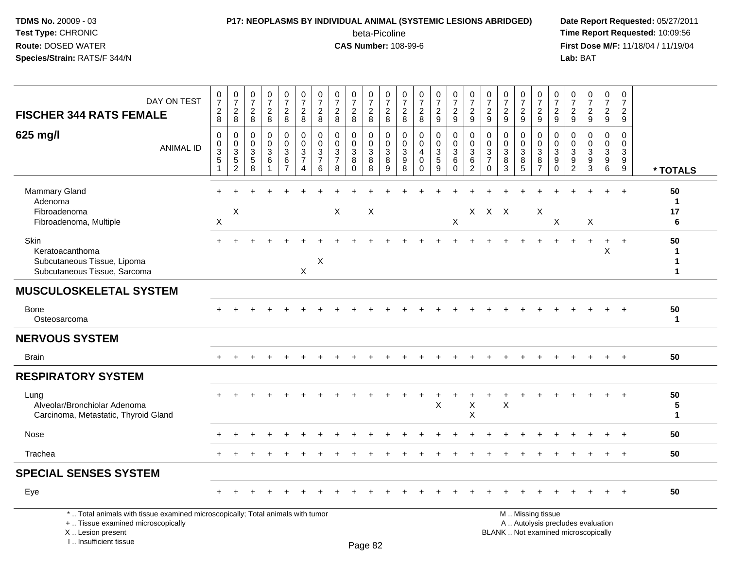**TDMS No.** 20009 - 03
**Test Type:** CHRONIC
**Route:** DOSED WATER
**Species/Strain:** RATS/F 344/N

**P17: NEOPLASMS BY INDIVIDUAL ANIMAL (SYSTEMIC LESIONS ABRIDGED)**
beta-Picoline
**CAS Number:** 108-99-6

**Date Report Requested:** 05/27/2011
**Time Report Requested:** 10:09:56
**First Dose M/F:** 11/18/04 / 11/19/04
**Lab:** BAT

| FISCHER 344 RATS FEMALE 625 mg/l | | | | | | | | | | | | | | | | | | | | | | | | | | |
|---|---|---|---|---|---|---|---|---|---|---|---|---|---|---|---|---|---|---|---|---|---|---|---|---|---|---|
| DAY ON TEST | 0728 | 0728 | 0728 | 0728 | 0728 | 0728 | 0728 | 0728 | 0728 | 0728 | 0728 | 0728 | 0728 | 0729 | 0729 | 0729 | 0729 | 0729 | 0729 | 0729 | 0729 | 0729 | 0729 | 0729 | 0729 | |
| ANIMAL ID | 0351 | 0352 | 0358 | 0361 | 0367 | 0374 | 0376 | 0378 | 0380 | 0388 | 0389 | 0398 | 0400 | 0359 | 0360 | 0362 | 0370 | 0383 | 0385 | 0387 | 0390 | 0392 | 0393 | 0396 | 0399 | * TOTALS |
| Mammary Gland | + | + | + | + | + | + | + | + | + | + | + | + | + | + | + | + | + | + | + | + | + | + | + | + | + | **50** |
| Adenoma | | | | | | | | | | | | | | | | | | | | | | | | | | **1** |
| Fibroadenoma | | X | | | | | | X | | X | | | | | | X | X | X | | X | | | | | | **17** |
| Fibroadenoma, Multiple | X | | | | | | | | | | | | | | X | | | | | | X | | X | | | **6** |
| Skin | + | + | + | + | + | + | + | + | + | + | + | + | + | + | + | + | + | + | + | + | + | + | + | + | + | **50** |
| Keratoacanthoma | | | | | | | | | | | | | | | | | | | | | | | | X | | **1** |
| Subcutaneous Tissue, Lipoma | | | | | | | X | | | | | | | | | | | | | | | | | | | **1** |
| Subcutaneous Tissue, Sarcoma | | | | | | X | | | | | | | | | | | | | | | | | | | | **1** |
| **MUSCULOSKELETAL SYSTEM** | | | | | | | | | | | | | | | | | | | | | | | | | | |
| Bone | + | + | + | + | + | + | + | + | + | + | + | + | + | + | + | + | + | + | + | + | + | + | + | + | + | **50** |
| Osteosarcoma | | | | | | | | | | | | | | | | | | | | | | | | | | **1** |
| **NERVOUS SYSTEM** | | | | | | | | | | | | | | | | | | | | | | | | | | |
| Brain | + | + | + | + | + | + | + | + | + | + | + | + | + | + | + | + | + | + | + | + | + | + | + | + | + | **50** |
| **RESPIRATORY SYSTEM** | | | | | | | | | | | | | | | | | | | | | | | | | | |
| Lung | + | + | + | + | + | + | + | + | + | + | + | + | + | + | + | + | + | + | + | + | + | + | + | + | + | **50** |
| Alveolar/Bronchiolar Adenoma | | | | | | | | | | | | | | X | | X | | X | | | | | | | | **5** |
| Carcinoma, Metastatic, Thyroid Gland | | | | | | | | | | | | | | | | X | | | | | | | | | | **1** |
| Nose | + | + | + | + | + | + | + | + | + | + | + | + | + | + | + | + | + | + | + | + | + | + | + | + | + | **50** |
| Trachea | + | + | + | + | + | + | + | + | + | + | + | + | + | + | + | + | + | + | + | + | + | + | + | + | + | **50** |
| **SPECIAL SENSES SYSTEM** | | | | | | | | | | | | | | | | | | | | | | | | | | |
| Eye | + | + | + | + | + | + | + | + | + | + | + | + | + | + | + | + | + | + | + | + | + | + | + | + | + | **50** |

\* .. Total animals with tissue examined microscopically; Total animals with tumor
\+ .. Tissue examined microscopically
X .. Lesion present
I .. Insufficient tissue

M .. Missing tissue
A .. Autolysis precludes evaluation
BLANK .. Not examined microscopically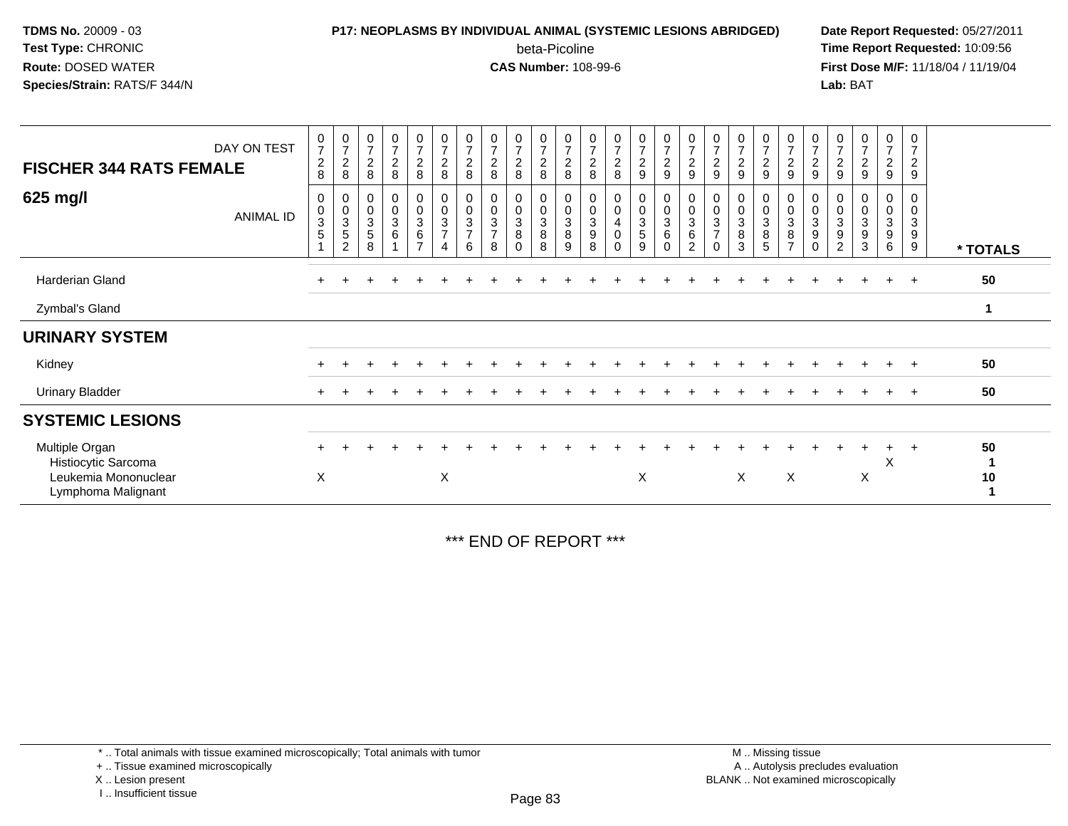**TDMS No.** 20009 - 03
**Test Type:** CHRONIC
**Route:** DOSED WATER
**Species/Strain:** RATS/F 344/N

**P17: NEOPLASMS BY INDIVIDUAL ANIMAL (SYSTEMIC LESIONS ABRIDGED)**
beta-Picoline
**CAS Number:** 108-99-6

**Date Report Requested:** 05/27/2011
**Time Report Requested:** 10:09:56
**First Dose M/F:** 11/18/04 / 11/19/04
**Lab:** BAT

| FISCHER 344 RATS FEMALE | | | | | | | | | | | | | | | | | | | | | | | | | | |
|---|---|---|---|---|---|---|---|---|---|---|---|---|---|---|---|---|---|---|---|---|---|---|---|---|---|---|
| DAY ON TEST | 0728 | 0728 | 0728 | 0728 | 0728 | 0728 | 0728 | 0728 | 0728 | 0728 | 0728 | 0728 | 0728 | 0729 | 0729 | 0729 | 0729 | 0729 | 0729 | 0729 | 0729 | 0729 | 0729 | 0729 | 0729 | |
| **625 mg/l** ANIMAL ID | 0351 | 0352 | 0358 | 0361 | 0367 | 0374 | 0376 | 0378 | 0380 | 0388 | 0389 | 0398 | 0400 | 0359 | 0360 | 0362 | 0370 | 0383 | 0385 | 0387 | 0390 | 0392 | 0393 | 0396 | 0399 | **\* TOTALS** |
| Harderian Gland | + | + | + | + | + | + | + | + | + | + | + | + | + | + | + | + | + | + | + | + | + | + | + | + | + | **50** |
| Zymbal's Gland | | | | | | | | | | | | | | | | | | | | | | | | | | **1** |
| **URINARY SYSTEM** | | | | | | | | | | | | | | | | | | | | | | | | | | |
| Kidney | + | + | + | + | + | + | + | + | + | + | + | + | + | + | + | + | + | + | + | + | + | + | + | + | + | **50** |
| Urinary Bladder | + | + | + | + | + | + | + | + | + | + | + | + | + | + | + | + | + | + | + | + | + | + | + | + | + | **50** |
| **SYSTEMIC LESIONS** | | | | | | | | | | | | | | | | | | | | | | | | | | |
| Multiple Organ | + | + | + | + | + | + | + | + | + | + | + | + | + | + | + | + | + | + | + | + | + | + | + | + | + | **50** |
| Histiocytic Sarcoma | | | | | | | | | | | | | | | | | | | | | | | | X | | **1** |
| Leukemia Mononuclear | X | | | | | X | | | | | | | | X | | | | X | | X | | | X | | | **10** |
| Lymphoma Malignant | | | | | | | | | | | | | | | | | | | | | | | | | | **1** |

\*\*\* END OF REPORT \*\*\*

\* .. Total animals with tissue examined microscopically; Total animals with tumor
\+ .. Tissue examined microscopically
X .. Lesion present
I .. Insufficient tissue

M .. Missing tissue
A .. Autolysis precludes evaluation
BLANK .. Not examined microscopically